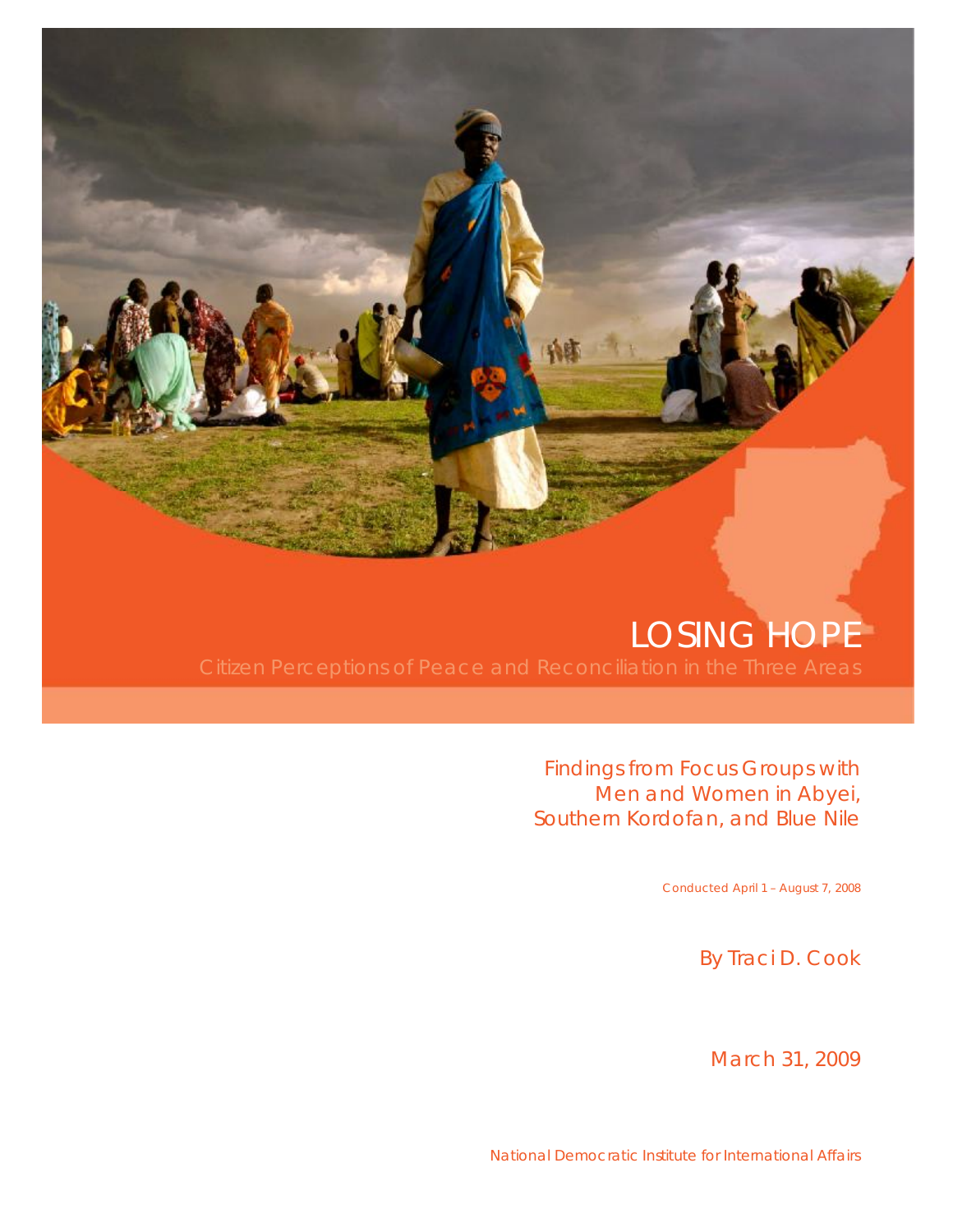# LOSING HOPE

## Citizen Perceptions of Peace and Reconciliation in the Three Areas

Findings from Focus Groups with Men and Women in Abyei, Southern Kordofan, and Blue Nile

Conducted April 1 – August 7, 2008

By Traci D. Cook

March 31, 2009

National Democratic Institute for International Affairs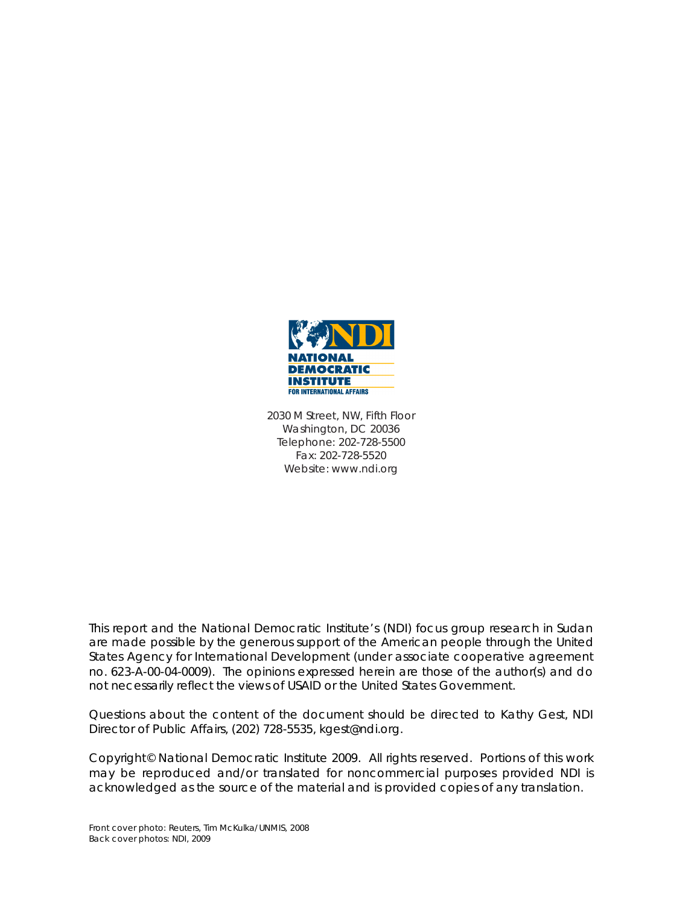NATIONAL
DEMOCRATIC
INSTITUTE
FOR INTERNATIONAL AFFAIRS

2030 M Street, NW, Fifth Floor
Washington, DC 20036
Telephone: 202-728-5500
Fax: 202-728-5520
Website: www.ndi.org

This report and the National Democratic Institute's (NDI) focus group research in Sudan are made possible by the generous support of the American people through the United States Agency for International Development (under associate cooperative agreement no. 623-A-00-04-0009). The opinions expressed herein are those of the author(s) and do not necessarily reflect the views of USAID or the United States Government.

Questions about the content of the document should be directed to Kathy Gest, NDI Director of Public Affairs, (202) 728-5535, kgest@ndi.org.

Copyright© National Democratic Institute 2009. All rights reserved. Portions of this work may be reproduced and/or translated for noncommercial purposes provided NDI is acknowledged as the source of the material and is provided copies of any translation.

Front cover photo: Reuters, Tim McKulka/UNMIS, 2008
Back cover photos: NDI, 2009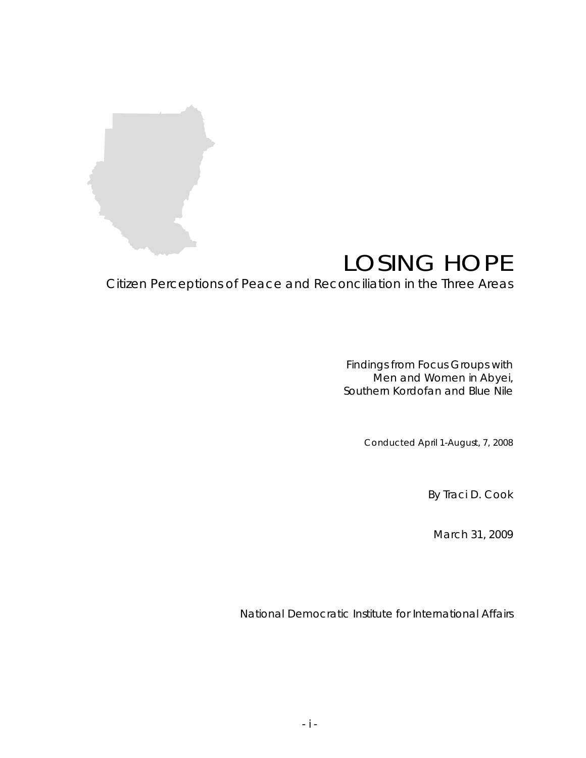# LOSING HOPE

## Citizen Perceptions of Peace and Reconciliation in the Three Areas

Findings from Focus Groups with
Men and Women in Abyei,
Southern Kordofan and Blue Nile

Conducted April 1-August, 7, 2008

By Traci D. Cook

March 31, 2009

National Democratic Institute for International Affairs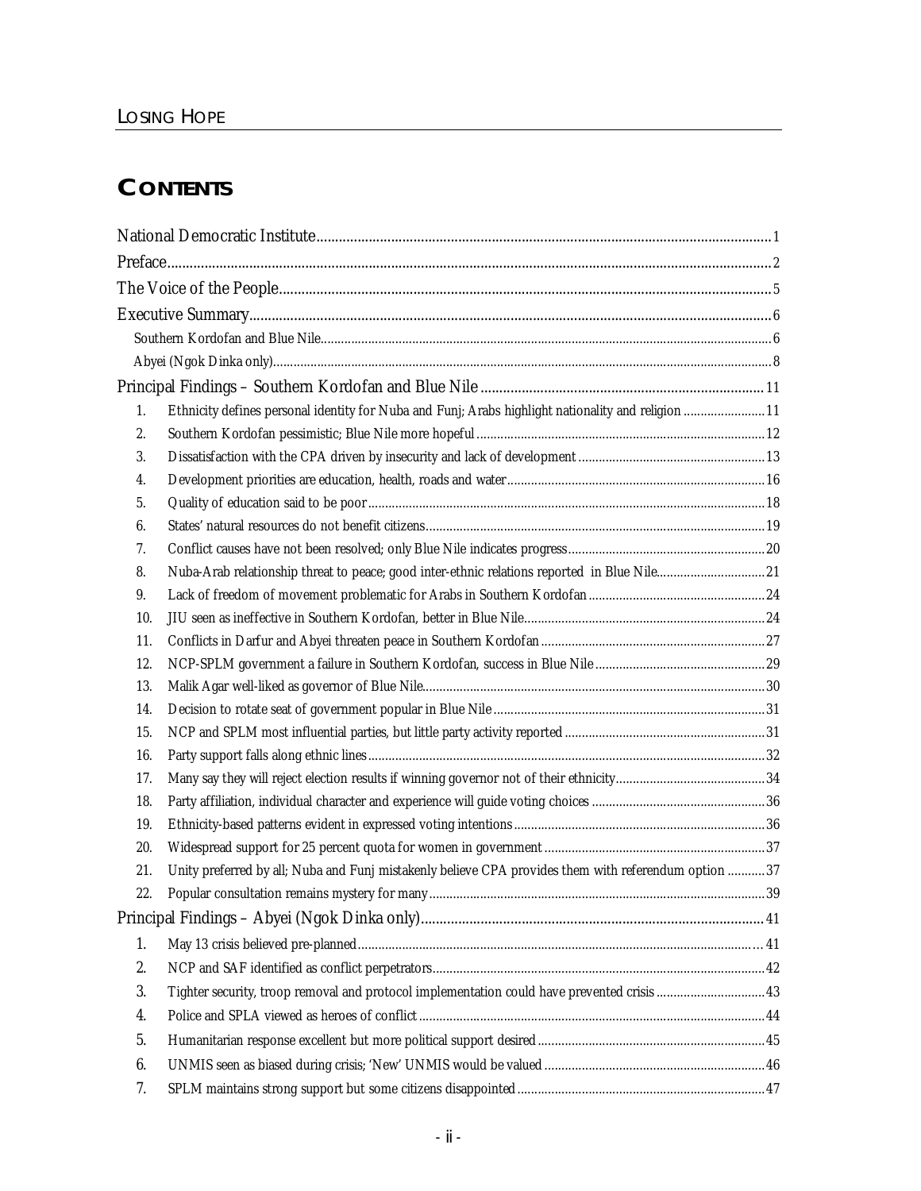# CONTENTS

National Democratic Institute ..... 1

Preface ..... 2

The Voice of the People ..... 5

Executive Summary ..... 6

- Southern Kordofan and Blue Nile ..... 6
- Abyei (Ngok Dinka only) ..... 8

Principal Findings – Southern Kordofan and Blue Nile ..... 11

1. Ethnicity defines personal identity for Nuba and Funj; Arabs highlight nationality and religion ..... 11
2. Southern Kordofan pessimistic; Blue Nile more hopeful ..... 12
3. Dissatisfaction with the CPA driven by insecurity and lack of development ..... 13
4. Development priorities are education, health, roads and water ..... 16
5. Quality of education said to be poor ..... 18
6. States' natural resources do not benefit citizens ..... 19
7. Conflict causes have not been resolved; only Blue Nile indicates progress ..... 20
8. Nuba-Arab relationship threat to peace; good inter-ethnic relations reported in Blue Nile ..... 21
9. Lack of freedom of movement problematic for Arabs in Southern Kordofan ..... 24
10. JIU seen as ineffective in Southern Kordofan, better in Blue Nile ..... 24
11. Conflicts in Darfur and Abyei threaten peace in Southern Kordofan ..... 27
12. NCP-SPLM government a failure in Southern Kordofan, success in Blue Nile ..... 29
13. Malik Agar well-liked as governor of Blue Nile ..... 30
14. Decision to rotate seat of government popular in Blue Nile ..... 31
15. NCP and SPLM most influential parties, but little party activity reported ..... 31
16. Party support falls along ethnic lines ..... 32
17. Many say they will reject election results if winning governor not of their ethnicity ..... 34
18. Party affiliation, individual character and experience will guide voting choices ..... 36
19. Ethnicity-based patterns evident in expressed voting intentions ..... 36
20. Widespread support for 25 percent quota for women in government ..... 37
21. Unity preferred by all; Nuba and Funj mistakenly believe CPA provides them with referendum option ..... 37
22. Popular consultation remains mystery for many ..... 39

Principal Findings – Abyei (Ngok Dinka only) ..... 41

1. May 13 crisis believed pre-planned ..... 41
2. NCP and SAF identified as conflict perpetrators ..... 42
3. Tighter security, troop removal and protocol implementation could have prevented crisis ..... 43
4. Police and SPLA viewed as heroes of conflict ..... 44
5. Humanitarian response excellent but more political support desired ..... 45
6. UNMIS seen as biased during crisis; 'New' UNMIS would be valued ..... 46
7. SPLM maintains strong support but some citizens disappointed ..... 47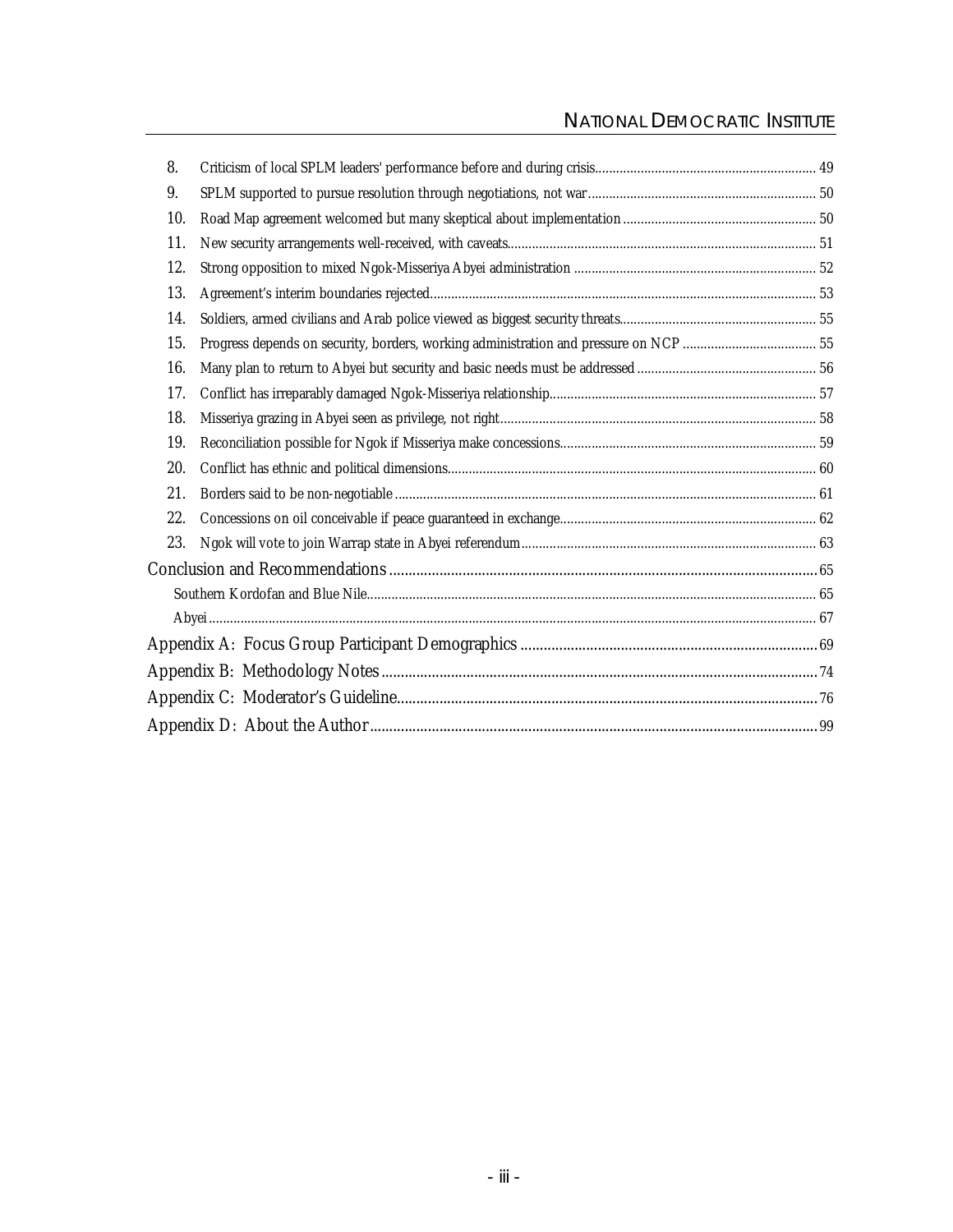8. Criticism of local SPLM leaders' performance before and during crisis ..... 49
9. SPLM supported to pursue resolution through negotiations, not war ..... 50
10. Road Map agreement welcomed but many skeptical about implementation ..... 50
11. New security arrangements well-received, with caveats ..... 51
12. Strong opposition to mixed Ngok-Misseriya Abyei administration ..... 52
13. Agreement's interim boundaries rejected ..... 53
14. Soldiers, armed civilians and Arab police viewed as biggest security threats ..... 55
15. Progress depends on security, borders, working administration and pressure on NCP ..... 55
16. Many plan to return to Abyei but security and basic needs must be addressed ..... 56
17. Conflict has irreparably damaged Ngok-Misseriya relationship ..... 57
18. Misseriya grazing in Abyei seen as privilege, not right ..... 58
19. Reconciliation possible for Ngok if Misseriya make concessions ..... 59
20. Conflict has ethnic and political dimensions ..... 60
21. Borders said to be non-negotiable ..... 61
22. Concessions on oil conceivable if peace guaranteed in exchange ..... 62
23. Ngok will vote to join Warrap state in Abyei referendum ..... 63

Conclusion and Recommendations ..... 65

- Southern Kordofan and Blue Nile ..... 65
- Abyei ..... 67

Appendix A: Focus Group Participant Demographics ..... 69

Appendix B: Methodology Notes ..... 74

Appendix C: Moderator's Guideline ..... 76

Appendix D: About the Author ..... 99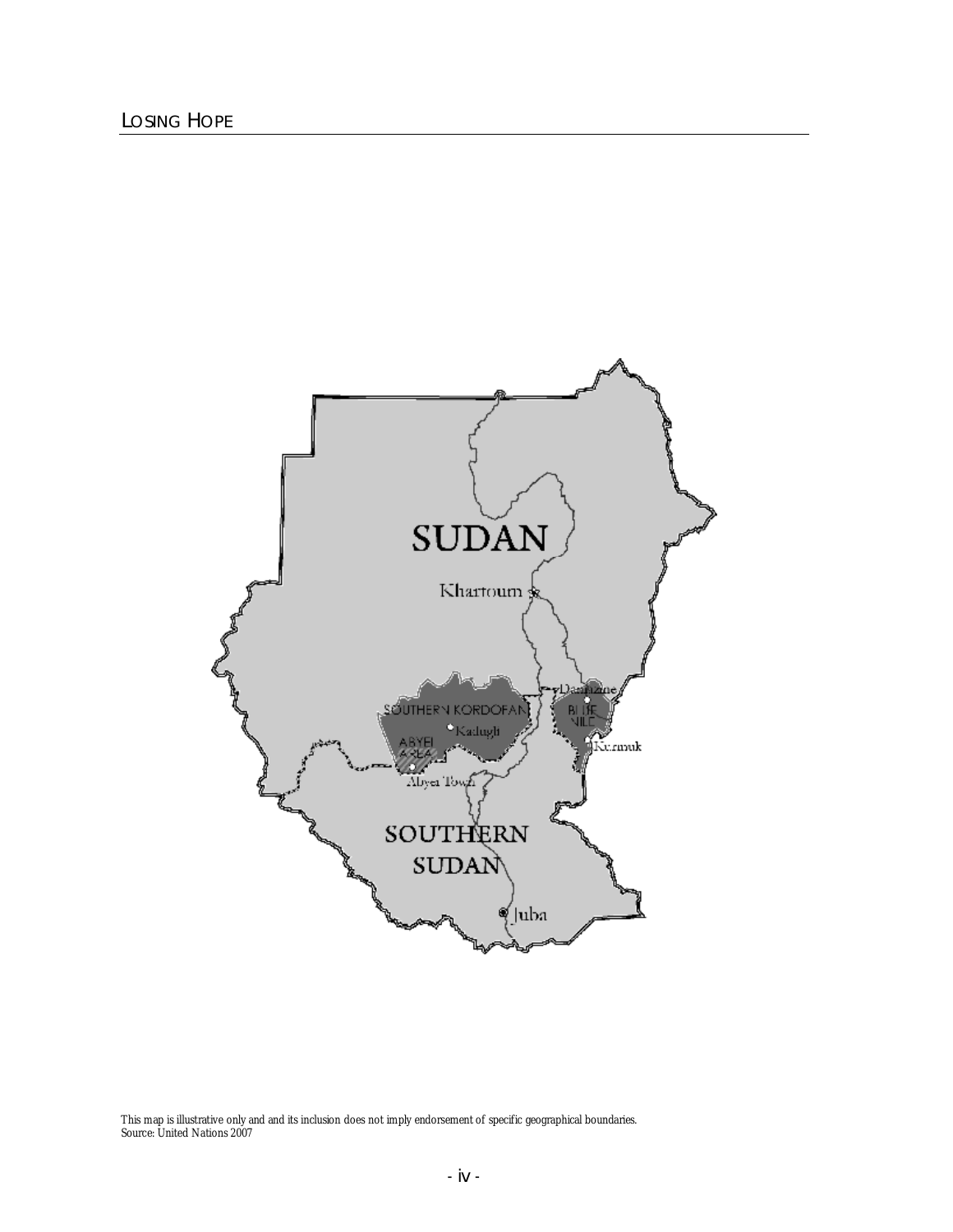This map is illustrative only and and its inclusion does not imply endorsement of specific geographical boundaries.
Source: United Nations 2007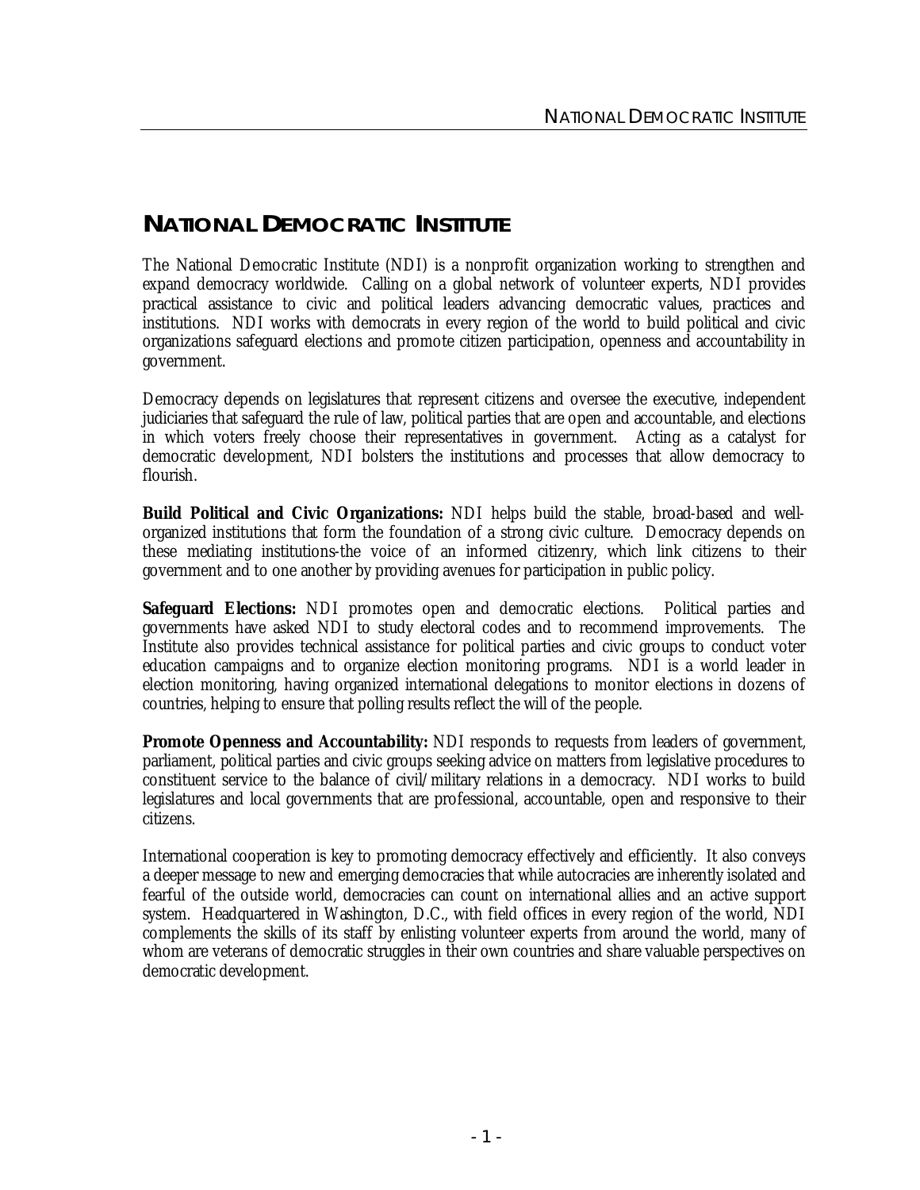# NATIONAL DEMOCRATIC INSTITUTE

The National Democratic Institute (NDI) is a nonprofit organization working to strengthen and expand democracy worldwide. Calling on a global network of volunteer experts, NDI provides practical assistance to civic and political leaders advancing democratic values, practices and institutions. NDI works with democrats in every region of the world to build political and civic organizations safeguard elections and promote citizen participation, openness and accountability in government.

Democracy depends on legislatures that represent citizens and oversee the executive, independent judiciaries that safeguard the rule of law, political parties that are open and accountable, and elections in which voters freely choose their representatives in government. Acting as a catalyst for democratic development, NDI bolsters the institutions and processes that allow democracy to flourish.

**Build Political and Civic Organizations:** NDI helps build the stable, broad-based and well-organized institutions that form the foundation of a strong civic culture. Democracy depends on these mediating institutions-the voice of an informed citizenry, which link citizens to their government and to one another by providing avenues for participation in public policy.

**Safeguard Elections:** NDI promotes open and democratic elections. Political parties and governments have asked NDI to study electoral codes and to recommend improvements. The Institute also provides technical assistance for political parties and civic groups to conduct voter education campaigns and to organize election monitoring programs. NDI is a world leader in election monitoring, having organized international delegations to monitor elections in dozens of countries, helping to ensure that polling results reflect the will of the people.

**Promote Openness and Accountability:** NDI responds to requests from leaders of government, parliament, political parties and civic groups seeking advice on matters from legislative procedures to constituent service to the balance of civil/military relations in a democracy. NDI works to build legislatures and local governments that are professional, accountable, open and responsive to their citizens.

International cooperation is key to promoting democracy effectively and efficiently. It also conveys a deeper message to new and emerging democracies that while autocracies are inherently isolated and fearful of the outside world, democracies can count on international allies and an active support system. Headquartered in Washington, D.C., with field offices in every region of the world, NDI complements the skills of its staff by enlisting volunteer experts from around the world, many of whom are veterans of democratic struggles in their own countries and share valuable perspectives on democratic development.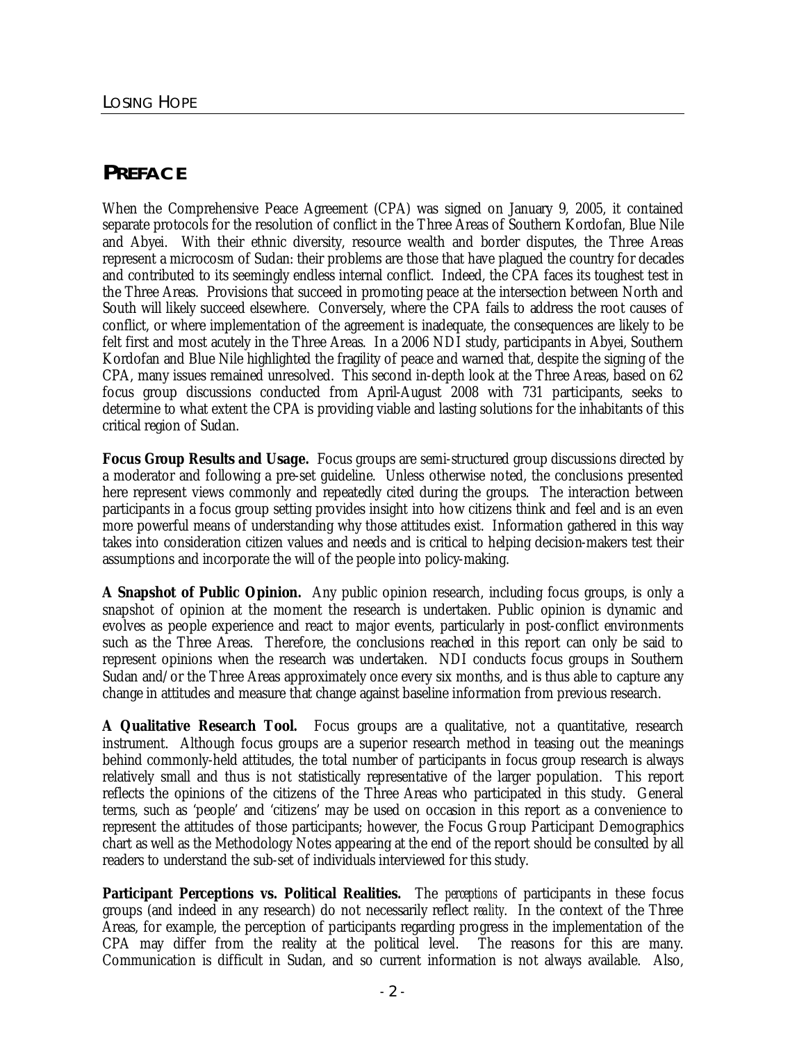## PREFACE

When the Comprehensive Peace Agreement (CPA) was signed on January 9, 2005, it contained separate protocols for the resolution of conflict in the Three Areas of Southern Kordofan, Blue Nile and Abyei. With their ethnic diversity, resource wealth and border disputes, the Three Areas represent a microcosm of Sudan: their problems are those that have plagued the country for decades and contributed to its seemingly endless internal conflict. Indeed, the CPA faces its toughest test in the Three Areas. Provisions that succeed in promoting peace at the intersection between North and South will likely succeed elsewhere. Conversely, where the CPA fails to address the root causes of conflict, or where implementation of the agreement is inadequate, the consequences are likely to be felt first and most acutely in the Three Areas. In a 2006 NDI study, participants in Abyei, Southern Kordofan and Blue Nile highlighted the fragility of peace and warned that, despite the signing of the CPA, many issues remained unresolved. This second in-depth look at the Three Areas, based on 62 focus group discussions conducted from April-August 2008 with 731 participants, seeks to determine to what extent the CPA is providing viable and lasting solutions for the inhabitants of this critical region of Sudan.

**Focus Group Results and Usage.** Focus groups are semi-structured group discussions directed by a moderator and following a pre-set guideline. Unless otherwise noted, the conclusions presented here represent views commonly and repeatedly cited during the groups. The interaction between participants in a focus group setting provides insight into how citizens think and feel and is an even more powerful means of understanding why those attitudes exist. Information gathered in this way takes into consideration citizen values and needs and is critical to helping decision-makers test their assumptions and incorporate the will of the people into policy-making.

**A Snapshot of Public Opinion.** Any public opinion research, including focus groups, is only a snapshot of opinion at the moment the research is undertaken. Public opinion is dynamic and evolves as people experience and react to major events, particularly in post-conflict environments such as the Three Areas. Therefore, the conclusions reached in this report can only be said to represent opinions when the research was undertaken. NDI conducts focus groups in Southern Sudan and/or the Three Areas approximately once every six months, and is thus able to capture any change in attitudes and measure that change against baseline information from previous research.

**A Qualitative Research Tool.** Focus groups are a qualitative, not a quantitative, research instrument. Although focus groups are a superior research method in teasing out the meanings behind commonly-held attitudes, the total number of participants in focus group research is always relatively small and thus is not statistically representative of the larger population. This report reflects the opinions of the citizens of the Three Areas who participated in this study. General terms, such as 'people' and 'citizens' may be used on occasion in this report as a convenience to represent the attitudes of those participants; however, the Focus Group Participant Demographics chart as well as the Methodology Notes appearing at the end of the report should be consulted by all readers to understand the sub-set of individuals interviewed for this study.

**Participant Perceptions vs. Political Realities.** The *perceptions* of participants in these focus groups (and indeed in any research) do not necessarily reflect *reality*. In the context of the Three Areas, for example, the perception of participants regarding progress in the implementation of the CPA may differ from the reality at the political level. The reasons for this are many. Communication is difficult in Sudan, and so current information is not always available. Also,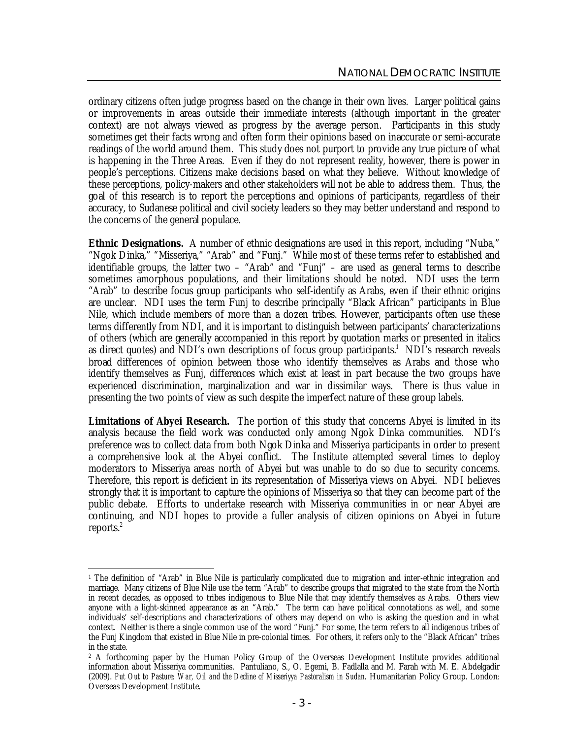ordinary citizens often judge progress based on the change in their own lives. Larger political gains or improvements in areas outside their immediate interests (although important in the greater context) are not always viewed as progress by the average person. Participants in this study sometimes get their facts wrong and often form their opinions based on inaccurate or semi-accurate readings of the world around them. This study does not purport to provide any true picture of what is happening in the Three Areas. Even if they do not represent reality, however, there is power in people's perceptions. Citizens make decisions based on what they believe. Without knowledge of these perceptions, policy-makers and other stakeholders will not be able to address them. Thus, the goal of this research is to report the perceptions and opinions of participants, regardless of their accuracy, to Sudanese political and civil society leaders so they may better understand and respond to the concerns of the general populace.

**Ethnic Designations.** A number of ethnic designations are used in this report, including "Nuba," "Ngok Dinka," "Misseriya," "Arab" and "Funj." While most of these terms refer to established and identifiable groups, the latter two – "Arab" and "Funj" – are used as general terms to describe sometimes amorphous populations, and their limitations should be noted. NDI uses the term "Arab" to describe focus group participants who self-identify as Arabs, even if their ethnic origins are unclear. NDI uses the term Funj to describe principally "Black African" participants in Blue Nile, which include members of more than a dozen tribes. However, participants often use these terms differently from NDI, and it is important to distinguish between participants' characterizations of others (which are generally accompanied in this report by quotation marks or presented in italics as direct quotes) and NDI's own descriptions of focus group participants.[1] NDI's research reveals broad differences of opinion between those who identify themselves as Arabs and those who identify themselves as Funj, differences which exist at least in part because the two groups have experienced discrimination, marginalization and war in dissimilar ways. There is thus value in presenting the two points of view as such despite the imperfect nature of these group labels.

**Limitations of Abyei Research.** The portion of this study that concerns Abyei is limited in its analysis because the field work was conducted only among Ngok Dinka communities. NDI's preference was to collect data from both Ngok Dinka and Misseriya participants in order to present a comprehensive look at the Abyei conflict. The Institute attempted several times to deploy moderators to Misseriya areas north of Abyei but was unable to do so due to security concerns. Therefore, this report is deficient in its representation of Misseriya views on Abyei. NDI believes strongly that it is important to capture the opinions of Misseriya so that they can become part of the public debate. Efforts to undertake research with Misseriya communities in or near Abyei are continuing, and NDI hopes to provide a fuller analysis of citizen opinions on Abyei in future reports.[2]

---

[1] The definition of "Arab" in Blue Nile is particularly complicated due to migration and inter-ethnic integration and marriage. Many citizens of Blue Nile use the term "Arab" to describe groups that migrated to the state from the North in recent decades, as opposed to tribes indigenous to Blue Nile that may identify themselves as Arabs. Others view anyone with a light-skinned appearance as an "Arab." The term can have political connotations as well, and some individuals' self-descriptions and characterizations of others may depend on who is asking the question and in what context. Neither is there a single common use of the word "Funj." For some, the term refers to all indigenous tribes of the Funj Kingdom that existed in Blue Nile in pre-colonial times. For others, it refers only to the "Black African" tribes in the state.

[2] A forthcoming paper by the Human Policy Group of the Overseas Development Institute provides additional information about Misseriya communities. Pantuliano, S., O. Egemi, B. Fadlalla and M. Farah with M. E. Abdelgadir (2009). *Put Out to Pasture: War, Oil and the Decline of Misseriyya Pastoralism in Sudan.* Humanitarian Policy Group. London: Overseas Development Institute.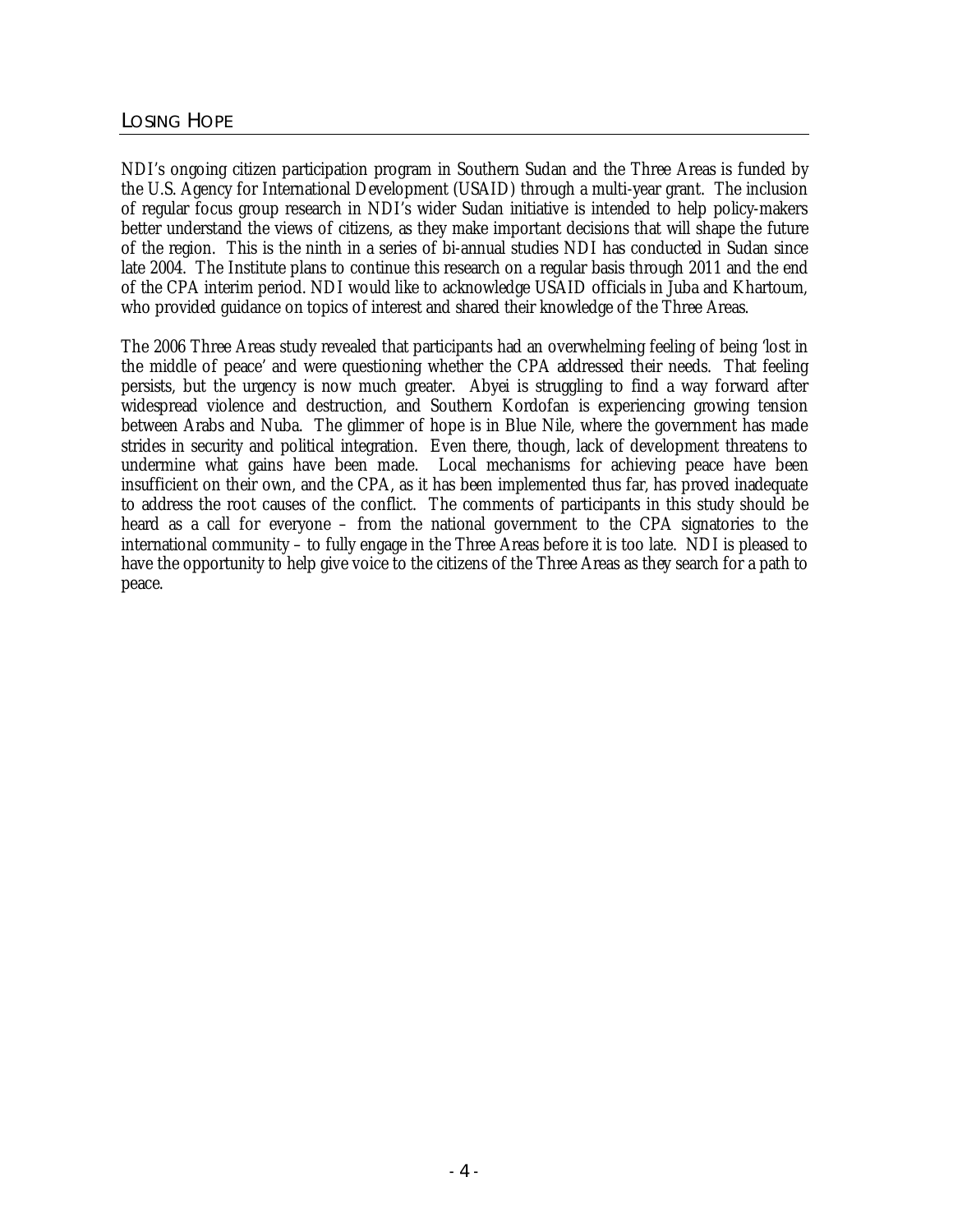## LOSING HOPE

NDI's ongoing citizen participation program in Southern Sudan and the Three Areas is funded by the U.S. Agency for International Development (USAID) through a multi-year grant. The inclusion of regular focus group research in NDI's wider Sudan initiative is intended to help policy-makers better understand the views of citizens, as they make important decisions that will shape the future of the region. This is the ninth in a series of bi-annual studies NDI has conducted in Sudan since late 2004. The Institute plans to continue this research on a regular basis through 2011 and the end of the CPA interim period. NDI would like to acknowledge USAID officials in Juba and Khartoum, who provided guidance on topics of interest and shared their knowledge of the Three Areas.

The 2006 Three Areas study revealed that participants had an overwhelming feeling of being 'lost in the middle of peace' and were questioning whether the CPA addressed their needs. That feeling persists, but the urgency is now much greater. Abyei is struggling to find a way forward after widespread violence and destruction, and Southern Kordofan is experiencing growing tension between Arabs and Nuba. The glimmer of hope is in Blue Nile, where the government has made strides in security and political integration. Even there, though, lack of development threatens to undermine what gains have been made. Local mechanisms for achieving peace have been insufficient on their own, and the CPA, as it has been implemented thus far, has proved inadequate to address the root causes of the conflict. The comments of participants in this study should be heard as a call for everyone – from the national government to the CPA signatories to the international community – to fully engage in the Three Areas before it is too late. NDI is pleased to have the opportunity to help give voice to the citizens of the Three Areas as they search for a path to peace.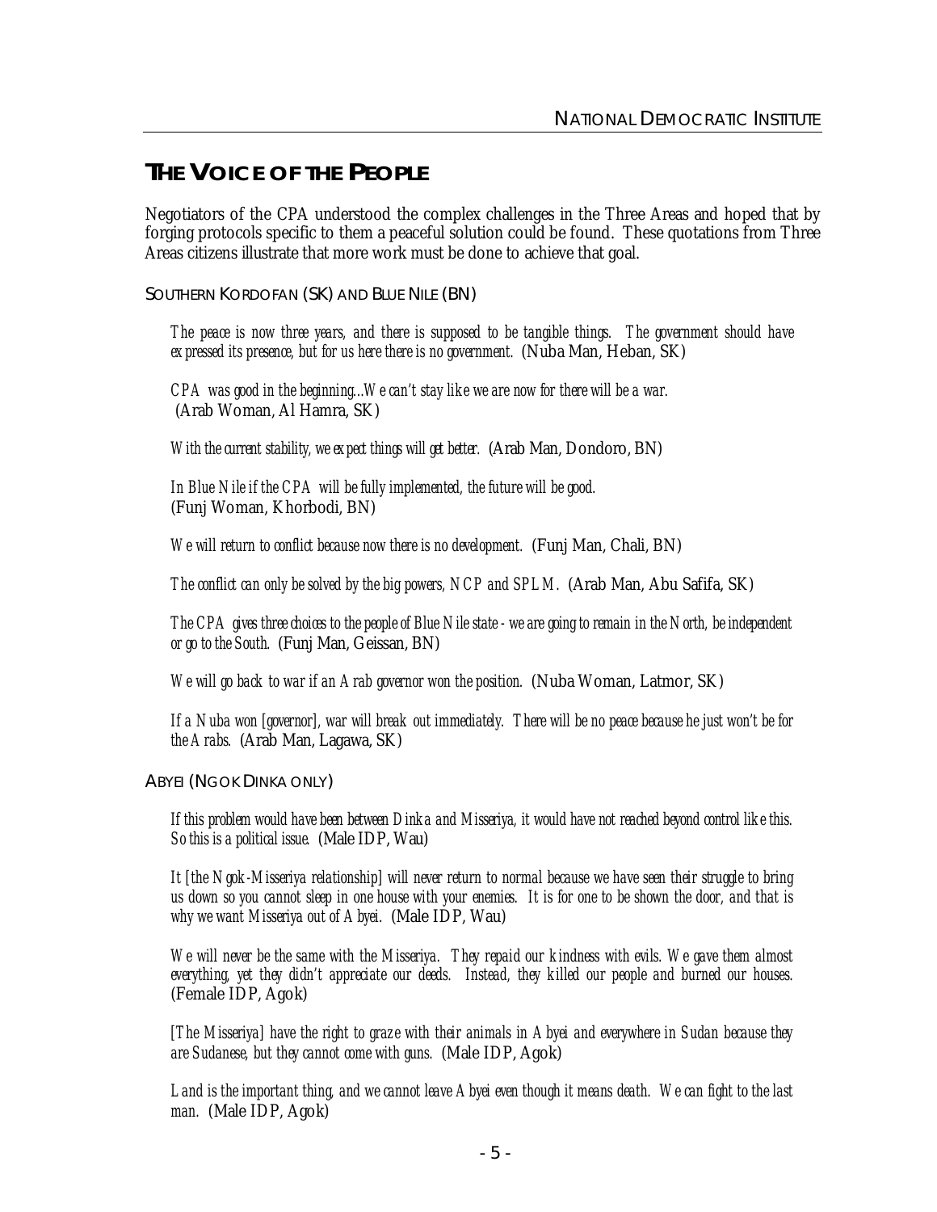## THE VOICE OF THE PEOPLE

Negotiators of the CPA understood the complex challenges in the Three Areas and hoped that by forging protocols specific to them a peaceful solution could be found. These quotations from Three Areas citizens illustrate that more work must be done to achieve that goal.

### SOUTHERN KORDOFAN (SK) AND BLUE NILE (BN)

> *The peace is now three years, and there is supposed to be tangible things. The government should have expressed its presence, but for us here there is no government.* (Nuba Man, Heban, SK)

> *CPA was good in the beginning...We can't stay like we are now for there will be a war.* (Arab Woman, Al Hamra, SK)

> *With the current stability, we expect things will get better.* (Arab Man, Dondoro, BN)

> *In Blue Nile if the CPA will be fully implemented, the future will be good.* (Funj Woman, Khorbodi, BN)

> *We will return to conflict because now there is no development.* (Funj Man, Chali, BN)

> *The conflict can only be solved by the big powers, NCP and SPLM.* (Arab Man, Abu Safifa, SK)

> *The CPA gives three choices to the people of Blue Nile state - we are going to remain in the North, be independent or go to the South.* (Funj Man, Geissan, BN)

> *We will go back to war if an Arab governor won the position.* (Nuba Woman, Latmor, SK)

> *If a Nuba won [governor], war will break out immediately. There will be no peace because he just won't be for the Arabs.* (Arab Man, Lagawa, SK)

### ABYEI (NGOK DINKA ONLY)

> *If this problem would have been between Dinka and Misseriya, it would have not reached beyond control like this. So this is a political issue.* (Male IDP, Wau)

> *It [the Ngok-Misseriya relationship] will never return to normal because we have seen their struggle to bring us down so you cannot sleep in one house with your enemies. It is for one to be shown the door, and that is why we want Misseriya out of Abyei.* (Male IDP, Wau)

> *We will never be the same with the Misseriya. They repaid our kindness with evils. We gave them almost everything, yet they didn't appreciate our deeds. Instead, they killed our people and burned our houses.* (Female IDP, Agok)

> *[The Misseriya] have the right to graze with their animals in Abyei and everywhere in Sudan because they are Sudanese, but they cannot come with guns.* (Male IDP, Agok)

> *Land is the important thing, and we cannot leave Abyei even though it means death. We can fight to the last man.* (Male IDP, Agok)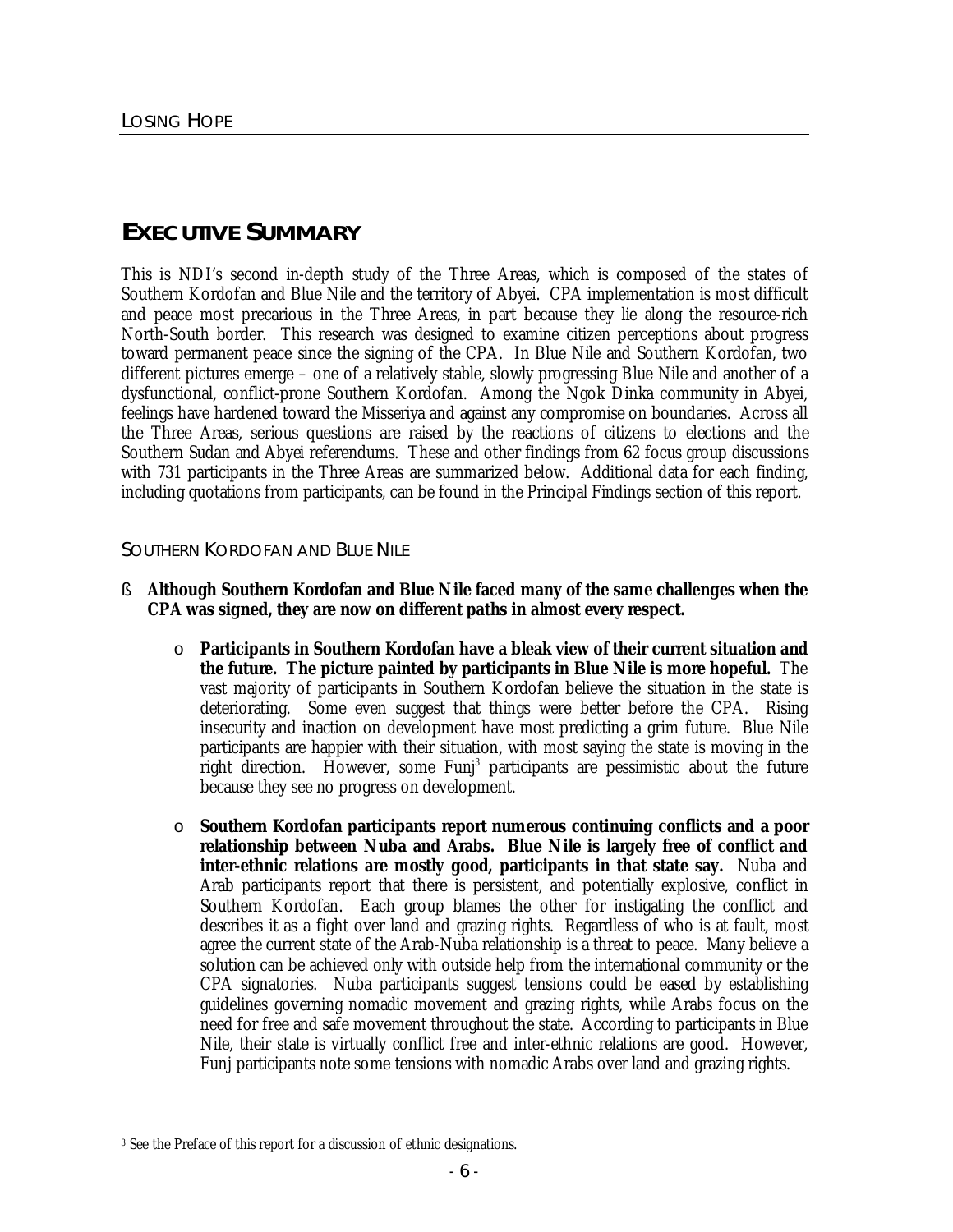# EXECUTIVE SUMMARY

This is NDI's second in-depth study of the Three Areas, which is composed of the states of Southern Kordofan and Blue Nile and the territory of Abyei. CPA implementation is most difficult and peace most precarious in the Three Areas, in part because they lie along the resource-rich North-South border. This research was designed to examine citizen perceptions about progress toward permanent peace since the signing of the CPA. In Blue Nile and Southern Kordofan, two different pictures emerge – one of a relatively stable, slowly progressing Blue Nile and another of a dysfunctional, conflict-prone Southern Kordofan. Among the Ngok Dinka community in Abyei, feelings have hardened toward the Misseriya and against any compromise on boundaries. Across all the Three Areas, serious questions are raised by the reactions of citizens to elections and the Southern Sudan and Abyei referendums. These and other findings from 62 focus group discussions with 731 participants in the Three Areas are summarized below. Additional data for each finding, including quotations from participants, can be found in the Principal Findings section of this report.

## SOUTHERN KORDOFAN AND BLUE NILE

- **Although Southern Kordofan and Blue Nile faced many of the same challenges when the CPA was signed, they are now on different paths in almost every respect.**
  - **Participants in Southern Kordofan have a bleak view of their current situation and the future. The picture painted by participants in Blue Nile is more hopeful.** The vast majority of participants in Southern Kordofan believe the situation in the state is deteriorating. Some even suggest that things were better before the CPA. Rising insecurity and inaction on development have most predicting a grim future. Blue Nile participants are happier with their situation, with most saying the state is moving in the right direction. However, some Funj[3] participants are pessimistic about the future because they see no progress on development.
  - **Southern Kordofan participants report numerous continuing conflicts and a poor relationship between Nuba and Arabs. Blue Nile is largely free of conflict and inter-ethnic relations are mostly good, participants in that state say.** Nuba and Arab participants report that there is persistent, and potentially explosive, conflict in Southern Kordofan. Each group blames the other for instigating the conflict and describes it as a fight over land and grazing rights. Regardless of who is at fault, most agree the current state of the Arab-Nuba relationship is a threat to peace. Many believe a solution can be achieved only with outside help from the international community or the CPA signatories. Nuba participants suggest tensions could be eased by establishing guidelines governing nomadic movement and grazing rights, while Arabs focus on the need for free and safe movement throughout the state. According to participants in Blue Nile, their state is virtually conflict free and inter-ethnic relations are good. However, Funj participants note some tensions with nomadic Arabs over land and grazing rights.

---

[3] See the Preface of this report for a discussion of ethnic designations.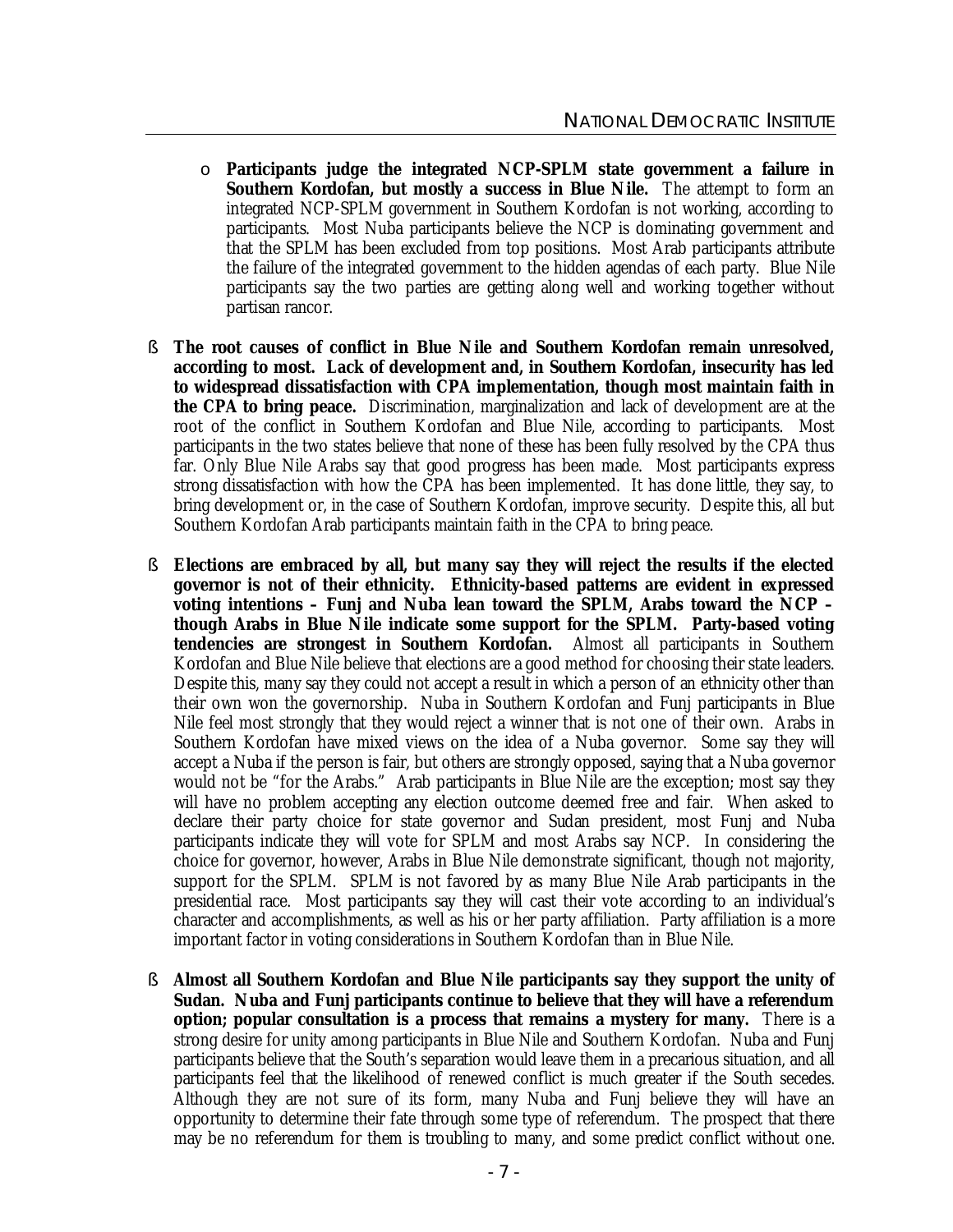- **Participants judge the integrated NCP-SPLM state government a failure in Southern Kordofan, but mostly a success in Blue Nile.** The attempt to form an integrated NCP-SPLM government in Southern Kordofan is not working, according to participants. Most Nuba participants believe the NCP is dominating government and that the SPLM has been excluded from top positions. Most Arab participants attribute the failure of the integrated government to the hidden agendas of each party. Blue Nile participants say the two parties are getting along well and working together without partisan rancor.

- **The root causes of conflict in Blue Nile and Southern Kordofan remain unresolved, according to most. Lack of development and, in Southern Kordofan, insecurity has led to widespread dissatisfaction with CPA implementation, though most maintain faith in the CPA to bring peace.** Discrimination, marginalization and lack of development are at the root of the conflict in Southern Kordofan and Blue Nile, according to participants. Most participants in the two states believe that none of these has been fully resolved by the CPA thus far. Only Blue Nile Arabs say that good progress has been made. Most participants express strong dissatisfaction with how the CPA has been implemented. It has done little, they say, to bring development or, in the case of Southern Kordofan, improve security. Despite this, all but Southern Kordofan Arab participants maintain faith in the CPA to bring peace.

- **Elections are embraced by all, but many say they will reject the results if the elected governor is not of their ethnicity. Ethnicity-based patterns are evident in expressed voting intentions – Funj and Nuba lean toward the SPLM, Arabs toward the NCP – though Arabs in Blue Nile indicate some support for the SPLM. Party-based voting tendencies are strongest in Southern Kordofan.** Almost all participants in Southern Kordofan and Blue Nile believe that elections are a good method for choosing their state leaders. Despite this, many say they could not accept a result in which a person of an ethnicity other than their own won the governorship. Nuba in Southern Kordofan and Funj participants in Blue Nile feel most strongly that they would reject a winner that is not one of their own. Arabs in Southern Kordofan have mixed views on the idea of a Nuba governor. Some say they will accept a Nuba if the person is fair, but others are strongly opposed, saying that a Nuba governor would not be "for the Arabs." Arab participants in Blue Nile are the exception; most say they will have no problem accepting any election outcome deemed free and fair. When asked to declare their party choice for state governor and Sudan president, most Funj and Nuba participants indicate they will vote for SPLM and most Arabs say NCP. In considering the choice for governor, however, Arabs in Blue Nile demonstrate significant, though not majority, support for the SPLM. SPLM is not favored by as many Blue Nile Arab participants in the presidential race. Most participants say they will cast their vote according to an individual's character and accomplishments, as well as his or her party affiliation. Party affiliation is a more important factor in voting considerations in Southern Kordofan than in Blue Nile.

- **Almost all Southern Kordofan and Blue Nile participants say they support the unity of Sudan. Nuba and Funj participants continue to believe that they will have a referendum option; popular consultation is a process that remains a mystery for many.** There is a strong desire for unity among participants in Blue Nile and Southern Kordofan. Nuba and Funj participants believe that the South's separation would leave them in a precarious situation, and all participants feel that the likelihood of renewed conflict is much greater if the South secedes. Although they are not sure of its form, many Nuba and Funj believe they will have an opportunity to determine their fate through some type of referendum. The prospect that there may be no referendum for them is troubling to many, and some predict conflict without one.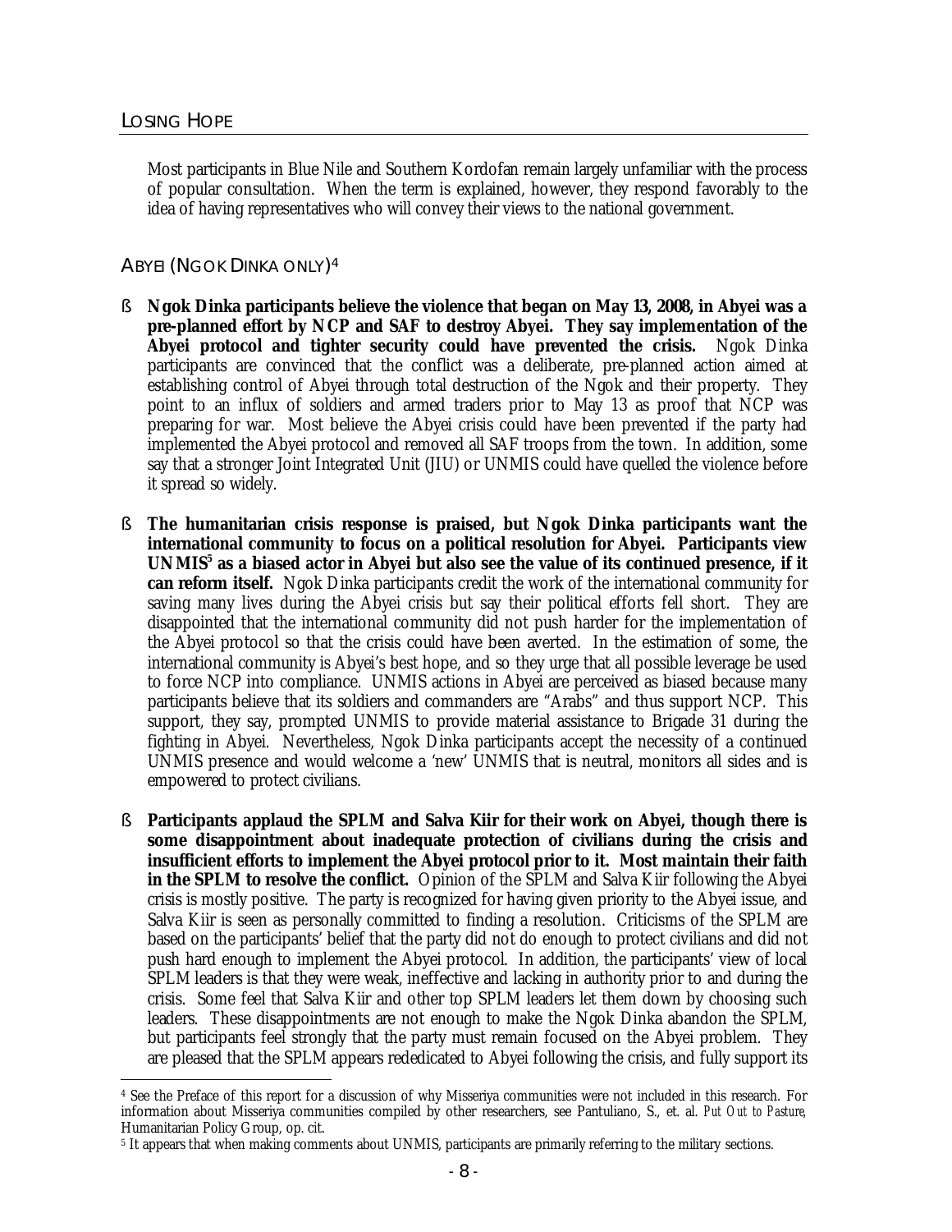Most participants in Blue Nile and Southern Kordofan remain largely unfamiliar with the process of popular consultation. When the term is explained, however, they respond favorably to the idea of having representatives who will convey their views to the national government.

## ABYEI (NGOK DINKA ONLY)[4]

- **Ngok Dinka participants believe the violence that began on May 13, 2008, in Abyei was a pre-planned effort by NCP and SAF to destroy Abyei. They say implementation of the Abyei protocol and tighter security could have prevented the crisis.** Ngok Dinka participants are convinced that the conflict was a deliberate, pre-planned action aimed at establishing control of Abyei through total destruction of the Ngok and their property. They point to an influx of soldiers and armed traders prior to May 13 as proof that NCP was preparing for war. Most believe the Abyei crisis could have been prevented if the party had implemented the Abyei protocol and removed all SAF troops from the town. In addition, some say that a stronger Joint Integrated Unit (JIU) or UNMIS could have quelled the violence before it spread so widely.

- **The humanitarian crisis response is praised, but Ngok Dinka participants want the international community to focus on a political resolution for Abyei. Participants view UNMIS[5] as a biased actor in Abyei but also see the value of its continued presence, if it can reform itself.** Ngok Dinka participants credit the work of the international community for saving many lives during the Abyei crisis but say their political efforts fell short. They are disappointed that the international community did not push harder for the implementation of the Abyei protocol so that the crisis could have been averted. In the estimation of some, the international community is Abyei's best hope, and so they urge that all possible leverage be used to force NCP into compliance. UNMIS actions in Abyei are perceived as biased because many participants believe that its soldiers and commanders are "Arabs" and thus support NCP. This support, they say, prompted UNMIS to provide material assistance to Brigade 31 during the fighting in Abyei. Nevertheless, Ngok Dinka participants accept the necessity of a continued UNMIS presence and would welcome a 'new' UNMIS that is neutral, monitors all sides and is empowered to protect civilians.

- **Participants applaud the SPLM and Salva Kiir for their work on Abyei, though there is some disappointment about inadequate protection of civilians during the crisis and insufficient efforts to implement the Abyei protocol prior to it. Most maintain their faith in the SPLM to resolve the conflict.** Opinion of the SPLM and Salva Kiir following the Abyei crisis is mostly positive. The party is recognized for having given priority to the Abyei issue, and Salva Kiir is seen as personally committed to finding a resolution. Criticisms of the SPLM are based on the participants' belief that the party did not do enough to protect civilians and did not push hard enough to implement the Abyei protocol. In addition, the participants' view of local SPLM leaders is that they were weak, ineffective and lacking in authority prior to and during the crisis. Some feel that Salva Kiir and other top SPLM leaders let them down by choosing such leaders. These disappointments are not enough to make the Ngok Dinka abandon the SPLM, but participants feel strongly that the party must remain focused on the Abyei problem. They are pleased that the SPLM appears rededicated to Abyei following the crisis, and fully support its

---

[4] See the Preface of this report for a discussion of why Misseriya communities were not included in this research. For information about Misseriya communities compiled by other researchers, see Pantuliano, S., et. al. *Put Out to Pasture*, Humanitarian Policy Group, op. cit.

[5] It appears that when making comments about UNMIS, participants are primarily referring to the military sections.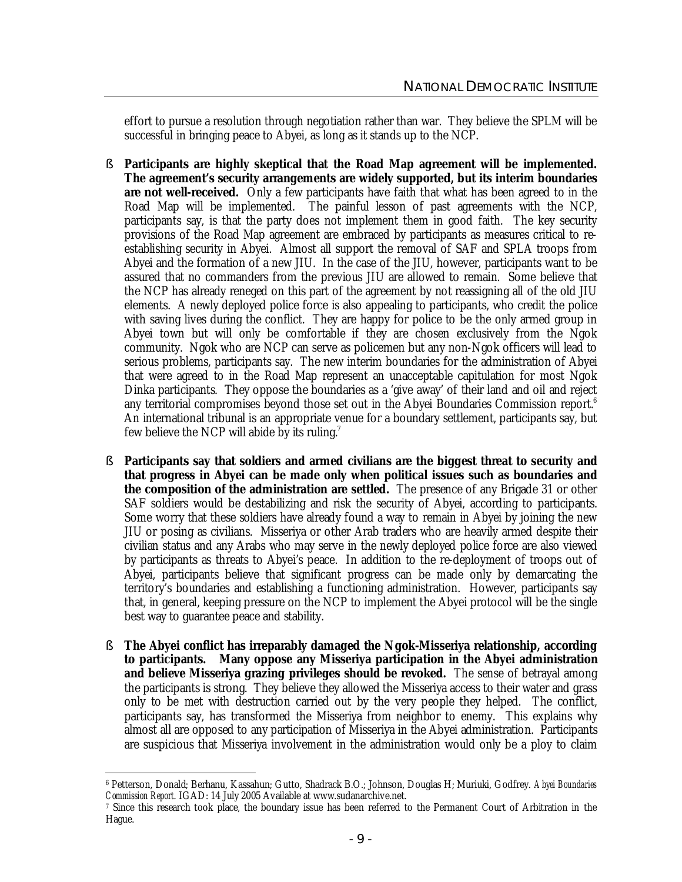effort to pursue a resolution through negotiation rather than war. They believe the SPLM will be successful in bringing peace to Abyei, as long as it stands up to the NCP.

- **Participants are highly skeptical that the Road Map agreement will be implemented. The agreement's security arrangements are widely supported, but its interim boundaries are not well-received.** Only a few participants have faith that what has been agreed to in the Road Map will be implemented. The painful lesson of past agreements with the NCP, participants say, is that the party does not implement them in good faith. The key security provisions of the Road Map agreement are embraced by participants as measures critical to re-establishing security in Abyei. Almost all support the removal of SAF and SPLA troops from Abyei and the formation of a new JIU. In the case of the JIU, however, participants want to be assured that no commanders from the previous JIU are allowed to remain. Some believe that the NCP has already reneged on this part of the agreement by not reassigning all of the old JIU elements. A newly deployed police force is also appealing to participants, who credit the police with saving lives during the conflict. They are happy for police to be the only armed group in Abyei town but will only be comfortable if they are chosen exclusively from the Ngok community. Ngok who are NCP can serve as policemen but any non-Ngok officers will lead to serious problems, participants say. The new interim boundaries for the administration of Abyei that were agreed to in the Road Map represent an unacceptable capitulation for most Ngok Dinka participants. They oppose the boundaries as a 'give away' of their land and oil and reject any territorial compromises beyond those set out in the Abyei Boundaries Commission report.[6] An international tribunal is an appropriate venue for a boundary settlement, participants say, but few believe the NCP will abide by its ruling.[7]

- **Participants say that soldiers and armed civilians are the biggest threat to security and that progress in Abyei can be made only when political issues such as boundaries and the composition of the administration are settled.** The presence of any Brigade 31 or other SAF soldiers would be destabilizing and risk the security of Abyei, according to participants. Some worry that these soldiers have already found a way to remain in Abyei by joining the new JIU or posing as civilians. Misseriya or other Arab traders who are heavily armed despite their civilian status and any Arabs who may serve in the newly deployed police force are also viewed by participants as threats to Abyei's peace. In addition to the re-deployment of troops out of Abyei, participants believe that significant progress can be made only by demarcating the territory's boundaries and establishing a functioning administration. However, participants say that, in general, keeping pressure on the NCP to implement the Abyei protocol will be the single best way to guarantee peace and stability.

- **The Abyei conflict has irreparably damaged the Ngok-Misseriya relationship, according to participants. Many oppose any Misseriya participation in the Abyei administration and believe Misseriya grazing privileges should be revoked.** The sense of betrayal among the participants is strong. They believe they allowed the Misseriya access to their water and grass only to be met with destruction carried out by the very people they helped. The conflict, participants say, has transformed the Misseriya from neighbor to enemy. This explains why almost all are opposed to any participation of Misseriya in the Abyei administration. Participants are suspicious that Misseriya involvement in the administration would only be a ploy to claim

---

[6] Petterson, Donald; Berhanu, Kassahun; Gutto, Shadrack B.O.; Johnson, Douglas H; Muriuki, Godfrey. *Abyei Boundaries Commission Report*. IGAD: 14 July 2005 Available at www.sudanarchive.net.

[7] Since this research took place, the boundary issue has been referred to the Permanent Court of Arbitration in the Hague.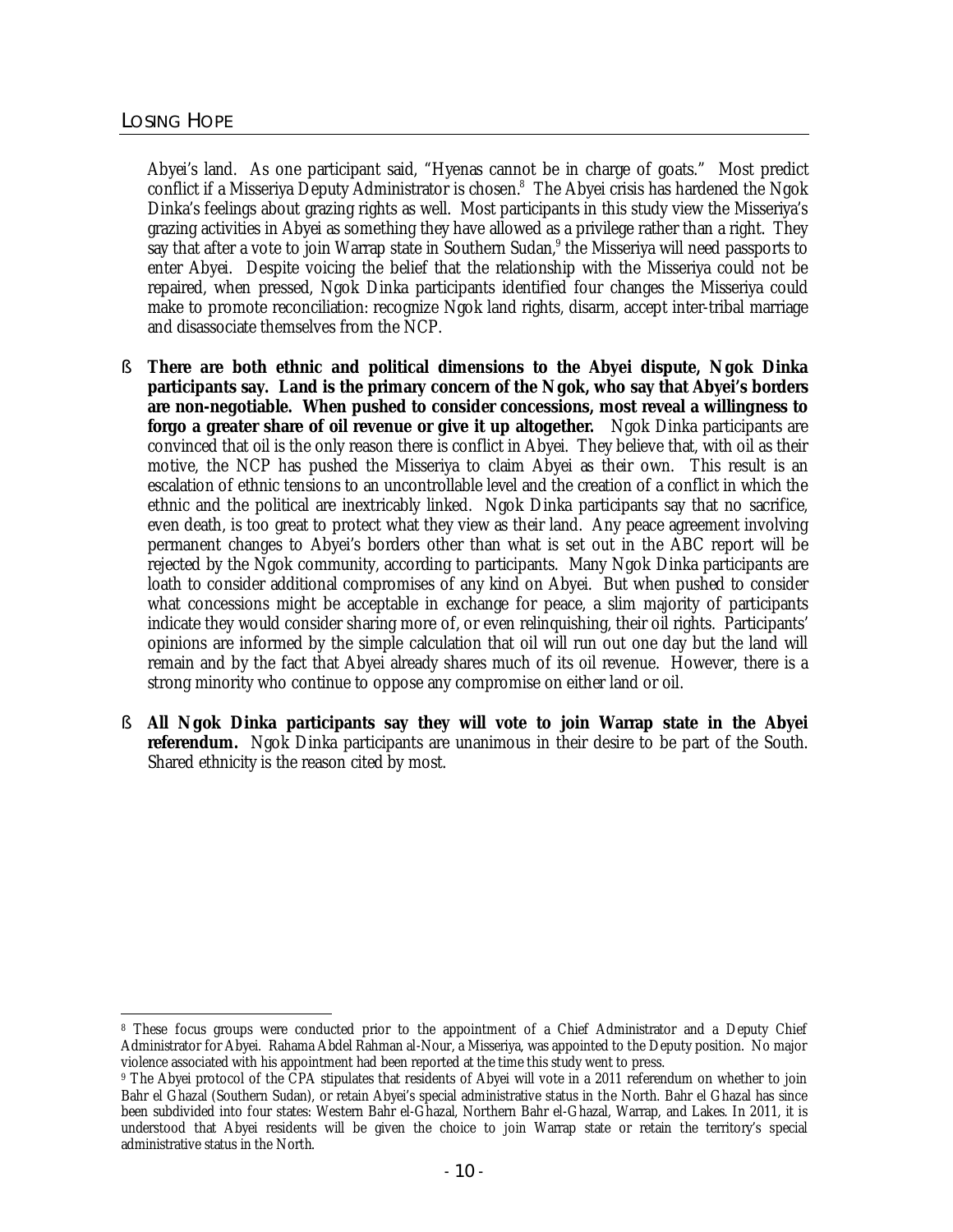Abyei's land. As one participant said, "Hyenas cannot be in charge of goats." Most predict conflict if a Misseriya Deputy Administrator is chosen.[8] The Abyei crisis has hardened the Ngok Dinka's feelings about grazing rights as well. Most participants in this study view the Misseriya's grazing activities in Abyei as something they have allowed as a privilege rather than a right. They say that after a vote to join Warrap state in Southern Sudan,[9] the Misseriya will need passports to enter Abyei. Despite voicing the belief that the relationship with the Misseriya could not be repaired, when pressed, Ngok Dinka participants identified four changes the Misseriya could make to promote reconciliation: recognize Ngok land rights, disarm, accept inter-tribal marriage and disassociate themselves from the NCP.

- **There are both ethnic and political dimensions to the Abyei dispute, Ngok Dinka participants say. Land is the primary concern of the Ngok, who say that Abyei's borders are non-negotiable. When pushed to consider concessions, most reveal a willingness to forgo a greater share of oil revenue or give it up altogether.** Ngok Dinka participants are convinced that oil is the only reason there is conflict in Abyei. They believe that, with oil as their motive, the NCP has pushed the Misseriya to claim Abyei as their own. This result is an escalation of ethnic tensions to an uncontrollable level and the creation of a conflict in which the ethnic and the political are inextricably linked. Ngok Dinka participants say that no sacrifice, even death, is too great to protect what they view as their land. Any peace agreement involving permanent changes to Abyei's borders other than what is set out in the ABC report will be rejected by the Ngok community, according to participants. Many Ngok Dinka participants are loath to consider additional compromises of any kind on Abyei. But when pushed to consider what concessions might be acceptable in exchange for peace, a slim majority of participants indicate they would consider sharing more of, or even relinquishing, their oil rights. Participants' opinions are informed by the simple calculation that oil will run out one day but the land will remain and by the fact that Abyei already shares much of its oil revenue. However, there is a strong minority who continue to oppose any compromise on either land or oil.

- **All Ngok Dinka participants say they will vote to join Warrap state in the Abyei referendum.** Ngok Dinka participants are unanimous in their desire to be part of the South. Shared ethnicity is the reason cited by most.

---

[8] These focus groups were conducted prior to the appointment of a Chief Administrator and a Deputy Chief Administrator for Abyei. Rahama Abdel Rahman al-Nour, a Misseriya, was appointed to the Deputy position. No major violence associated with his appointment had been reported at the time this study went to press.

[9] The Abyei protocol of the CPA stipulates that residents of Abyei will vote in a 2011 referendum on whether to join Bahr el Ghazal (Southern Sudan), or retain Abyei's special administrative status in the North. Bahr el Ghazal has since been subdivided into four states: Western Bahr el-Ghazal, Northern Bahr el-Ghazal, Warrap, and Lakes. In 2011, it is understood that Abyei residents will be given the choice to join Warrap state or retain the territory's special administrative status in the North.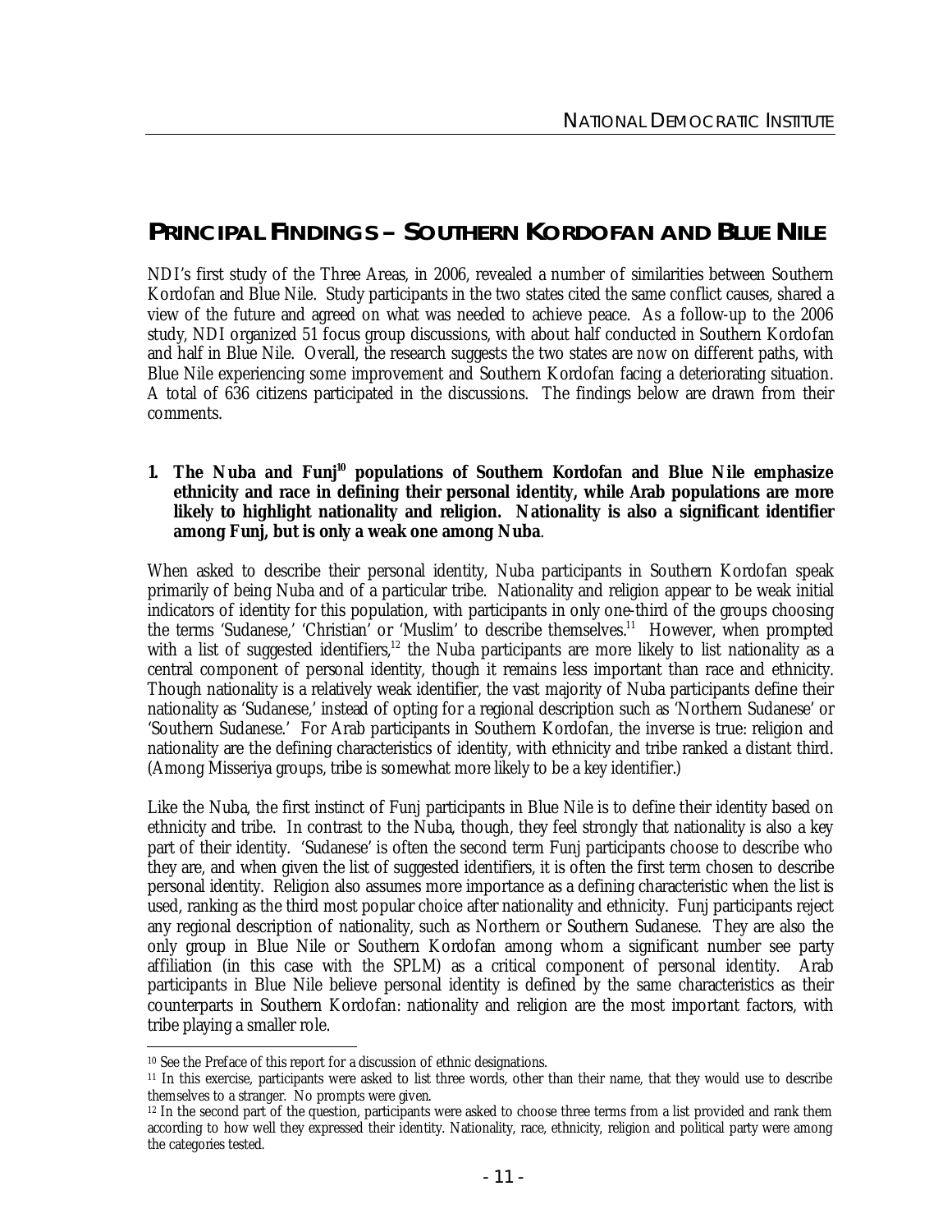# PRINCIPAL FINDINGS – SOUTHERN KORDOFAN AND BLUE NILE

NDI's first study of the Three Areas, in 2006, revealed a number of similarities between Southern Kordofan and Blue Nile. Study participants in the two states cited the same conflict causes, shared a view of the future and agreed on what was needed to achieve peace. As a follow-up to the 2006 study, NDI organized 51 focus group discussions, with about half conducted in Southern Kordofan and half in Blue Nile. Overall, the research suggests the two states are now on different paths, with Blue Nile experiencing some improvement and Southern Kordofan facing a deteriorating situation. A total of 636 citizens participated in the discussions. The findings below are drawn from their comments.

**1. The Nuba and Funj[10] populations of Southern Kordofan and Blue Nile emphasize ethnicity and race in defining their personal identity, while Arab populations are more likely to highlight nationality and religion. Nationality is also a significant identifier among Funj, but is only a weak one among Nuba.**

When asked to describe their personal identity, Nuba participants in Southern Kordofan speak primarily of being Nuba and of a particular tribe. Nationality and religion appear to be weak initial indicators of identity for this population, with participants in only one-third of the groups choosing the terms 'Sudanese,' 'Christian' or 'Muslim' to describe themselves.[11] However, when prompted with a list of suggested identifiers,[12] the Nuba participants are more likely to list nationality as a central component of personal identity, though it remains less important than race and ethnicity. Though nationality is a relatively weak identifier, the vast majority of Nuba participants define their nationality as 'Sudanese,' instead of opting for a regional description such as 'Northern Sudanese' or 'Southern Sudanese.' For Arab participants in Southern Kordofan, the inverse is true: religion and nationality are the defining characteristics of identity, with ethnicity and tribe ranked a distant third. (Among Misseriya groups, tribe is somewhat more likely to be a key identifier.)

Like the Nuba, the first instinct of Funj participants in Blue Nile is to define their identity based on ethnicity and tribe. In contrast to the Nuba, though, they feel strongly that nationality is also a key part of their identity. 'Sudanese' is often the second term Funj participants choose to describe who they are, and when given the list of suggested identifiers, it is often the first term chosen to describe personal identity. Religion also assumes more importance as a defining characteristic when the list is used, ranking as the third most popular choice after nationality and ethnicity. Funj participants reject any regional description of nationality, such as Northern or Southern Sudanese. They are also the only group in Blue Nile or Southern Kordofan among whom a significant number see party affiliation (in this case with the SPLM) as a critical component of personal identity. Arab participants in Blue Nile believe personal identity is defined by the same characteristics as their counterparts in Southern Kordofan: nationality and religion are the most important factors, with tribe playing a smaller role.

---

[10] See the Preface of this report for a discussion of ethnic designations.

[11] In this exercise, participants were asked to list three words, other than their name, that they would use to describe themselves to a stranger. No prompts were given.

[12] In the second part of the question, participants were asked to choose three terms from a list provided and rank them according to how well they expressed their identity. Nationality, race, ethnicity, religion and political party were among the categories tested.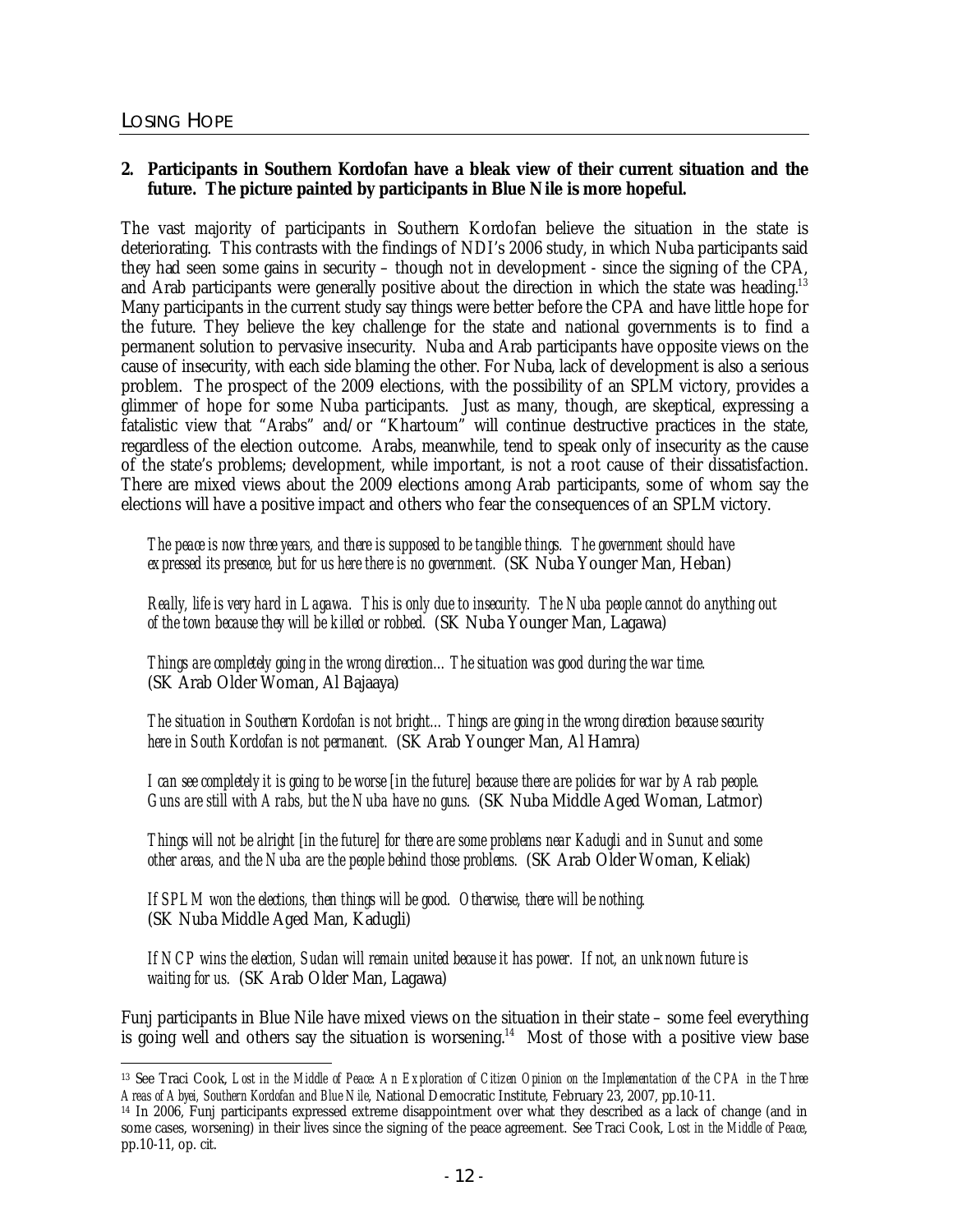**2. Participants in Southern Kordofan have a bleak view of their current situation and the future. The picture painted by participants in Blue Nile is more hopeful.**

The vast majority of participants in Southern Kordofan believe the situation in the state is deteriorating. This contrasts with the findings of NDI's 2006 study, in which Nuba participants said they had seen some gains in security – though not in development - since the signing of the CPA, and Arab participants were generally positive about the direction in which the state was heading.[13] Many participants in the current study say things were better before the CPA and have little hope for the future. They believe the key challenge for the state and national governments is to find a permanent solution to pervasive insecurity. Nuba and Arab participants have opposite views on the cause of insecurity, with each side blaming the other. For Nuba, lack of development is also a serious problem. The prospect of the 2009 elections, with the possibility of an SPLM victory, provides a glimmer of hope for some Nuba participants. Just as many, though, are skeptical, expressing a fatalistic view that "Arabs" and/or "Khartoum" will continue destructive practices in the state, regardless of the election outcome. Arabs, meanwhile, tend to speak only of insecurity as the cause of the state's problems; development, while important, is not a root cause of their dissatisfaction. There are mixed views about the 2009 elections among Arab participants, some of whom say the elections will have a positive impact and others who fear the consequences of an SPLM victory.

> *The peace is now three years, and there is supposed to be tangible things. The government should have expressed its presence, but for us here there is no government.* (SK Nuba Younger Man, Heban)

> *Really, life is very hard in Lagawa. This is only due to insecurity. The Nuba people cannot do anything out of the town because they will be killed or robbed.* (SK Nuba Younger Man, Lagawa)

> *Things are completely going in the wrong direction… The situation was good during the war time.* (SK Arab Older Woman, Al Bajaaya)

> *The situation in Southern Kordofan is not bright… Things are going in the wrong direction because security here in South Kordofan is not permanent.* (SK Arab Younger Man, Al Hamra)

> *I can see completely it is going to be worse [in the future] because there are policies for war by Arab people. Guns are still with Arabs, but the Nuba have no guns.* (SK Nuba Middle Aged Woman, Latmor)

> *Things will not be alright [in the future] for there are some problems near Kadugli and in Sunut and some other areas, and the Nuba are the people behind those problems.* (SK Arab Older Woman, Keliak)

> *If SPLM won the elections, then things will be good. Otherwise, there will be nothing.* (SK Nuba Middle Aged Man, Kadugli)

> *If NCP wins the election, Sudan will remain united because it has power. If not, an unknown future is waiting for us.* (SK Arab Older Man, Lagawa)

Funj participants in Blue Nile have mixed views on the situation in their state – some feel everything is going well and others say the situation is worsening.[14] Most of those with a positive view base

---

[13] See Traci Cook, *Lost in the Middle of Peace: An Exploration of Citizen Opinion on the Implementation of the CPA in the Three Areas of Abyei, Southern Kordofan and Blue Nile*, National Democratic Institute, February 23, 2007, pp.10-11.

[14] In 2006, Funj participants expressed extreme disappointment over what they described as a lack of change (and in some cases, worsening) in their lives since the signing of the peace agreement. See Traci Cook, *Lost in the Middle of Peace*, pp.10-11, op. cit.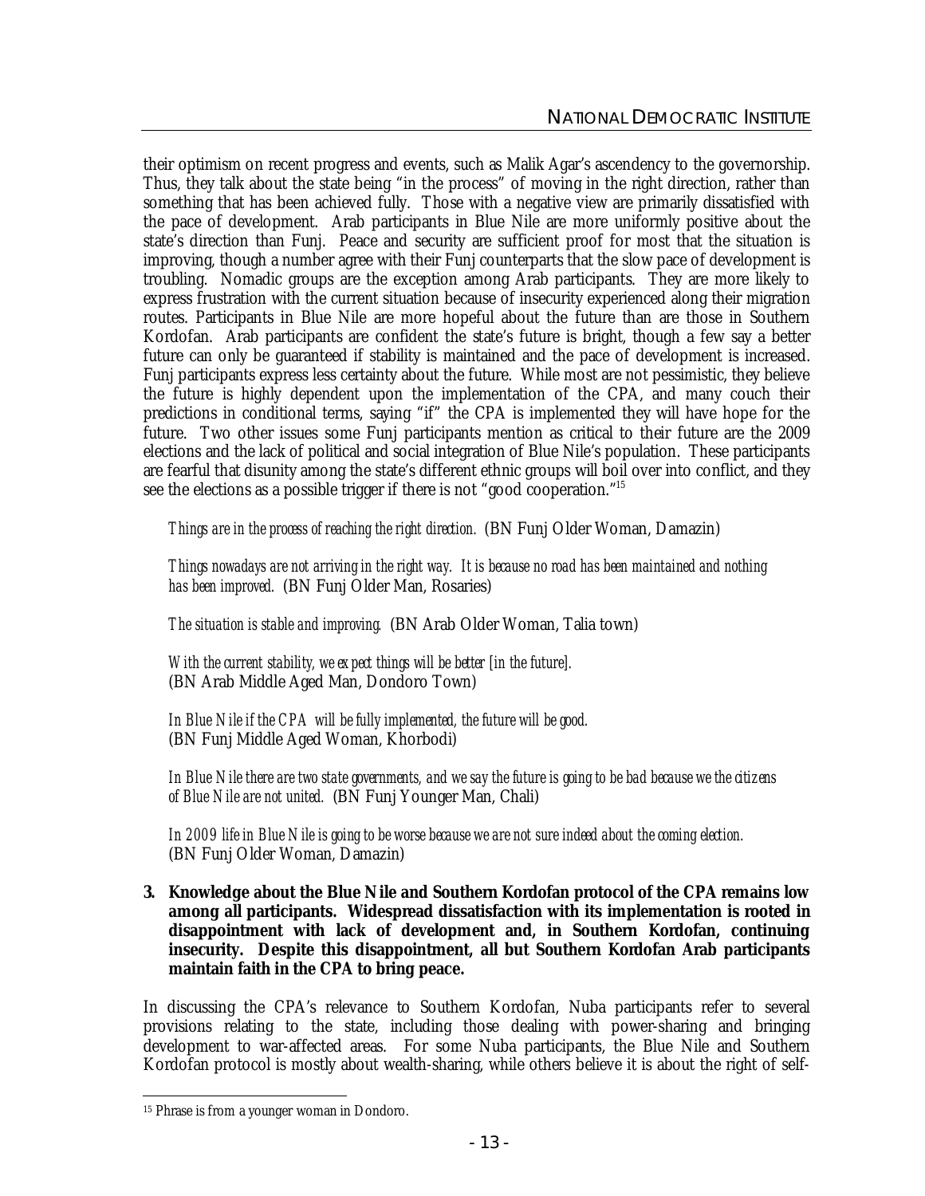their optimism on recent progress and events, such as Malik Agar's ascendency to the governorship. Thus, they talk about the state being "in the process" of moving in the right direction, rather than something that has been achieved fully. Those with a negative view are primarily dissatisfied with the pace of development. Arab participants in Blue Nile are more uniformly positive about the state's direction than Funj. Peace and security are sufficient proof for most that the situation is improving, though a number agree with their Funj counterparts that the slow pace of development is troubling. Nomadic groups are the exception among Arab participants. They are more likely to express frustration with the current situation because of insecurity experienced along their migration routes. Participants in Blue Nile are more hopeful about the future than are those in Southern Kordofan. Arab participants are confident the state's future is bright, though a few say a better future can only be guaranteed if stability is maintained and the pace of development is increased. Funj participants express less certainty about the future. While most are not pessimistic, they believe the future is highly dependent upon the implementation of the CPA, and many couch their predictions in conditional terms, saying "if" the CPA is implemented they will have hope for the future. Two other issues some Funj participants mention as critical to their future are the 2009 elections and the lack of political and social integration of Blue Nile's population. These participants are fearful that disunity among the state's different ethnic groups will boil over into conflict, and they see the elections as a possible trigger if there is not "good cooperation."[15]

> *Things are in the process of reaching the right direction.* (BN Funj Older Woman, Damazin)
>
> *Things nowadays are not arriving in the right way. It is because no road has been maintained and nothing has been improved.* (BN Funj Older Man, Rosaries)
>
> *The situation is stable and improving.* (BN Arab Older Woman, Talia town)
>
> *With the current stability, we expect things will be better [in the future].* (BN Arab Middle Aged Man, Dondoro Town)
>
> *In Blue Nile if the CPA will be fully implemented, the future will be good.* (BN Funj Middle Aged Woman, Khorbodi)
>
> *In Blue Nile there are two state governments, and we say the future is going to be bad because we the citizens of Blue Nile are not united.* (BN Funj Younger Man, Chali)
>
> *In 2009 life in Blue Nile is going to be worse because we are not sure indeed about the coming election.* (BN Funj Older Woman, Damazin)

**3. Knowledge about the Blue Nile and Southern Kordofan protocol of the CPA remains low among all participants. Widespread dissatisfaction with its implementation is rooted in disappointment with lack of development and, in Southern Kordofan, continuing insecurity. Despite this disappointment, all but Southern Kordofan Arab participants maintain faith in the CPA to bring peace.**

In discussing the CPA's relevance to Southern Kordofan, Nuba participants refer to several provisions relating to the state, including those dealing with power-sharing and bringing development to war-affected areas. For some Nuba participants, the Blue Nile and Southern Kordofan protocol is mostly about wealth-sharing, while others believe it is about the right of self-

[15] Phrase is from a younger woman in Dondoro.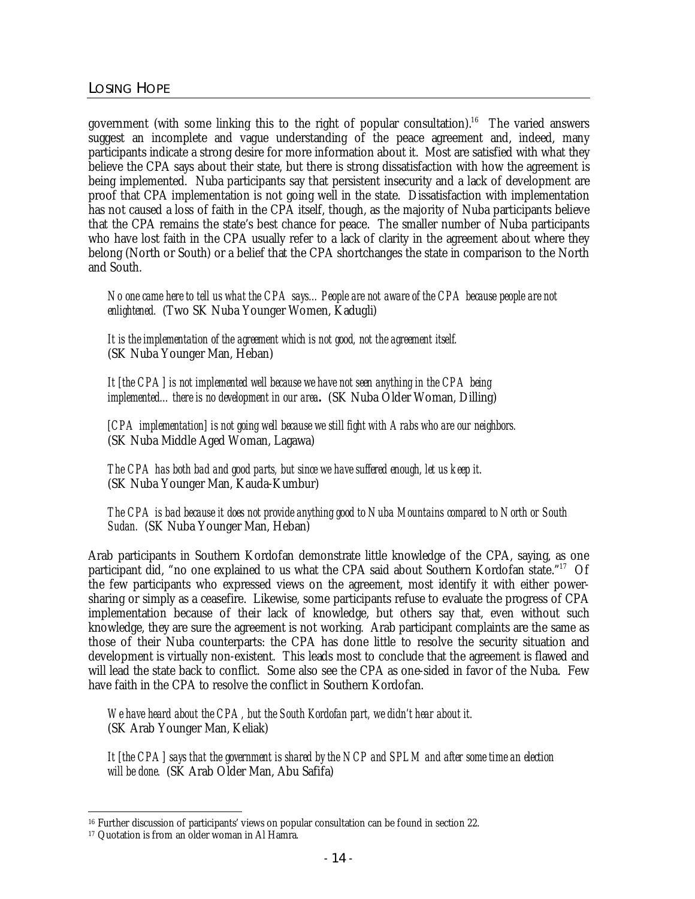government (with some linking this to the right of popular consultation).[16] The varied answers suggest an incomplete and vague understanding of the peace agreement and, indeed, many participants indicate a strong desire for more information about it. Most are satisfied with what they believe the CPA says about their state, but there is strong dissatisfaction with how the agreement is being implemented. Nuba participants say that persistent insecurity and a lack of development are proof that CPA implementation is not going well in the state. Dissatisfaction with implementation has not caused a loss of faith in the CPA itself, though, as the majority of Nuba participants believe that the CPA remains the state's best chance for peace. The smaller number of Nuba participants who have lost faith in the CPA usually refer to a lack of clarity in the agreement about where they belong (North or South) or a belief that the CPA shortchanges the state in comparison to the North and South.

> *No one came here to tell us what the CPA says…People are not aware of the CPA because people are not enlightened.* (Two SK Nuba Younger Women, Kadugli)

> *It is the implementation of the agreement which is not good, not the agreement itself.* (SK Nuba Younger Man, Heban)

> *It [the CPA] is not implemented well because we have not seen anything in the CPA being implemented… there is no development in our area.* (SK Nuba Older Woman, Dilling)

> *[CPA implementation] is not going well because we still fight with Arabs who are our neighbors.* (SK Nuba Middle Aged Woman, Lagawa)

> *The CPA has both bad and good parts, but since we have suffered enough, let us keep it.* (SK Nuba Younger Man, Kauda-Kumbur)

> *The CPA is bad because it does not provide anything good to Nuba Mountains compared to North or South Sudan.* (SK Nuba Younger Man, Heban)

Arab participants in Southern Kordofan demonstrate little knowledge of the CPA, saying, as one participant did, "no one explained to us what the CPA said about Southern Kordofan state."[17] Of the few participants who expressed views on the agreement, most identify it with either power-sharing or simply as a ceasefire. Likewise, some participants refuse to evaluate the progress of CPA implementation because of their lack of knowledge, but others say that, even without such knowledge, they are sure the agreement is not working. Arab participant complaints are the same as those of their Nuba counterparts: the CPA has done little to resolve the security situation and development is virtually non-existent. This leads most to conclude that the agreement is flawed and will lead the state back to conflict. Some also see the CPA as one-sided in favor of the Nuba. Few have faith in the CPA to resolve the conflict in Southern Kordofan.

> *We have heard about the CPA, but the South Kordofan part, we didn't hear about it.* (SK Arab Younger Man, Keliak)

> *It [the CPA] says that the government is shared by the NCP and SPLM and after some time an election will be done.* (SK Arab Older Man, Abu Safifa)

---

[16] Further discussion of participants' views on popular consultation can be found in section 22.

[17] Quotation is from an older woman in Al Hamra.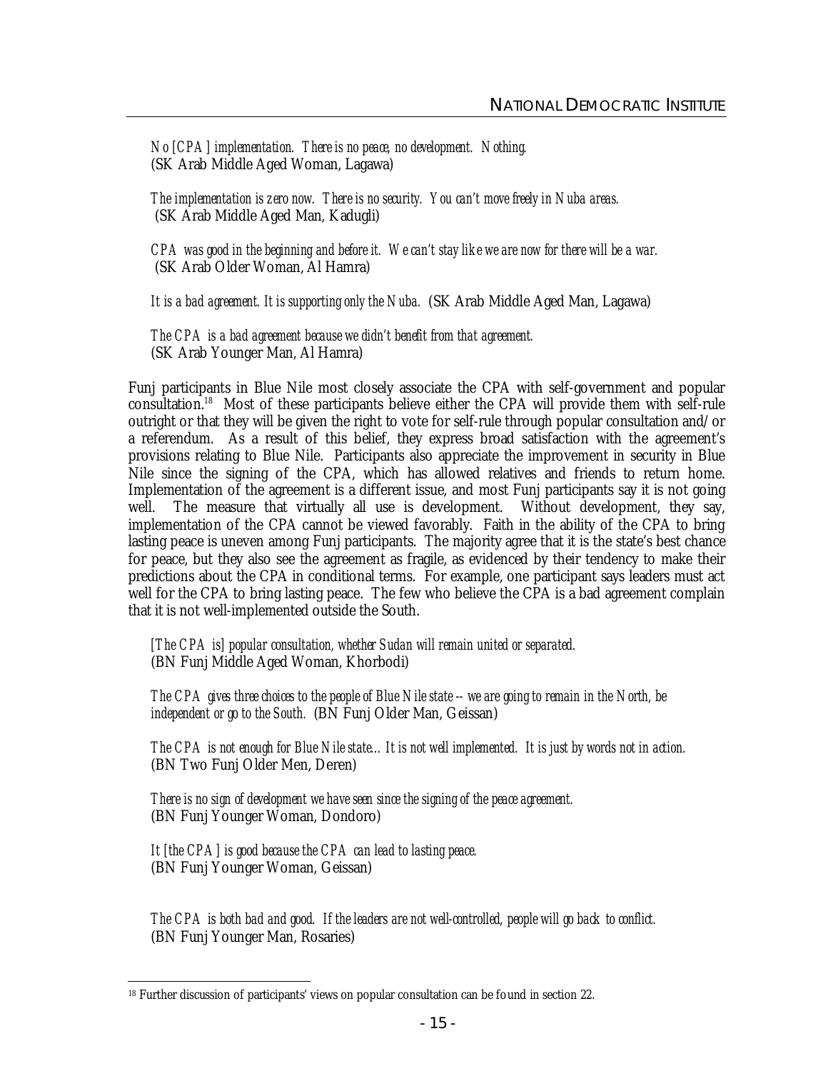*No [CPA] implementation. There is no peace, no development. Nothing.*
(SK Arab Middle Aged Woman, Lagawa)

*The implementation is zero now. There is no security. You can't move freely in Nuba areas.*
(SK Arab Middle Aged Man, Kadugli)

*CPA was good in the beginning and before it. We can't stay like we are now for there will be a war.*
(SK Arab Older Woman, Al Hamra)

*It is a bad agreement. It is supporting only the Nuba.* (SK Arab Middle Aged Man, Lagawa)

*The CPA is a bad agreement because we didn't benefit from that agreement.*
(SK Arab Younger Man, Al Hamra)

Funj participants in Blue Nile most closely associate the CPA with self-government and popular consultation.[18] Most of these participants believe either the CPA will provide them with self-rule outright or that they will be given the right to vote for self-rule through popular consultation and/or a referendum. As a result of this belief, they express broad satisfaction with the agreement's provisions relating to Blue Nile. Participants also appreciate the improvement in security in Blue Nile since the signing of the CPA, which has allowed relatives and friends to return home. Implementation of the agreement is a different issue, and most Funj participants say it is not going well. The measure that virtually all use is development. Without development, they say, implementation of the CPA cannot be viewed favorably. Faith in the ability of the CPA to bring lasting peace is uneven among Funj participants. The majority agree that it is the state's best chance for peace, but they also see the agreement as fragile, as evidenced by their tendency to make their predictions about the CPA in conditional terms. For example, one participant says leaders must act well for the CPA to bring lasting peace. The few who believe the CPA is a bad agreement complain that it is not well-implemented outside the South.

*[The CPA is] popular consultation, whether Sudan will remain united or separated.*
(BN Funj Middle Aged Woman, Khorbodi)

*The CPA gives three choices to the people of Blue Nile state -- we are going to remain in the North, be independent or go to the South.* (BN Funj Older Man, Geissan)

*The CPA is not enough for Blue Nile state… It is not well implemented. It is just by words not in action.*
(BN Two Funj Older Men, Deren)

*There is no sign of development we have seen since the signing of the peace agreement.*
(BN Funj Younger Woman, Dondoro)

*It [the CPA] is good because the CPA can lead to lasting peace.*
(BN Funj Younger Woman, Geissan)

*The CPA is both bad and good. If the leaders are not well-controlled, people will go back to conflict.*
(BN Funj Younger Man, Rosaries)

---

[18] Further discussion of participants' views on popular consultation can be found in section 22.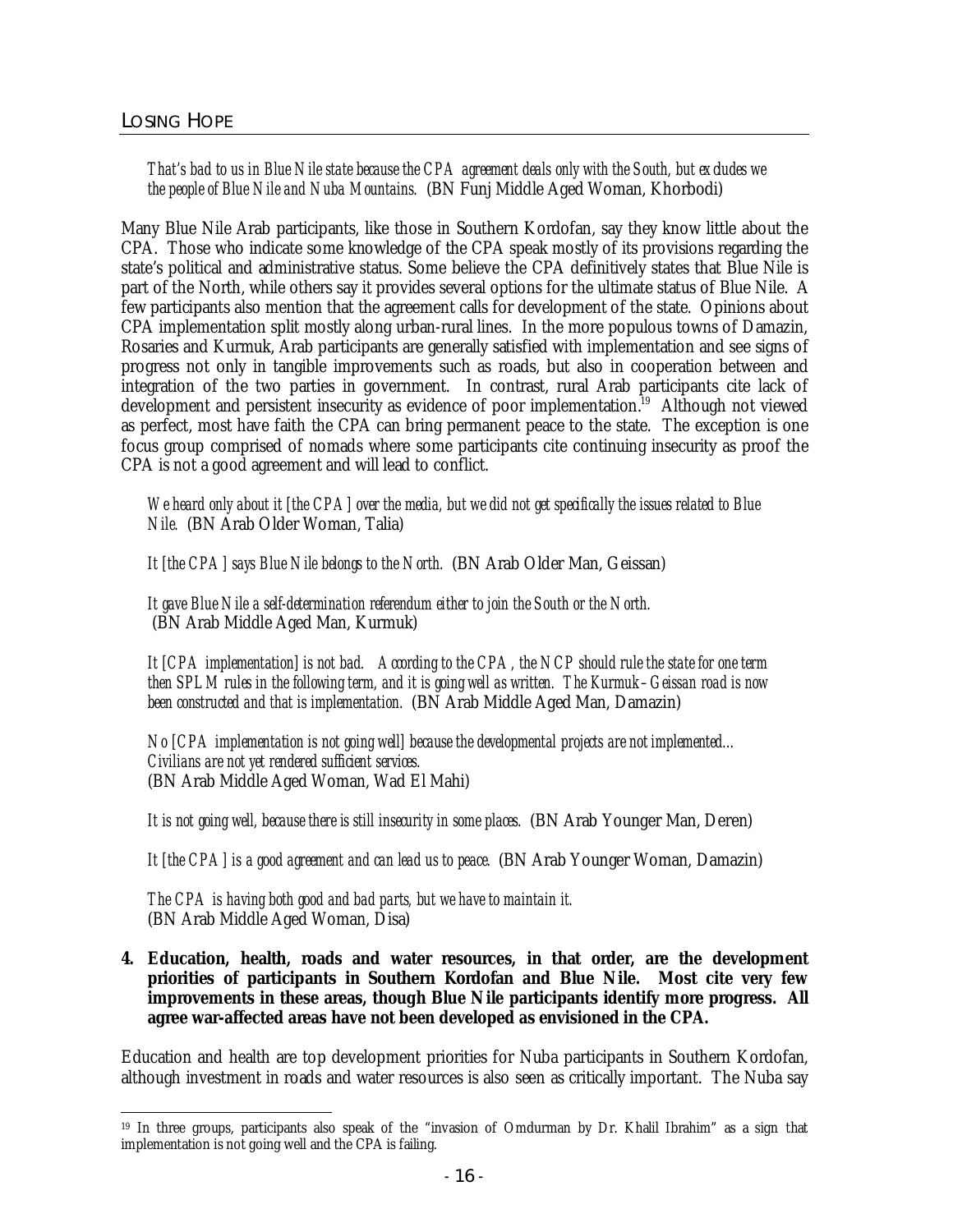*That's bad to us in Blue Nile state because the CPA agreement deals only with the South, but excludes we the people of Blue Nile and Nuba Mountains.* (BN Funj Middle Aged Woman, Khorbodi)

Many Blue Nile Arab participants, like those in Southern Kordofan, say they know little about the CPA. Those who indicate some knowledge of the CPA speak mostly of its provisions regarding the state's political and administrative status. Some believe the CPA definitively states that Blue Nile is part of the North, while others say it provides several options for the ultimate status of Blue Nile. A few participants also mention that the agreement calls for development of the state. Opinions about CPA implementation split mostly along urban-rural lines. In the more populous towns of Damazin, Rosaries and Kurmuk, Arab participants are generally satisfied with implementation and see signs of progress not only in tangible improvements such as roads, but also in cooperation between and integration of the two parties in government. In contrast, rural Arab participants cite lack of development and persistent insecurity as evidence of poor implementation.[19] Although not viewed as perfect, most have faith the CPA can bring permanent peace to the state. The exception is one focus group comprised of nomads where some participants cite continuing insecurity as proof the CPA is not a good agreement and will lead to conflict.

*We heard only about it [the CPA] over the media, but we did not get specifically the issues related to Blue Nile.* (BN Arab Older Woman, Talia)

*It [the CPA] says Blue Nile belongs to the North.* (BN Arab Older Man, Geissan)

*It gave Blue Nile a self-determination referendum either to join the South or the North.* (BN Arab Middle Aged Man, Kurmuk)

*It [CPA implementation] is not bad. According to the CPA, the NCP should rule the state for one term then SPLM rules in the following term, and it is going well as written. The Kurmuk–Geissan road is now been constructed and that is implementation.* (BN Arab Middle Aged Man, Damazin)

*No [CPA implementation is not going well] because the developmental projects are not implemented... Civilians are not yet rendered sufficient services.* (BN Arab Middle Aged Woman, Wad El Mahi)

*It is not going well, because there is still insecurity in some places.* (BN Arab Younger Man, Deren)

*It [the CPA] is a good agreement and can lead us to peace.* (BN Arab Younger Woman, Damazin)

*The CPA is having both good and bad parts, but we have to maintain it.* (BN Arab Middle Aged Woman, Disa)

**4. Education, health, roads and water resources, in that order, are the development priorities of participants in Southern Kordofan and Blue Nile. Most cite very few improvements in these areas, though Blue Nile participants identify more progress. All agree war-affected areas have not been developed as envisioned in the CPA.**

Education and health are top development priorities for Nuba participants in Southern Kordofan, although investment in roads and water resources is also seen as critically important. The Nuba say

[19] In three groups, participants also speak of the "invasion of Omdurman by Dr. Khalil Ibrahim" as a sign that implementation is not going well and the CPA is failing.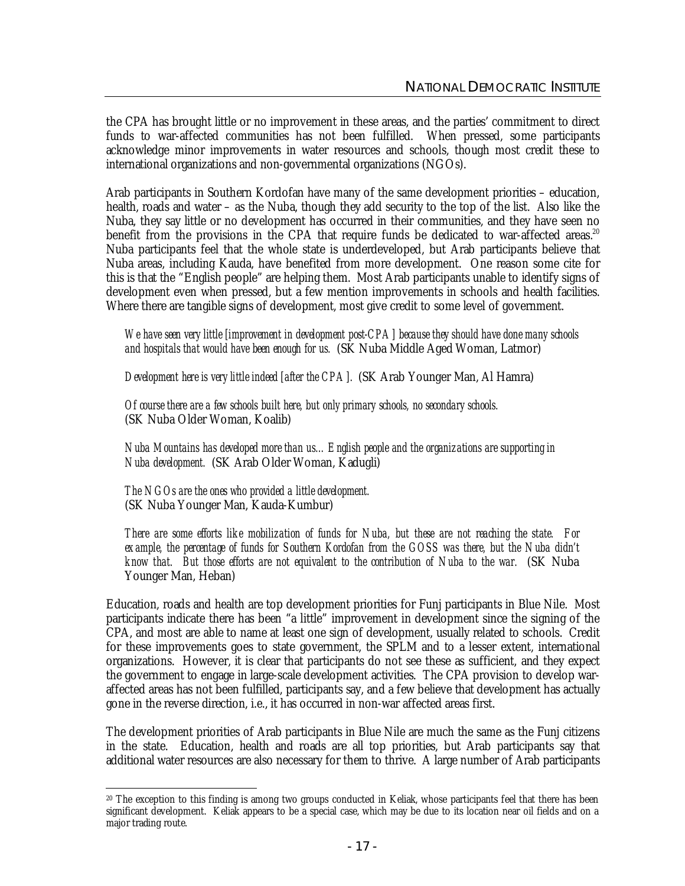the CPA has brought little or no improvement in these areas, and the parties' commitment to direct funds to war-affected communities has not been fulfilled. When pressed, some participants acknowledge minor improvements in water resources and schools, though most credit these to international organizations and non-governmental organizations (NGOs).

Arab participants in Southern Kordofan have many of the same development priorities – education, health, roads and water – as the Nuba, though they add security to the top of the list. Also like the Nuba, they say little or no development has occurred in their communities, and they have seen no benefit from the provisions in the CPA that require funds be dedicated to war-affected areas.[20] Nuba participants feel that the whole state is underdeveloped, but Arab participants believe that Nuba areas, including Kauda, have benefited from more development. One reason some cite for this is that the "English people" are helping them. Most Arab participants unable to identify signs of development even when pressed, but a few mention improvements in schools and health facilities. Where there are tangible signs of development, most give credit to some level of government.

> *We have seen very little [improvement in development post-CPA] because they should have done many schools and hospitals that would have been enough for us.* (SK Nuba Middle Aged Woman, Latmor)

> *Development here is very little indeed [after the CPA].* (SK Arab Younger Man, Al Hamra)

> *Of course there are a few schools built here, but only primary schools, no secondary schools.* (SK Nuba Older Woman, Koalib)

> *Nuba Mountains has developed more than us… English people and the organizations are supporting in Nuba development.* (SK Arab Older Woman, Kadugli)

> *The NGOs are the ones who provided a little development.* (SK Nuba Younger Man, Kauda-Kumbur)

> *There are some efforts like mobilization of funds for Nuba, but these are not reaching the state. For example, the percentage of funds for Southern Kordofan from the GOSS was there, but the Nuba didn't know that. But those efforts are not equivalent to the contribution of Nuba to the war.* (SK Nuba Younger Man, Heban)

Education, roads and health are top development priorities for Funj participants in Blue Nile. Most participants indicate there has been "a little" improvement in development since the signing of the CPA, and most are able to name at least one sign of development, usually related to schools. Credit for these improvements goes to state government, the SPLM and to a lesser extent, international organizations. However, it is clear that participants do not see these as sufficient, and they expect the government to engage in large-scale development activities. The CPA provision to develop war-affected areas has not been fulfilled, participants say, and a few believe that development has actually gone in the reverse direction, i.e., it has occurred in non-war affected areas first.

The development priorities of Arab participants in Blue Nile are much the same as the Funj citizens in the state. Education, health and roads are all top priorities, but Arab participants say that additional water resources are also necessary for them to thrive. A large number of Arab participants

[20] The exception to this finding is among two groups conducted in Keliak, whose participants feel that there has been significant development. Keliak appears to be a special case, which may be due to its location near oil fields and on a major trading route.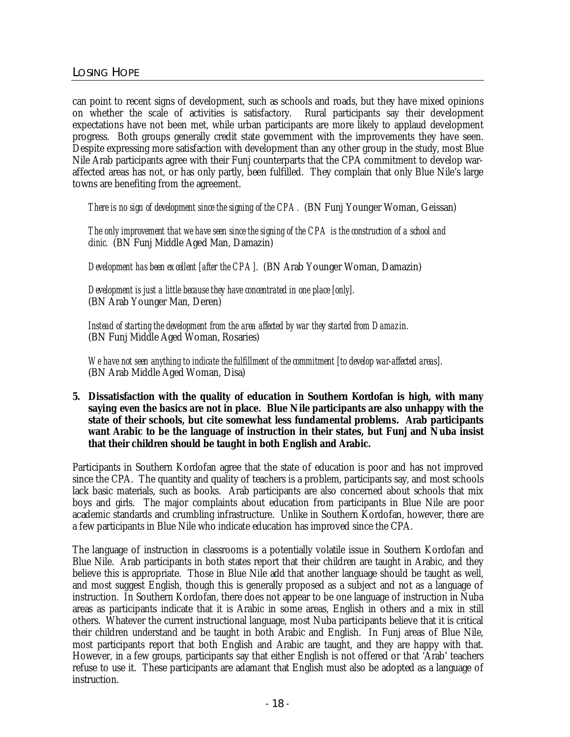can point to recent signs of development, such as schools and roads, but they have mixed opinions on whether the scale of activities is satisfactory. Rural participants say their development expectations have not been met, while urban participants are more likely to applaud development progress. Both groups generally credit state government with the improvements they have seen. Despite expressing more satisfaction with development than any other group in the study, most Blue Nile Arab participants agree with their Funj counterparts that the CPA commitment to develop war-affected areas has not, or has only partly, been fulfilled. They complain that only Blue Nile's large towns are benefiting from the agreement.

> *There is no sign of development since the signing of the CPA.* (BN Funj Younger Woman, Geissan)

> *The only improvement that we have seen since the signing of the CPA is the construction of a school and clinic.* (BN Funj Middle Aged Man, Damazin)

> *Development has been excellent [after the CPA].* (BN Arab Younger Woman, Damazin)

> *Development is just a little because they have concentrated in one place [only].* (BN Arab Younger Man, Deren)

> *Instead of starting the development from the area affected by war they started from Damazin.* (BN Funj Middle Aged Woman, Rosaries)

> *We have not seen anything to indicate the fulfillment of the commitment [to develop war-affected areas].* (BN Arab Middle Aged Woman, Disa)

**5. Dissatisfaction with the quality of education in Southern Kordofan is high, with many saying even the basics are not in place. Blue Nile participants are also unhappy with the state of their schools, but cite somewhat less fundamental problems. Arab participants want Arabic to be the language of instruction in their states, but Funj and Nuba insist that their children should be taught in both English and Arabic.**

Participants in Southern Kordofan agree that the state of education is poor and has not improved since the CPA. The quantity and quality of teachers is a problem, participants say, and most schools lack basic materials, such as books. Arab participants are also concerned about schools that mix boys and girls. The major complaints about education from participants in Blue Nile are poor academic standards and crumbling infrastructure. Unlike in Southern Kordofan, however, there are a few participants in Blue Nile who indicate education has improved since the CPA.

The language of instruction in classrooms is a potentially volatile issue in Southern Kordofan and Blue Nile. Arab participants in both states report that their children are taught in Arabic, and they believe this is appropriate. Those in Blue Nile add that another language should be taught as well, and most suggest English, though this is generally proposed as a subject and not as a language of instruction. In Southern Kordofan, there does not appear to be one language of instruction in Nuba areas as participants indicate that it is Arabic in some areas, English in others and a mix in still others. Whatever the current instructional language, most Nuba participants believe that it is critical their children understand and be taught in both Arabic and English. In Funj areas of Blue Nile, most participants report that both English and Arabic are taught, and they are happy with that. However, in a few groups, participants say that either English is not offered or that 'Arab' teachers refuse to use it. These participants are adamant that English must also be adopted as a language of instruction.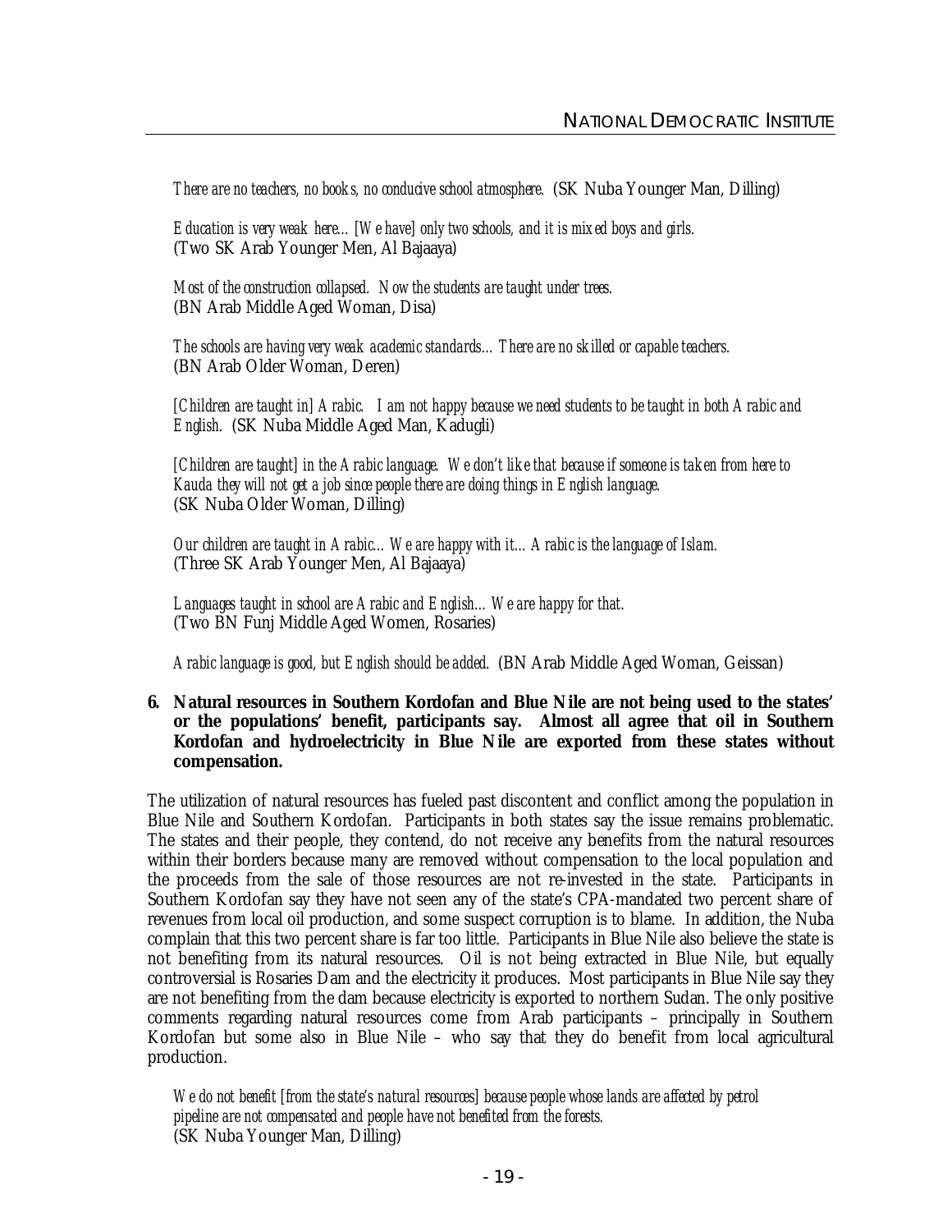*There are no teachers, no books, no conducive school atmosphere.* (SK Nuba Younger Man, Dilling)

*Education is very weak here... [We have] only two schools, and it is mixed boys and girls.* (Two SK Arab Younger Men, Al Bajaaya)

*Most of the construction collapsed. Now the students are taught under trees.* (BN Arab Middle Aged Woman, Disa)

*The schools are having very weak academic standards... There are no skilled or capable teachers.* (BN Arab Older Woman, Deren)

*[Children are taught in] Arabic. I am not happy because we need students to be taught in both Arabic and English.* (SK Nuba Middle Aged Man, Kadugli)

*[Children are taught] in the Arabic language. We don't like that because if someone is taken from here to Kauda they will not get a job since people there are doing things in English language.* (SK Nuba Older Woman, Dilling)

*Our children are taught in Arabic... We are happy with it... Arabic is the language of Islam.* (Three SK Arab Younger Men, Al Bajaaya)

*Languages taught in school are Arabic and English... We are happy for that.* (Two BN Funj Middle Aged Women, Rosaries)

*Arabic language is good, but English should be added.* (BN Arab Middle Aged Woman, Geissan)

**6. Natural resources in Southern Kordofan and Blue Nile are not being used to the states' or the populations' benefit, participants say. Almost all agree that oil in Southern Kordofan and hydroelectricity in Blue Nile are exported from these states without compensation.**

The utilization of natural resources has fueled past discontent and conflict among the population in Blue Nile and Southern Kordofan. Participants in both states say the issue remains problematic. The states and their people, they contend, do not receive any benefits from the natural resources within their borders because many are removed without compensation to the local population and the proceeds from the sale of those resources are not re-invested in the state. Participants in Southern Kordofan say they have not seen any of the state's CPA-mandated two percent share of revenues from local oil production, and some suspect corruption is to blame. In addition, the Nuba complain that this two percent share is far too little. Participants in Blue Nile also believe the state is not benefiting from its natural resources. Oil is not being extracted in Blue Nile, but equally controversial is Rosaries Dam and the electricity it produces. Most participants in Blue Nile say they are not benefiting from the dam because electricity is exported to northern Sudan. The only positive comments regarding natural resources come from Arab participants – principally in Southern Kordofan but some also in Blue Nile – who say that they do benefit from local agricultural production.

*We do not benefit [from the state's natural resources] because people whose lands are affected by petrol pipeline are not compensated and people have not benefited from the forests.* (SK Nuba Younger Man, Dilling)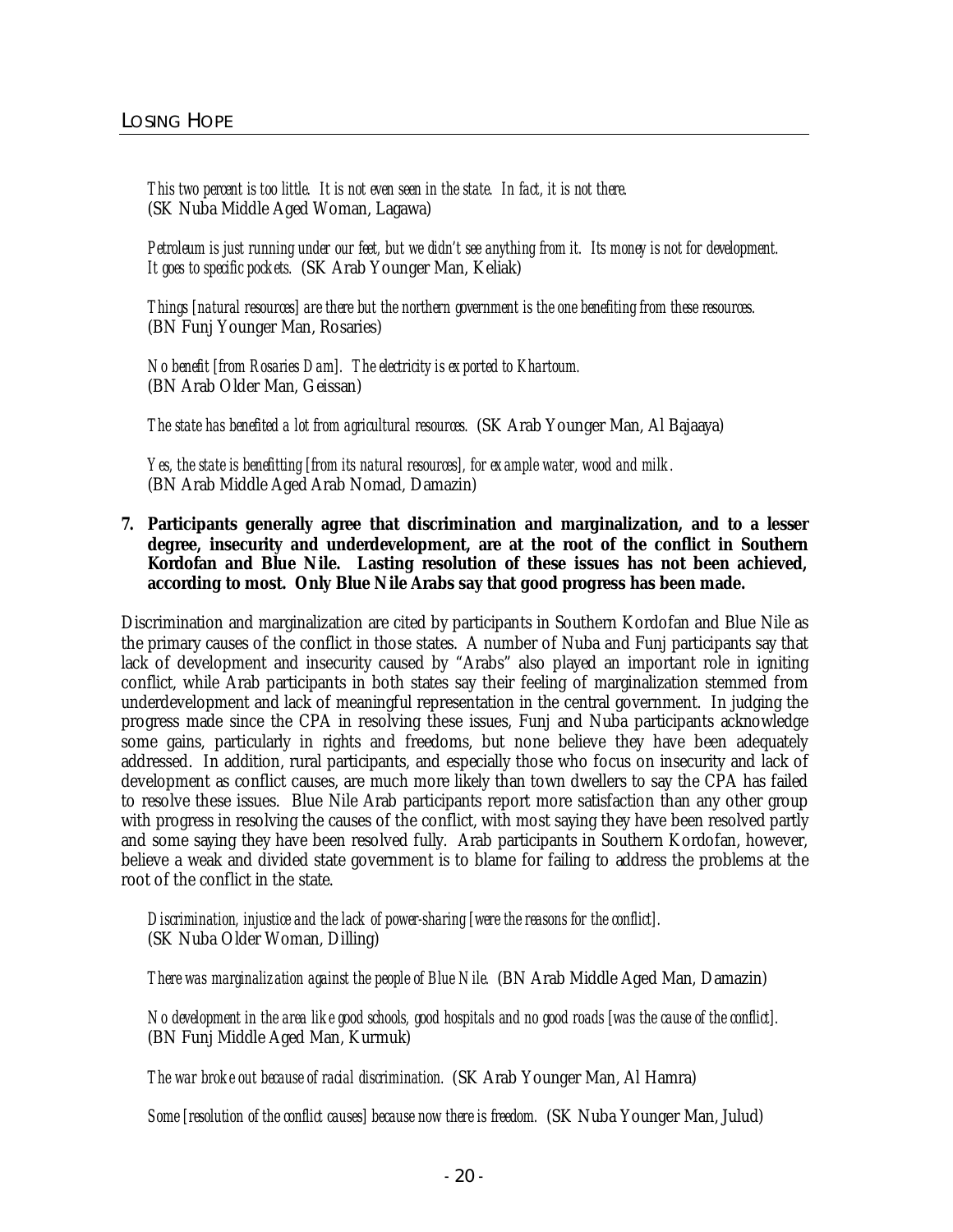*This two percent is too little. It is not even seen in the state. In fact, it is not there.* (SK Nuba Middle Aged Woman, Lagawa)

*Petroleum is just running under our feet, but we didn't see anything from it. Its money is not for development. It goes to specific pockets.* (SK Arab Younger Man, Keliak)

*Things [natural resources] are there but the northern government is the one benefiting from these resources.* (BN Funj Younger Man, Rosaries)

*No benefit [from Rosaries Dam]. The electricity is exported to Khartoum.* (BN Arab Older Man, Geissan)

*The state has benefited a lot from agricultural resources.* (SK Arab Younger Man, Al Bajaaya)

*Yes, the state is benefitting [from its natural resources], for example water, wood and milk.* (BN Arab Middle Aged Arab Nomad, Damazin)

**7. Participants generally agree that discrimination and marginalization, and to a lesser degree, insecurity and underdevelopment, are at the root of the conflict in Southern Kordofan and Blue Nile. Lasting resolution of these issues has not been achieved, according to most. Only Blue Nile Arabs say that good progress has been made.**

Discrimination and marginalization are cited by participants in Southern Kordofan and Blue Nile as the primary causes of the conflict in those states. A number of Nuba and Funj participants say that lack of development and insecurity caused by "Arabs" also played an important role in igniting conflict, while Arab participants in both states say their feeling of marginalization stemmed from underdevelopment and lack of meaningful representation in the central government. In judging the progress made since the CPA in resolving these issues, Funj and Nuba participants acknowledge some gains, particularly in rights and freedoms, but none believe they have been adequately addressed. In addition, rural participants, and especially those who focus on insecurity and lack of development as conflict causes, are much more likely than town dwellers to say the CPA has failed to resolve these issues. Blue Nile Arab participants report more satisfaction than any other group with progress in resolving the causes of the conflict, with most saying they have been resolved partly and some saying they have been resolved fully. Arab participants in Southern Kordofan, however, believe a weak and divided state government is to blame for failing to address the problems at the root of the conflict in the state.

*Discrimination, injustice and the lack of power-sharing [were the reasons for the conflict].* (SK Nuba Older Woman, Dilling)

*There was marginalization against the people of Blue Nile.* (BN Arab Middle Aged Man, Damazin)

*No development in the area like good schools, good hospitals and no good roads [was the cause of the conflict].* (BN Funj Middle Aged Man, Kurmuk)

*The war broke out because of racial discrimination.* (SK Arab Younger Man, Al Hamra)

*Some [resolution of the conflict causes] because now there is freedom.* (SK Nuba Younger Man, Julud)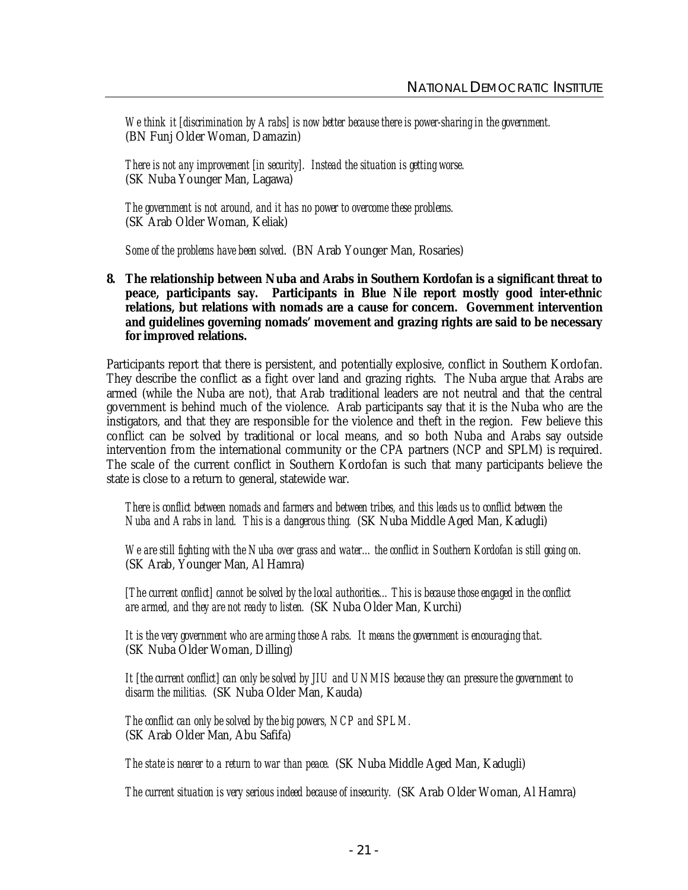*We think it [discrimination by Arabs] is now better because there is power-sharing in the government.*
(BN Funj Older Woman, Damazin)

*There is not any improvement [in security]. Instead the situation is getting worse.*
(SK Nuba Younger Man, Lagawa)

*The government is not around, and it has no power to overcome these problems.*
(SK Arab Older Woman, Keliak)

*Some of the problems have been solved.* (BN Arab Younger Man, Rosaries)

**8. The relationship between Nuba and Arabs in Southern Kordofan is a significant threat to peace, participants say. Participants in Blue Nile report mostly good inter-ethnic relations, but relations with nomads are a cause for concern. Government intervention and guidelines governing nomads' movement and grazing rights are said to be necessary for improved relations.**

Participants report that there is persistent, and potentially explosive, conflict in Southern Kordofan. They describe the conflict as a fight over land and grazing rights. The Nuba argue that Arabs are armed (while the Nuba are not), that Arab traditional leaders are not neutral and that the central government is behind much of the violence. Arab participants say that it is the Nuba who are the instigators, and that they are responsible for the violence and theft in the region. Few believe this conflict can be solved by traditional or local means, and so both Nuba and Arabs say outside intervention from the international community or the CPA partners (NCP and SPLM) is required. The scale of the current conflict in Southern Kordofan is such that many participants believe the state is close to a return to general, statewide war.

*There is conflict between nomads and farmers and between tribes, and this leads us to conflict between the Nuba and Arabs in land. This is a dangerous thing.* (SK Nuba Middle Aged Man, Kadugli)

*We are still fighting with the Nuba over grass and water… the conflict in Southern Kordofan is still going on.*
(SK Arab, Younger Man, Al Hamra)

*[The current conflict] cannot be solved by the local authorities… This is because those engaged in the conflict are armed, and they are not ready to listen.* (SK Nuba Older Man, Kurchi)

*It is the very government who are arming those Arabs. It means the government is encouraging that.*
(SK Nuba Older Woman, Dilling)

*It [the current conflict] can only be solved by JIU and UNMIS because they can pressure the government to disarm the militias.* (SK Nuba Older Man, Kauda)

*The conflict can only be solved by the big powers, NCP and SPLM.*
(SK Arab Older Man, Abu Safifa)

*The state is nearer to a return to war than peace.* (SK Nuba Middle Aged Man, Kadugli)

*The current situation is very serious indeed because of insecurity.* (SK Arab Older Woman, Al Hamra)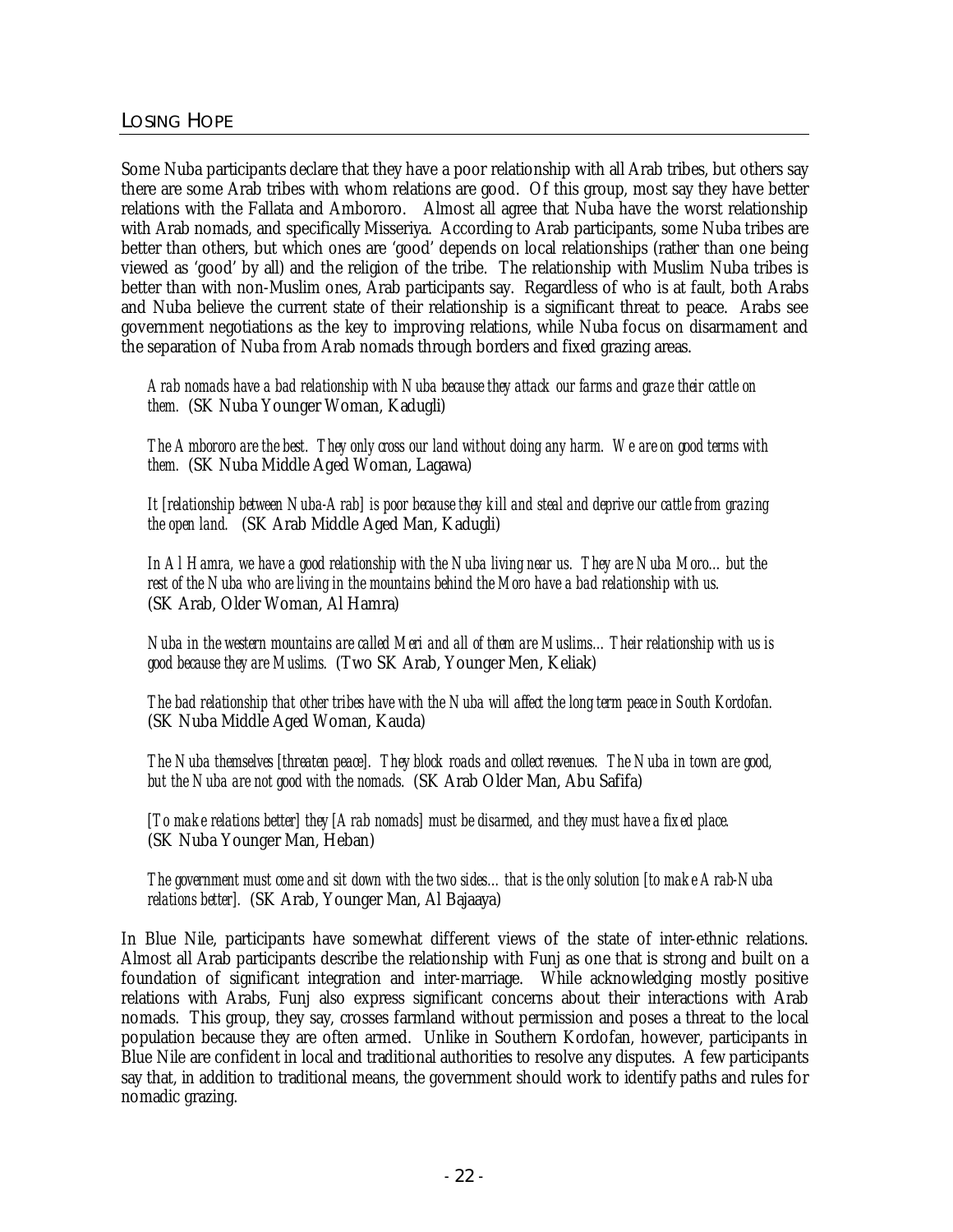## LOSING HOPE

Some Nuba participants declare that they have a poor relationship with all Arab tribes, but others say there are some Arab tribes with whom relations are good. Of this group, most say they have better relations with the Fallata and Ambororo. Almost all agree that Nuba have the worst relationship with Arab nomads, and specifically Misseriya. According to Arab participants, some Nuba tribes are better than others, but which ones are 'good' depends on local relationships (rather than one being viewed as 'good' by all) and the religion of the tribe. The relationship with Muslim Nuba tribes is better than with non-Muslim ones, Arab participants say. Regardless of who is at fault, both Arabs and Nuba believe the current state of their relationship is a significant threat to peace. Arabs see government negotiations as the key to improving relations, while Nuba focus on disarmament and the separation of Nuba from Arab nomads through borders and fixed grazing areas.

> *Arab nomads have a bad relationship with Nuba because they attack our farms and graze their cattle on them.* (SK Nuba Younger Woman, Kadugli)

> *The Ambororo are the best. They only cross our land without doing any harm. We are on good terms with them.* (SK Nuba Middle Aged Woman, Lagawa)

> *It [relationship between Nuba-Arab] is poor because they kill and steal and deprive our cattle from grazing the open land.* (SK Arab Middle Aged Man, Kadugli)

> *In Al Hamra, we have a good relationship with the Nuba living near us. They are Nuba Moro… but the rest of the Nuba who are living in the mountains behind the Moro have a bad relationship with us.* (SK Arab, Older Woman, Al Hamra)

> *Nuba in the western mountains are called Meri and all of them are Muslims… Their relationship with us is good because they are Muslims.* (Two SK Arab, Younger Men, Keliak)

> *The bad relationship that other tribes have with the Nuba will affect the long term peace in South Kordofan.* (SK Nuba Middle Aged Woman, Kauda)

> *The Nuba themselves [threaten peace]. They block roads and collect revenues. The Nuba in town are good, but the Nuba are not good with the nomads.* (SK Arab Older Man, Abu Safifa)

> *[To make relations better] they [Arab nomads] must be disarmed, and they must have a fixed place.* (SK Nuba Younger Man, Heban)

> *The government must come and sit down with the two sides… that is the only solution [to make Arab-Nuba relations better].* (SK Arab, Younger Man, Al Bajaaya)

In Blue Nile, participants have somewhat different views of the state of inter-ethnic relations. Almost all Arab participants describe the relationship with Funj as one that is strong and built on a foundation of significant integration and inter-marriage. While acknowledging mostly positive relations with Arabs, Funj also express significant concerns about their interactions with Arab nomads. This group, they say, crosses farmland without permission and poses a threat to the local population because they are often armed. Unlike in Southern Kordofan, however, participants in Blue Nile are confident in local and traditional authorities to resolve any disputes. A few participants say that, in addition to traditional means, the government should work to identify paths and rules for nomadic grazing.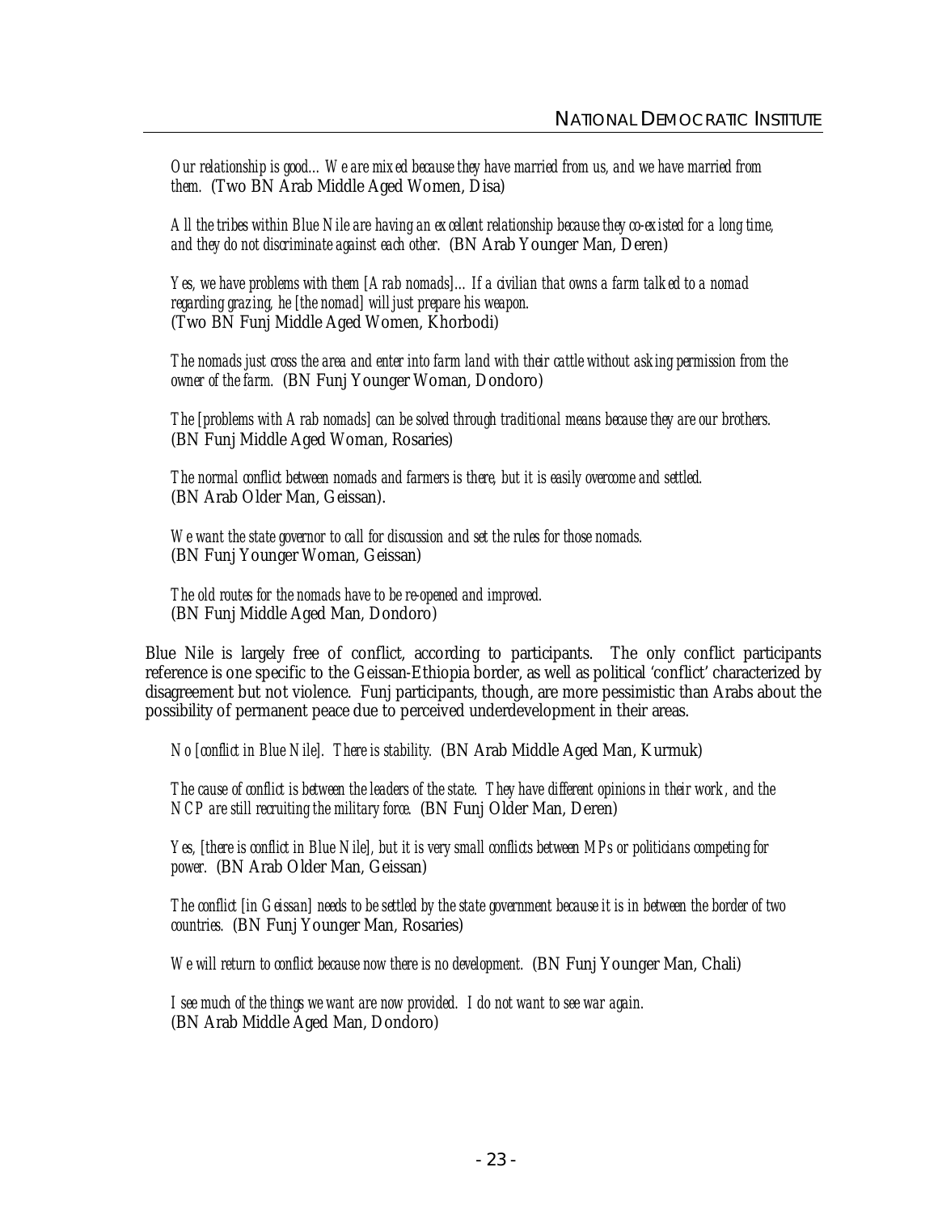*Our relationship is good… We are mixed because they have married from us, and we have married from them.* (Two BN Arab Middle Aged Women, Disa)

*All the tribes within Blue Nile are having an excellent relationship because they co-existed for a long time, and they do not discriminate against each other.* (BN Arab Younger Man, Deren)

*Yes, we have problems with them [Arab nomads]… If a civilian that owns a farm talked to a nomad regarding grazing, he [the nomad] will just prepare his weapon.* (Two BN Funj Middle Aged Women, Khorbodi)

*The nomads just cross the area and enter into farm land with their cattle without asking permission from the owner of the farm.* (BN Funj Younger Woman, Dondoro)

*The [problems with Arab nomads] can be solved through traditional means because they are our brothers.* (BN Funj Middle Aged Woman, Rosaries)

*The normal conflict between nomads and farmers is there, but it is easily overcome and settled.* (BN Arab Older Man, Geissan).

*We want the state governor to call for discussion and set the rules for those nomads.* (BN Funj Younger Woman, Geissan)

*The old routes for the nomads have to be re-opened and improved.* (BN Funj Middle Aged Man, Dondoro)

Blue Nile is largely free of conflict, according to participants. The only conflict participants reference is one specific to the Geissan-Ethiopia border, as well as political 'conflict' characterized by disagreement but not violence. Funj participants, though, are more pessimistic than Arabs about the possibility of permanent peace due to perceived underdevelopment in their areas.

*No [conflict in Blue Nile]. There is stability.* (BN Arab Middle Aged Man, Kurmuk)

*The cause of conflict is between the leaders of the state. They have different opinions in their work, and the NCP are still recruiting the military force.* (BN Funj Older Man, Deren)

*Yes, [there is conflict in Blue Nile], but it is very small conflicts between MPs or politicians competing for power.* (BN Arab Older Man, Geissan)

*The conflict [in Geissan] needs to be settled by the state government because it is in between the border of two countries.* (BN Funj Younger Man, Rosaries)

*We will return to conflict because now there is no development.* (BN Funj Younger Man, Chali)

*I see much of the things we want are now provided. I do not want to see war again.* (BN Arab Middle Aged Man, Dondoro)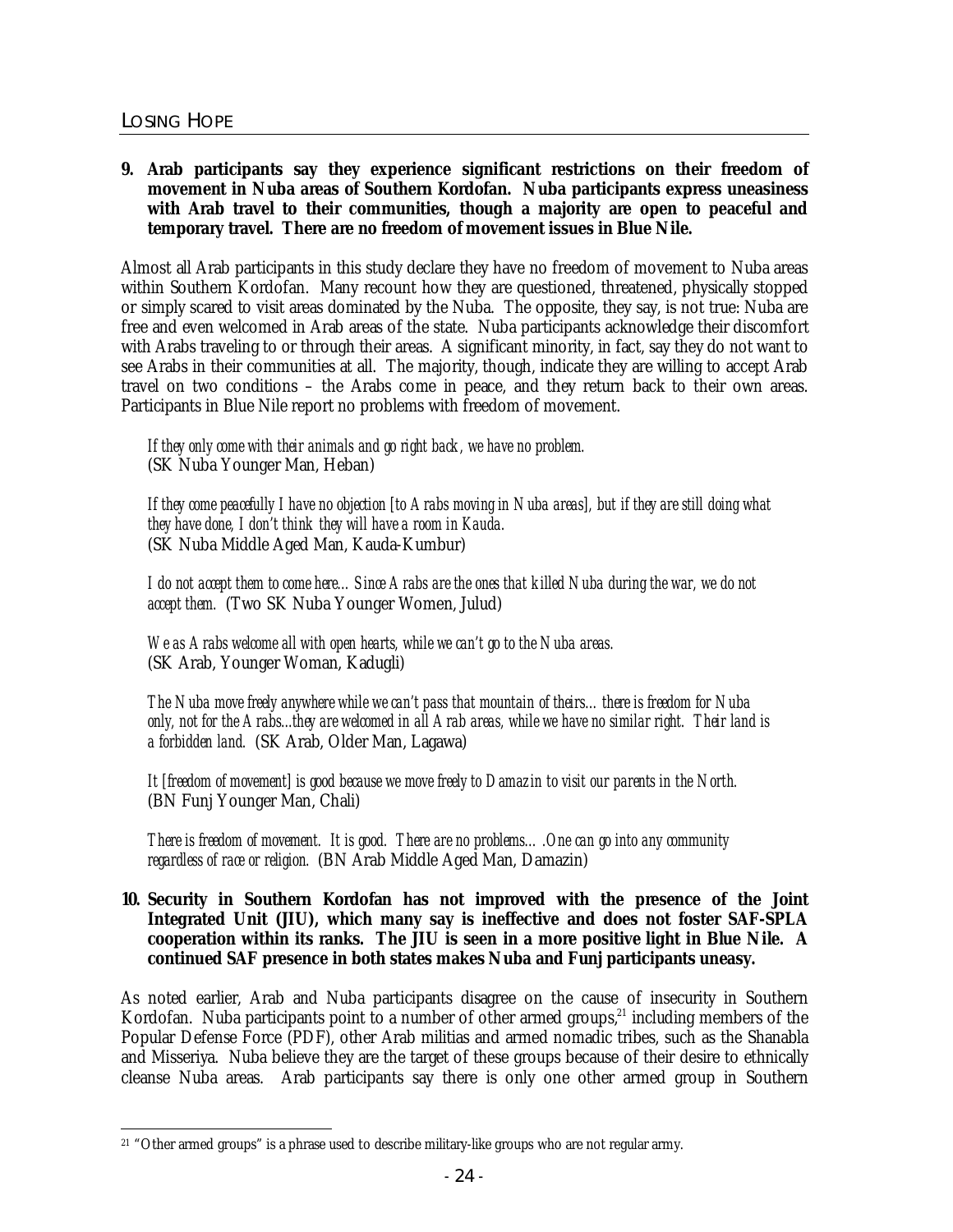**9. Arab participants say they experience significant restrictions on their freedom of movement in Nuba areas of Southern Kordofan. Nuba participants express uneasiness with Arab travel to their communities, though a majority are open to peaceful and temporary travel. There are no freedom of movement issues in Blue Nile.**

Almost all Arab participants in this study declare they have no freedom of movement to Nuba areas within Southern Kordofan. Many recount how they are questioned, threatened, physically stopped or simply scared to visit areas dominated by the Nuba. The opposite, they say, is not true: Nuba are free and even welcomed in Arab areas of the state. Nuba participants acknowledge their discomfort with Arabs traveling to or through their areas. A significant minority, in fact, say they do not want to see Arabs in their communities at all. The majority, though, indicate they are willing to accept Arab travel on two conditions – the Arabs come in peace, and they return back to their own areas. Participants in Blue Nile report no problems with freedom of movement.

> *If they only come with their animals and go right back, we have no problem.*
> (SK Nuba Younger Man, Heban)

> *If they come peacefully I have no objection [to Arabs moving in Nuba areas], but if they are still doing what they have done, I don't think they will have a room in Kauda.*
> (SK Nuba Middle Aged Man, Kauda-Kumbur)

> *I do not accept them to come here… Since Arabs are the ones that killed Nuba during the war, we do not accept them.* (Two SK Nuba Younger Women, Julud)

> *We as Arabs welcome all with open hearts, while we can't go to the Nuba areas.*
> (SK Arab, Younger Woman, Kadugli)

> *The Nuba move freely anywhere while we can't pass that mountain of theirs… there is freedom for Nuba only, not for the Arabs...they are welcomed in all Arab areas, while we have no similar right. Their land is a forbidden land.* (SK Arab, Older Man, Lagawa)

> *It [freedom of movement] is good because we move freely to Damazin to visit our parents in the North.*
> (BN Funj Younger Man, Chali)

> *There is freedom of movement. It is good. There are no problems….One can go into any community regardless of race or religion.* (BN Arab Middle Aged Man, Damazin)

**10. Security in Southern Kordofan has not improved with the presence of the Joint Integrated Unit (JIU), which many say is ineffective and does not foster SAF-SPLA cooperation within its ranks. The JIU is seen in a more positive light in Blue Nile. A continued SAF presence in both states makes Nuba and Funj participants uneasy.**

As noted earlier, Arab and Nuba participants disagree on the cause of insecurity in Southern Kordofan. Nuba participants point to a number of other armed groups,[21] including members of the Popular Defense Force (PDF), other Arab militias and armed nomadic tribes, such as the Shanabla and Misseriya. Nuba believe they are the target of these groups because of their desire to ethnically cleanse Nuba areas. Arab participants say there is only one other armed group in Southern

[21] "Other armed groups" is a phrase used to describe military-like groups who are not regular army.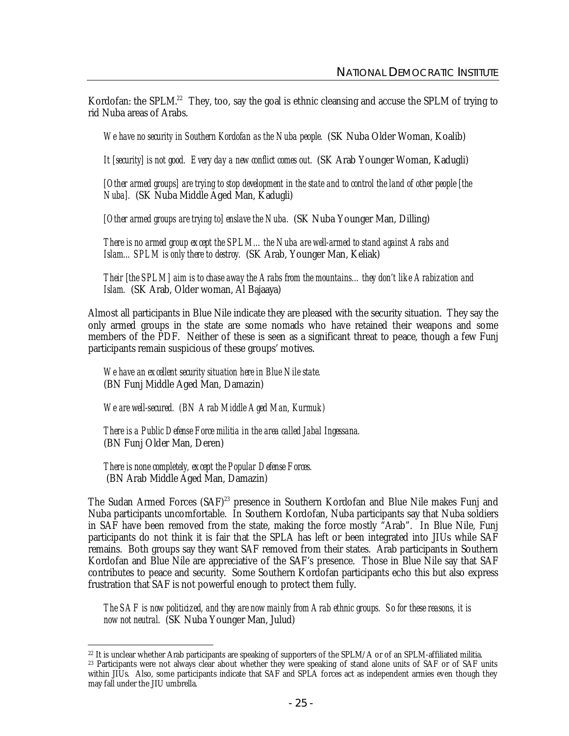Kordofan: the SPLM.[22] They, too, say the goal is ethnic cleansing and accuse the SPLM of trying to rid Nuba areas of Arabs.

> *We have no security in Southern Kordofan as the Nuba people.* (SK Nuba Older Woman, Koalib)
>
> *It [security] is not good. Every day a new conflict comes out.* (SK Arab Younger Woman, Kadugli)
>
> *[Other armed groups] are trying to stop development in the state and to control the land of other people [the Nuba].* (SK Nuba Middle Aged Man, Kadugli)
>
> *[Other armed groups are trying to] enslave the Nuba.* (SK Nuba Younger Man, Dilling)
>
> *There is no armed group except the SPLM…the Nuba are well-armed to stand against Arabs and Islam…SPLM is only there to destroy.* (SK Arab, Younger Man, Keliak)
>
> *Their [the SPLM] aim is to chase away the Arabs from the mountains…they don't like Arabization and Islam.* (SK Arab, Older woman, Al Bajaaya)

Almost all participants in Blue Nile indicate they are pleased with the security situation. They say the only armed groups in the state are some nomads who have retained their weapons and some members of the PDF. Neither of these is seen as a significant threat to peace, though a few Funj participants remain suspicious of these groups' motives.

> *We have an excellent security situation here in Blue Nile state.* (BN Funj Middle Aged Man, Damazin)
>
> *We are well-secured. (BN Arab Middle Aged Man, Kurmuk)*
>
> *There is a Public Defense Force militia in the area called Jabal Ingessana.* (BN Funj Older Man, Deren)
>
> *There is none completely, except the Popular Defense Forces.* (BN Arab Middle Aged Man, Damazin)

The Sudan Armed Forces (SAF)[23] presence in Southern Kordofan and Blue Nile makes Funj and Nuba participants uncomfortable. In Southern Kordofan, Nuba participants say that Nuba soldiers in SAF have been removed from the state, making the force mostly "Arab". In Blue Nile, Funj participants do not think it is fair that the SPLA has left or been integrated into JIUs while SAF remains. Both groups say they want SAF removed from their states. Arab participants in Southern Kordofan and Blue Nile are appreciative of the SAF's presence. Those in Blue Nile say that SAF contributes to peace and security. Some Southern Kordofan participants echo this but also express frustration that SAF is not powerful enough to protect them fully.

> *The SAF is now politicized, and they are now mainly from Arab ethnic groups. So for these reasons, it is now not neutral.* (SK Nuba Younger Man, Julud)

---

[22] It is unclear whether Arab participants are speaking of supporters of the SPLM/A or of an SPLM-affiliated militia.

[23] Participants were not always clear about whether they were speaking of stand alone units of SAF or of SAF units within JIUs. Also, some participants indicate that SAF and SPLA forces act as independent armies even though they may fall under the JIU umbrella.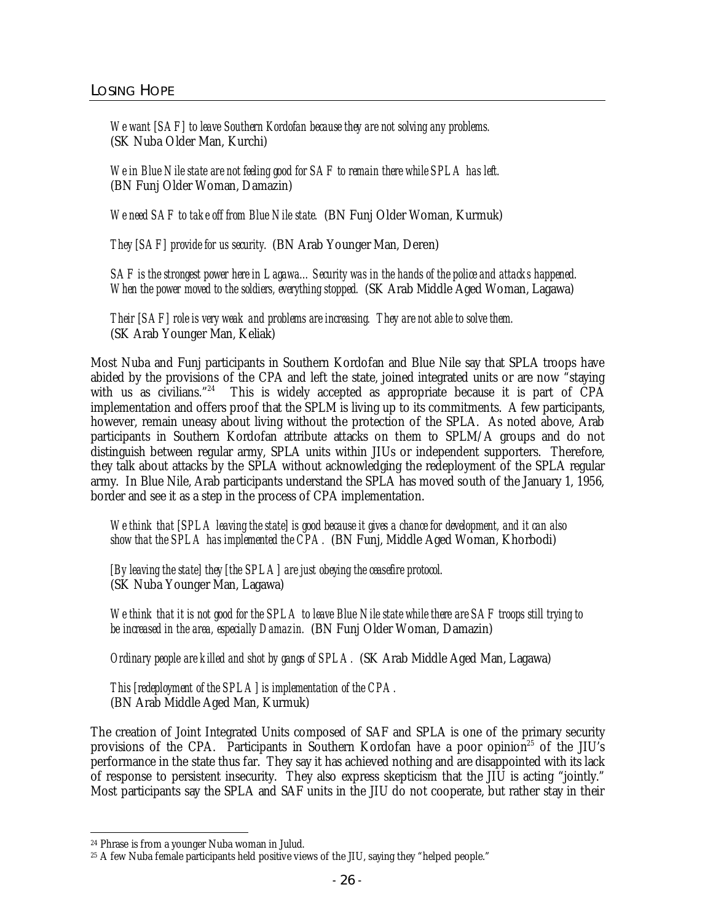*We want [SAF] to leave Southern Kordofan because they are not solving any problems.* (SK Nuba Older Man, Kurchi)

*We in Blue Nile state are not feeling good for SAF to remain there while SPLA has left.* (BN Funj Older Woman, Damazin)

*We need SAF to take off from Blue Nile state.* (BN Funj Older Woman, Kurmuk)

*They [SAF] provide for us security.* (BN Arab Younger Man, Deren)

*SAF is the strongest power here in Lagawa…Security was in the hands of the police and attacks happened. When the power moved to the soldiers, everything stopped.* (SK Arab Middle Aged Woman, Lagawa)

*Their [SAF] role is very weak and problems are increasing. They are not able to solve them.* (SK Arab Younger Man, Keliak)

Most Nuba and Funj participants in Southern Kordofan and Blue Nile say that SPLA troops have abided by the provisions of the CPA and left the state, joined integrated units or are now "staying with us as civilians."[24] This is widely accepted as appropriate because it is part of CPA implementation and offers proof that the SPLM is living up to its commitments. A few participants, however, remain uneasy about living without the protection of the SPLA. As noted above, Arab participants in Southern Kordofan attribute attacks on them to SPLM/A groups and do not distinguish between regular army, SPLA units within JIUs or independent supporters. Therefore, they talk about attacks by the SPLA without acknowledging the redeployment of the SPLA regular army. In Blue Nile, Arab participants understand the SPLA has moved south of the January 1, 1956, border and see it as a step in the process of CPA implementation.

*We think that [SPLA leaving the state] is good because it gives a chance for development, and it can also show that the SPLA has implemented the CPA.* (BN Funj, Middle Aged Woman, Khorbodi)

*[By leaving the state] they [the SPLA] are just obeying the ceasefire protocol.* (SK Nuba Younger Man, Lagawa)

*We think that it is not good for the SPLA to leave Blue Nile state while there are SAF troops still trying to be increased in the area, especially Damazin.* (BN Funj Older Woman, Damazin)

*Ordinary people are killed and shot by gangs of SPLA.* (SK Arab Middle Aged Man, Lagawa)

*This [redeployment of the SPLA] is implementation of the CPA.* (BN Arab Middle Aged Man, Kurmuk)

The creation of Joint Integrated Units composed of SAF and SPLA is one of the primary security provisions of the CPA. Participants in Southern Kordofan have a poor opinion[25] of the JIU's performance in the state thus far. They say it has achieved nothing and are disappointed with its lack of response to persistent insecurity. They also express skepticism that the JIU is acting "jointly." Most participants say the SPLA and SAF units in the JIU do not cooperate, but rather stay in their

[24] Phrase is from a younger Nuba woman in Julud.

[25] A few Nuba female participants held positive views of the JIU, saying they "helped people."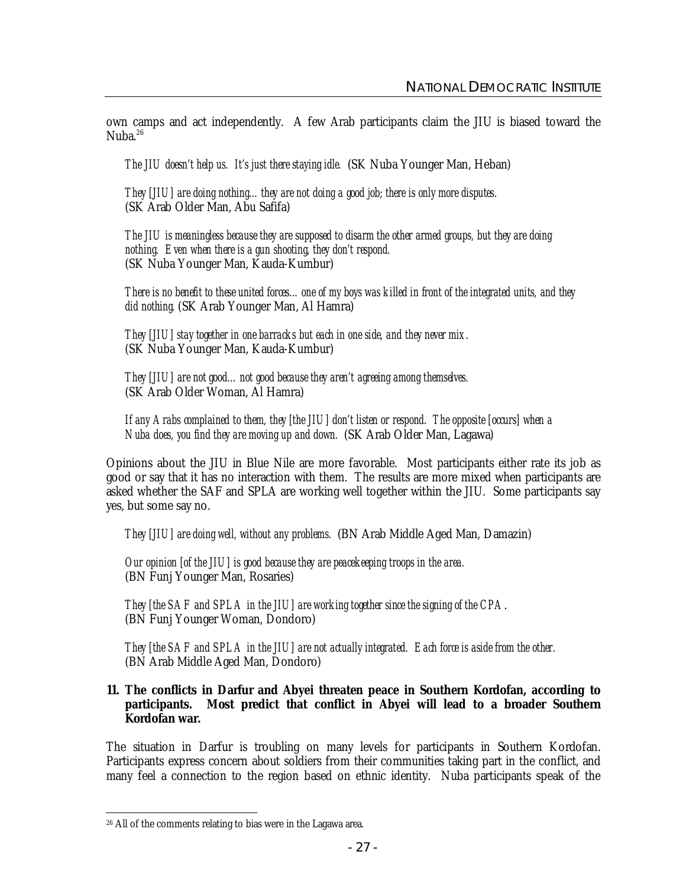own camps and act independently. A few Arab participants claim the JIU is biased toward the Nuba.[26]

> *The JIU doesn't help us. It's just there staying idle.* (SK Nuba Younger Man, Heban)

> *They [JIU] are doing nothing… they are not doing a good job; there is only more disputes.* (SK Arab Older Man, Abu Safifa)

> *The JIU is meaningless because they are supposed to disarm the other armed groups, but they are doing nothing. Even when there is a gun shooting, they don't respond.* (SK Nuba Younger Man, Kauda-Kumbur)

> *There is no benefit to these united forces… one of my boys was killed in front of the integrated units, and they did nothing.* (SK Arab Younger Man, Al Hamra)

> *They [JIU] stay together in one barracks but each in one side, and they never mix.* (SK Nuba Younger Man, Kauda-Kumbur)

> *They [JIU] are not good… not good because they aren't agreeing among themselves.* (SK Arab Older Woman, Al Hamra)

> *If any Arabs complained to them, they [the JIU] don't listen or respond. The opposite [occurs] when a Nuba does, you find they are moving up and down.* (SK Arab Older Man, Lagawa)

Opinions about the JIU in Blue Nile are more favorable. Most participants either rate its job as good or say that it has no interaction with them. The results are more mixed when participants are asked whether the SAF and SPLA are working well together within the JIU. Some participants say yes, but some say no.

> *They [JIU] are doing well, without any problems.* (BN Arab Middle Aged Man, Damazin)

> *Our opinion [of the JIU] is good because they are peacekeeping troops in the area.* (BN Funj Younger Man, Rosaries)

> *They [the SAF and SPLA in the JIU] are working together since the signing of the CPA.* (BN Funj Younger Woman, Dondoro)

> *They [the SAF and SPLA in the JIU] are not actually integrated. Each force is aside from the other.* (BN Arab Middle Aged Man, Dondoro)

**11. The conflicts in Darfur and Abyei threaten peace in Southern Kordofan, according to participants. Most predict that conflict in Abyei will lead to a broader Southern Kordofan war.**

The situation in Darfur is troubling on many levels for participants in Southern Kordofan. Participants express concern about soldiers from their communities taking part in the conflict, and many feel a connection to the region based on ethnic identity. Nuba participants speak of the

[26] All of the comments relating to bias were in the Lagawa area.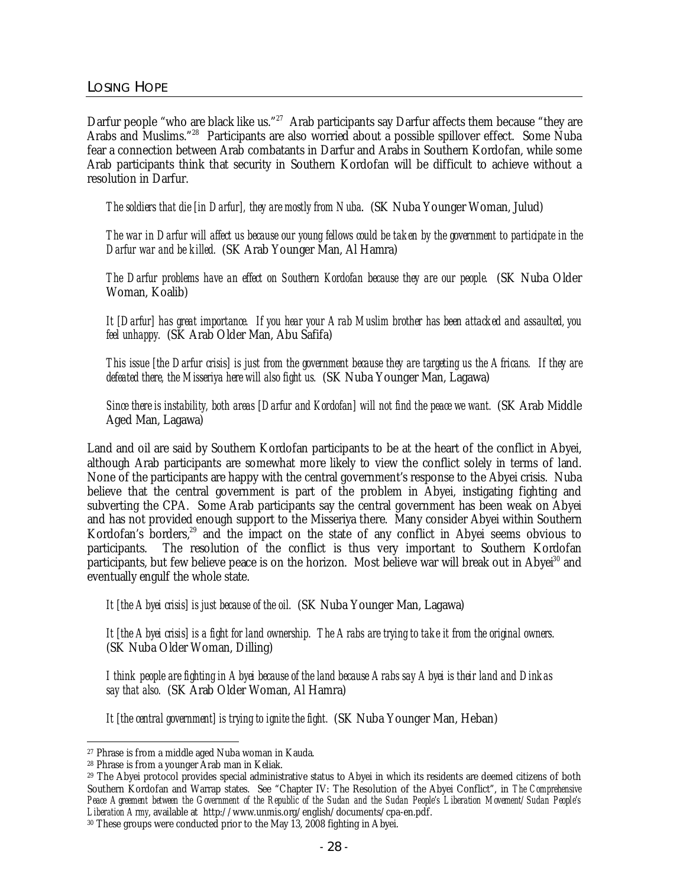Darfur people "who are black like us."[27] Arab participants say Darfur affects them because "they are Arabs and Muslims."[28] Participants are also worried about a possible spillover effect. Some Nuba fear a connection between Arab combatants in Darfur and Arabs in Southern Kordofan, while some Arab participants think that security in Southern Kordofan will be difficult to achieve without a resolution in Darfur.

> *The soldiers that die [in Darfur], they are mostly from Nuba.* (SK Nuba Younger Woman, Julud)

> *The war in Darfur will affect us because our young fellows could be taken by the government to participate in the Darfur war and be killed.* (SK Arab Younger Man, Al Hamra)

> *The Darfur problems have an effect on Southern Kordofan because they are our people.* (SK Nuba Older Woman, Koalib)

> *It [Darfur] has great importance. If you hear your Arab Muslim brother has been attacked and assaulted, you feel unhappy.* (SK Arab Older Man, Abu Safifa)

> *This issue [the Darfur crisis] is just from the government because they are targeting us the Africans. If they are defeated there, the Misseriya here will also fight us.* (SK Nuba Younger Man, Lagawa)

> *Since there is instability, both areas [Darfur and Kordofan] will not find the peace we want.* (SK Arab Middle Aged Man, Lagawa)

Land and oil are said by Southern Kordofan participants to be at the heart of the conflict in Abyei, although Arab participants are somewhat more likely to view the conflict solely in terms of land. None of the participants are happy with the central government's response to the Abyei crisis. Nuba believe that the central government is part of the problem in Abyei, instigating fighting and subverting the CPA. Some Arab participants say the central government has been weak on Abyei and has not provided enough support to the Misseriya there. Many consider Abyei within Southern Kordofan's borders,[29] and the impact on the state of any conflict in Abyei seems obvious to participants. The resolution of the conflict is thus very important to Southern Kordofan participants, but few believe peace is on the horizon. Most believe war will break out in Abyei[30] and eventually engulf the whole state.

> *It [the Abyei crisis] is just because of the oil.* (SK Nuba Younger Man, Lagawa)

> *It [the Abyei crisis] is a fight for land ownership. The Arabs are trying to take it from the original owners.* (SK Nuba Older Woman, Dilling)

> *I think people are fighting in Abyei because of the land because Arabs say Abyei is their land and Dinkas say that also.* (SK Arab Older Woman, Al Hamra)

> *It [the central government] is trying to ignite the fight.* (SK Nuba Younger Man, Heban)

---

[27] Phrase is from a middle aged Nuba woman in Kauda.

[28] Phrase is from a younger Arab man in Keliak.

[29] The Abyei protocol provides special administrative status to Abyei in which its residents are deemed citizens of both Southern Kordofan and Warrap states. See "Chapter IV: The Resolution of the Abyei Conflict", in *The Comprehensive Peace Agreement between the Government of the Republic of the Sudan and the Sudan People's Liberation Movement/Sudan People's Liberation Army*, available at http://www.unmis.org/english/documents/cpa-en.pdf.

[30] These groups were conducted prior to the May 13, 2008 fighting in Abyei.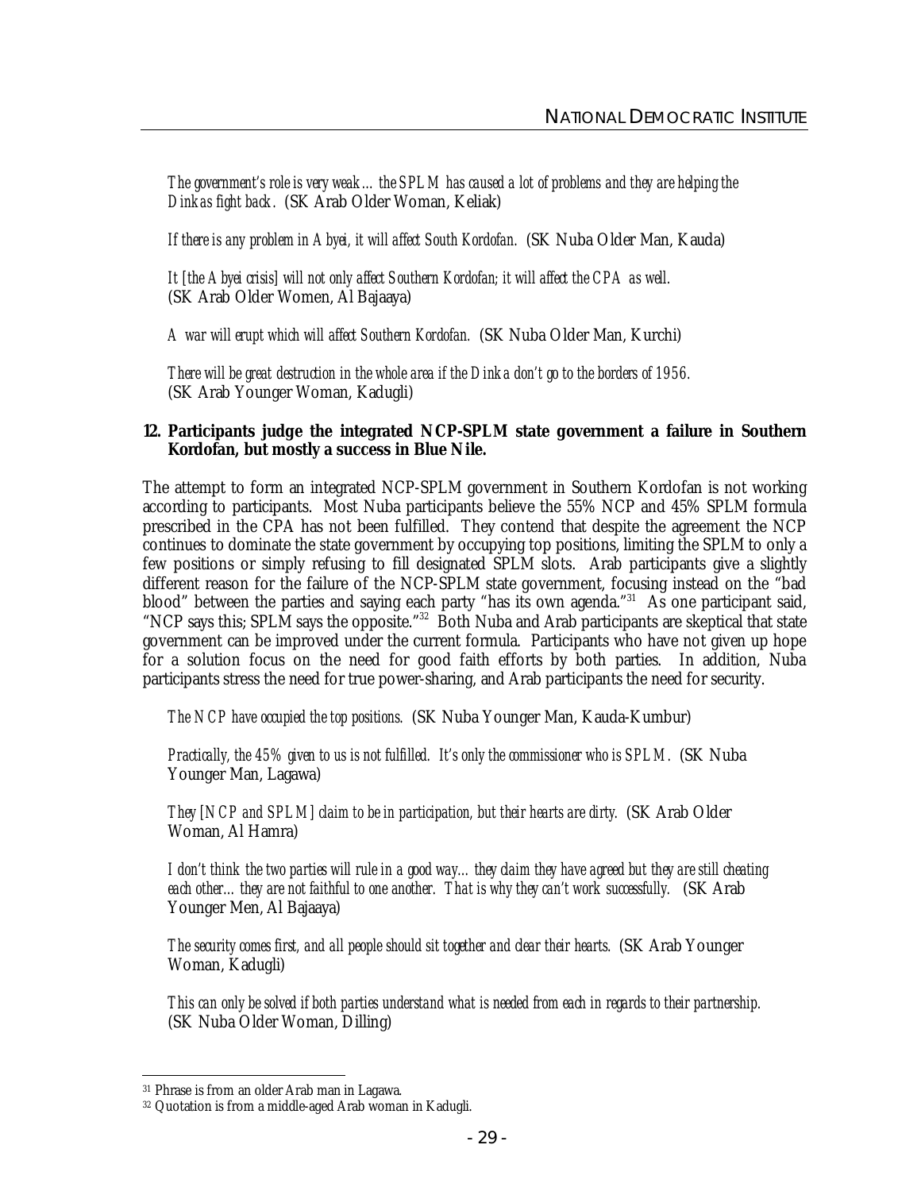*The government's role is very weak… the SPLM has caused a lot of problems and they are helping the Dinkas fight back.* (SK Arab Older Woman, Keliak)

*If there is any problem in Abyei, it will affect South Kordofan.* (SK Nuba Older Man, Kauda)

*It [the Abyei crisis] will not only affect Southern Kordofan; it will affect the CPA as well.* (SK Arab Older Women, Al Bajaaya)

*A war will erupt which will affect Southern Kordofan.* (SK Nuba Older Man, Kurchi)

*There will be great destruction in the whole area if the Dinka don't go to the borders of 1956.* (SK Arab Younger Woman, Kadugli)

**12. Participants judge the integrated NCP-SPLM state government a failure in Southern Kordofan, but mostly a success in Blue Nile.**

The attempt to form an integrated NCP-SPLM government in Southern Kordofan is not working according to participants. Most Nuba participants believe the 55% NCP and 45% SPLM formula prescribed in the CPA has not been fulfilled. They contend that despite the agreement the NCP continues to dominate the state government by occupying top positions, limiting the SPLM to only a few positions or simply refusing to fill designated SPLM slots. Arab participants give a slightly different reason for the failure of the NCP-SPLM state government, focusing instead on the "bad blood" between the parties and saying each party "has its own agenda."[31] As one participant said, "NCP says this; SPLM says the opposite."[32] Both Nuba and Arab participants are skeptical that state government can be improved under the current formula. Participants who have not given up hope for a solution focus on the need for good faith efforts by both parties. In addition, Nuba participants stress the need for true power-sharing, and Arab participants the need for security.

*The NCP have occupied the top positions.* (SK Nuba Younger Man, Kauda-Kumbur)

*Practically, the 45% given to us is not fulfilled. It's only the commissioner who is SPLM.* (SK Nuba Younger Man, Lagawa)

*They [NCP and SPLM] claim to be in participation, but their hearts are dirty.* (SK Arab Older Woman, Al Hamra)

*I don't think the two parties will rule in a good way… they claim they have agreed but they are still cheating each other… they are not faithful to one another. That is why they can't work successfully.* (SK Arab Younger Men, Al Bajaaya)

*The security comes first, and all people should sit together and clear their hearts.* (SK Arab Younger Woman, Kadugli)

*This can only be solved if both parties understand what is needed from each in regards to their partnership.* (SK Nuba Older Woman, Dilling)

[31] Phrase is from an older Arab man in Lagawa.
[32] Quotation is from a middle-aged Arab woman in Kadugli.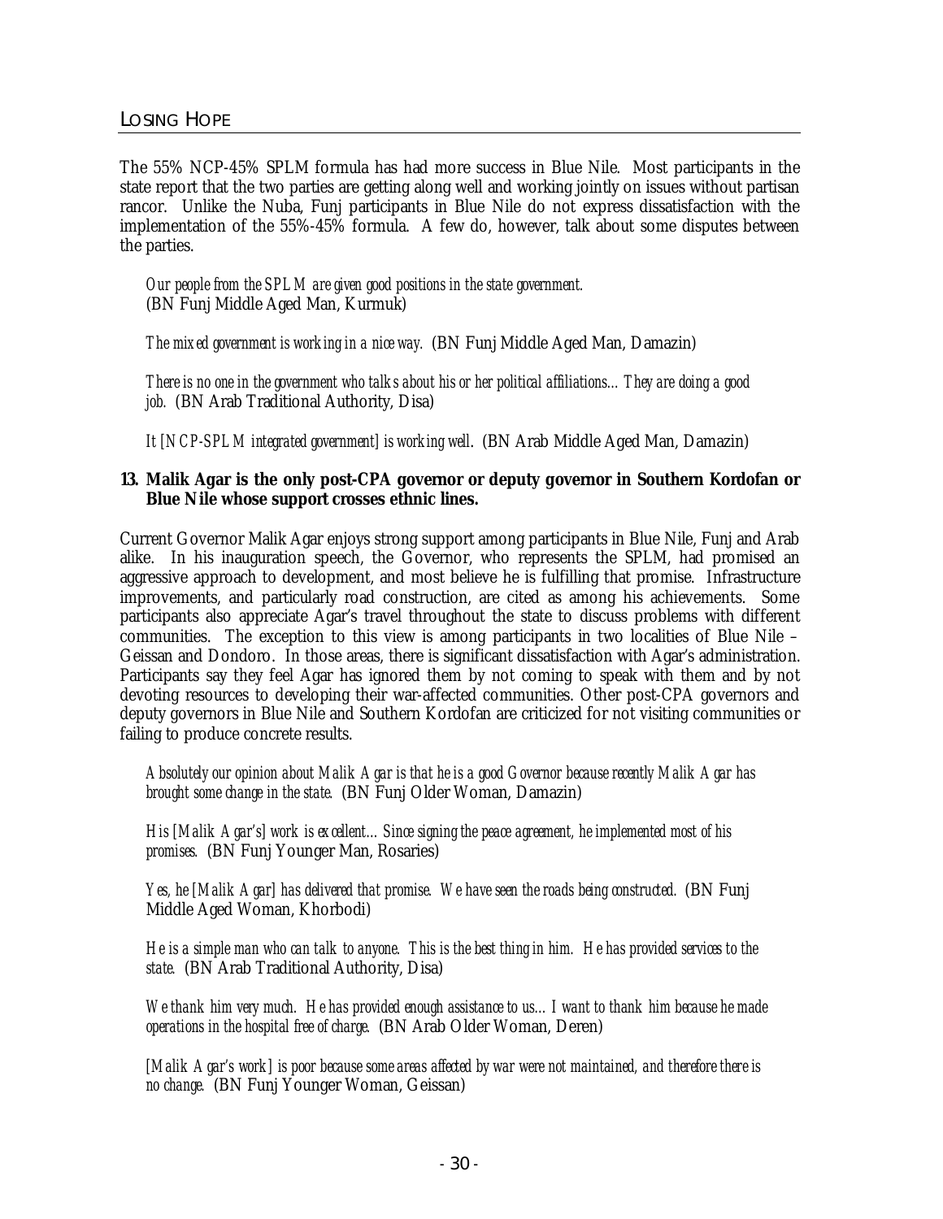The 55% NCP-45% SPLM formula has had more success in Blue Nile. Most participants in the state report that the two parties are getting along well and working jointly on issues without partisan rancor. Unlike the Nuba, Funj participants in Blue Nile do not express dissatisfaction with the implementation of the 55%-45% formula. A few do, however, talk about some disputes between the parties.

> *Our people from the SPLM are given good positions in the state government.* (BN Funj Middle Aged Man, Kurmuk)

> *The mixed government is working in a nice way.* (BN Funj Middle Aged Man, Damazin)

> *There is no one in the government who talks about his or her political affiliations… They are doing a good job.* (BN Arab Traditional Authority, Disa)

> *It [NCP-SPLM integrated government] is working well*. (BN Arab Middle Aged Man, Damazin)

**13. Malik Agar is the only post-CPA governor or deputy governor in Southern Kordofan or Blue Nile whose support crosses ethnic lines.**

Current Governor Malik Agar enjoys strong support among participants in Blue Nile, Funj and Arab alike. In his inauguration speech, the Governor, who represents the SPLM, had promised an aggressive approach to development, and most believe he is fulfilling that promise. Infrastructure improvements, and particularly road construction, are cited as among his achievements. Some participants also appreciate Agar's travel throughout the state to discuss problems with different communities. The exception to this view is among participants in two localities of Blue Nile – Geissan and Dondoro. In those areas, there is significant dissatisfaction with Agar's administration. Participants say they feel Agar has ignored them by not coming to speak with them and by not devoting resources to developing their war-affected communities. Other post-CPA governors and deputy governors in Blue Nile and Southern Kordofan are criticized for not visiting communities or failing to produce concrete results.

> *Absolutely our opinion about Malik Agar is that he is a good Governor because recently Malik Agar has brought some change in the state.* (BN Funj Older Woman, Damazin)

> *His [Malik Agar's] work is excellent… Since signing the peace agreement, he implemented most of his promises.* (BN Funj Younger Man, Rosaries)

> *Yes, he [Malik Agar] has delivered that promise. We have seen the roads being constructed.* (BN Funj Middle Aged Woman, Khorbodi)

> *He is a simple man who can talk to anyone. This is the best thing in him. He has provided services to the state.* (BN Arab Traditional Authority, Disa)

> *We thank him very much. He has provided enough assistance to us… I want to thank him because he made operations in the hospital free of charge.* (BN Arab Older Woman, Deren)

> *[Malik Agar's work] is poor because some areas affected by war were not maintained, and therefore there is no change.* (BN Funj Younger Woman, Geissan)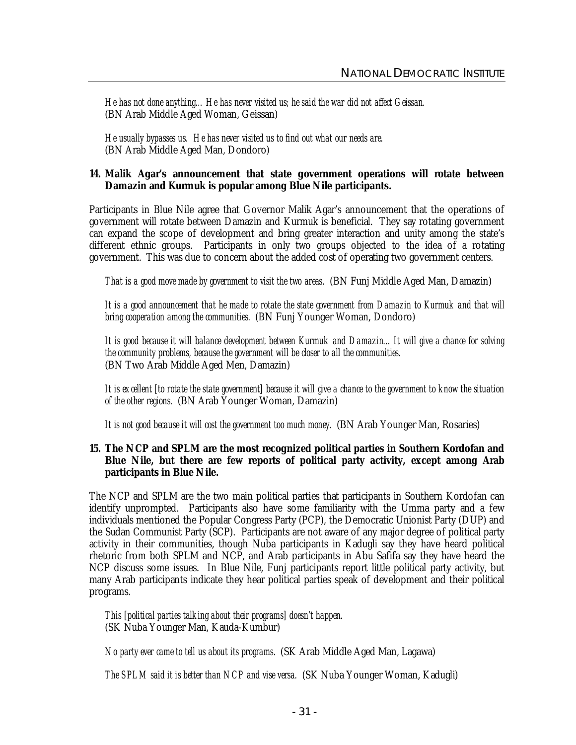*He has not done anything… He has never visited us; he said the war did not affect Geissan.*
(BN Arab Middle Aged Woman, Geissan)

*He usually bypasses us. He has never visited us to find out what our needs are.*
(BN Arab Middle Aged Man, Dondoro)

**14. Malik Agar's announcement that state government operations will rotate between Damazin and Kurmuk is popular among Blue Nile participants.**

Participants in Blue Nile agree that Governor Malik Agar's announcement that the operations of government will rotate between Damazin and Kurmuk is beneficial. They say rotating government can expand the scope of development and bring greater interaction and unity among the state's different ethnic groups. Participants in only two groups objected to the idea of a rotating government. This was due to concern about the added cost of operating two government centers.

*That is a good move made by government to visit the two areas.* (BN Funj Middle Aged Man, Damazin)

*It is a good announcement that he made to rotate the state government from Damazin to Kurmuk and that will bring cooperation among the communities.* (BN Funj Younger Woman, Dondoro)

*It is good because it will balance development between Kurmuk and Damazin… It will give a chance for solving the community problems, because the government will be closer to all the communities.*
(BN Two Arab Middle Aged Men, Damazin)

*It is excellent [to rotate the state government] because it will give a chance to the government to know the situation of the other regions.* (BN Arab Younger Woman, Damazin)

*It is not good because it will cost the government too much money.* (BN Arab Younger Man, Rosaries)

**15. The NCP and SPLM are the most recognized political parties in Southern Kordofan and Blue Nile, but there are few reports of political party activity, except among Arab participants in Blue Nile.**

The NCP and SPLM are the two main political parties that participants in Southern Kordofan can identify unprompted. Participants also have some familiarity with the Umma party and a few individuals mentioned the Popular Congress Party (PCP), the Democratic Unionist Party (DUP) and the Sudan Communist Party (SCP). Participants are not aware of any major degree of political party activity in their communities, though Nuba participants in Kadugli say they have heard political rhetoric from both SPLM and NCP, and Arab participants in Abu Safifa say they have heard the NCP discuss some issues. In Blue Nile, Funj participants report little political party activity, but many Arab participants indicate they hear political parties speak of development and their political programs.

*This [political parties talking about their programs] doesn't happen.*
(SK Nuba Younger Man, Kauda-Kumbur)

*No party ever came to tell us about its programs.* (SK Arab Middle Aged Man, Lagawa)

*The SPLM said it is better than NCP and vise versa.* (SK Nuba Younger Woman, Kadugli)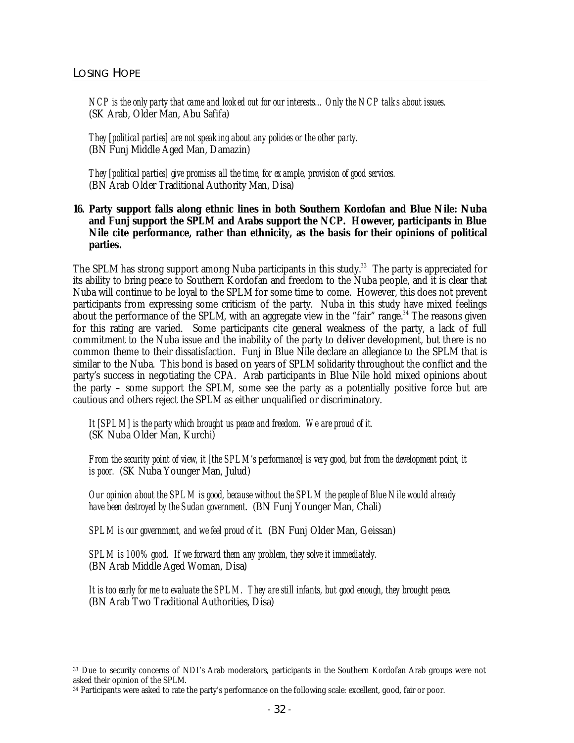*NCP is the only party that came and looked out for our interests… Only the NCP talks about issues.*
(SK Arab, Older Man, Abu Safifa)

*They [political parties] are not speaking about any policies or the other party.*
(BN Funj Middle Aged Man, Damazin)

*They [political parties] give promises all the time, for example, provision of good services.*
(BN Arab Older Traditional Authority Man, Disa)

**16. Party support falls along ethnic lines in both Southern Kordofan and Blue Nile: Nuba and Funj support the SPLM and Arabs support the NCP. However, participants in Blue Nile cite performance, rather than ethnicity, as the basis for their opinions of political parties.**

The SPLM has strong support among Nuba participants in this study.[33] The party is appreciated for its ability to bring peace to Southern Kordofan and freedom to the Nuba people, and it is clear that Nuba will continue to be loyal to the SPLM for some time to come. However, this does not prevent participants from expressing some criticism of the party. Nuba in this study have mixed feelings about the performance of the SPLM, with an aggregate view in the "fair" range.[34] The reasons given for this rating are varied. Some participants cite general weakness of the party, a lack of full commitment to the Nuba issue and the inability of the party to deliver development, but there is no common theme to their dissatisfaction. Funj in Blue Nile declare an allegiance to the SPLM that is similar to the Nuba. This bond is based on years of SPLM solidarity throughout the conflict and the party's success in negotiating the CPA. Arab participants in Blue Nile hold mixed opinions about the party – some support the SPLM, some see the party as a potentially positive force but are cautious and others reject the SPLM as either unqualified or discriminatory.

*It [SPLM] is the party which brought us peace and freedom. We are proud of it.*
(SK Nuba Older Man, Kurchi)

*From the security point of view, it [the SPLM's performance] is very good, but from the development point, it is poor.* (SK Nuba Younger Man, Julud)

*Our opinion about the SPLM is good, because without the SPLM the people of Blue Nile would already have been destroyed by the Sudan government.* (BN Funj Younger Man, Chali)

*SPLM is our government, and we feel proud of it.* (BN Funj Older Man, Geissan)

*SPLM is 100% good. If we forward them any problem, they solve it immediately.*
(BN Arab Middle Aged Woman, Disa)

*It is too early for me to evaluate the SPLM. They are still infants, but good enough, they brought peace.*
(BN Arab Two Traditional Authorities, Disa)

[33] Due to security concerns of NDI's Arab moderators, participants in the Southern Kordofan Arab groups were not asked their opinion of the SPLM.

[34] Participants were asked to rate the party's performance on the following scale: excellent, good, fair or poor.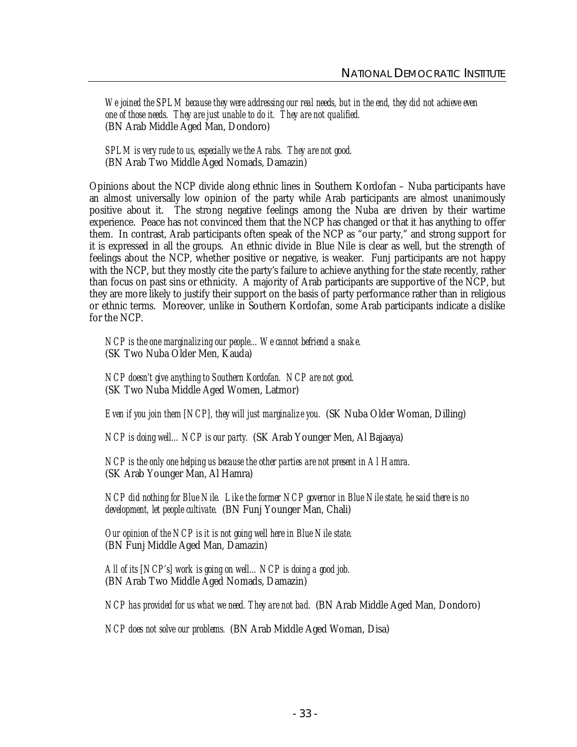*We joined the SPLM because they were addressing our real needs, but in the end, they did not achieve even one of those needs. They are just unable to do it. They are not qualified.*
(BN Arab Middle Aged Man, Dondoro)

*SPLM is very rude to us, especially we the Arabs. They are not good.*
(BN Arab Two Middle Aged Nomads, Damazin)

Opinions about the NCP divide along ethnic lines in Southern Kordofan – Nuba participants have an almost universally low opinion of the party while Arab participants are almost unanimously positive about it. The strong negative feelings among the Nuba are driven by their wartime experience. Peace has not convinced them that the NCP has changed or that it has anything to offer them. In contrast, Arab participants often speak of the NCP as "our party," and strong support for it is expressed in all the groups. An ethnic divide in Blue Nile is clear as well, but the strength of feelings about the NCP, whether positive or negative, is weaker. Funj participants are not happy with the NCP, but they mostly cite the party's failure to achieve anything for the state recently, rather than focus on past sins or ethnicity. A majority of Arab participants are supportive of the NCP, but they are more likely to justify their support on the basis of party performance rather than in religious or ethnic terms. Moreover, unlike in Southern Kordofan, some Arab participants indicate a dislike for the NCP.

*NCP is the one marginalizing our people… We cannot befriend a snake.*
(SK Two Nuba Older Men, Kauda)

*NCP doesn't give anything to Southern Kordofan. NCP are not good.*
(SK Two Nuba Middle Aged Women, Latmor)

*Even if you join them [NCP], they will just marginalize you.* (SK Nuba Older Woman, Dilling)

*NCP is doing well… NCP is our party.* (SK Arab Younger Men, Al Bajaaya)

*NCP is the only one helping us because the other parties are not present in Al Hamra.*
(SK Arab Younger Man, Al Hamra)

*NCP did nothing for Blue Nile. Like the former NCP governor in Blue Nile state, he said there is no development, let people cultivate.* (BN Funj Younger Man, Chali)

*Our opinion of the NCP is it is not going well here in Blue Nile state.*
(BN Funj Middle Aged Man, Damazin)

*All of its [NCP's] work is going on well… NCP is doing a good job.*
(BN Arab Two Middle Aged Nomads, Damazin)

*NCP has provided for us what we need. They are not bad.* (BN Arab Middle Aged Man, Dondoro)

*NCP does not solve our problems.* (BN Arab Middle Aged Woman, Disa)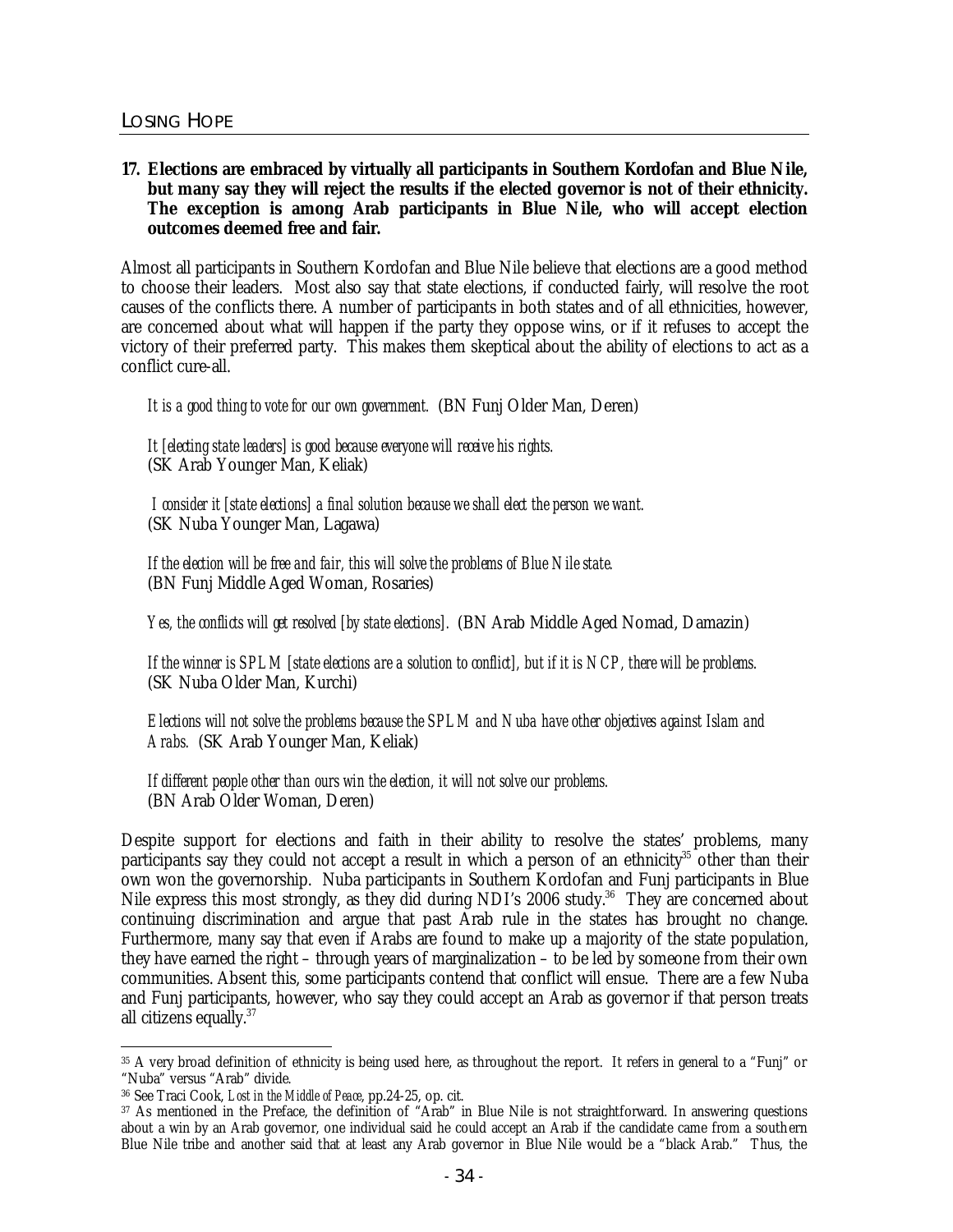**17. Elections are embraced by virtually all participants in Southern Kordofan and Blue Nile, but many say they will reject the results if the elected governor is not of their ethnicity. The exception is among Arab participants in Blue Nile, who will accept election outcomes deemed free and fair.**

Almost all participants in Southern Kordofan and Blue Nile believe that elections are a good method to choose their leaders. Most also say that state elections, if conducted fairly, will resolve the root causes of the conflicts there. A number of participants in both states and of all ethnicities, however, are concerned about what will happen if the party they oppose wins, or if it refuses to accept the victory of their preferred party. This makes them skeptical about the ability of elections to act as a conflict cure-all.

> *It is a good thing to vote for our own government.* (BN Funj Older Man, Deren)
>
> *It [electing state leaders] is good because everyone will receive his rights.* (SK Arab Younger Man, Keliak)
>
> *I consider it [state elections] a final solution because we shall elect the person we want.* (SK Nuba Younger Man, Lagawa)
>
> *If the election will be free and fair, this will solve the problems of Blue Nile state.* (BN Funj Middle Aged Woman, Rosaries)
>
> *Yes, the conflicts will get resolved [by state elections].* (BN Arab Middle Aged Nomad, Damazin)
>
> *If the winner is SPLM [state elections are a solution to conflict], but if it is NCP, there will be problems.* (SK Nuba Older Man, Kurchi)
>
> *Elections will not solve the problems because the SPLM and Nuba have other objectives against Islam and Arabs.* (SK Arab Younger Man, Keliak)
>
> *If different people other than ours win the election, it will not solve our problems.* (BN Arab Older Woman, Deren)

Despite support for elections and faith in their ability to resolve the states' problems, many participants say they could not accept a result in which a person of an ethnicity[35] other than their own won the governorship. Nuba participants in Southern Kordofan and Funj participants in Blue Nile express this most strongly, as they did during NDI's 2006 study.[36] They are concerned about continuing discrimination and argue that past Arab rule in the states has brought no change. Furthermore, many say that even if Arabs are found to make up a majority of the state population, they have earned the right – through years of marginalization – to be led by someone from their own communities. Absent this, some participants contend that conflict will ensue. There are a few Nuba and Funj participants, however, who say they could accept an Arab as governor if that person treats all citizens equally.[37]

---

[35] A very broad definition of ethnicity is being used here, as throughout the report. It refers in general to a "Funj" or "Nuba" versus "Arab" divide.

[36] See Traci Cook, *Lost in the Middle of Peace*, pp.24-25, op. cit.

[37] As mentioned in the Preface, the definition of "Arab" in Blue Nile is not straightforward. In answering questions about a win by an Arab governor, one individual said he could accept an Arab if the candidate came from a southern Blue Nile tribe and another said that at least any Arab governor in Blue Nile would be a "black Arab." Thus, the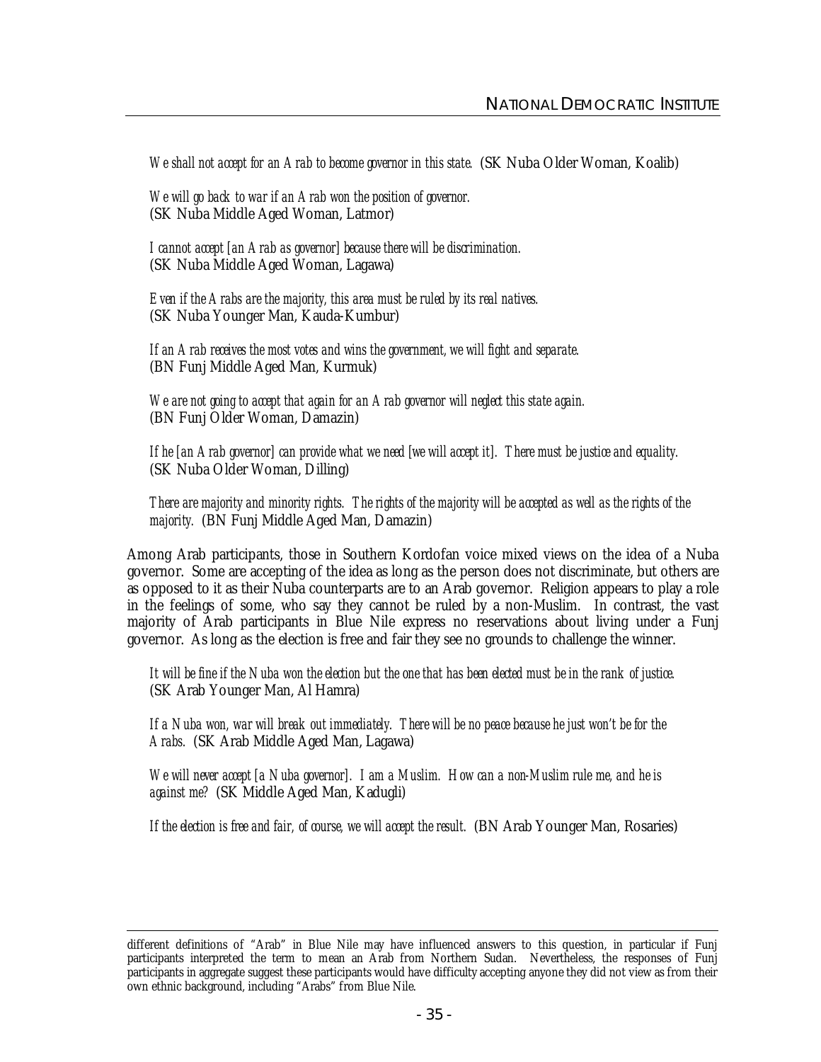*We shall not accept for an Arab to become governor in this state.* (SK Nuba Older Woman, Koalib)

*We will go back to war if an Arab won the position of governor.*
(SK Nuba Middle Aged Woman, Latmor)

*I cannot accept [an Arab as governor] because there will be discrimination.*
(SK Nuba Middle Aged Woman, Lagawa)

*Even if the Arabs are the majority, this area must be ruled by its real natives.*
(SK Nuba Younger Man, Kauda-Kumbur)

*If an Arab receives the most votes and wins the government, we will fight and separate.*
(BN Funj Middle Aged Man, Kurmuk)

*We are not going to accept that again for an Arab governor will neglect this state again.*
(BN Funj Older Woman, Damazin)

*If he [an Arab governor] can provide what we need [we will accept it]. There must be justice and equality.*
(SK Nuba Older Woman, Dilling)

*There are majority and minority rights. The rights of the majority will be accepted as well as the rights of the majority.* (BN Funj Middle Aged Man, Damazin)

Among Arab participants, those in Southern Kordofan voice mixed views on the idea of a Nuba governor. Some are accepting of the idea as long as the person does not discriminate, but others are as opposed to it as their Nuba counterparts are to an Arab governor. Religion appears to play a role in the feelings of some, who say they cannot be ruled by a non-Muslim. In contrast, the vast majority of Arab participants in Blue Nile express no reservations about living under a Funj governor. As long as the election is free and fair they see no grounds to challenge the winner.

*It will be fine if the Nuba won the election but the one that has been elected must be in the rank of justice.*
(SK Arab Younger Man, Al Hamra)

*If a Nuba won, war will break out immediately. There will be no peace because he just won't be for the Arabs.* (SK Arab Middle Aged Man, Lagawa)

*We will never accept [a Nuba governor]. I am a Muslim. How can a non-Muslim rule me, and he is against me?* (SK Middle Aged Man, Kadugli)

*If the election is free and fair, of course, we will accept the result.* (BN Arab Younger Man, Rosaries)

---

different definitions of "Arab" in Blue Nile may have influenced answers to this question, in particular if Funj participants interpreted the term to mean an Arab from Northern Sudan. Nevertheless, the responses of Funj participants in aggregate suggest these participants would have difficulty accepting anyone they did not view as from their own ethnic background, including "Arabs" from Blue Nile.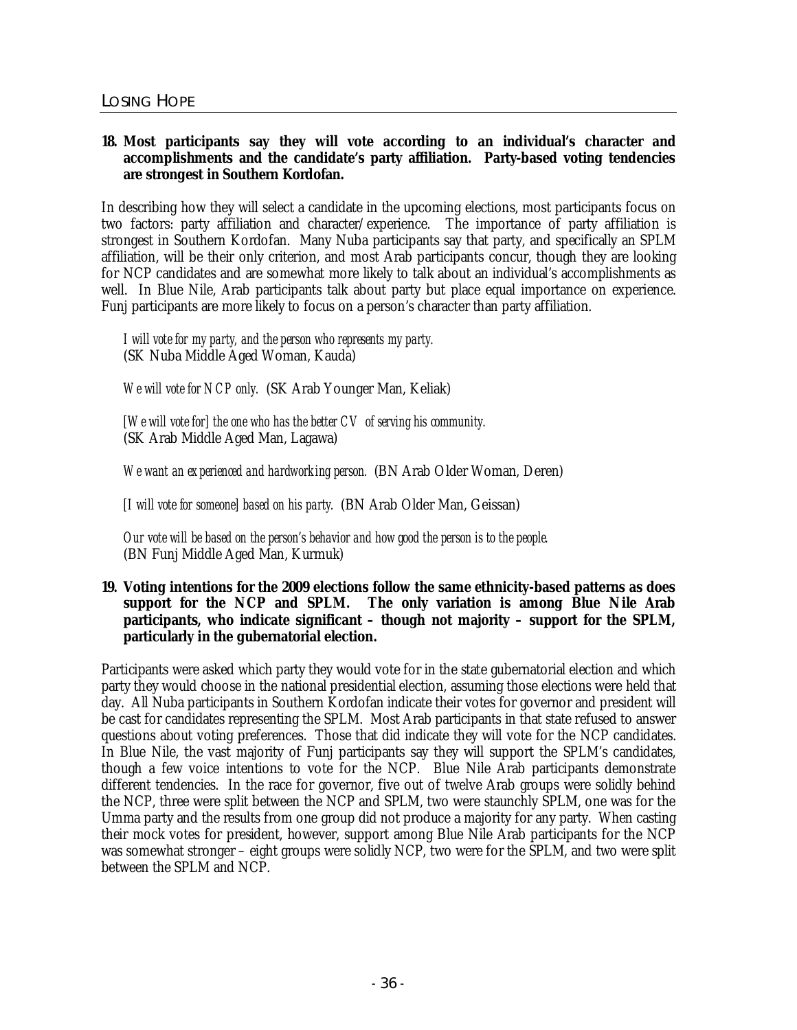**18. Most participants say they will vote according to an individual's character and accomplishments and the candidate's party affiliation. Party-based voting tendencies are strongest in Southern Kordofan.**

In describing how they will select a candidate in the upcoming elections, most participants focus on two factors: party affiliation and character/experience. The importance of party affiliation is strongest in Southern Kordofan. Many Nuba participants say that party, and specifically an SPLM affiliation, will be their only criterion, and most Arab participants concur, though they are looking for NCP candidates and are somewhat more likely to talk about an individual's accomplishments as well. In Blue Nile, Arab participants talk about party but place equal importance on experience. Funj participants are more likely to focus on a person's character than party affiliation.

> *I will vote for my party, and the person who represents my party.*
> (SK Nuba Middle Aged Woman, Kauda)

> *We will vote for NCP only.* (SK Arab Younger Man, Keliak)

> *[We will vote for] the one who has the better CV of serving his community.*
> (SK Arab Middle Aged Man, Lagawa)

> *We want an experienced and hardworking person.* (BN Arab Older Woman, Deren)

> *[I will vote for someone] based on his party.* (BN Arab Older Man, Geissan)

> *Our vote will be based on the person's behavior and how good the person is to the people.*
> (BN Funj Middle Aged Man, Kurmuk)

**19. Voting intentions for the 2009 elections follow the same ethnicity-based patterns as does support for the NCP and SPLM. The only variation is among Blue Nile Arab participants, who indicate significant – though not majority – support for the SPLM, particularly in the gubernatorial election.**

Participants were asked which party they would vote for in the state gubernatorial election and which party they would choose in the national presidential election, assuming those elections were held that day. All Nuba participants in Southern Kordofan indicate their votes for governor and president will be cast for candidates representing the SPLM. Most Arab participants in that state refused to answer questions about voting preferences. Those that did indicate they will vote for the NCP candidates. In Blue Nile, the vast majority of Funj participants say they will support the SPLM's candidates, though a few voice intentions to vote for the NCP. Blue Nile Arab participants demonstrate different tendencies. In the race for governor, five out of twelve Arab groups were solidly behind the NCP, three were split between the NCP and SPLM, two were staunchly SPLM, one was for the Umma party and the results from one group did not produce a majority for any party. When casting their mock votes for president, however, support among Blue Nile Arab participants for the NCP was somewhat stronger – eight groups were solidly NCP, two were for the SPLM, and two were split between the SPLM and NCP.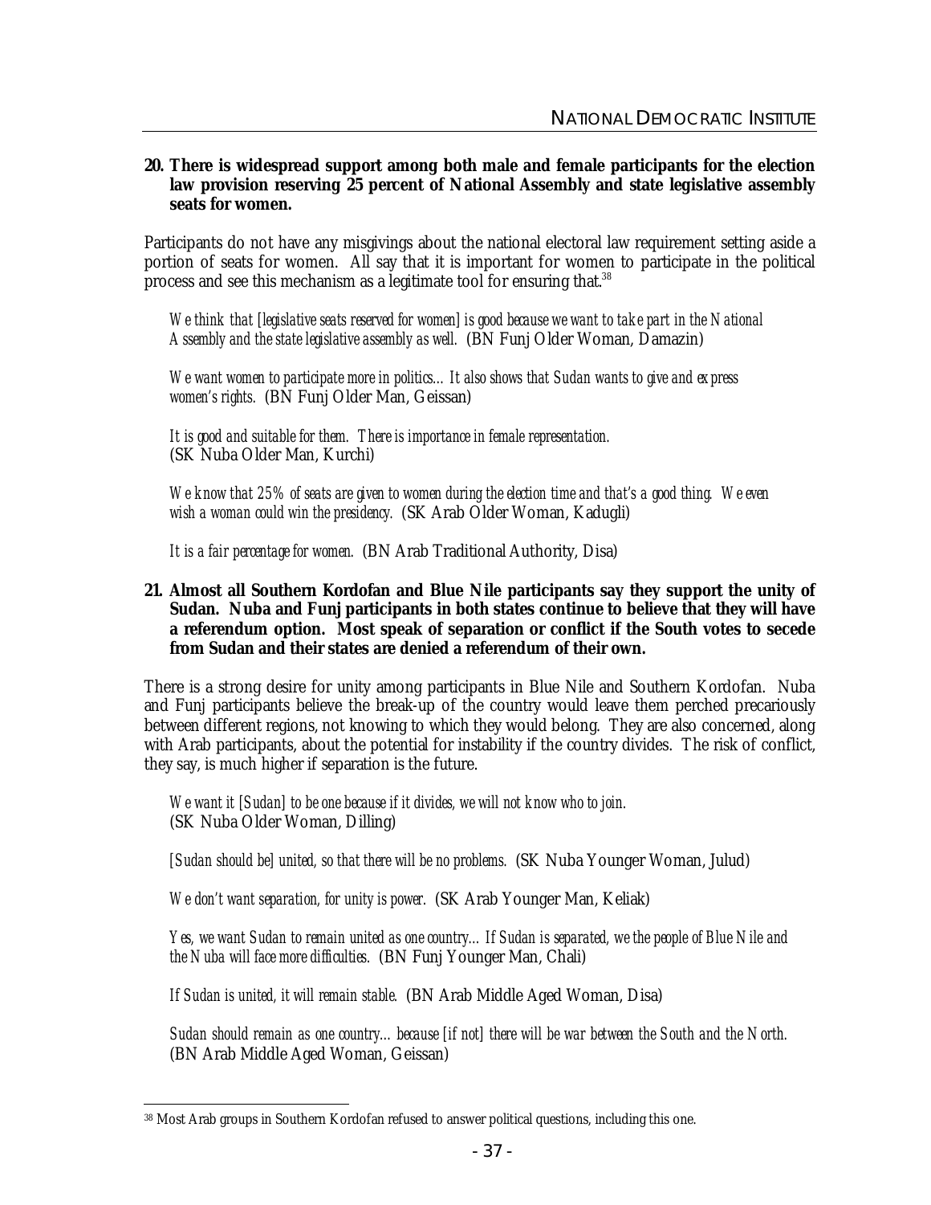**20. There is widespread support among both male and female participants for the election law provision reserving 25 percent of National Assembly and state legislative assembly seats for women.**

Participants do not have any misgivings about the national electoral law requirement setting aside a portion of seats for women. All say that it is important for women to participate in the political process and see this mechanism as a legitimate tool for ensuring that.[38]

> *We think that [legislative seats reserved for women] is good because we want to take part in the National Assembly and the state legislative assembly as well.* (BN Funj Older Woman, Damazin)

> *We want women to participate more in politics… It also shows that Sudan wants to give and express women's rights.* (BN Funj Older Man, Geissan)

> *It is good and suitable for them. There is importance in female representation.* (SK Nuba Older Man, Kurchi)

> *We know that 25% of seats are given to women during the election time and that's a good thing. We even wish a woman could win the presidency.* (SK Arab Older Woman, Kadugli)

> *It is a fair percentage for women.* (BN Arab Traditional Authority, Disa)

**21. Almost all Southern Kordofan and Blue Nile participants say they support the unity of Sudan. Nuba and Funj participants in both states continue to believe that they will have a referendum option. Most speak of separation or conflict if the South votes to secede from Sudan and their states are denied a referendum of their own.**

There is a strong desire for unity among participants in Blue Nile and Southern Kordofan. Nuba and Funj participants believe the break-up of the country would leave them perched precariously between different regions, not knowing to which they would belong. They are also concerned, along with Arab participants, about the potential for instability if the country divides. The risk of conflict, they say, is much higher if separation is the future.

> *We want it [Sudan] to be one because if it divides, we will not know who to join.* (SK Nuba Older Woman, Dilling)

> *[Sudan should be] united, so that there will be no problems.* (SK Nuba Younger Woman, Julud)

> *We don't want separation, for unity is power.* (SK Arab Younger Man, Keliak)

> *Yes, we want Sudan to remain united as one country… If Sudan is separated, we the people of Blue Nile and the Nuba will face more difficulties.* (BN Funj Younger Man, Chali)

> *If Sudan is united, it will remain stable.* (BN Arab Middle Aged Woman, Disa)

> *Sudan should remain as one country… because [if not] there will be war between the South and the North.* (BN Arab Middle Aged Woman, Geissan)

[38] Most Arab groups in Southern Kordofan refused to answer political questions, including this one.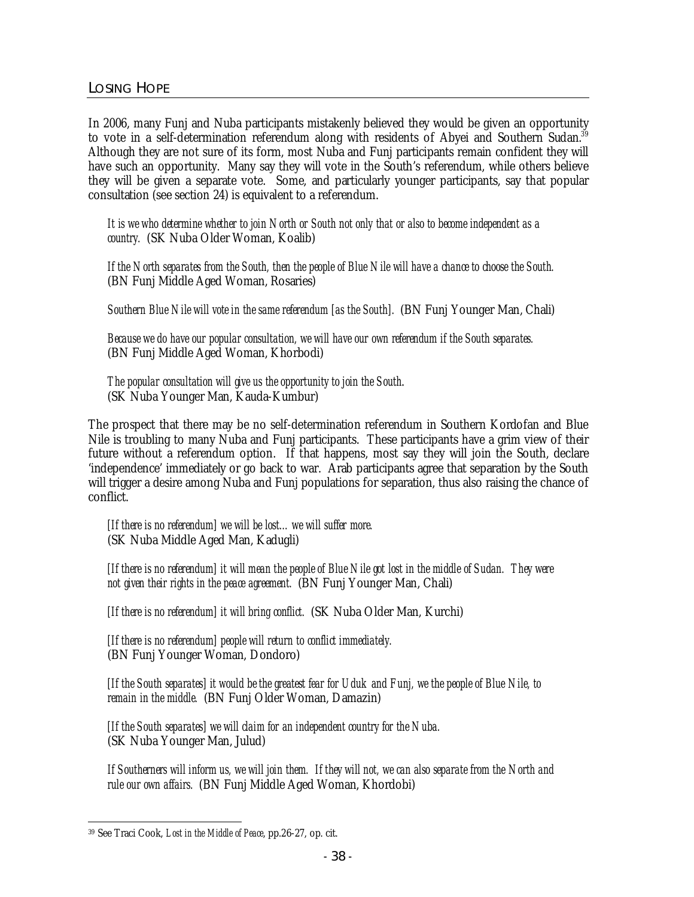## LOSING HOPE

In 2006, many Funj and Nuba participants mistakenly believed they would be given an opportunity to vote in a self-determination referendum along with residents of Abyei and Southern Sudan.[39] Although they are not sure of its form, most Nuba and Funj participants remain confident they will have such an opportunity. Many say they will vote in the South's referendum, while others believe they will be given a separate vote. Some, and particularly younger participants, say that popular consultation (see section 24) is equivalent to a referendum.

> *It is we who determine whether to join North or South not only that or also to become independent as a country.* (SK Nuba Older Woman, Koalib)

> *If the North separates from the South, then the people of Blue Nile will have a chance to choose the South.* (BN Funj Middle Aged Woman, Rosaries)

> *Southern Blue Nile will vote in the same referendum [as the South].* (BN Funj Younger Man, Chali)

> *Because we do have our popular consultation, we will have our own referendum if the South separates.* (BN Funj Middle Aged Woman, Khorbodi)

> *The popular consultation will give us the opportunity to join the South.* (SK Nuba Younger Man, Kauda-Kumbur)

The prospect that there may be no self-determination referendum in Southern Kordofan and Blue Nile is troubling to many Nuba and Funj participants. These participants have a grim view of their future without a referendum option. If that happens, most say they will join the South, declare 'independence' immediately or go back to war. Arab participants agree that separation by the South will trigger a desire among Nuba and Funj populations for separation, thus also raising the chance of conflict.

> *[If there is no referendum] we will be lost… we will suffer more.* (SK Nuba Middle Aged Man, Kadugli)

> *[If there is no referendum] it will mean the people of Blue Nile got lost in the middle of Sudan. They were not given their rights in the peace agreement.* (BN Funj Younger Man, Chali)

> *[If there is no referendum] it will bring conflict.* (SK Nuba Older Man, Kurchi)

> *[If there is no referendum] people will return to conflict immediately.* (BN Funj Younger Woman, Dondoro)

> *[If the South separates] it would be the greatest fear for Uduk and Funj, we the people of Blue Nile, to remain in the middle.* (BN Funj Older Woman, Damazin)

> *[If the South separates] we will claim for an independent country for the Nuba.* (SK Nuba Younger Man, Julud)

> *If Southerners will inform us, we will join them. If they will not, we can also separate from the North and rule our own affairs.* (BN Funj Middle Aged Woman, Khordobi)

---

[39] See Traci Cook, *Lost in the Middle of Peace*, pp.26-27, op. cit.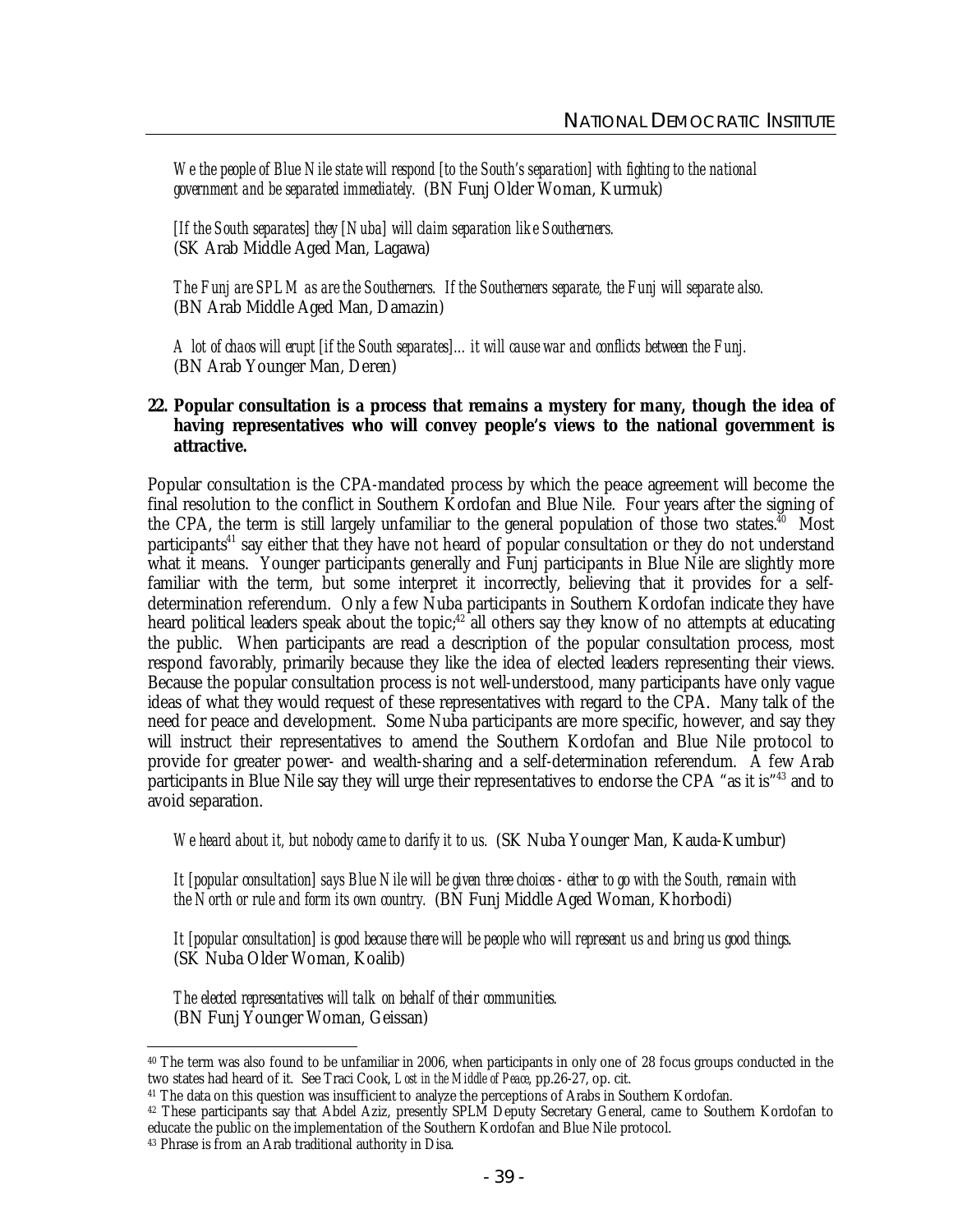*We the people of Blue Nile state will respond [to the South's separation] with fighting to the national government and be separated immediately.* (BN Funj Older Woman, Kurmuk)

*[If the South separates] they [Nuba] will claim separation like Southerners.* (SK Arab Middle Aged Man, Lagawa)

*The Funj are SPLM as are the Southerners. If the Southerners separate, the Funj will separate also.* (BN Arab Middle Aged Man, Damazin)

*A lot of chaos will erupt [if the South separates]… it will cause war and conflicts between the Funj.* (BN Arab Younger Man, Deren)

**22. Popular consultation is a process that remains a mystery for many, though the idea of having representatives who will convey people's views to the national government is attractive.**

Popular consultation is the CPA-mandated process by which the peace agreement will become the final resolution to the conflict in Southern Kordofan and Blue Nile. Four years after the signing of the CPA, the term is still largely unfamiliar to the general population of those two states.[40] Most participants[41] say either that they have not heard of popular consultation or they do not understand what it means. Younger participants generally and Funj participants in Blue Nile are slightly more familiar with the term, but some interpret it incorrectly, believing that it provides for a self-determination referendum. Only a few Nuba participants in Southern Kordofan indicate they have heard political leaders speak about the topic;[42] all others say they know of no attempts at educating the public. When participants are read a description of the popular consultation process, most respond favorably, primarily because they like the idea of elected leaders representing their views. Because the popular consultation process is not well-understood, many participants have only vague ideas of what they would request of these representatives with regard to the CPA. Many talk of the need for peace and development. Some Nuba participants are more specific, however, and say they will instruct their representatives to amend the Southern Kordofan and Blue Nile protocol to provide for greater power- and wealth-sharing and a self-determination referendum. A few Arab participants in Blue Nile say they will urge their representatives to endorse the CPA "as it is"[43] and to avoid separation.

*We heard about it, but nobody came to clarify it to us.* (SK Nuba Younger Man, Kauda-Kumbur)

*It [popular consultation] says Blue Nile will be given three choices - either to go with the South, remain with the North or rule and form its own country.* (BN Funj Middle Aged Woman, Khorbodi)

*It [popular consultation] is good because there will be people who will represent us and bring us good things.* (SK Nuba Older Woman, Koalib)

*The elected representatives will talk on behalf of their communities.* (BN Funj Younger Woman, Geissan)

---

[40] The term was also found to be unfamiliar in 2006, when participants in only one of 28 focus groups conducted in the two states had heard of it. See Traci Cook, *Lost in the Middle of Peace*, pp.26-27, op. cit.

[41] The data on this question was insufficient to analyze the perceptions of Arabs in Southern Kordofan.

[42] These participants say that Abdel Aziz, presently SPLM Deputy Secretary General, came to Southern Kordofan to educate the public on the implementation of the Southern Kordofan and Blue Nile protocol.

[43] Phrase is from an Arab traditional authority in Disa.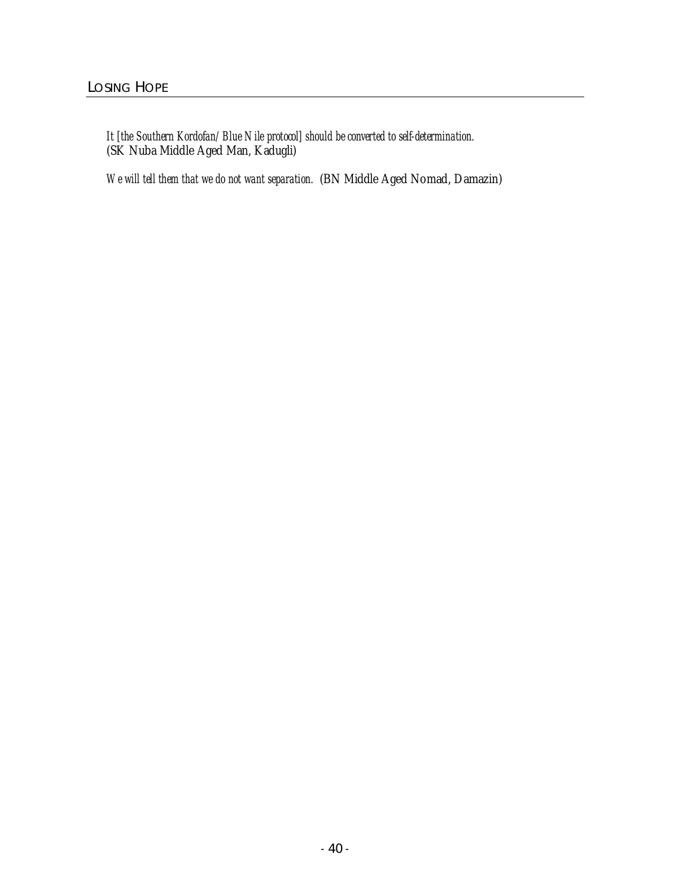*It [the Southern Kordofan/Blue Nile protocol] should be converted to self-determination.* (SK Nuba Middle Aged Man, Kadugli)

*We will tell them that we do not want separation.* (BN Middle Aged Nomad, Damazin)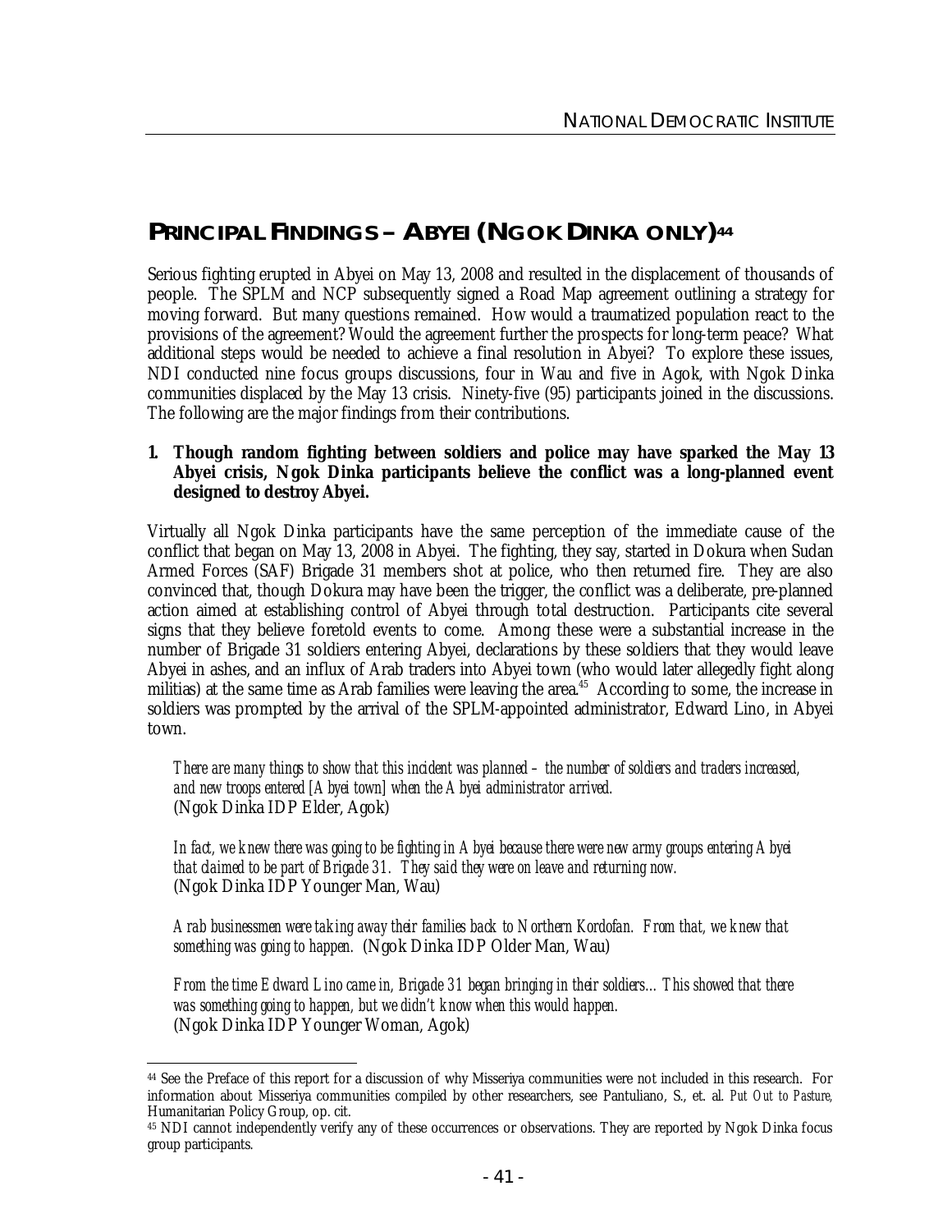## PRINCIPAL FINDINGS – ABYEI (NGOK DINKA ONLY)[44]

Serious fighting erupted in Abyei on May 13, 2008 and resulted in the displacement of thousands of people. The SPLM and NCP subsequently signed a Road Map agreement outlining a strategy for moving forward. But many questions remained. How would a traumatized population react to the provisions of the agreement? Would the agreement further the prospects for long-term peace? What additional steps would be needed to achieve a final resolution in Abyei? To explore these issues, NDI conducted nine focus groups discussions, four in Wau and five in Agok, with Ngok Dinka communities displaced by the May 13 crisis. Ninety-five (95) participants joined in the discussions. The following are the major findings from their contributions.

**1. Though random fighting between soldiers and police may have sparked the May 13 Abyei crisis, Ngok Dinka participants believe the conflict was a long-planned event designed to destroy Abyei.**

Virtually all Ngok Dinka participants have the same perception of the immediate cause of the conflict that began on May 13, 2008 in Abyei. The fighting, they say, started in Dokura when Sudan Armed Forces (SAF) Brigade 31 members shot at police, who then returned fire. They are also convinced that, though Dokura may have been the trigger, the conflict was a deliberate, pre-planned action aimed at establishing control of Abyei through total destruction. Participants cite several signs that they believe foretold events to come. Among these were a substantial increase in the number of Brigade 31 soldiers entering Abyei, declarations by these soldiers that they would leave Abyei in ashes, and an influx of Arab traders into Abyei town (who would later allegedly fight along militias) at the same time as Arab families were leaving the area.[45] According to some, the increase in soldiers was prompted by the arrival of the SPLM-appointed administrator, Edward Lino, in Abyei town.

> *There are many things to show that this incident was planned – the number of soldiers and traders increased, and new troops entered [Abyei town] when the Abyei administrator arrived.*
> (Ngok Dinka IDP Elder, Agok)

> *In fact, we knew there was going to be fighting in Abyei because there were new army groups entering Abyei that claimed to be part of Brigade 31. They said they were on leave and returning now.*
> (Ngok Dinka IDP Younger Man, Wau)

> *Arab businessmen were taking away their families back to Northern Kordofan. From that, we knew that something was going to happen.* (Ngok Dinka IDP Older Man, Wau)

> *From the time Edward Lino came in, Brigade 31 began bringing in their soldiers… This showed that there was something going to happen, but we didn't know when this would happen.*
> (Ngok Dinka IDP Younger Woman, Agok)

---

[44] See the Preface of this report for a discussion of why Misseriya communities were not included in this research. For information about Misseriya communities compiled by other researchers, see Pantuliano, S., et. al. *Put Out to Pasture,* Humanitarian Policy Group, op. cit.

[45] NDI cannot independently verify any of these occurrences or observations. They are reported by Ngok Dinka focus group participants.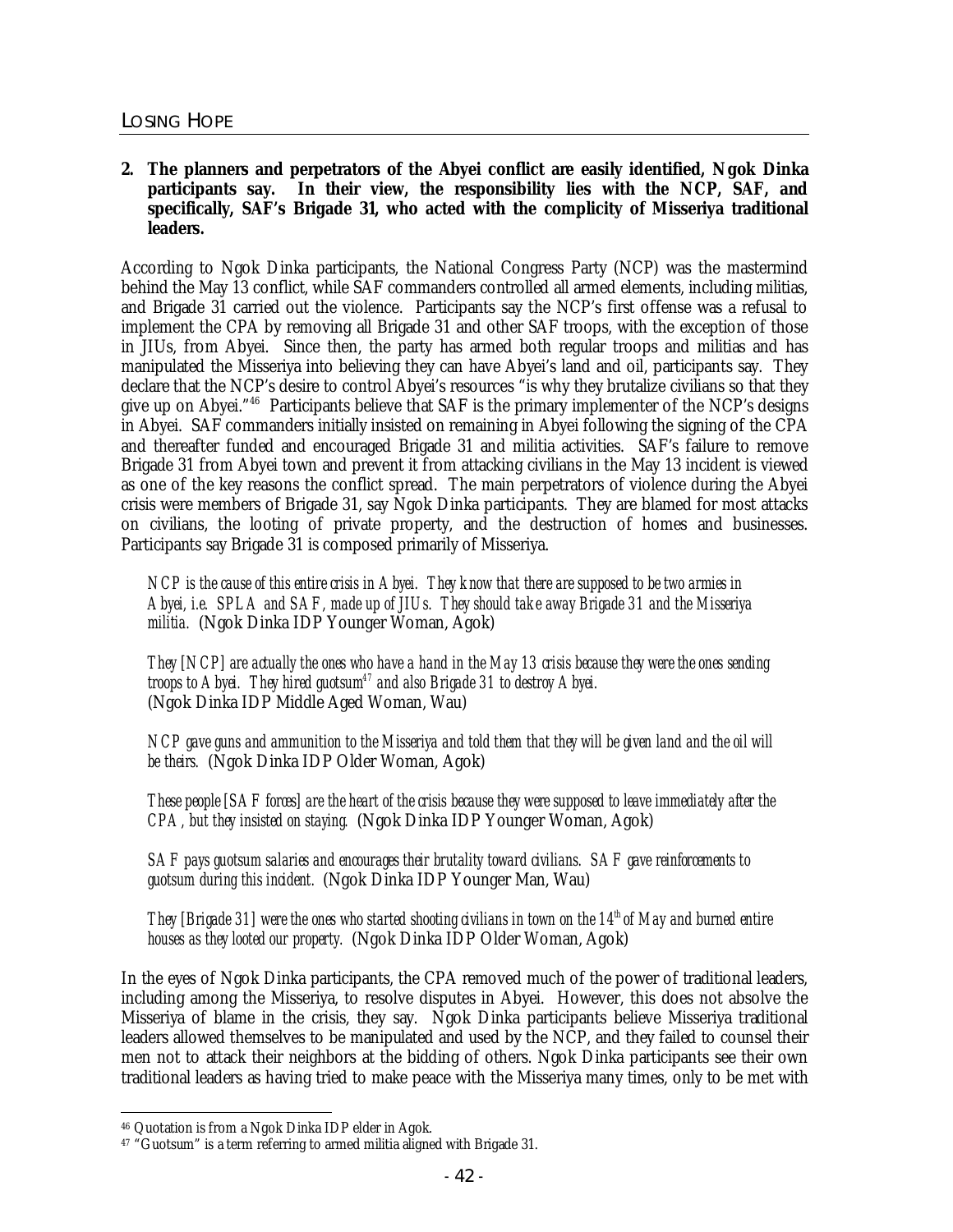**2. The planners and perpetrators of the Abyei conflict are easily identified, Ngok Dinka participants say. In their view, the responsibility lies with the NCP, SAF, and specifically, SAF's Brigade 31, who acted with the complicity of Misseriya traditional leaders.**

According to Ngok Dinka participants, the National Congress Party (NCP) was the mastermind behind the May 13 conflict, while SAF commanders controlled all armed elements, including militias, and Brigade 31 carried out the violence. Participants say the NCP's first offense was a refusal to implement the CPA by removing all Brigade 31 and other SAF troops, with the exception of those in JIUs, from Abyei. Since then, the party has armed both regular troops and militias and has manipulated the Misseriya into believing they can have Abyei's land and oil, participants say. They declare that the NCP's desire to control Abyei's resources "is why they brutalize civilians so that they give up on Abyei."[46] Participants believe that SAF is the primary implementer of the NCP's designs in Abyei. SAF commanders initially insisted on remaining in Abyei following the signing of the CPA and thereafter funded and encouraged Brigade 31 and militia activities. SAF's failure to remove Brigade 31 from Abyei town and prevent it from attacking civilians in the May 13 incident is viewed as one of the key reasons the conflict spread. The main perpetrators of violence during the Abyei crisis were members of Brigade 31, say Ngok Dinka participants. They are blamed for most attacks on civilians, the looting of private property, and the destruction of homes and businesses. Participants say Brigade 31 is composed primarily of Misseriya.

> *NCP is the cause of this entire crisis in Abyei. They know that there are supposed to be two armies in Abyei, i.e. SPLA and SAF, made up of JIUs. They should take away Brigade 31 and the Misseriya militia.* (Ngok Dinka IDP Younger Woman, Agok)

> *They [NCP] are actually the ones who have a hand in the May 13 crisis because they were the ones sending troops to Abyei. They hired guotsum[47] and also Brigade 31 to destroy Abyei.* (Ngok Dinka IDP Middle Aged Woman, Wau)

> *NCP gave guns and ammunition to the Misseriya and told them that they will be given land and the oil will be theirs.* (Ngok Dinka IDP Older Woman, Agok)

> *These people [SAF forces] are the heart of the crisis because they were supposed to leave immediately after the CPA, but they insisted on staying.* (Ngok Dinka IDP Younger Woman, Agok)

> *SAF pays guotsum salaries and encourages their brutality toward civilians. SAF gave reinforcements to guotsum during this incident.* (Ngok Dinka IDP Younger Man, Wau)

> *They [Brigade 31] were the ones who started shooting civilians in town on the 14th of May and burned entire houses as they looted our property.* (Ngok Dinka IDP Older Woman, Agok)

In the eyes of Ngok Dinka participants, the CPA removed much of the power of traditional leaders, including among the Misseriya, to resolve disputes in Abyei. However, this does not absolve the Misseriya of blame in the crisis, they say. Ngok Dinka participants believe Misseriya traditional leaders allowed themselves to be manipulated and used by the NCP, and they failed to counsel their men not to attack their neighbors at the bidding of others. Ngok Dinka participants see their own traditional leaders as having tried to make peace with the Misseriya many times, only to be met with

---

[46] Quotation is from a Ngok Dinka IDP elder in Agok.

[47] "Guotsum" is a term referring to armed militia aligned with Brigade 31.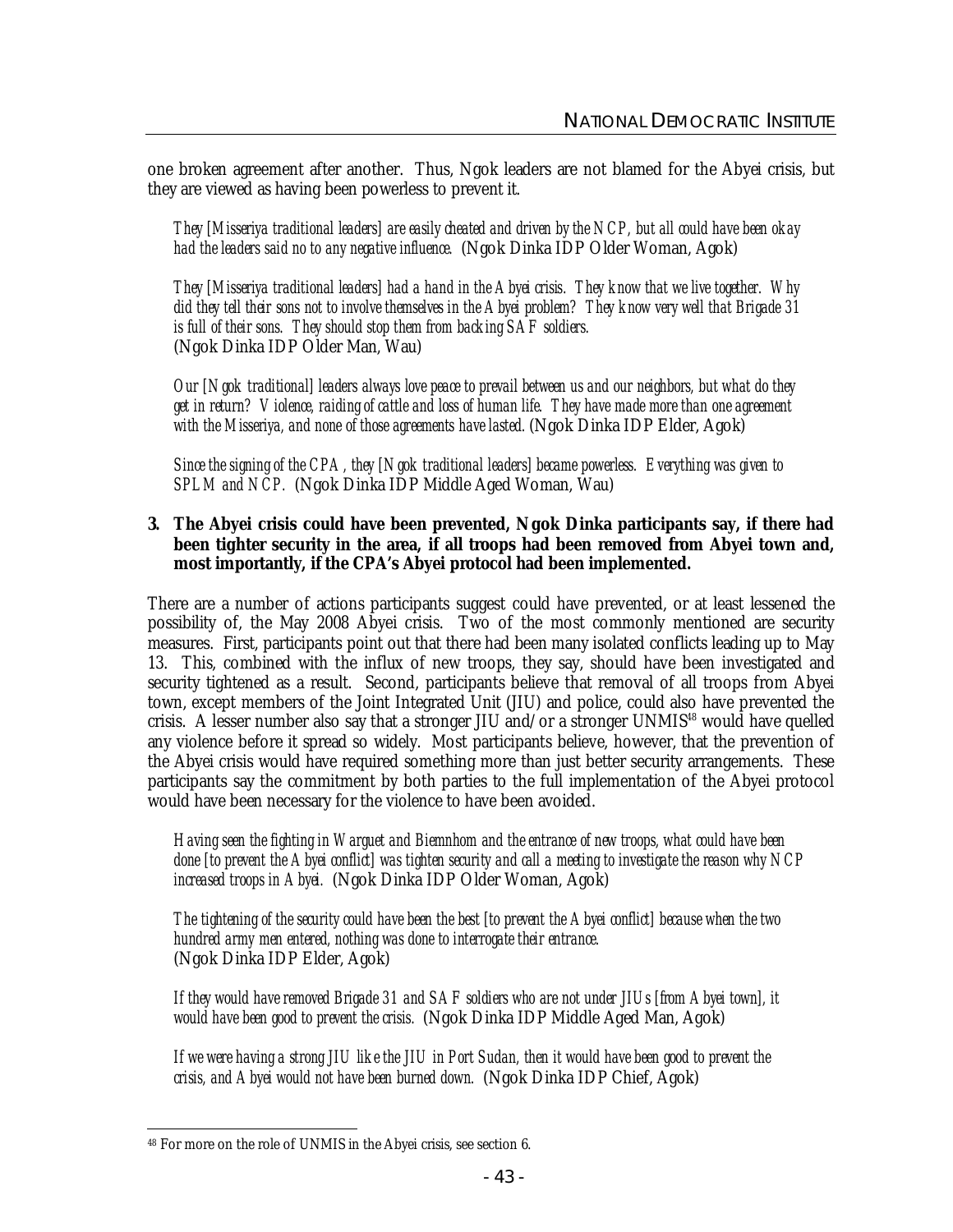one broken agreement after another. Thus, Ngok leaders are not blamed for the Abyei crisis, but they are viewed as having been powerless to prevent it.

> *They [Misseriya traditional leaders] are easily cheated and driven by the NCP, but all could have been okay had the leaders said no to any negative influence.* (Ngok Dinka IDP Older Woman, Agok)

> *They [Misseriya traditional leaders] had a hand in the Abyei crisis. They know that we live together. Why did they tell their sons not to involve themselves in the Abyei problem? They know very well that Brigade 31 is full of their sons. They should stop them from backing SAF soldiers.* (Ngok Dinka IDP Older Man, Wau)

> *Our [Ngok traditional] leaders always love peace to prevail between us and our neighbors, but what do they get in return? Violence, raiding of cattle and loss of human life. They have made more than one agreement with the Misseriya, and none of those agreements have lasted.* (Ngok Dinka IDP Elder, Agok)

> *Since the signing of the CPA, they [Ngok traditional leaders] became powerless. Everything was given to SPLM and NCP.* (Ngok Dinka IDP Middle Aged Woman, Wau)

**3. The Abyei crisis could have been prevented, Ngok Dinka participants say, if there had been tighter security in the area, if all troops had been removed from Abyei town and, most importantly, if the CPA's Abyei protocol had been implemented.**

There are a number of actions participants suggest could have prevented, or at least lessened the possibility of, the May 2008 Abyei crisis. Two of the most commonly mentioned are security measures. First, participants point out that there had been many isolated conflicts leading up to May 13. This, combined with the influx of new troops, they say, should have been investigated and security tightened as a result. Second, participants believe that removal of all troops from Abyei town, except members of the Joint Integrated Unit (JIU) and police, could also have prevented the crisis. A lesser number also say that a stronger JIU and/or a stronger UNMIS[48] would have quelled any violence before it spread so widely. Most participants believe, however, that the prevention of the Abyei crisis would have required something more than just better security arrangements. These participants say the commitment by both parties to the full implementation of the Abyei protocol would have been necessary for the violence to have been avoided.

> *Having seen the fighting in Warguet and Biemnhom and the entrance of new troops, what could have been done [to prevent the Abyei conflict] was tighten security and call a meeting to investigate the reason why NCP increased troops in Abyei.* (Ngok Dinka IDP Older Woman, Agok)

> *The tightening of the security could have been the best [to prevent the Abyei conflict] because when the two hundred army men entered, nothing was done to interrogate their entrance.* (Ngok Dinka IDP Elder, Agok)

> *If they would have removed Brigade 31 and SAF soldiers who are not under JIUs [from Abyei town], it would have been good to prevent the crisis.* (Ngok Dinka IDP Middle Aged Man, Agok)

> *If we were having a strong JIU like the JIU in Port Sudan, then it would have been good to prevent the crisis, and Abyei would not have been burned down.* (Ngok Dinka IDP Chief, Agok)

---

[48] For more on the role of UNMIS in the Abyei crisis, see section 6.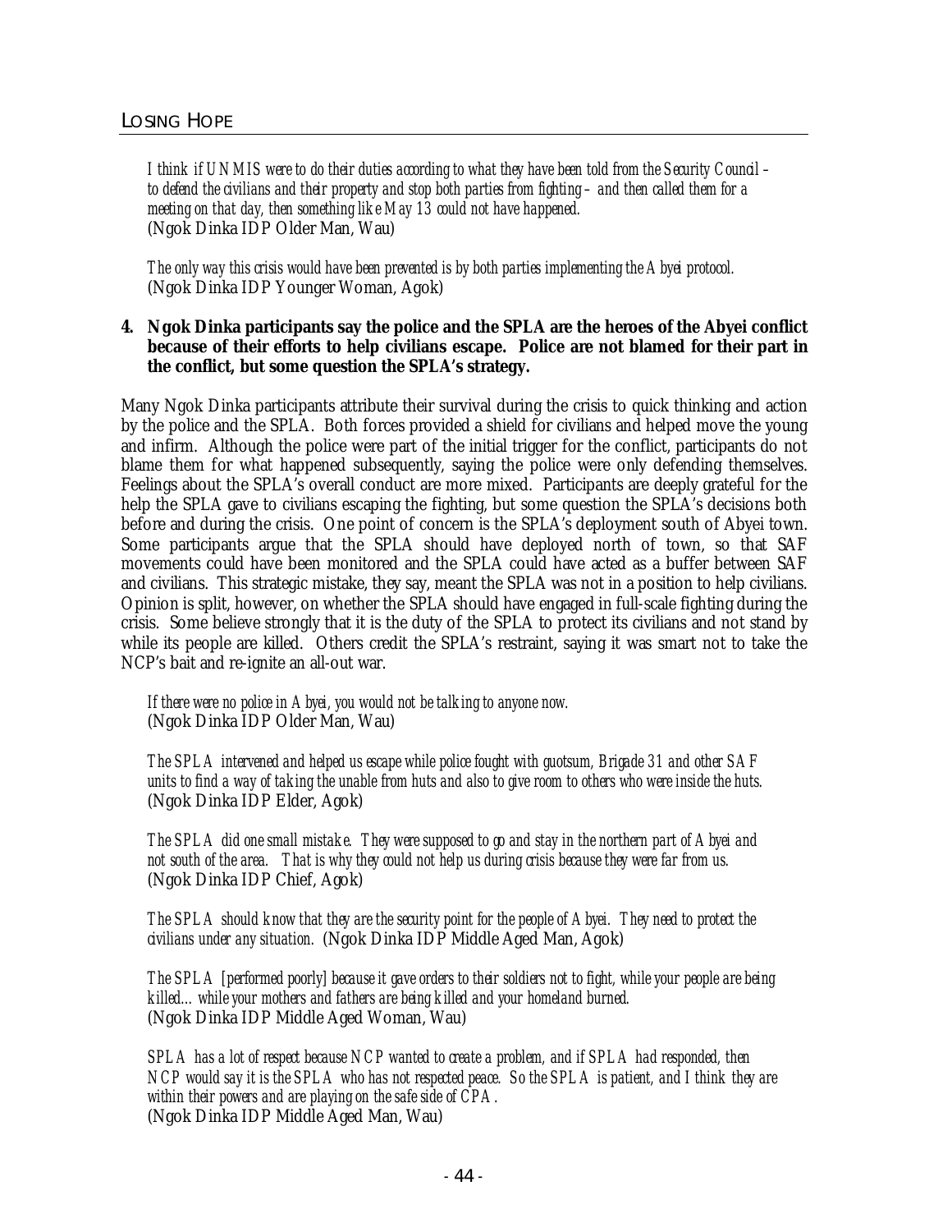*I think if UNMIS were to do their duties according to what they have been told from the Security Council – to defend the civilians and their property and stop both parties from fighting – and then called them for a meeting on that day, then something like May 13 could not have happened.*
(Ngok Dinka IDP Older Man, Wau)

*The only way this crisis would have been prevented is by both parties implementing the Abyei protocol.*
(Ngok Dinka IDP Younger Woman, Agok)

**4. Ngok Dinka participants say the police and the SPLA are the heroes of the Abyei conflict because of their efforts to help civilians escape. Police are not blamed for their part in the conflict, but some question the SPLA's strategy.**

Many Ngok Dinka participants attribute their survival during the crisis to quick thinking and action by the police and the SPLA. Both forces provided a shield for civilians and helped move the young and infirm. Although the police were part of the initial trigger for the conflict, participants do not blame them for what happened subsequently, saying the police were only defending themselves. Feelings about the SPLA's overall conduct are more mixed. Participants are deeply grateful for the help the SPLA gave to civilians escaping the fighting, but some question the SPLA's decisions both before and during the crisis. One point of concern is the SPLA's deployment south of Abyei town. Some participants argue that the SPLA should have deployed north of town, so that SAF movements could have been monitored and the SPLA could have acted as a buffer between SAF and civilians. This strategic mistake, they say, meant the SPLA was not in a position to help civilians. Opinion is split, however, on whether the SPLA should have engaged in full-scale fighting during the crisis. Some believe strongly that it is the duty of the SPLA to protect its civilians and not stand by while its people are killed. Others credit the SPLA's restraint, saying it was smart not to take the NCP's bait and re-ignite an all-out war.

*If there were no police in Abyei, you would not be talking to anyone now.*
(Ngok Dinka IDP Older Man, Wau)

*The SPLA intervened and helped us escape while police fought with guotsum, Brigade 31 and other SAF units to find a way of taking the unable from huts and also to give room to others who were inside the huts.*
(Ngok Dinka IDP Elder, Agok)

*The SPLA did one small mistake. They were supposed to go and stay in the northern part of Abyei and not south of the area. That is why they could not help us during crisis because they were far from us.*
(Ngok Dinka IDP Chief, Agok)

*The SPLA should know that they are the security point for the people of Abyei. They need to protect the civilians under any situation.* (Ngok Dinka IDP Middle Aged Man, Agok)

*The SPLA [performed poorly] because it gave orders to their soldiers not to fight, while your people are being killed… while your mothers and fathers are being killed and your homeland burned.*
(Ngok Dinka IDP Middle Aged Woman, Wau)

*SPLA has a lot of respect because NCP wanted to create a problem, and if SPLA had responded, then NCP would say it is the SPLA who has not respected peace. So the SPLA is patient, and I think they are within their powers and are playing on the safe side of CPA.*
(Ngok Dinka IDP Middle Aged Man, Wau)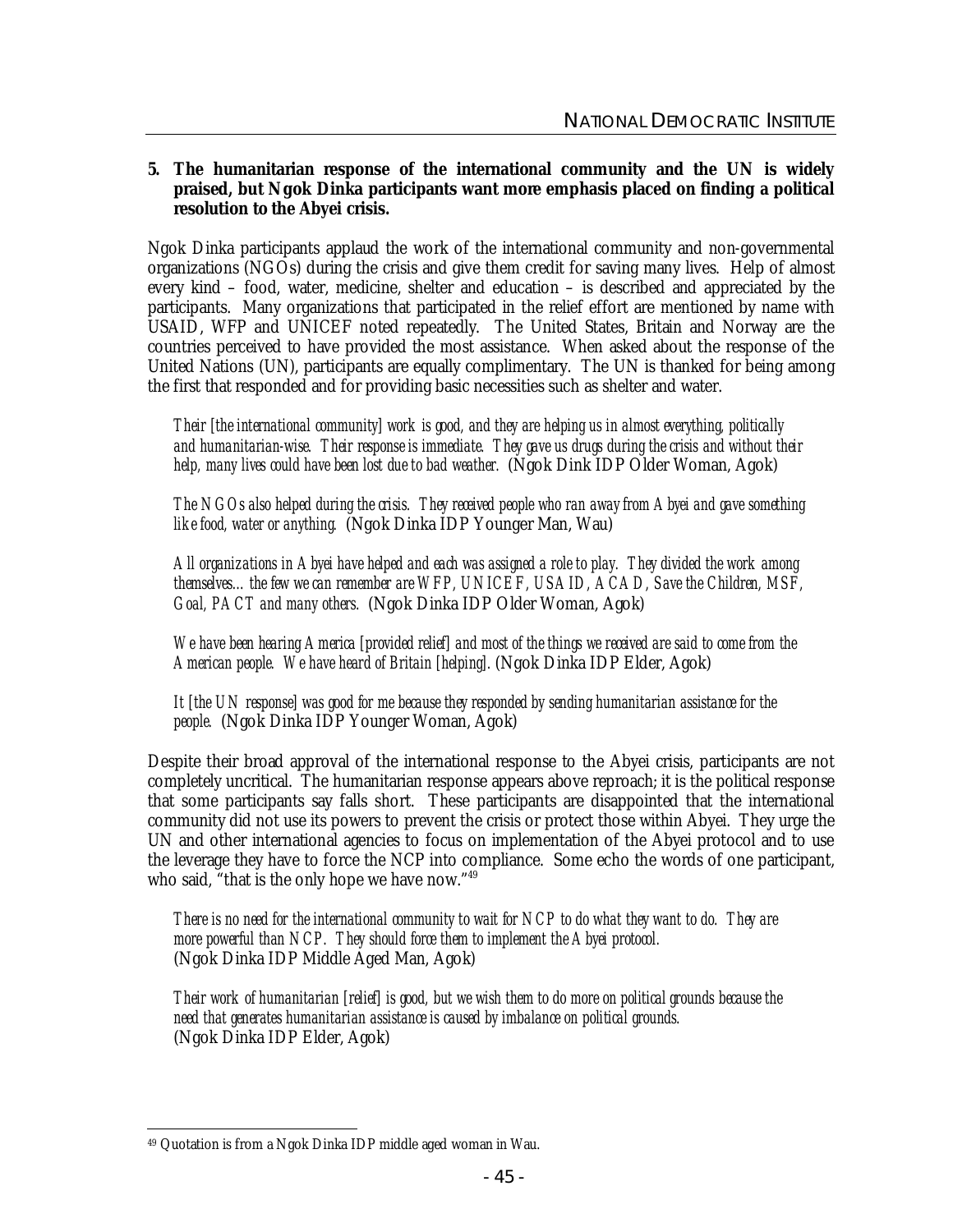**5. The humanitarian response of the international community and the UN is widely praised, but Ngok Dinka participants want more emphasis placed on finding a political resolution to the Abyei crisis.**

Ngok Dinka participants applaud the work of the international community and non-governmental organizations (NGOs) during the crisis and give them credit for saving many lives. Help of almost every kind – food, water, medicine, shelter and education – is described and appreciated by the participants. Many organizations that participated in the relief effort are mentioned by name with USAID, WFP and UNICEF noted repeatedly. The United States, Britain and Norway are the countries perceived to have provided the most assistance. When asked about the response of the United Nations (UN), participants are equally complimentary. The UN is thanked for being among the first that responded and for providing basic necessities such as shelter and water.

> *Their [the international community] work is good, and they are helping us in almost everything, politically and humanitarian-wise. Their response is immediate. They gave us drugs during the crisis and without their help, many lives could have been lost due to bad weather.* (Ngok Dink IDP Older Woman, Agok)

> *The NGOs also helped during the crisis. They received people who ran away from Abyei and gave something like food, water or anything.* (Ngok Dinka IDP Younger Man, Wau)

> *All organizations in Abyei have helped and each was assigned a role to play. They divided the work among themselves… the few we can remember are WFP, UNICEF, USAID, ACAD, Save the Children, MSF, Goal, PACT and many others.* (Ngok Dinka IDP Older Woman, Agok)

> *We have been hearing America [provided relief] and most of the things we received are said to come from the American people. We have heard of Britain [helping].* (Ngok Dinka IDP Elder, Agok)

> *It [the UN response] was good for me because they responded by sending humanitarian assistance for the people.* (Ngok Dinka IDP Younger Woman, Agok)

Despite their broad approval of the international response to the Abyei crisis, participants are not completely uncritical. The humanitarian response appears above reproach; it is the political response that some participants say falls short. These participants are disappointed that the international community did not use its powers to prevent the crisis or protect those within Abyei. They urge the UN and other international agencies to focus on implementation of the Abyei protocol and to use the leverage they have to force the NCP into compliance. Some echo the words of one participant, who said, "that is the only hope we have now."[49]

> *There is no need for the international community to wait for NCP to do what they want to do. They are more powerful than NCP. They should force them to implement the Abyei protocol.* (Ngok Dinka IDP Middle Aged Man, Agok)

> *Their work of humanitarian [relief] is good, but we wish them to do more on political grounds because the need that generates humanitarian assistance is caused by imbalance on political grounds.* (Ngok Dinka IDP Elder, Agok)

[49] Quotation is from a Ngok Dinka IDP middle aged woman in Wau.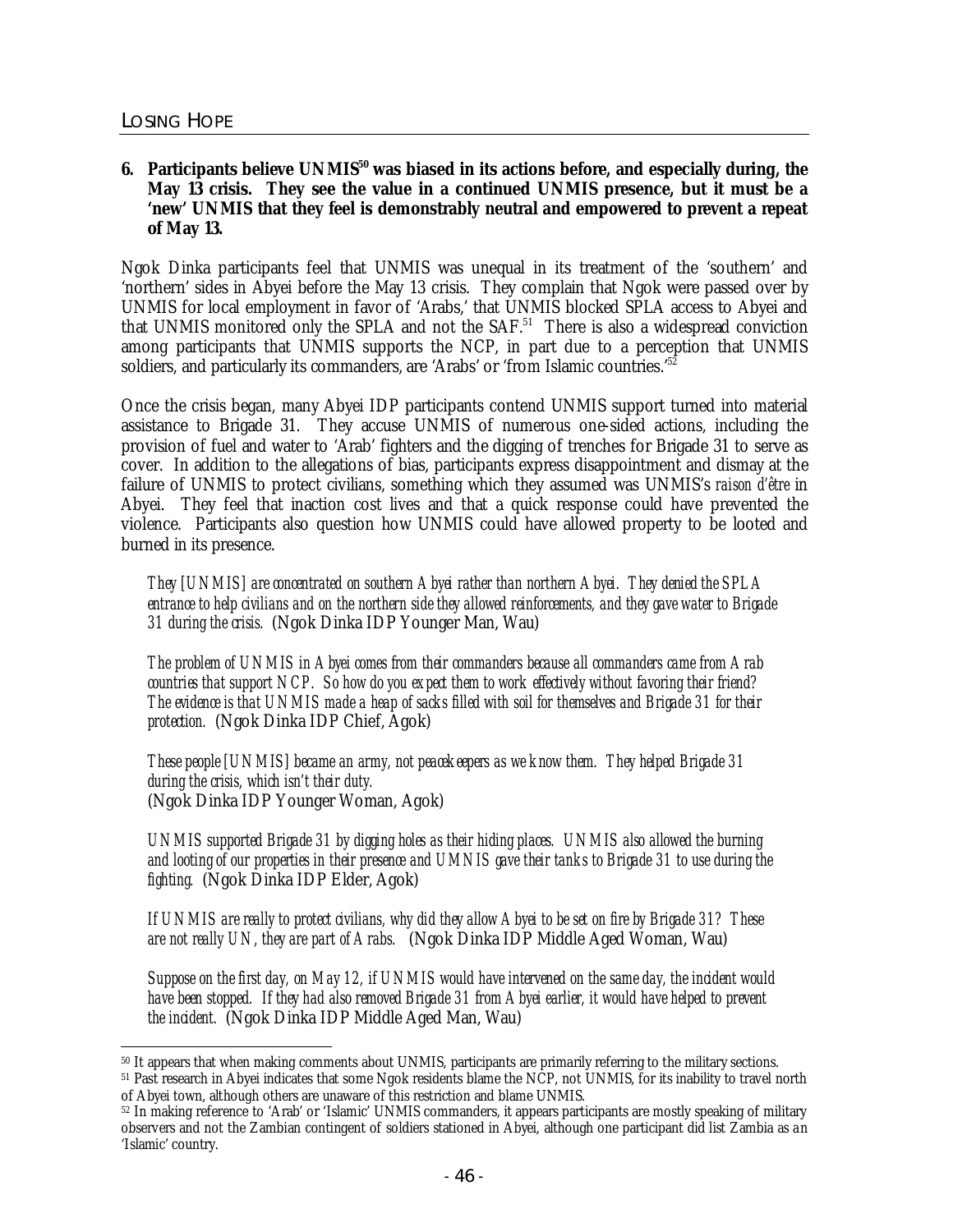**6. Participants believe UNMIS[50] was biased in its actions before, and especially during, the May 13 crisis. They see the value in a continued UNMIS presence, but it must be a 'new' UNMIS that they feel is demonstrably neutral and empowered to prevent a repeat of May 13.**

Ngok Dinka participants feel that UNMIS was unequal in its treatment of the 'southern' and 'northern' sides in Abyei before the May 13 crisis. They complain that Ngok were passed over by UNMIS for local employment in favor of 'Arabs,' that UNMIS blocked SPLA access to Abyei and that UNMIS monitored only the SPLA and not the SAF.[51] There is also a widespread conviction among participants that UNMIS supports the NCP, in part due to a perception that UNMIS soldiers, and particularly its commanders, are 'Arabs' or 'from Islamic countries.'[52]

Once the crisis began, many Abyei IDP participants contend UNMIS support turned into material assistance to Brigade 31. They accuse UNMIS of numerous one-sided actions, including the provision of fuel and water to 'Arab' fighters and the digging of trenches for Brigade 31 to serve as cover. In addition to the allegations of bias, participants express disappointment and dismay at the failure of UNMIS to protect civilians, something which they assumed was UNMIS's *raison d'être* in Abyei. They feel that inaction cost lives and that a quick response could have prevented the violence. Participants also question how UNMIS could have allowed property to be looted and burned in its presence.

> *They [UNMIS] are concentrated on southern Abyei rather than northern Abyei. They denied the SPLA entrance to help civilians and on the northern side they allowed reinforcements, and they gave water to Brigade 31 during the crisis.* (Ngok Dinka IDP Younger Man, Wau)

> *The problem of UNMIS in Abyei comes from their commanders because all commanders came from Arab countries that support NCP. So how do you expect them to work effectively without favoring their friend? The evidence is that UNMIS made a heap of sacks filled with soil for themselves and Brigade 31 for their protection.* (Ngok Dinka IDP Chief, Agok)

> *These people [UNMIS] became an army, not peacekeepers as we know them. They helped Brigade 31 during the crisis, which isn't their duty.*
> (Ngok Dinka IDP Younger Woman, Agok)

> *UNMIS supported Brigade 31 by digging holes as their hiding places. UNMIS also allowed the burning and looting of our properties in their presence and UMNIS gave their tanks to Brigade 31 to use during the fighting.* (Ngok Dinka IDP Elder, Agok)

> *If UNMIS are really to protect civilians, why did they allow Abyei to be set on fire by Brigade 31? These are not really UN, they are part of Arabs.* (Ngok Dinka IDP Middle Aged Woman, Wau)

> *Suppose on the first day, on May 12, if UNMIS would have intervened on the same day, the incident would have been stopped. If they had also removed Brigade 31 from Abyei earlier, it would have helped to prevent the incident.* (Ngok Dinka IDP Middle Aged Man, Wau)

---

[50] It appears that when making comments about UNMIS, participants are primarily referring to the military sections.

[51] Past research in Abyei indicates that some Ngok residents blame the NCP, not UNMIS, for its inability to travel north of Abyei town, although others are unaware of this restriction and blame UNMIS.

[52] In making reference to 'Arab' or 'Islamic' UNMIS commanders, it appears participants are mostly speaking of military observers and not the Zambian contingent of soldiers stationed in Abyei, although one participant did list Zambia as an 'Islamic' country.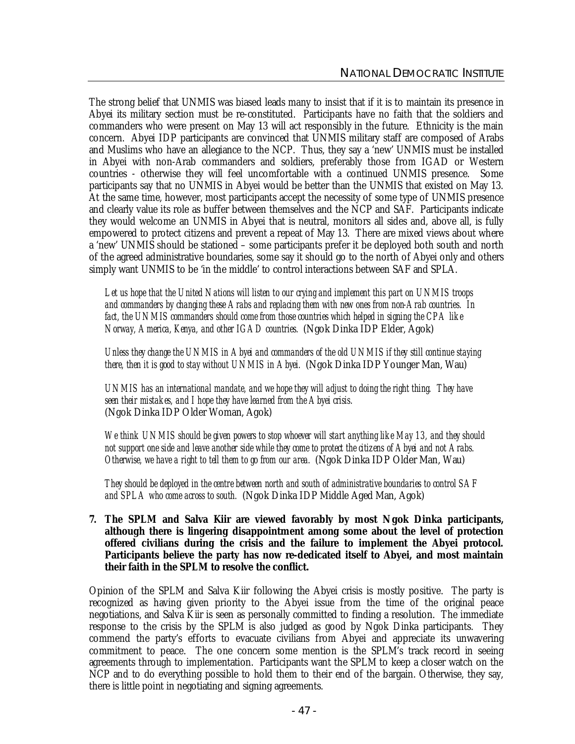The strong belief that UNMIS was biased leads many to insist that if it is to maintain its presence in Abyei its military section must be re-constituted. Participants have no faith that the soldiers and commanders who were present on May 13 will act responsibly in the future. Ethnicity is the main concern. Abyei IDP participants are convinced that UNMIS military staff are composed of Arabs and Muslims who have an allegiance to the NCP. Thus, they say a 'new' UNMIS must be installed in Abyei with non-Arab commanders and soldiers, preferably those from IGAD or Western countries - otherwise they will feel uncomfortable with a continued UNMIS presence. Some participants say that no UNMIS in Abyei would be better than the UNMIS that existed on May 13. At the same time, however, most participants accept the necessity of some type of UNMIS presence and clearly value its role as buffer between themselves and the NCP and SAF. Participants indicate they would welcome an UNMIS in Abyei that is neutral, monitors all sides and, above all, is fully empowered to protect citizens and prevent a repeat of May 13. There are mixed views about where a 'new' UNMIS should be stationed – some participants prefer it be deployed both south and north of the agreed administrative boundaries, some say it should go to the north of Abyei only and others simply want UNMIS to be 'in the middle' to control interactions between SAF and SPLA.

> *Let us hope that the United Nations will listen to our crying and implement this part on UNMIS troops and commanders by changing these Arabs and replacing them with new ones from non-Arab countries. In fact, the UNMIS commanders should come from those countries which helped in signing the CPA like Norway, America, Kenya, and other IGAD countries.* (Ngok Dinka IDP Elder, Agok)

> *Unless they change the UNMIS in Abyei and commanders of the old UNMIS if they still continue staying there, then it is good to stay without UNMIS in Abyei.* (Ngok Dinka IDP Younger Man, Wau)

> *UNMIS has an international mandate, and we hope they will adjust to doing the right thing. They have seen their mistakes, and I hope they have learned from the Abyei crisis.* (Ngok Dinka IDP Older Woman, Agok)

> *We think UNMIS should be given powers to stop whoever will start anything like May 13, and they should not support one side and leave another side while they come to protect the citizens of Abyei and not Arabs. Otherwise, we have a right to tell them to go from our area.* (Ngok Dinka IDP Older Man, Wau)

> *They should be deployed in the centre between north and south of administrative boundaries to control SAF and SPLA who come across to south.* (Ngok Dinka IDP Middle Aged Man, Agok)

**7. The SPLM and Salva Kiir are viewed favorably by most Ngok Dinka participants, although there is lingering disappointment among some about the level of protection offered civilians during the crisis and the failure to implement the Abyei protocol. Participants believe the party has now re-dedicated itself to Abyei, and most maintain their faith in the SPLM to resolve the conflict.**

Opinion of the SPLM and Salva Kiir following the Abyei crisis is mostly positive. The party is recognized as having given priority to the Abyei issue from the time of the original peace negotiations, and Salva Kiir is seen as personally committed to finding a resolution. The immediate response to the crisis by the SPLM is also judged as good by Ngok Dinka participants. They commend the party's efforts to evacuate civilians from Abyei and appreciate its unwavering commitment to peace. The one concern some mention is the SPLM's track record in seeing agreements through to implementation. Participants want the SPLM to keep a closer watch on the NCP and to do everything possible to hold them to their end of the bargain. Otherwise, they say, there is little point in negotiating and signing agreements.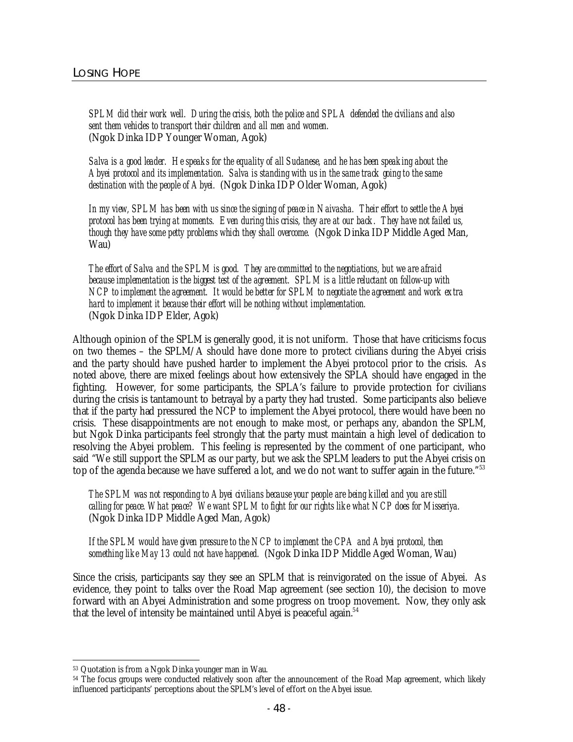*SPLM did their work well. During the crisis, both the police and SPLA defended the civilians and also sent them vehicles to transport their children and all men and women.* (Ngok Dinka IDP Younger Woman, Agok)

*Salva is a good leader. He speaks for the equality of all Sudanese, and he has been speaking about the Abyei protocol and its implementation. Salva is standing with us in the same track going to the same destination with the people of Abyei.* (Ngok Dinka IDP Older Woman, Agok)

*In my view, SPLM has been with us since the signing of peace in Naivasha. Their effort to settle the Abyei protocol has been trying at moments. Even during this crisis, they are at our back. They have not failed us, though they have some petty problems which they shall overcome.* (Ngok Dinka IDP Middle Aged Man, Wau)

*The effort of Salva and the SPLM is good. They are committed to the negotiations, but we are afraid because implementation is the biggest test of the agreement. SPLM is a little reluctant on follow-up with NCP to implement the agreement. It would be better for SPLM to negotiate the agreement and work extra hard to implement it because their effort will be nothing without implementation.* (Ngok Dinka IDP Elder, Agok)

Although opinion of the SPLM is generally good, it is not uniform. Those that have criticisms focus on two themes – the SPLM/A should have done more to protect civilians during the Abyei crisis and the party should have pushed harder to implement the Abyei protocol prior to the crisis. As noted above, there are mixed feelings about how extensively the SPLA should have engaged in the fighting. However, for some participants, the SPLA's failure to provide protection for civilians during the crisis is tantamount to betrayal by a party they had trusted. Some participants also believe that if the party had pressured the NCP to implement the Abyei protocol, there would have been no crisis. These disappointments are not enough to make most, or perhaps any, abandon the SPLM, but Ngok Dinka participants feel strongly that the party must maintain a high level of dedication to resolving the Abyei problem. This feeling is represented by the comment of one participant, who said "We still support the SPLM as our party, but we ask the SPLM leaders to put the Abyei crisis on top of the agenda because we have suffered a lot, and we do not want to suffer again in the future."[53]

*The SPLM was not responding to Abyei civilians because your people are being killed and you are still calling for peace. What peace? We want SPLM to fight for our rights like what NCP does for Misseriya.* (Ngok Dinka IDP Middle Aged Man, Agok)

*If the SPLM would have given pressure to the NCP to implement the CPA and Abyei protocol, then something like May 13 could not have happened.* (Ngok Dinka IDP Middle Aged Woman, Wau)

Since the crisis, participants say they see an SPLM that is reinvigorated on the issue of Abyei. As evidence, they point to talks over the Road Map agreement (see section 10), the decision to move forward with an Abyei Administration and some progress on troop movement. Now, they only ask that the level of intensity be maintained until Abyei is peaceful again.[54]

---

[53] Quotation is from a Ngok Dinka younger man in Wau.

[54] The focus groups were conducted relatively soon after the announcement of the Road Map agreement, which likely influenced participants' perceptions about the SPLM's level of effort on the Abyei issue.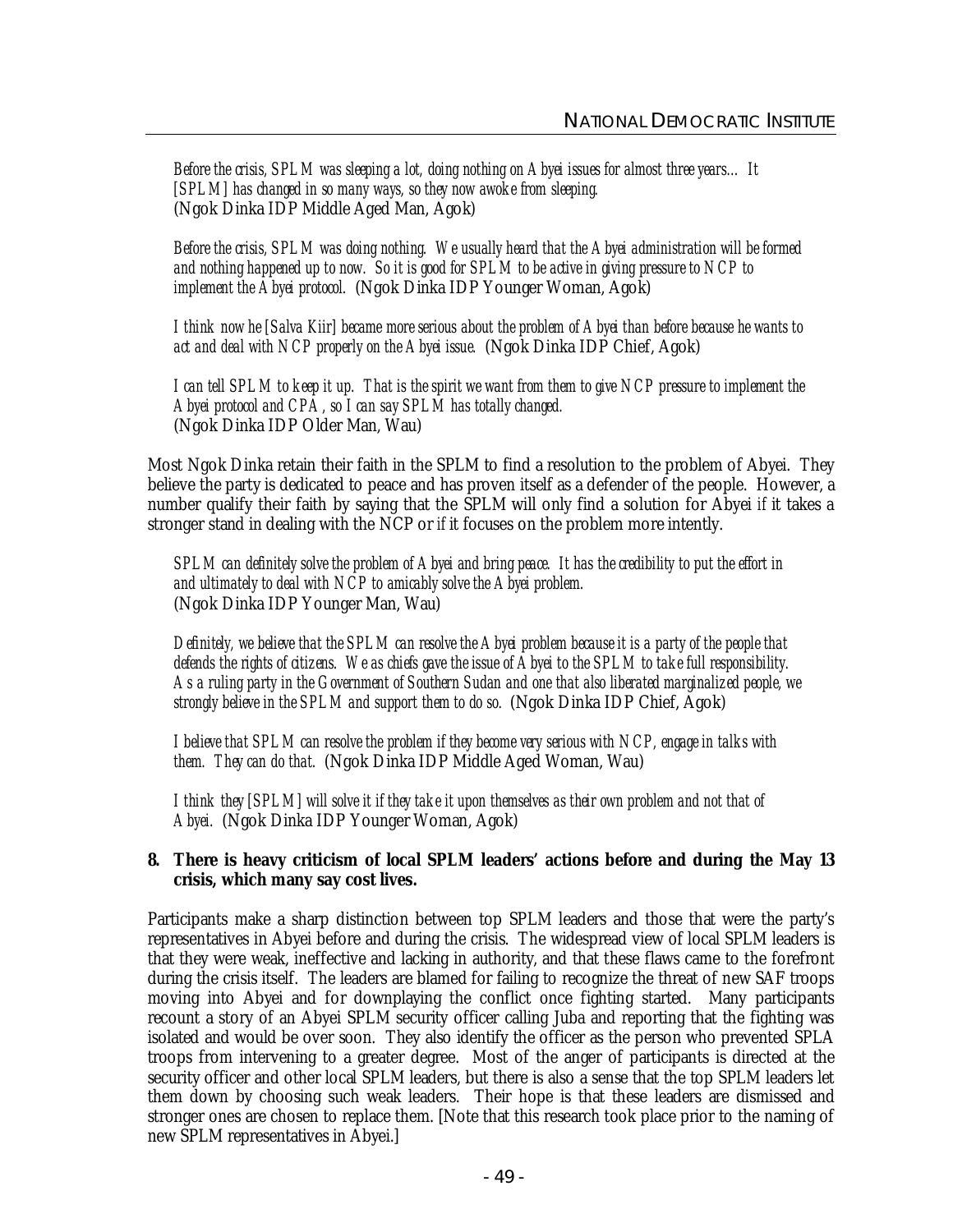*Before the crisis, SPLM was sleeping a lot, doing nothing on Abyei issues for almost three years… It [SPLM] has changed in so many ways, so they now awoke from sleeping.* (Ngok Dinka IDP Middle Aged Man, Agok)

*Before the crisis, SPLM was doing nothing. We usually heard that the Abyei administration will be formed and nothing happened up to now. So it is good for SPLM to be active in giving pressure to NCP to implement the Abyei protocol.* (Ngok Dinka IDP Younger Woman, Agok)

*I think now he [Salva Kiir] became more serious about the problem of Abyei than before because he wants to act and deal with NCP properly on the Abyei issue.* (Ngok Dinka IDP Chief, Agok)

*I can tell SPLM to keep it up. That is the spirit we want from them to give NCP pressure to implement the Abyei protocol and CPA, so I can say SPLM has totally changed.* (Ngok Dinka IDP Older Man, Wau)

Most Ngok Dinka retain their faith in the SPLM to find a resolution to the problem of Abyei. They believe the party is dedicated to peace and has proven itself as a defender of the people. However, a number qualify their faith by saying that the SPLM will only find a solution for Abyei if it takes a stronger stand in dealing with the NCP or if it focuses on the problem more intently.

*SPLM can definitely solve the problem of Abyei and bring peace. It has the credibility to put the effort in and ultimately to deal with NCP to amicably solve the Abyei problem.* (Ngok Dinka IDP Younger Man, Wau)

*Definitely, we believe that the SPLM can resolve the Abyei problem because it is a party of the people that defends the rights of citizens. We as chiefs gave the issue of Abyei to the SPLM to take full responsibility. As a ruling party in the Government of Southern Sudan and one that also liberated marginalized people, we strongly believe in the SPLM and support them to do so.* (Ngok Dinka IDP Chief, Agok)

*I believe that SPLM can resolve the problem if they become very serious with NCP, engage in talks with them. They can do that.* (Ngok Dinka IDP Middle Aged Woman, Wau)

*I think they [SPLM] will solve it if they take it upon themselves as their own problem and not that of Abyei.* (Ngok Dinka IDP Younger Woman, Agok)

**8. There is heavy criticism of local SPLM leaders' actions before and during the May 13 crisis, which many say cost lives.**

Participants make a sharp distinction between top SPLM leaders and those that were the party's representatives in Abyei before and during the crisis. The widespread view of local SPLM leaders is that they were weak, ineffective and lacking in authority, and that these flaws came to the forefront during the crisis itself. The leaders are blamed for failing to recognize the threat of new SAF troops moving into Abyei and for downplaying the conflict once fighting started. Many participants recount a story of an Abyei SPLM security officer calling Juba and reporting that the fighting was isolated and would be over soon. They also identify the officer as the person who prevented SPLA troops from intervening to a greater degree. Most of the anger of participants is directed at the security officer and other local SPLM leaders, but there is also a sense that the top SPLM leaders let them down by choosing such weak leaders. Their hope is that these leaders are dismissed and stronger ones are chosen to replace them. [Note that this research took place prior to the naming of new SPLM representatives in Abyei.]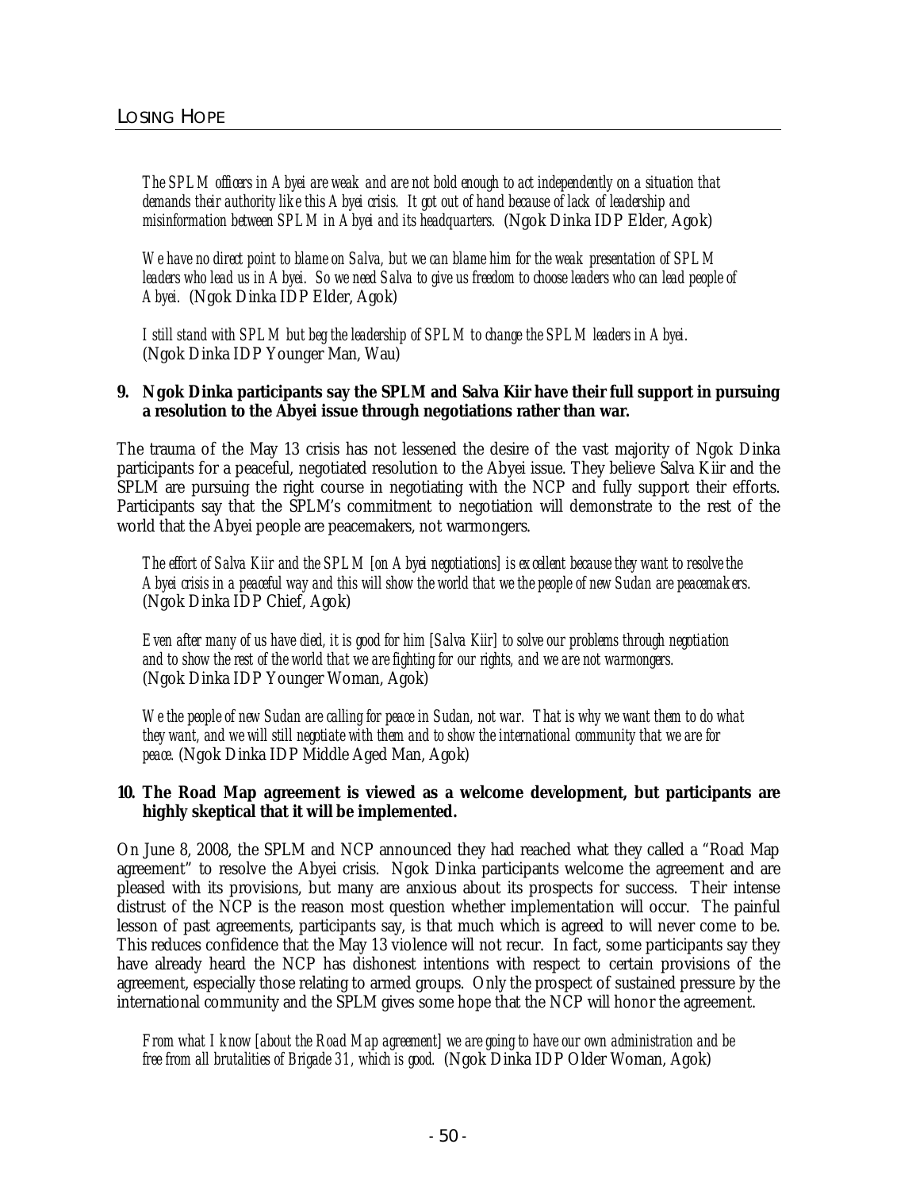*The SPLM officers in Abyei are weak and are not bold enough to act independently on a situation that demands their authority like this Abyei crisis. It got out of hand because of lack of leadership and misinformation between SPLM in Abyei and its headquarters.* (Ngok Dinka IDP Elder, Agok)

*We have no direct point to blame on Salva, but we can blame him for the weak presentation of SPLM leaders who lead us in Abyei. So we need Salva to give us freedom to choose leaders who can lead people of Abyei.* (Ngok Dinka IDP Elder, Agok)

*I still stand with SPLM but beg the leadership of SPLM to change the SPLM leaders in Abyei.* (Ngok Dinka IDP Younger Man, Wau)

**9. Ngok Dinka participants say the SPLM and Salva Kiir have their full support in pursuing a resolution to the Abyei issue through negotiations rather than war.**

The trauma of the May 13 crisis has not lessened the desire of the vast majority of Ngok Dinka participants for a peaceful, negotiated resolution to the Abyei issue. They believe Salva Kiir and the SPLM are pursuing the right course in negotiating with the NCP and fully support their efforts. Participants say that the SPLM's commitment to negotiation will demonstrate to the rest of the world that the Abyei people are peacemakers, not warmongers.

*The effort of Salva Kiir and the SPLM [on Abyei negotiations] is excellent because they want to resolve the Abyei crisis in a peaceful way and this will show the world that we the people of new Sudan are peacemakers.* (Ngok Dinka IDP Chief, Agok)

*Even after many of us have died, it is good for him [Salva Kiir] to solve our problems through negotiation and to show the rest of the world that we are fighting for our rights, and we are not warmongers.* (Ngok Dinka IDP Younger Woman, Agok)

*We the people of new Sudan are calling for peace in Sudan, not war. That is why we want them to do what they want, and we will still negotiate with them and to show the international community that we are for peace.* (Ngok Dinka IDP Middle Aged Man, Agok)

**10. The Road Map agreement is viewed as a welcome development, but participants are highly skeptical that it will be implemented.**

On June 8, 2008, the SPLM and NCP announced they had reached what they called a "Road Map agreement" to resolve the Abyei crisis. Ngok Dinka participants welcome the agreement and are pleased with its provisions, but many are anxious about its prospects for success. Their intense distrust of the NCP is the reason most question whether implementation will occur. The painful lesson of past agreements, participants say, is that much which is agreed to will never come to be. This reduces confidence that the May 13 violence will not recur. In fact, some participants say they have already heard the NCP has dishonest intentions with respect to certain provisions of the agreement, especially those relating to armed groups. Only the prospect of sustained pressure by the international community and the SPLM gives some hope that the NCP will honor the agreement.

*From what I know [about the Road Map agreement] we are going to have our own administration and be free from all brutalities of Brigade 31, which is good.* (Ngok Dinka IDP Older Woman, Agok)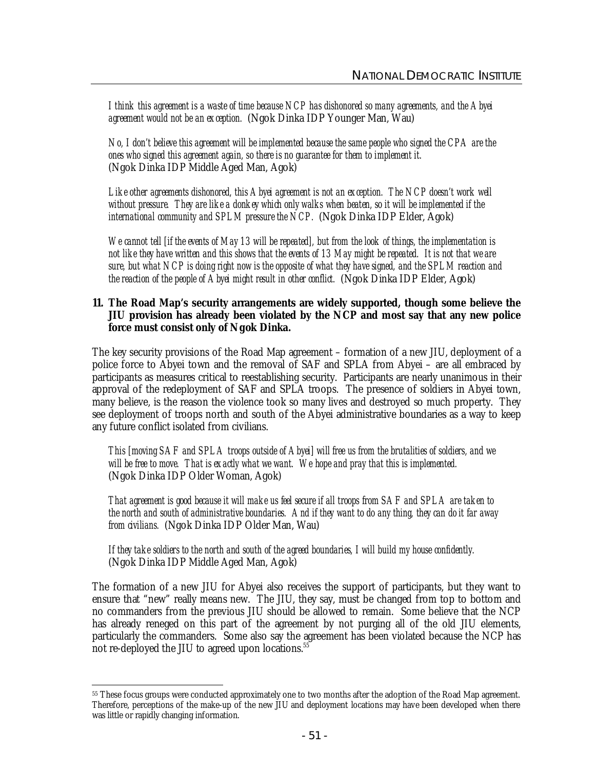*I think this agreement is a waste of time because NCP has dishonored so many agreements, and the Abyei agreement would not be an exception.* (Ngok Dinka IDP Younger Man, Wau)

*No, I don't believe this agreement will be implemented because the same people who signed the CPA are the ones who signed this agreement again, so there is no guarantee for them to implement it.* (Ngok Dinka IDP Middle Aged Man, Agok)

*Like other agreements dishonored, this Abyei agreement is not an exception. The NCP doesn't work well without pressure. They are like a donkey which only walks when beaten, so it will be implemented if the international community and SPLM pressure the NCP.* (Ngok Dinka IDP Elder, Agok)

*We cannot tell [if the events of May 13 will be repeated], but from the look of things, the implementation is not like they have written and this shows that the events of 13 May might be repeated. It is not that we are sure, but what NCP is doing right now is the opposite of what they have signed, and the SPLM reaction and the reaction of the people of Abyei might result in other conflict.* (Ngok Dinka IDP Elder, Agok)

**11. The Road Map's security arrangements are widely supported, though some believe the JIU provision has already been violated by the NCP and most say that any new police force must consist only of Ngok Dinka.**

The key security provisions of the Road Map agreement – formation of a new JIU, deployment of a police force to Abyei town and the removal of SAF and SPLA from Abyei – are all embraced by participants as measures critical to reestablishing security. Participants are nearly unanimous in their approval of the redeployment of SAF and SPLA troops. The presence of soldiers in Abyei town, many believe, is the reason the violence took so many lives and destroyed so much property. They see deployment of troops north and south of the Abyei administrative boundaries as a way to keep any future conflict isolated from civilians.

*This [moving SAF and SPLA troops outside of Abyei] will free us from the brutalities of soldiers, and we will be free to move. That is exactly what we want. We hope and pray that this is implemented.* (Ngok Dinka IDP Older Woman, Agok)

*That agreement is good because it will make us feel secure if all troops from SAF and SPLA are taken to the north and south of administrative boundaries. And if they want to do any thing, they can do it far away from civilians.* (Ngok Dinka IDP Older Man, Wau)

*If they take soldiers to the north and south of the agreed boundaries, I will build my house confidently.* (Ngok Dinka IDP Middle Aged Man, Agok)

The formation of a new JIU for Abyei also receives the support of participants, but they want to ensure that "new" really means new. The JIU, they say, must be changed from top to bottom and no commanders from the previous JIU should be allowed to remain. Some believe that the NCP has already reneged on this part of the agreement by not purging all of the old JIU elements, particularly the commanders. Some also say the agreement has been violated because the NCP has not re-deployed the JIU to agreed upon locations.[55]

[55] These focus groups were conducted approximately one to two months after the adoption of the Road Map agreement. Therefore, perceptions of the make-up of the new JIU and deployment locations may have been developed when there was little or rapidly changing information.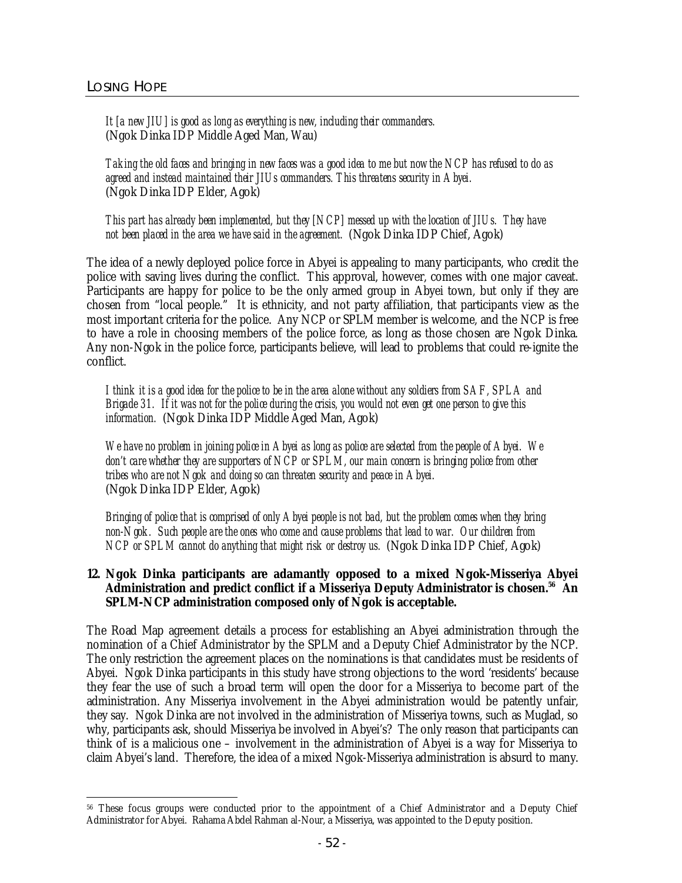*It [a new JIU] is good as long as everything is new, including their commanders.* (Ngok Dinka IDP Middle Aged Man, Wau)

*Taking the old faces and bringing in new faces was a good idea to me but now the NCP has refused to do as agreed and instead maintained their JIUs commanders. This threatens security in Abyei.* (Ngok Dinka IDP Elder, Agok)

*This part has already been implemented, but they [NCP] messed up with the location of JIUs. They have not been placed in the area we have said in the agreement.* (Ngok Dinka IDP Chief, Agok)

The idea of a newly deployed police force in Abyei is appealing to many participants, who credit the police with saving lives during the conflict. This approval, however, comes with one major caveat. Participants are happy for police to be the only armed group in Abyei town, but only if they are chosen from "local people." It is ethnicity, and not party affiliation, that participants view as the most important criteria for the police. Any NCP or SPLM member is welcome, and the NCP is free to have a role in choosing members of the police force, as long as those chosen are Ngok Dinka. Any non-Ngok in the police force, participants believe, will lead to problems that could re-ignite the conflict.

*I think it is a good idea for the police to be in the area alone without any soldiers from SAF, SPLA and Brigade 31. If it was not for the police during the crisis, you would not even get one person to give this information.* (Ngok Dinka IDP Middle Aged Man, Agok)

*We have no problem in joining police in Abyei as long as police are selected from the people of Abyei. We don't care whether they are supporters of NCP or SPLM, our main concern is bringing police from other tribes who are not Ngok and doing so can threaten security and peace in Abyei.* (Ngok Dinka IDP Elder, Agok)

*Bringing of police that is comprised of only Abyei people is not bad, but the problem comes when they bring non-Ngok. Such people are the ones who come and cause problems that lead to war. Our children from NCP or SPLM cannot do anything that might risk or destroy us.* (Ngok Dinka IDP Chief, Agok)

**12. Ngok Dinka participants are adamantly opposed to a mixed Ngok-Misseriya Abyei Administration and predict conflict if a Misseriya Deputy Administrator is chosen.[56] An SPLM-NCP administration composed only of Ngok is acceptable.**

The Road Map agreement details a process for establishing an Abyei administration through the nomination of a Chief Administrator by the SPLM and a Deputy Chief Administrator by the NCP. The only restriction the agreement places on the nominations is that candidates must be residents of Abyei. Ngok Dinka participants in this study have strong objections to the word 'residents' because they fear the use of such a broad term will open the door for a Misseriya to become part of the administration. Any Misseriya involvement in the Abyei administration would be patently unfair, they say. Ngok Dinka are not involved in the administration of Misseriya towns, such as Muglad, so why, participants ask, should Misseriya be involved in Abyei's? The only reason that participants can think of is a malicious one – involvement in the administration of Abyei is a way for Misseriya to claim Abyei's land. Therefore, the idea of a mixed Ngok-Misseriya administration is absurd to many.

[56] These focus groups were conducted prior to the appointment of a Chief Administrator and a Deputy Chief Administrator for Abyei. Rahama Abdel Rahman al-Nour, a Misseriya, was appointed to the Deputy position.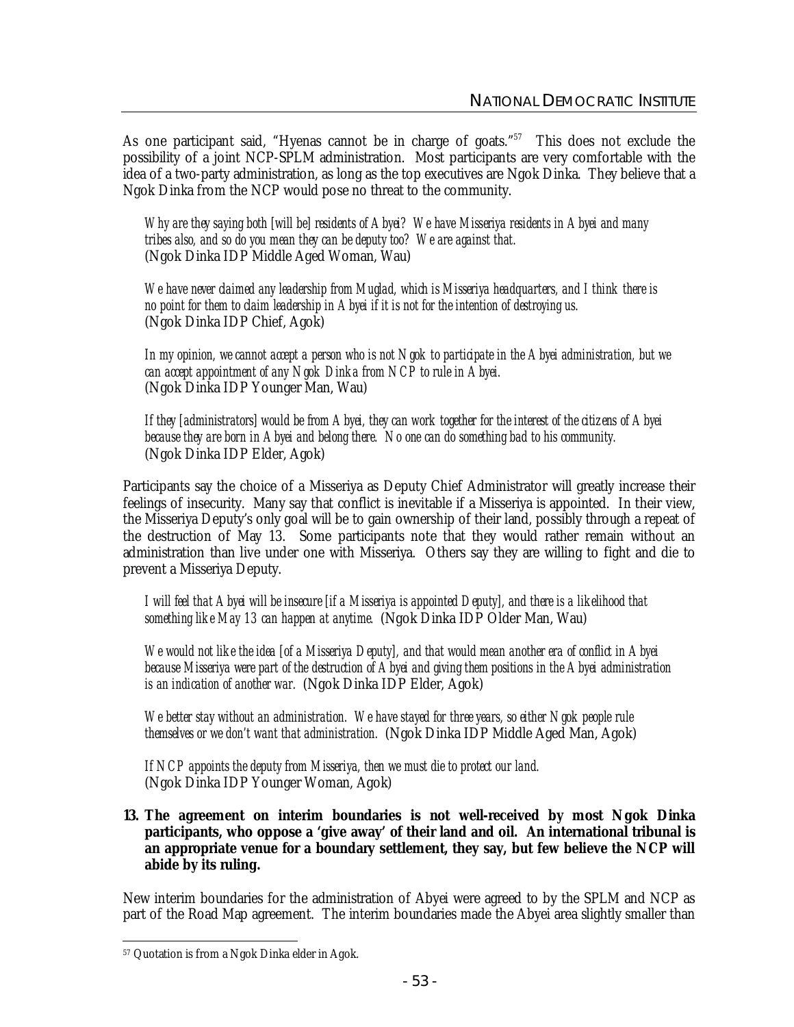As one participant said, "Hyenas cannot be in charge of goats."[57] This does not exclude the possibility of a joint NCP-SPLM administration. Most participants are very comfortable with the idea of a two-party administration, as long as the top executives are Ngok Dinka. They believe that a Ngok Dinka from the NCP would pose no threat to the community.

> *Why are they saying both [will be] residents of Abyei? We have Misseriya residents in Abyei and many tribes also, and so do you mean they can be deputy too? We are against that.*
> (Ngok Dinka IDP Middle Aged Woman, Wau)

> *We have never claimed any leadership from Muglad, which is Misseriya headquarters, and I think there is no point for them to claim leadership in Abyei if it is not for the intention of destroying us.*
> (Ngok Dinka IDP Chief, Agok)

> *In my opinion, we cannot accept a person who is not Ngok to participate in the Abyei administration, but we can accept appointment of any Ngok Dinka from NCP to rule in Abyei.*
> (Ngok Dinka IDP Younger Man, Wau)

> *If they [administrators] would be from Abyei, they can work together for the interest of the citizens of Abyei because they are born in Abyei and belong there. No one can do something bad to his community.*
> (Ngok Dinka IDP Elder, Agok)

Participants say the choice of a Misseriya as Deputy Chief Administrator will greatly increase their feelings of insecurity. Many say that conflict is inevitable if a Misseriya is appointed. In their view, the Misseriya Deputy's only goal will be to gain ownership of their land, possibly through a repeat of the destruction of May 13. Some participants note that they would rather remain without an administration than live under one with Misseriya. Others say they are willing to fight and die to prevent a Misseriya Deputy.

> *I will feel that Abyei will be insecure [if a Misseriya is appointed Deputy], and there is a likelihood that something like May 13 can happen at anytime.* (Ngok Dinka IDP Older Man, Wau)

> *We would not like the idea [of a Misseriya Deputy], and that would mean another era of conflict in Abyei because Misseriya were part of the destruction of Abyei and giving them positions in the Abyei administration is an indication of another war.* (Ngok Dinka IDP Elder, Agok)

> *We better stay without an administration. We have stayed for three years, so either Ngok people rule themselves or we don't want that administration.* (Ngok Dinka IDP Middle Aged Man, Agok)

> *If NCP appoints the deputy from Misseriya, then we must die to protect our land.*
> (Ngok Dinka IDP Younger Woman, Agok)

**13. The agreement on interim boundaries is not well-received by most Ngok Dinka participants, who oppose a 'give away' of their land and oil. An international tribunal is an appropriate venue for a boundary settlement, they say, but few believe the NCP will abide by its ruling.**

New interim boundaries for the administration of Abyei were agreed to by the SPLM and NCP as part of the Road Map agreement. The interim boundaries made the Abyei area slightly smaller than

[57] Quotation is from a Ngok Dinka elder in Agok.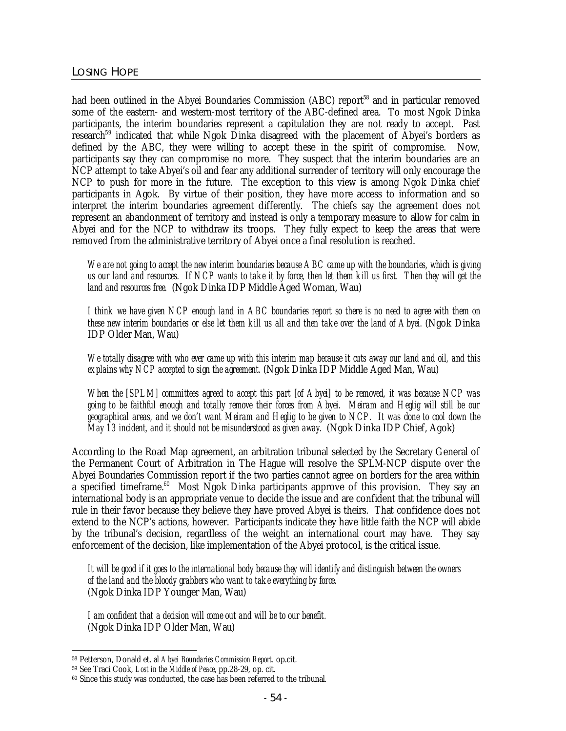had been outlined in the Abyei Boundaries Commission (ABC) report[58] and in particular removed some of the eastern- and western-most territory of the ABC-defined area. To most Ngok Dinka participants, the interim boundaries represent a capitulation they are not ready to accept. Past research[59] indicated that while Ngok Dinka disagreed with the placement of Abyei's borders as defined by the ABC, they were willing to accept these in the spirit of compromise. Now, participants say they can compromise no more. They suspect that the interim boundaries are an NCP attempt to take Abyei's oil and fear any additional surrender of territory will only encourage the NCP to push for more in the future. The exception to this view is among Ngok Dinka chief participants in Agok. By virtue of their position, they have more access to information and so interpret the interim boundaries agreement differently. The chiefs say the agreement does not represent an abandonment of territory and instead is only a temporary measure to allow for calm in Abyei and for the NCP to withdraw its troops. They fully expect to keep the areas that were removed from the administrative territory of Abyei once a final resolution is reached.

> *We are not going to accept the new interim boundaries because ABC came up with the boundaries, which is giving us our land and resources. If NCP wants to take it by force, then let them kill us first. Then they will get the land and resources free.* (Ngok Dinka IDP Middle Aged Woman, Wau)

> *I think we have given NCP enough land in ABC boundaries report so there is no need to agree with them on these new interim boundaries or else let them kill us all and then take over the land of Abyei.* (Ngok Dinka IDP Older Man, Wau)

> *We totally disagree with who ever came up with this interim map because it cuts away our land and oil, and this explains why NCP accepted to sign the agreement.* (Ngok Dinka IDP Middle Aged Man, Wau)

> *When the [SPLM] committees agreed to accept this part [of Abyei] to be removed, it was because NCP was going to be faithful enough and totally remove their forces from Abyei. Meiram and Heglig will still be our geographical areas, and we don't want Meiram and Heglig to be given to NCP. It was done to cool down the May 13 incident, and it should not be misunderstood as given away.* (Ngok Dinka IDP Chief, Agok)

According to the Road Map agreement, an arbitration tribunal selected by the Secretary General of the Permanent Court of Arbitration in The Hague will resolve the SPLM-NCP dispute over the Abyei Boundaries Commission report if the two parties cannot agree on borders for the area within a specified timeframe.[60] Most Ngok Dinka participants approve of this provision. They say an international body is an appropriate venue to decide the issue and are confident that the tribunal will rule in their favor because they believe they have proved Abyei is theirs. That confidence does not extend to the NCP's actions, however. Participants indicate they have little faith the NCP will abide by the tribunal's decision, regardless of the weight an international court may have. They say enforcement of the decision, like implementation of the Abyei protocol, is the critical issue.

> *It will be good if it goes to the international body because they will identify and distinguish between the owners of the land and the bloody grabbers who want to take everything by force.*
> (Ngok Dinka IDP Younger Man, Wau)

> *I am confident that a decision will come out and will be to our benefit.*
> (Ngok Dinka IDP Older Man, Wau)

---

[58] Petterson, Donald et. al *Abyei Boundaries Commission Report*. op.cit.

[59] See Traci Cook, *Lost in the Middle of Peace*, pp.28-29, op. cit.

[60] Since this study was conducted, the case has been referred to the tribunal.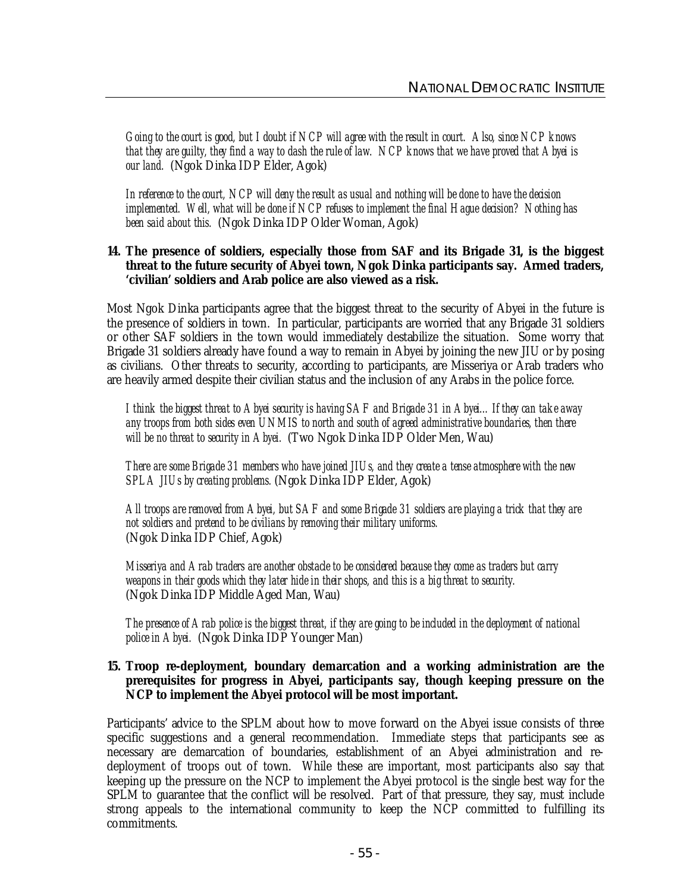*Going to the court is good, but I doubt if NCP will agree with the result in court. Also, since NCP knows that they are guilty, they find a way to dash the rule of law. NCP knows that we have proved that Abyei is our land.* (Ngok Dinka IDP Elder, Agok)

*In reference to the court, NCP will deny the result as usual and nothing will be done to have the decision implemented. Well, what will be done if NCP refuses to implement the final Hague decision? Nothing has been said about this.* (Ngok Dinka IDP Older Woman, Agok)

**14. The presence of soldiers, especially those from SAF and its Brigade 31, is the biggest threat to the future security of Abyei town, Ngok Dinka participants say. Armed traders, 'civilian' soldiers and Arab police are also viewed as a risk.**

Most Ngok Dinka participants agree that the biggest threat to the security of Abyei in the future is the presence of soldiers in town. In particular, participants are worried that any Brigade 31 soldiers or other SAF soldiers in the town would immediately destabilize the situation. Some worry that Brigade 31 soldiers already have found a way to remain in Abyei by joining the new JIU or by posing as civilians. Other threats to security, according to participants, are Misseriya or Arab traders who are heavily armed despite their civilian status and the inclusion of any Arabs in the police force.

*I think the biggest threat to Abyei security is having SAF and Brigade 31 in Abyei… If they can take away any troops from both sides even UNMIS to north and south of agreed administrative boundaries, then there will be no threat to security in Abyei.* (Two Ngok Dinka IDP Older Men, Wau)

*There are some Brigade 31 members who have joined JIUs, and they create a tense atmosphere with the new SPLA JIUs by creating problems.* (Ngok Dinka IDP Elder, Agok)

*All troops are removed from Abyei, but SAF and some Brigade 31 soldiers are playing a trick that they are not soldiers and pretend to be civilians by removing their military uniforms.* (Ngok Dinka IDP Chief, Agok)

*Misseriya and Arab traders are another obstacle to be considered because they come as traders but carry weapons in their goods which they later hide in their shops, and this is a big threat to security.* (Ngok Dinka IDP Middle Aged Man, Wau)

*The presence of Arab police is the biggest threat, if they are going to be included in the deployment of national police in Abyei.* (Ngok Dinka IDP Younger Man)

**15. Troop re-deployment, boundary demarcation and a working administration are the prerequisites for progress in Abyei, participants say, though keeping pressure on the NCP to implement the Abyei protocol will be most important.**

Participants' advice to the SPLM about how to move forward on the Abyei issue consists of three specific suggestions and a general recommendation. Immediate steps that participants see as necessary are demarcation of boundaries, establishment of an Abyei administration and re-deployment of troops out of town. While these are important, most participants also say that keeping up the pressure on the NCP to implement the Abyei protocol is the single best way for the SPLM to guarantee that the conflict will be resolved. Part of that pressure, they say, must include strong appeals to the international community to keep the NCP committed to fulfilling its commitments.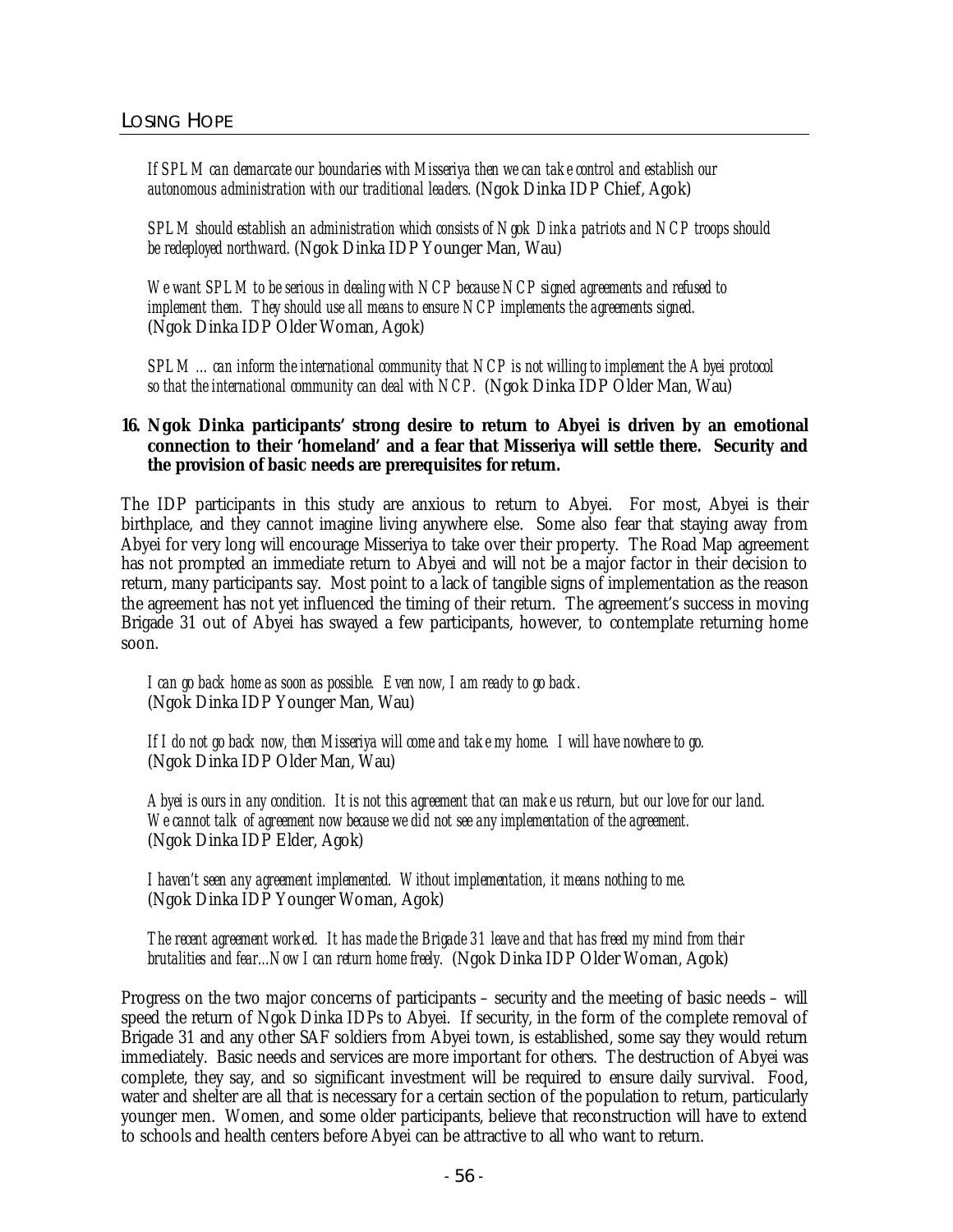*If SPLM can demarcate our boundaries with Misseriya then we can take control and establish our autonomous administration with our traditional leaders.* (Ngok Dinka IDP Chief, Agok)

*SPLM should establish an administration which consists of Ngok Dinka patriots and NCP troops should be redeployed northward.* (Ngok Dinka IDP Younger Man, Wau)

*We want SPLM to be serious in dealing with NCP because NCP signed agreements and refused to implement them. They should use all means to ensure NCP implements the agreements signed.* (Ngok Dinka IDP Older Woman, Agok)

*SPLM …can inform the international community that NCP is not willing to implement the Abyei protocol so that the international community can deal with NCP.* (Ngok Dinka IDP Older Man, Wau)

**16. Ngok Dinka participants' strong desire to return to Abyei is driven by an emotional connection to their 'homeland' and a fear that Misseriya will settle there. Security and the provision of basic needs are prerequisites for return.**

The IDP participants in this study are anxious to return to Abyei. For most, Abyei is their birthplace, and they cannot imagine living anywhere else. Some also fear that staying away from Abyei for very long will encourage Misseriya to take over their property. The Road Map agreement has not prompted an immediate return to Abyei and will not be a major factor in their decision to return, many participants say. Most point to a lack of tangible signs of implementation as the reason the agreement has not yet influenced the timing of their return. The agreement's success in moving Brigade 31 out of Abyei has swayed a few participants, however, to contemplate returning home soon.

*I can go back home as soon as possible. Even now, I am ready to go back.* (Ngok Dinka IDP Younger Man, Wau)

*If I do not go back now, then Misseriya will come and take my home. I will have nowhere to go.* (Ngok Dinka IDP Older Man, Wau)

*Abyei is ours in any condition. It is not this agreement that can make us return, but our love for our land. We cannot talk of agreement now because we did not see any implementation of the agreement.* (Ngok Dinka IDP Elder, Agok)

*I haven't seen any agreement implemented. Without implementation, it means nothing to me.* (Ngok Dinka IDP Younger Woman, Agok)

*The recent agreement worked. It has made the Brigade 31 leave and that has freed my mind from their brutalities and fear...Now I can return home freely.* (Ngok Dinka IDP Older Woman, Agok)

Progress on the two major concerns of participants – security and the meeting of basic needs – will speed the return of Ngok Dinka IDPs to Abyei. If security, in the form of the complete removal of Brigade 31 and any other SAF soldiers from Abyei town, is established, some say they would return immediately. Basic needs and services are more important for others. The destruction of Abyei was complete, they say, and so significant investment will be required to ensure daily survival. Food, water and shelter are all that is necessary for a certain section of the population to return, particularly younger men. Women, and some older participants, believe that reconstruction will have to extend to schools and health centers before Abyei can be attractive to all who want to return.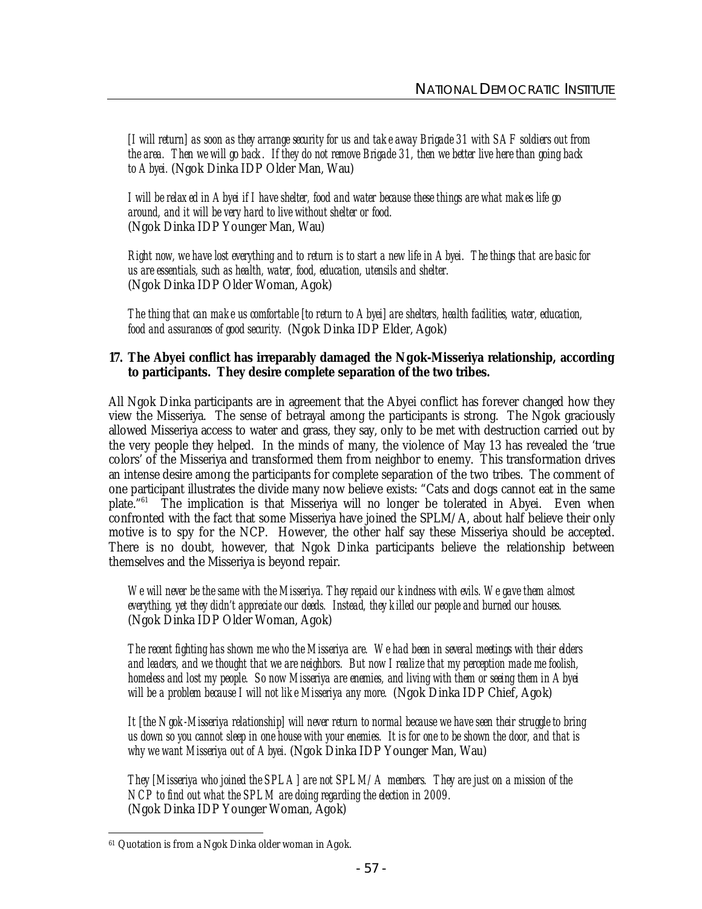*[I will return] as soon as they arrange security for us and take away Brigade 31 with SAF soldiers out from the area. Then we will go back. If they do not remove Brigade 31, then we better live here than going back to Abyei.* (Ngok Dinka IDP Older Man, Wau)

*I will be relaxed in Abyei if I have shelter, food and water because these things are what makes life go around, and it will be very hard to live without shelter or food.* (Ngok Dinka IDP Younger Man, Wau)

*Right now, we have lost everything and to return is to start a new life in Abyei. The things that are basic for us are essentials, such as health, water, food, education, utensils and shelter.* (Ngok Dinka IDP Older Woman, Agok)

*The thing that can make us comfortable [to return to Abyei] are shelters, health facilities, water, education, food and assurances of good security.* (Ngok Dinka IDP Elder, Agok)

**17. The Abyei conflict has irreparably damaged the Ngok-Misseriya relationship, according to participants. They desire complete separation of the two tribes.**

All Ngok Dinka participants are in agreement that the Abyei conflict has forever changed how they view the Misseriya. The sense of betrayal among the participants is strong. The Ngok graciously allowed Misseriya access to water and grass, they say, only to be met with destruction carried out by the very people they helped. In the minds of many, the violence of May 13 has revealed the 'true colors' of the Misseriya and transformed them from neighbor to enemy. This transformation drives an intense desire among the participants for complete separation of the two tribes. The comment of one participant illustrates the divide many now believe exists: "Cats and dogs cannot eat in the same plate."[61] The implication is that Misseriya will no longer be tolerated in Abyei. Even when confronted with the fact that some Misseriya have joined the SPLM/A, about half believe their only motive is to spy for the NCP. However, the other half say these Misseriya should be accepted. There is no doubt, however, that Ngok Dinka participants believe the relationship between themselves and the Misseriya is beyond repair.

*We will never be the same with the Misseriya. They repaid our kindness with evils. We gave them almost everything, yet they didn't appreciate our deeds. Instead, they killed our people and burned our houses.* (Ngok Dinka IDP Older Woman, Agok)

*The recent fighting has shown me who the Misseriya are. We had been in several meetings with their elders and leaders, and we thought that we are neighbors. But now I realize that my perception made me foolish, homeless and lost my people. So now Misseriya are enemies, and living with them or seeing them in Abyei will be a problem because I will not like Misseriya any more.* (Ngok Dinka IDP Chief, Agok)

*It [the Ngok-Misseriya relationship] will never return to normal because we have seen their struggle to bring us down so you cannot sleep in one house with your enemies. It is for one to be shown the door, and that is why we want Misseriya out of Abyei.* (Ngok Dinka IDP Younger Man, Wau)

*They [Misseriya who joined the SPLA] are not SPLM/A members. They are just on a mission of the NCP to find out what the SPLM are doing regarding the election in 2009.* (Ngok Dinka IDP Younger Woman, Agok)

---

[61] Quotation is from a Ngok Dinka older woman in Agok.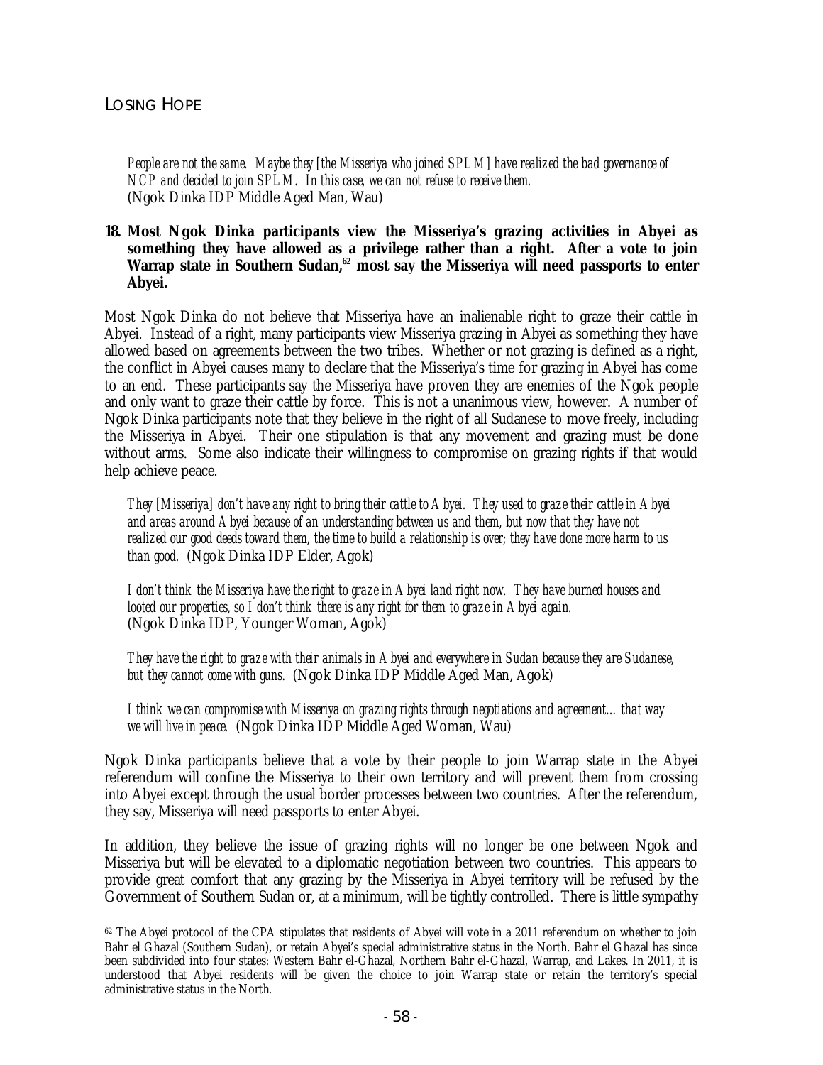*People are not the same. Maybe they [the Misseriya who joined SPLM] have realized the bad governance of NCP and decided to join SPLM. In this case, we can not refuse to receive them.* (Ngok Dinka IDP Middle Aged Man, Wau)

**18. Most Ngok Dinka participants view the Misseriya's grazing activities in Abyei as something they have allowed as a privilege rather than a right. After a vote to join Warrap state in Southern Sudan,[62] most say the Misseriya will need passports to enter Abyei.**

Most Ngok Dinka do not believe that Misseriya have an inalienable right to graze their cattle in Abyei. Instead of a right, many participants view Misseriya grazing in Abyei as something they have allowed based on agreements between the two tribes. Whether or not grazing is defined as a right, the conflict in Abyei causes many to declare that the Misseriya's time for grazing in Abyei has come to an end. These participants say the Misseriya have proven they are enemies of the Ngok people and only want to graze their cattle by force. This is not a unanimous view, however. A number of Ngok Dinka participants note that they believe in the right of all Sudanese to move freely, including the Misseriya in Abyei. Their one stipulation is that any movement and grazing must be done without arms. Some also indicate their willingness to compromise on grazing rights if that would help achieve peace.

*They [Misseriya] don't have any right to bring their cattle to Abyei. They used to graze their cattle in Abyei and areas around Abyei because of an understanding between us and them, but now that they have not realized our good deeds toward them, the time to build a relationship is over; they have done more harm to us than good.* (Ngok Dinka IDP Elder, Agok)

*I don't think the Misseriya have the right to graze in Abyei land right now. They have burned houses and looted our properties, so I don't think there is any right for them to graze in Abyei again.* (Ngok Dinka IDP, Younger Woman, Agok)

*They have the right to graze with their animals in Abyei and everywhere in Sudan because they are Sudanese, but they cannot come with guns.* (Ngok Dinka IDP Middle Aged Man, Agok)

*I think we can compromise with Misseriya on grazing rights through negotiations and agreement… that way we will live in peace.* (Ngok Dinka IDP Middle Aged Woman, Wau)

Ngok Dinka participants believe that a vote by their people to join Warrap state in the Abyei referendum will confine the Misseriya to their own territory and will prevent them from crossing into Abyei except through the usual border processes between two countries. After the referendum, they say, Misseriya will need passports to enter Abyei.

In addition, they believe the issue of grazing rights will no longer be one between Ngok and Misseriya but will be elevated to a diplomatic negotiation between two countries. This appears to provide great comfort that any grazing by the Misseriya in Abyei territory will be refused by the Government of Southern Sudan or, at a minimum, will be tightly controlled. There is little sympathy

[62] The Abyei protocol of the CPA stipulates that residents of Abyei will vote in a 2011 referendum on whether to join Bahr el Ghazal (Southern Sudan), or retain Abyei's special administrative status in the North. Bahr el Ghazal has since been subdivided into four states: Western Bahr el-Ghazal, Northern Bahr el-Ghazal, Warrap, and Lakes. In 2011, it is understood that Abyei residents will be given the choice to join Warrap state or retain the territory's special administrative status in the North.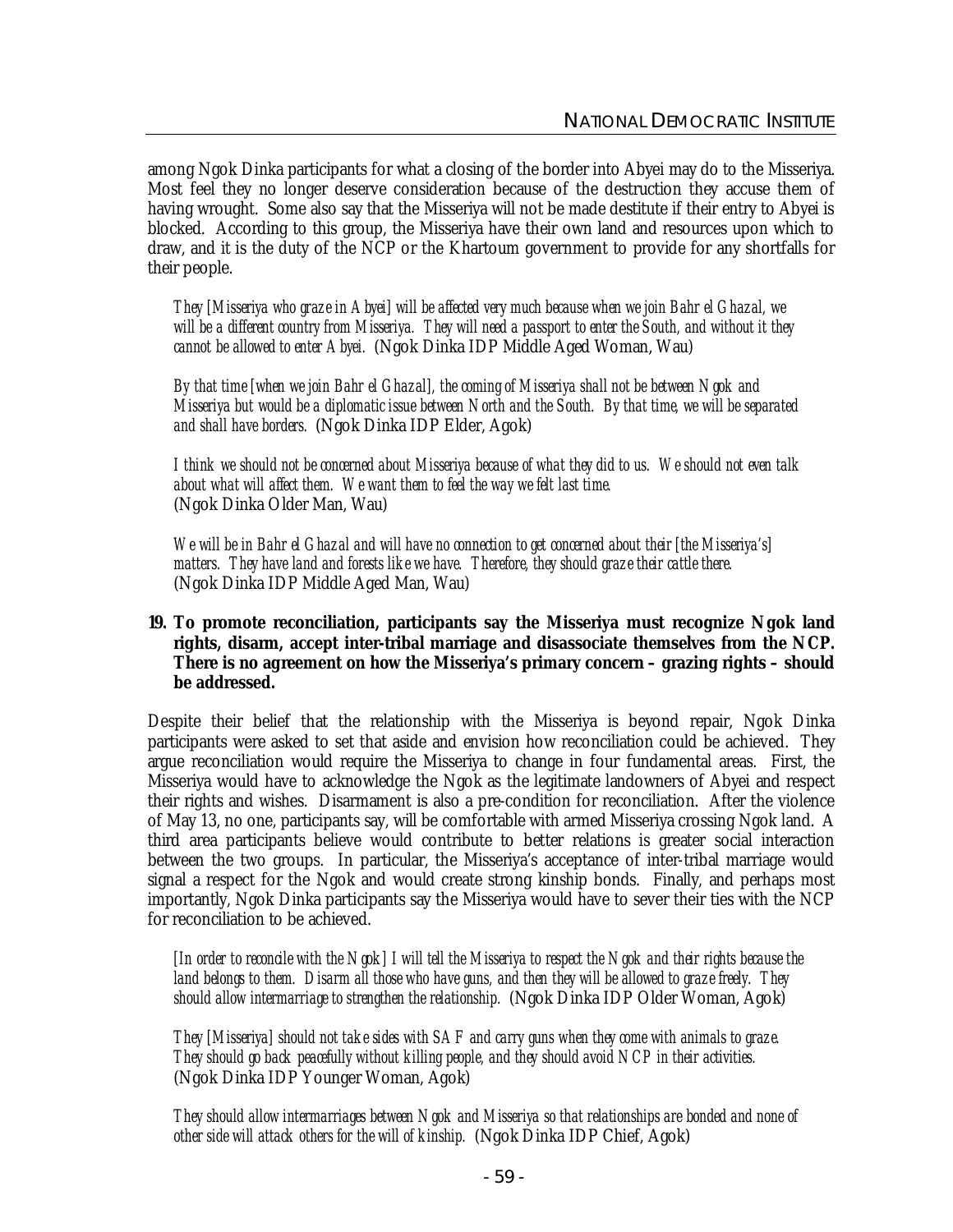among Ngok Dinka participants for what a closing of the border into Abyei may do to the Misseriya. Most feel they no longer deserve consideration because of the destruction they accuse them of having wrought. Some also say that the Misseriya will not be made destitute if their entry to Abyei is blocked. According to this group, the Misseriya have their own land and resources upon which to draw, and it is the duty of the NCP or the Khartoum government to provide for any shortfalls for their people.

> *They [Misseriya who graze in Abyei] will be affected very much because when we join Bahr el Ghazal, we will be a different country from Misseriya. They will need a passport to enter the South, and without it they cannot be allowed to enter Abyei.* (Ngok Dinka IDP Middle Aged Woman, Wau)

> *By that time [when we join Bahr el Ghazal], the coming of Misseriya shall not be between Ngok and Misseriya but would be a diplomatic issue between North and the South. By that time, we will be separated and shall have borders.* (Ngok Dinka IDP Elder, Agok)

> *I think we should not be concerned about Misseriya because of what they did to us. We should not even talk about what will affect them. We want them to feel the way we felt last time.* (Ngok Dinka Older Man, Wau)

> *We will be in Bahr el Ghazal and will have no connection to get concerned about their [the Misseriya's] matters. They have land and forests like we have. Therefore, they should graze their cattle there.* (Ngok Dinka IDP Middle Aged Man, Wau)

**19. To promote reconciliation, participants say the Misseriya must recognize Ngok land rights, disarm, accept inter-tribal marriage and disassociate themselves from the NCP. There is no agreement on how the Misseriya's primary concern – grazing rights – should be addressed.**

Despite their belief that the relationship with the Misseriya is beyond repair, Ngok Dinka participants were asked to set that aside and envision how reconciliation could be achieved. They argue reconciliation would require the Misseriya to change in four fundamental areas. First, the Misseriya would have to acknowledge the Ngok as the legitimate landowners of Abyei and respect their rights and wishes. Disarmament is also a pre-condition for reconciliation. After the violence of May 13, no one, participants say, will be comfortable with armed Misseriya crossing Ngok land. A third area participants believe would contribute to better relations is greater social interaction between the two groups. In particular, the Misseriya's acceptance of inter-tribal marriage would signal a respect for the Ngok and would create strong kinship bonds. Finally, and perhaps most importantly, Ngok Dinka participants say the Misseriya would have to sever their ties with the NCP for reconciliation to be achieved.

> *[In order to reconcile with the Ngok] I will tell the Misseriya to respect the Ngok and their rights because the land belongs to them. Disarm all those who have guns, and then they will be allowed to graze freely. They should allow intermarriage to strengthen the relationship.* (Ngok Dinka IDP Older Woman, Agok)

> *They [Misseriya] should not take sides with SAF and carry guns when they come with animals to graze. They should go back peacefully without killing people, and they should avoid NCP in their activities.* (Ngok Dinka IDP Younger Woman, Agok)

> *They should allow intermarriages between Ngok and Misseriya so that relationships are bonded and none of other side will attack others for the will of kinship.* (Ngok Dinka IDP Chief, Agok)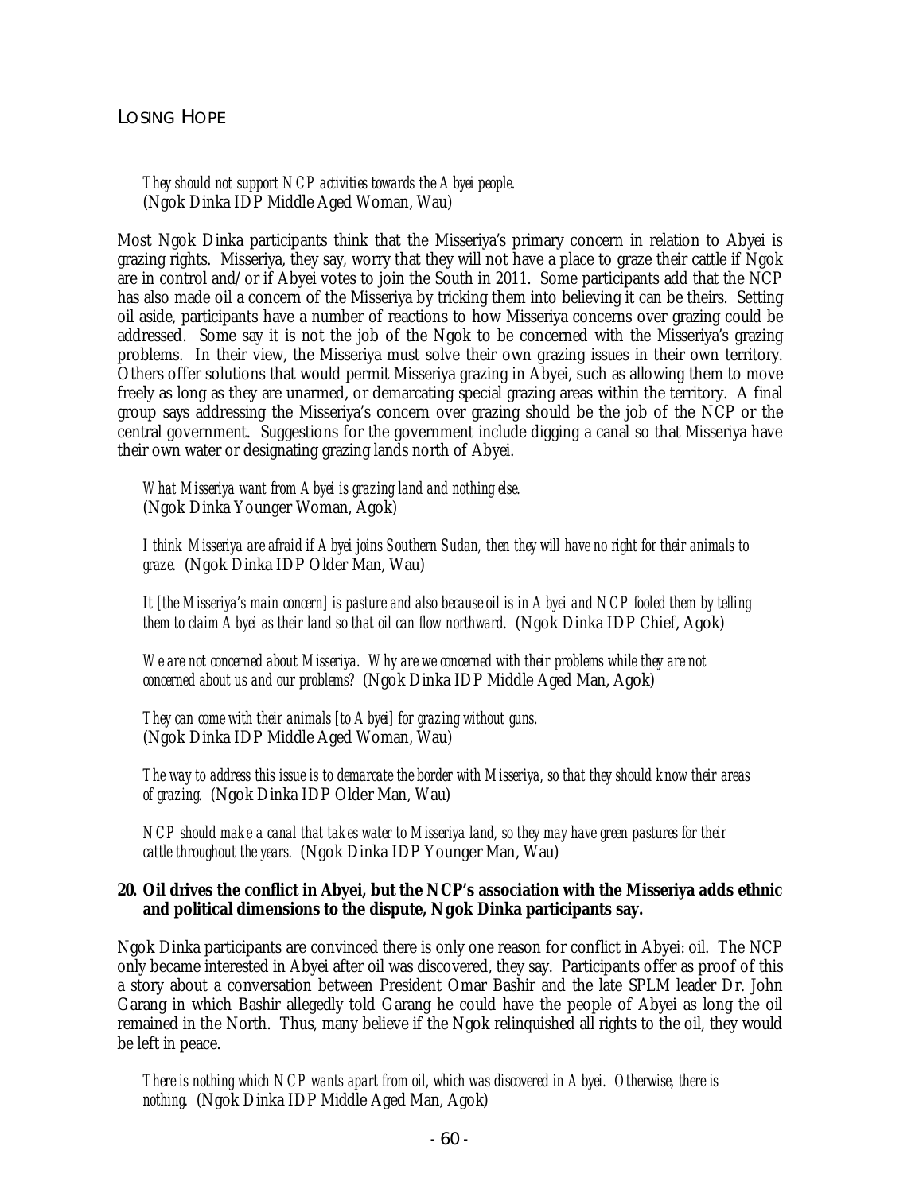*They should not support NCP activities towards the Abyei people.*
(Ngok Dinka IDP Middle Aged Woman, Wau)

Most Ngok Dinka participants think that the Misseriya's primary concern in relation to Abyei is grazing rights. Misseriya, they say, worry that they will not have a place to graze their cattle if Ngok are in control and/or if Abyei votes to join the South in 2011. Some participants add that the NCP has also made oil a concern of the Misseriya by tricking them into believing it can be theirs. Setting oil aside, participants have a number of reactions to how Misseriya concerns over grazing could be addressed. Some say it is not the job of the Ngok to be concerned with the Misseriya's grazing problems. In their view, the Misseriya must solve their own grazing issues in their own territory. Others offer solutions that would permit Misseriya grazing in Abyei, such as allowing them to move freely as long as they are unarmed, or demarcating special grazing areas within the territory. A final group says addressing the Misseriya's concern over grazing should be the job of the NCP or the central government. Suggestions for the government include digging a canal so that Misseriya have their own water or designating grazing lands north of Abyei.

*What Misseriya want from Abyei is grazing land and nothing else.*
(Ngok Dinka Younger Woman, Agok)

*I think Misseriya are afraid if Abyei joins Southern Sudan, then they will have no right for their animals to graze.* (Ngok Dinka IDP Older Man, Wau)

*It [the Misseriya's main concern] is pasture and also because oil is in Abyei and NCP fooled them by telling them to claim Abyei as their land so that oil can flow northward.* (Ngok Dinka IDP Chief, Agok)

*We are not concerned about Misseriya. Why are we concerned with their problems while they are not concerned about us and our problems?* (Ngok Dinka IDP Middle Aged Man, Agok)

*They can come with their animals [to Abyei] for grazing without guns.*
(Ngok Dinka IDP Middle Aged Woman, Wau)

*The way to address this issue is to demarcate the border with Misseriya, so that they should know their areas of grazing.* (Ngok Dinka IDP Older Man, Wau)

*NCP should make a canal that takes water to Misseriya land, so they may have green pastures for their cattle throughout the years.* (Ngok Dinka IDP Younger Man, Wau)

**20. Oil drives the conflict in Abyei, but the NCP's association with the Misseriya adds ethnic and political dimensions to the dispute, Ngok Dinka participants say.**

Ngok Dinka participants are convinced there is only one reason for conflict in Abyei: oil. The NCP only became interested in Abyei after oil was discovered, they say. Participants offer as proof of this a story about a conversation between President Omar Bashir and the late SPLM leader Dr. John Garang in which Bashir allegedly told Garang he could have the people of Abyei as long the oil remained in the North. Thus, many believe if the Ngok relinquished all rights to the oil, they would be left in peace.

*There is nothing which NCP wants apart from oil, which was discovered in Abyei. Otherwise, there is nothing.* (Ngok Dinka IDP Middle Aged Man, Agok)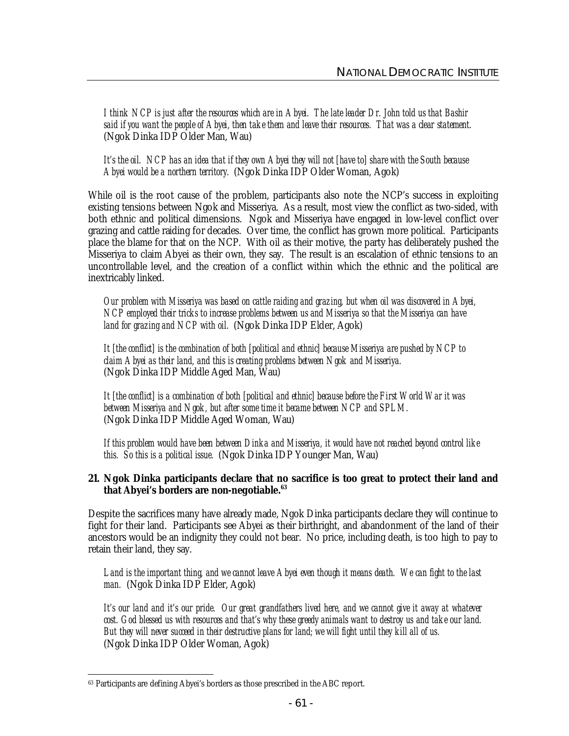*I think NCP is just after the resources which are in Abyei. The late leader Dr. John told us that Bashir said if you want the people of Abyei, then take them and leave their resources. That was a clear statement.* (Ngok Dinka IDP Older Man, Wau)

*It's the oil. NCP has an idea that if they own Abyei they will not [have to] share with the South because Abyei would be a northern territory.* (Ngok Dinka IDP Older Woman, Agok)

While oil is the root cause of the problem, participants also note the NCP's success in exploiting existing tensions between Ngok and Misseriya. As a result, most view the conflict as two-sided, with both ethnic and political dimensions. Ngok and Misseriya have engaged in low-level conflict over grazing and cattle raiding for decades. Over time, the conflict has grown more political. Participants place the blame for that on the NCP. With oil as their motive, the party has deliberately pushed the Misseriya to claim Abyei as their own, they say. The result is an escalation of ethnic tensions to an uncontrollable level, and the creation of a conflict within which the ethnic and the political are inextricably linked.

*Our problem with Misseriya was based on cattle raiding and grazing, but when oil was discovered in Abyei, NCP employed their tricks to increase problems between us and Misseriya so that the Misseriya can have land for grazing and NCP with oil.* (Ngok Dinka IDP Elder, Agok)

*It [the conflict] is the combination of both [political and ethnic] because Misseriya are pushed by NCP to claim Abyei as their land, and this is creating problems between Ngok and Misseriya.* (Ngok Dinka IDP Middle Aged Man, Wau)

*It [the conflict] is a combination of both [political and ethnic] because before the First World War it was between Misseriya and Ngok, but after some time it became between NCP and SPLM.* (Ngok Dinka IDP Middle Aged Woman, Wau)

*If this problem would have been between Dinka and Misseriya, it would have not reached beyond control like this. So this is a political issue.* (Ngok Dinka IDP Younger Man, Wau)

**21. Ngok Dinka participants declare that no sacrifice is too great to protect their land and that Abyei's borders are non-negotiable.[63]**

Despite the sacrifices many have already made, Ngok Dinka participants declare they will continue to fight for their land. Participants see Abyei as their birthright, and abandonment of the land of their ancestors would be an indignity they could not bear. No price, including death, is too high to pay to retain their land, they say.

*Land is the important thing, and we cannot leave Abyei even though it means death. We can fight to the last man.* (Ngok Dinka IDP Elder, Agok)

*It's our land and it's our pride. Our great grandfathers lived here, and we cannot give it away at whatever cost. God blessed us with resources and that's why these greedy animals want to destroy us and take our land. But they will never succeed in their destructive plans for land; we will fight until they kill all of us.* (Ngok Dinka IDP Older Woman, Agok)

[63] Participants are defining Abyei's borders as those prescribed in the ABC report.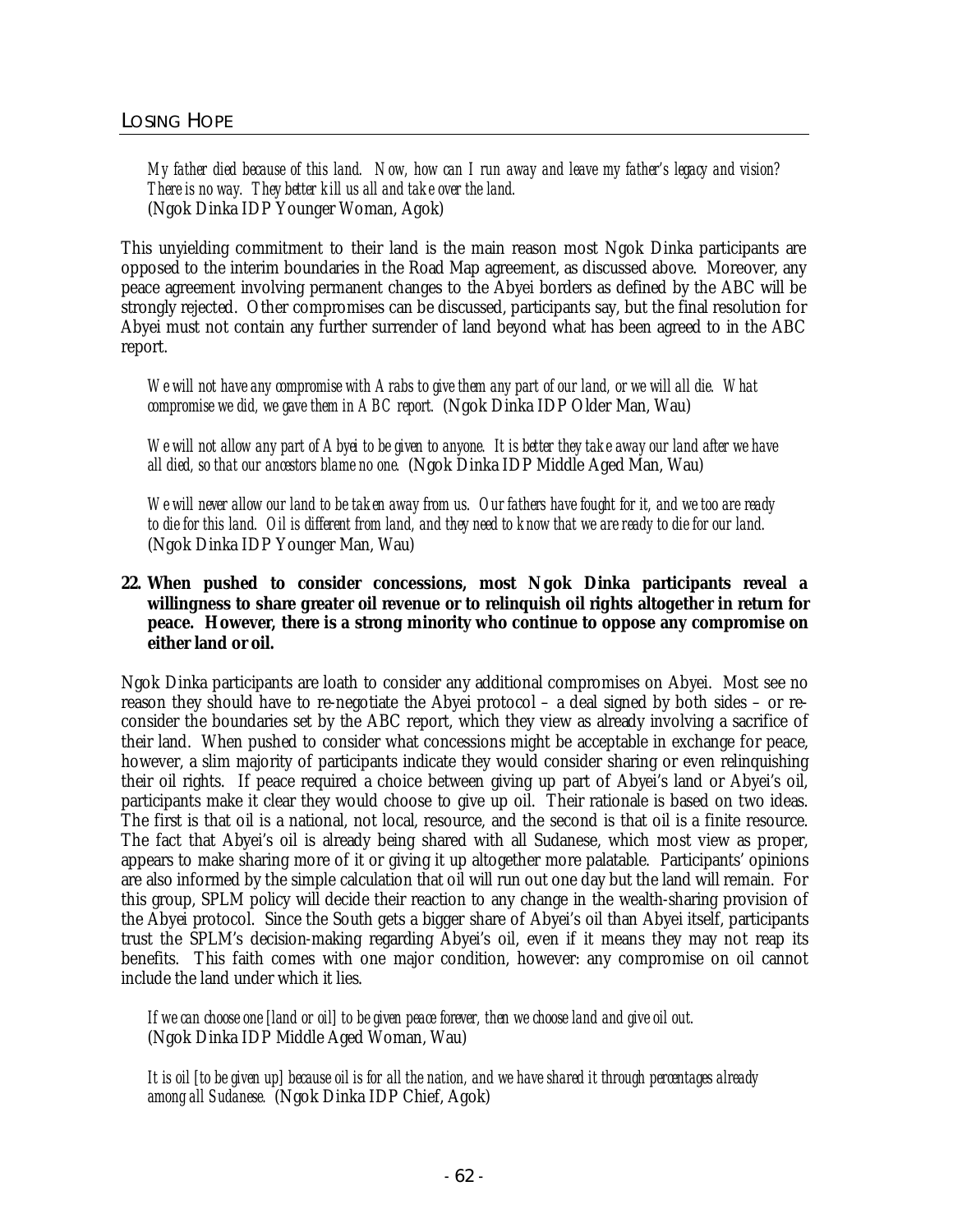*My father died because of this land. Now, how can I run away and leave my father's legacy and vision? There is no way. They better kill us all and take over the land.*
(Ngok Dinka IDP Younger Woman, Agok)

This unyielding commitment to their land is the main reason most Ngok Dinka participants are opposed to the interim boundaries in the Road Map agreement, as discussed above. Moreover, any peace agreement involving permanent changes to the Abyei borders as defined by the ABC will be strongly rejected. Other compromises can be discussed, participants say, but the final resolution for Abyei must not contain any further surrender of land beyond what has been agreed to in the ABC report.

*We will not have any compromise with Arabs to give them any part of our land, or we will all die. What compromise we did, we gave them in ABC report.* (Ngok Dinka IDP Older Man, Wau)

*We will not allow any part of Abyei to be given to anyone. It is better they take away our land after we have all died, so that our ancestors blame no one.* (Ngok Dinka IDP Middle Aged Man, Wau)

*We will never allow our land to be taken away from us. Our fathers have fought for it, and we too are ready to die for this land. Oil is different from land, and they need to know that we are ready to die for our land.* (Ngok Dinka IDP Younger Man, Wau)

**22. When pushed to consider concessions, most Ngok Dinka participants reveal a willingness to share greater oil revenue or to relinquish oil rights altogether in return for peace. However, there is a strong minority who continue to oppose any compromise on either land or oil.**

Ngok Dinka participants are loath to consider any additional compromises on Abyei. Most see no reason they should have to re-negotiate the Abyei protocol – a deal signed by both sides – or re-consider the boundaries set by the ABC report, which they view as already involving a sacrifice of their land. When pushed to consider what concessions might be acceptable in exchange for peace, however, a slim majority of participants indicate they would consider sharing or even relinquishing their oil rights. If peace required a choice between giving up part of Abyei's land or Abyei's oil, participants make it clear they would choose to give up oil. Their rationale is based on two ideas. The first is that oil is a national, not local, resource, and the second is that oil is a finite resource. The fact that Abyei's oil is already being shared with all Sudanese, which most view as proper, appears to make sharing more of it or giving it up altogether more palatable. Participants' opinions are also informed by the simple calculation that oil will run out one day but the land will remain. For this group, SPLM policy will decide their reaction to any change in the wealth-sharing provision of the Abyei protocol. Since the South gets a bigger share of Abyei's oil than Abyei itself, participants trust the SPLM's decision-making regarding Abyei's oil, even if it means they may not reap its benefits. This faith comes with one major condition, however: any compromise on oil cannot include the land under which it lies.

*If we can choose one [land or oil] to be given peace forever, then we choose land and give oil out.*
(Ngok Dinka IDP Middle Aged Woman, Wau)

*It is oil [to be given up] because oil is for all the nation, and we have shared it through percentages already among all Sudanese.* (Ngok Dinka IDP Chief, Agok)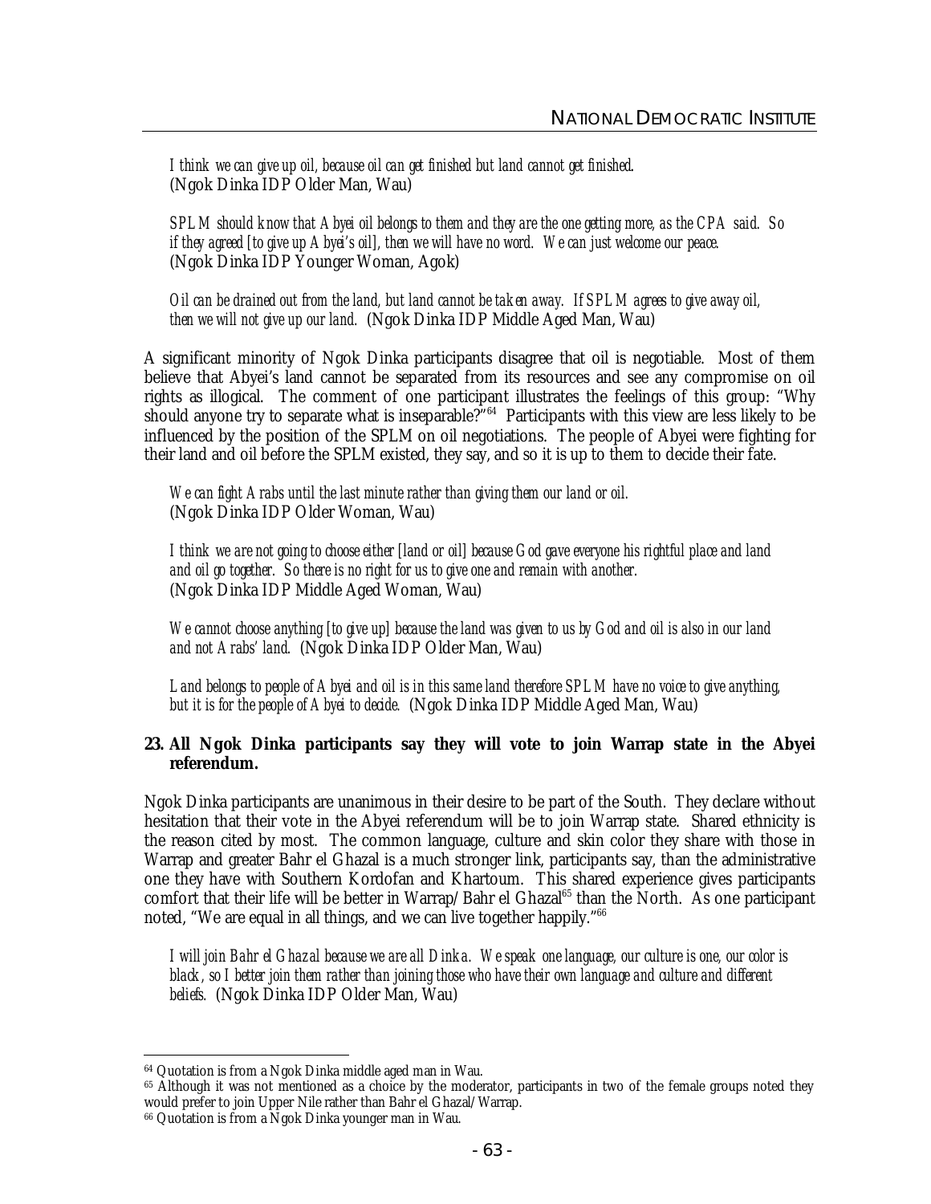*I think we can give up oil, because oil can get finished but land cannot get finished.*
(Ngok Dinka IDP Older Man, Wau)

*SPLM should know that Abyei oil belongs to them and they are the one getting more, as the CPA said. So if they agreed [to give up Abyei's oil], then we will have no word. We can just welcome our peace.*
(Ngok Dinka IDP Younger Woman, Agok)

*Oil can be drained out from the land, but land cannot be taken away. If SPLM agrees to give away oil, then we will not give up our land.* (Ngok Dinka IDP Middle Aged Man, Wau)

A significant minority of Ngok Dinka participants disagree that oil is negotiable. Most of them believe that Abyei's land cannot be separated from its resources and see any compromise on oil rights as illogical. The comment of one participant illustrates the feelings of this group: "Why should anyone try to separate what is inseparable?"[64] Participants with this view are less likely to be influenced by the position of the SPLM on oil negotiations. The people of Abyei were fighting for their land and oil before the SPLM existed, they say, and so it is up to them to decide their fate.

*We can fight Arabs until the last minute rather than giving them our land or oil.*
(Ngok Dinka IDP Older Woman, Wau)

*I think we are not going to choose either [land or oil] because God gave everyone his rightful place and land and oil go together. So there is no right for us to give one and remain with another.*
(Ngok Dinka IDP Middle Aged Woman, Wau)

*We cannot choose anything [to give up] because the land was given to us by God and oil is also in our land and not Arabs' land.* (Ngok Dinka IDP Older Man, Wau)

*Land belongs to people of Abyei and oil is in this same land therefore SPLM have no voice to give anything, but it is for the people of Abyei to decide.* (Ngok Dinka IDP Middle Aged Man, Wau)

**23. All Ngok Dinka participants say they will vote to join Warrap state in the Abyei referendum.**

Ngok Dinka participants are unanimous in their desire to be part of the South. They declare without hesitation that their vote in the Abyei referendum will be to join Warrap state. Shared ethnicity is the reason cited by most. The common language, culture and skin color they share with those in Warrap and greater Bahr el Ghazal is a much stronger link, participants say, than the administrative one they have with Southern Kordofan and Khartoum. This shared experience gives participants comfort that their life will be better in Warrap/Bahr el Ghazal[65] than the North. As one participant noted, "We are equal in all things, and we can live together happily."[66]

*I will join Bahr el Ghazal because we are all Dinka. We speak one language, our culture is one, our color is black, so I better join them rather than joining those who have their own language and culture and different beliefs.* (Ngok Dinka IDP Older Man, Wau)

---

[64] Quotation is from a Ngok Dinka middle aged man in Wau.

[65] Although it was not mentioned as a choice by the moderator, participants in two of the female groups noted they would prefer to join Upper Nile rather than Bahr el Ghazal/Warrap.

[66] Quotation is from a Ngok Dinka younger man in Wau.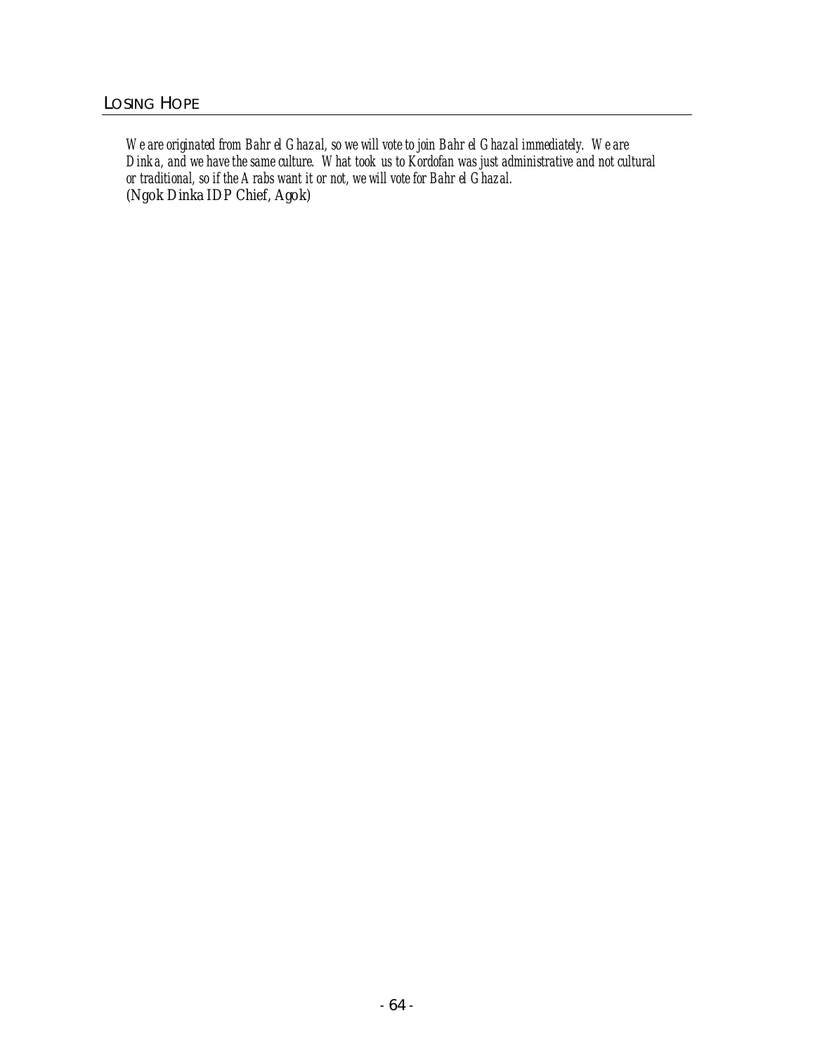*We are originated from Bahr el Ghazal, so we will vote to join Bahr el Ghazal immediately. We are Dinka, and we have the same culture. What took us to Kordofan was just administrative and not cultural or traditional, so if the Arabs want it or not, we will vote for Bahr el Ghazal.*
(Ngok Dinka IDP Chief, Agok)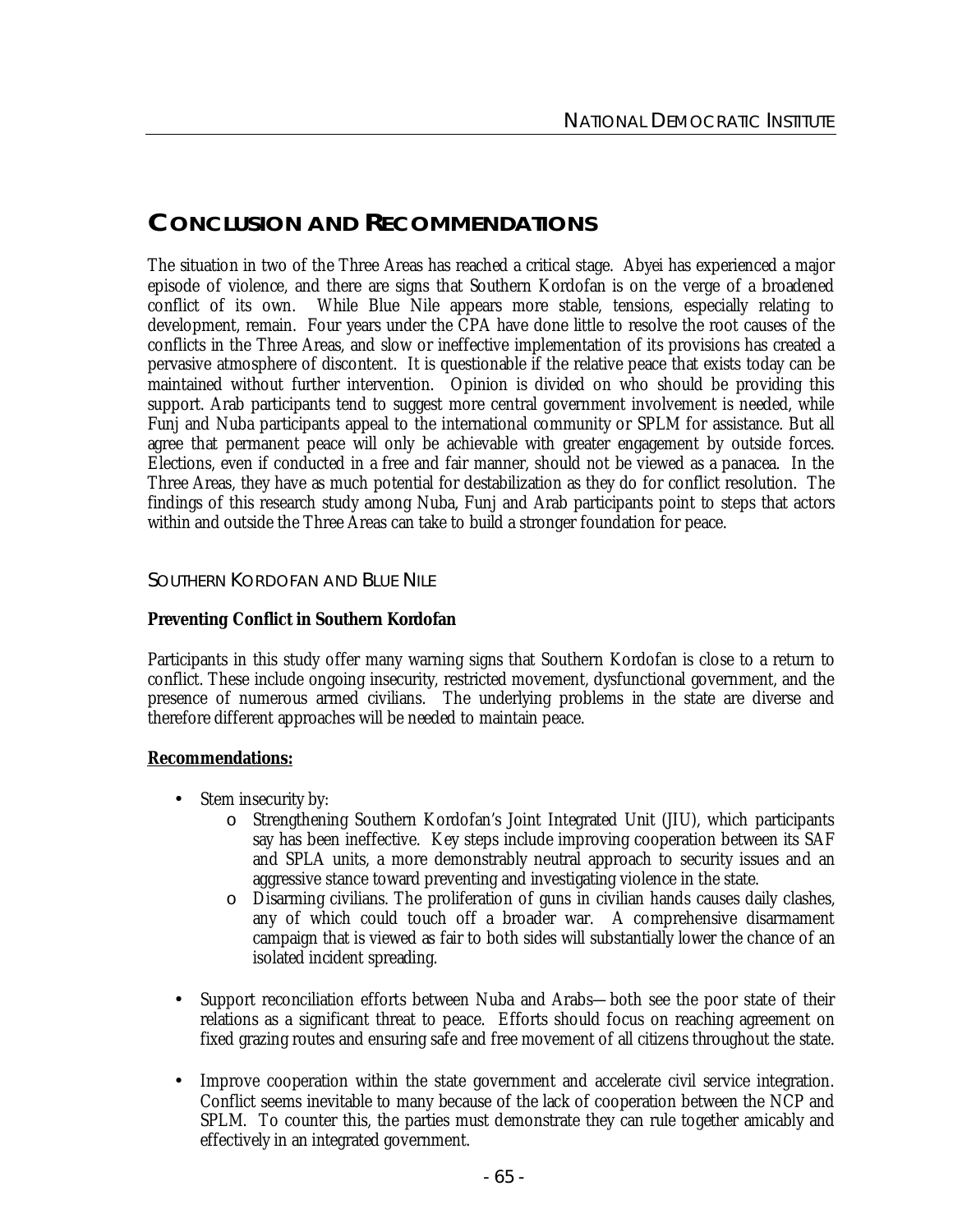# CONCLUSION AND RECOMMENDATIONS

The situation in two of the Three Areas has reached a critical stage. Abyei has experienced a major episode of violence, and there are signs that Southern Kordofan is on the verge of a broadened conflict of its own. While Blue Nile appears more stable, tensions, especially relating to development, remain. Four years under the CPA have done little to resolve the root causes of the conflicts in the Three Areas, and slow or ineffective implementation of its provisions has created a pervasive atmosphere of discontent. It is questionable if the relative peace that exists today can be maintained without further intervention. Opinion is divided on who should be providing this support. Arab participants tend to suggest more central government involvement is needed, while Funj and Nuba participants appeal to the international community or SPLM for assistance. But all agree that permanent peace will only be achievable with greater engagement by outside forces. Elections, even if conducted in a free and fair manner, should not be viewed as a panacea. In the Three Areas, they have as much potential for destabilization as they do for conflict resolution. The findings of this research study among Nuba, Funj and Arab participants point to steps that actors within and outside the Three Areas can take to build a stronger foundation for peace.

## SOUTHERN KORDOFAN AND BLUE NILE

### Preventing Conflict in Southern Kordofan

Participants in this study offer many warning signs that Southern Kordofan is close to a return to conflict. These include ongoing insecurity, restricted movement, dysfunctional government, and the presence of numerous armed civilians. The underlying problems in the state are diverse and therefore different approaches will be needed to maintain peace.

**Recommendations:**

- Stem insecurity by:
  - Strengthening Southern Kordofan's Joint Integrated Unit (JIU), which participants say has been ineffective. Key steps include improving cooperation between its SAF and SPLA units, a more demonstrably neutral approach to security issues and an aggressive stance toward preventing and investigating violence in the state.
  - Disarming civilians. The proliferation of guns in civilian hands causes daily clashes, any of which could touch off a broader war. A comprehensive disarmament campaign that is viewed as fair to both sides will substantially lower the chance of an isolated incident spreading.
- Support reconciliation efforts between Nuba and Arabs—both see the poor state of their relations as a significant threat to peace. Efforts should focus on reaching agreement on fixed grazing routes and ensuring safe and free movement of all citizens throughout the state.
- Improve cooperation within the state government and accelerate civil service integration. Conflict seems inevitable to many because of the lack of cooperation between the NCP and SPLM. To counter this, the parties must demonstrate they can rule together amicably and effectively in an integrated government.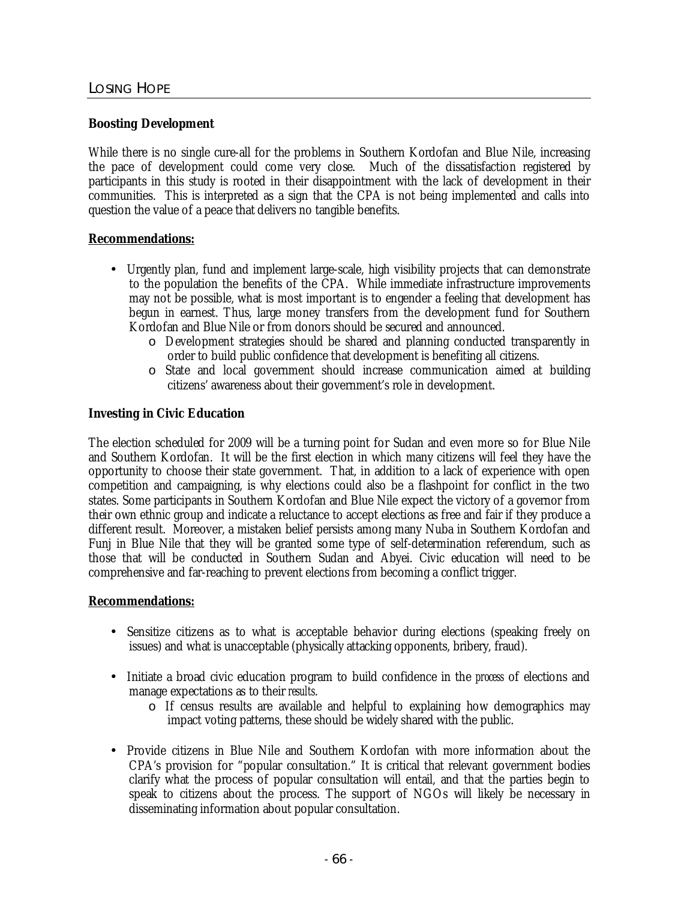### Boosting Development

While there is no single cure-all for the problems in Southern Kordofan and Blue Nile, increasing the pace of development could come very close. Much of the dissatisfaction registered by participants in this study is rooted in their disappointment with the lack of development in their communities. This is interpreted as a sign that the CPA is not being implemented and calls into question the value of a peace that delivers no tangible benefits.

**Recommendations:**

- Urgently plan, fund and implement large-scale, high visibility projects that can demonstrate to the population the benefits of the CPA. While immediate infrastructure improvements may not be possible, what is most important is to engender a feeling that development has begun in earnest. Thus, large money transfers from the development fund for Southern Kordofan and Blue Nile or from donors should be secured and announced.
    - Development strategies should be shared and planning conducted transparently in order to build public confidence that development is benefiting all citizens.
    - State and local government should increase communication aimed at building citizens' awareness about their government's role in development.

### Investing in Civic Education

The election scheduled for 2009 will be a turning point for Sudan and even more so for Blue Nile and Southern Kordofan. It will be the first election in which many citizens will feel they have the opportunity to choose their state government. That, in addition to a lack of experience with open competition and campaigning, is why elections could also be a flashpoint for conflict in the two states. Some participants in Southern Kordofan and Blue Nile expect the victory of a governor from their own ethnic group and indicate a reluctance to accept elections as free and fair if they produce a different result. Moreover, a mistaken belief persists among many Nuba in Southern Kordofan and Funj in Blue Nile that they will be granted some type of self-determination referendum, such as those that will be conducted in Southern Sudan and Abyei. Civic education will need to be comprehensive and far-reaching to prevent elections from becoming a conflict trigger.

**Recommendations:**

- Sensitize citizens as to what is acceptable behavior during elections (speaking freely on issues) and what is unacceptable (physically attacking opponents, bribery, fraud).

- Initiate a broad civic education program to build confidence in the *process* of elections and manage expectations as to their *results*.
    - If census results are available and helpful to explaining how demographics may impact voting patterns, these should be widely shared with the public.

- Provide citizens in Blue Nile and Southern Kordofan with more information about the CPA's provision for "popular consultation." It is critical that relevant government bodies clarify what the process of popular consultation will entail, and that the parties begin to speak to citizens about the process. The support of NGOs will likely be necessary in disseminating information about popular consultation.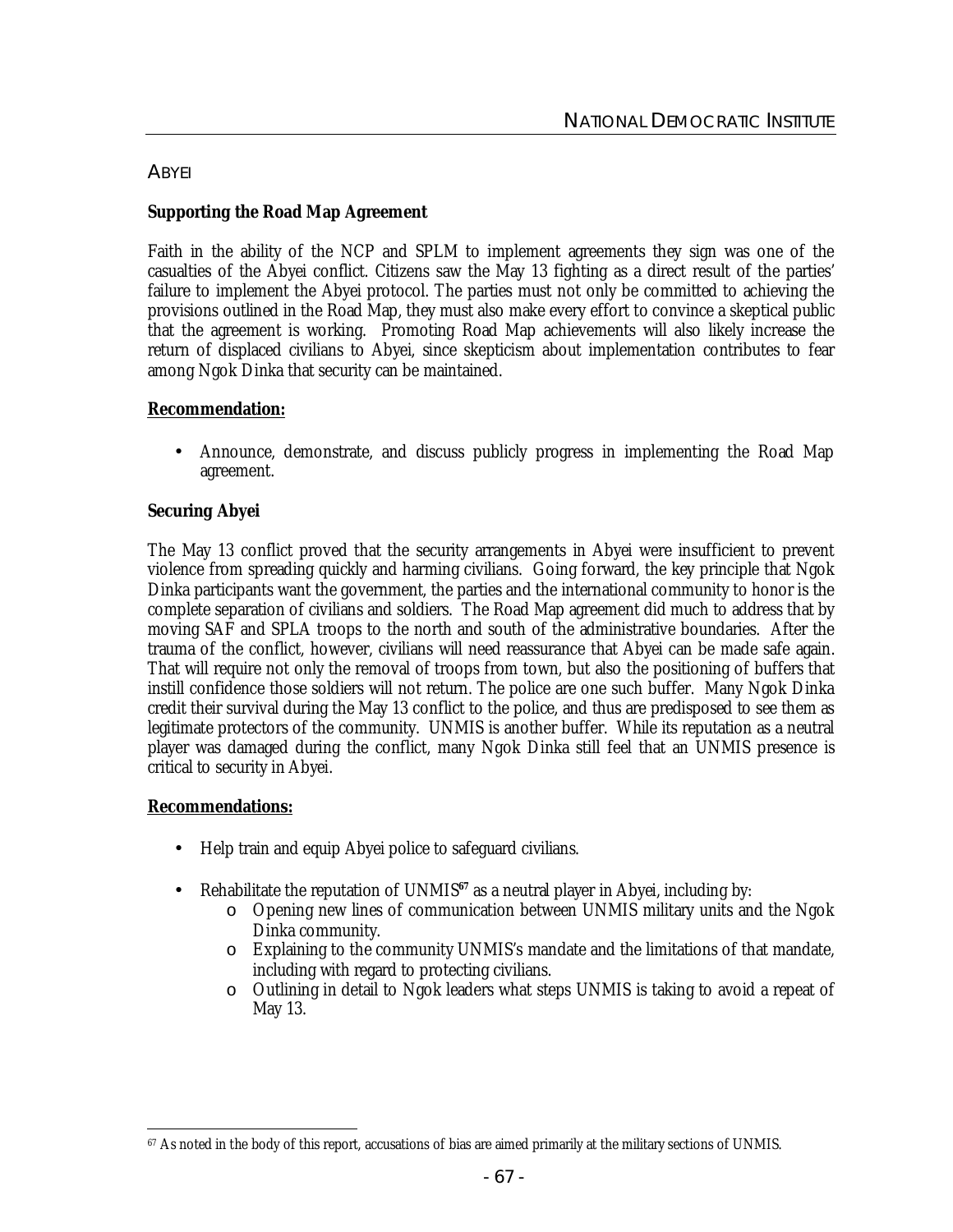## ABYEI

### Supporting the Road Map Agreement

Faith in the ability of the NCP and SPLM to implement agreements they sign was one of the casualties of the Abyei conflict. Citizens saw the May 13 fighting as a direct result of the parties' failure to implement the Abyei protocol. The parties must not only be committed to achieving the provisions outlined in the Road Map, they must also make every effort to convince a skeptical public that the agreement is working. Promoting Road Map achievements will also likely increase the return of displaced civilians to Abyei, since skepticism about implementation contributes to fear among Ngok Dinka that security can be maintained.

**Recommendation:**

- Announce, demonstrate, and discuss publicly progress in implementing the Road Map agreement.

### Securing Abyei

The May 13 conflict proved that the security arrangements in Abyei were insufficient to prevent violence from spreading quickly and harming civilians. Going forward, the key principle that Ngok Dinka participants want the government, the parties and the international community to honor is the complete separation of civilians and soldiers. The Road Map agreement did much to address that by moving SAF and SPLA troops to the north and south of the administrative boundaries. After the trauma of the conflict, however, civilians will need reassurance that Abyei can be made safe again. That will require not only the removal of troops from town, but also the positioning of buffers that instill confidence those soldiers will not return. The police are one such buffer. Many Ngok Dinka credit their survival during the May 13 conflict to the police, and thus are predisposed to see them as legitimate protectors of the community. UNMIS is another buffer. While its reputation as a neutral player was damaged during the conflict, many Ngok Dinka still feel that an UNMIS presence is critical to security in Abyei.

**Recommendations:**

- Help train and equip Abyei police to safeguard civilians.
- Rehabilitate the reputation of UNMIS[67] as a neutral player in Abyei, including by:
  - Opening new lines of communication between UNMIS military units and the Ngok Dinka community.
  - Explaining to the community UNMIS's mandate and the limitations of that mandate, including with regard to protecting civilians.
  - Outlining in detail to Ngok leaders what steps UNMIS is taking to avoid a repeat of May 13.

[67] As noted in the body of this report, accusations of bias are aimed primarily at the military sections of UNMIS.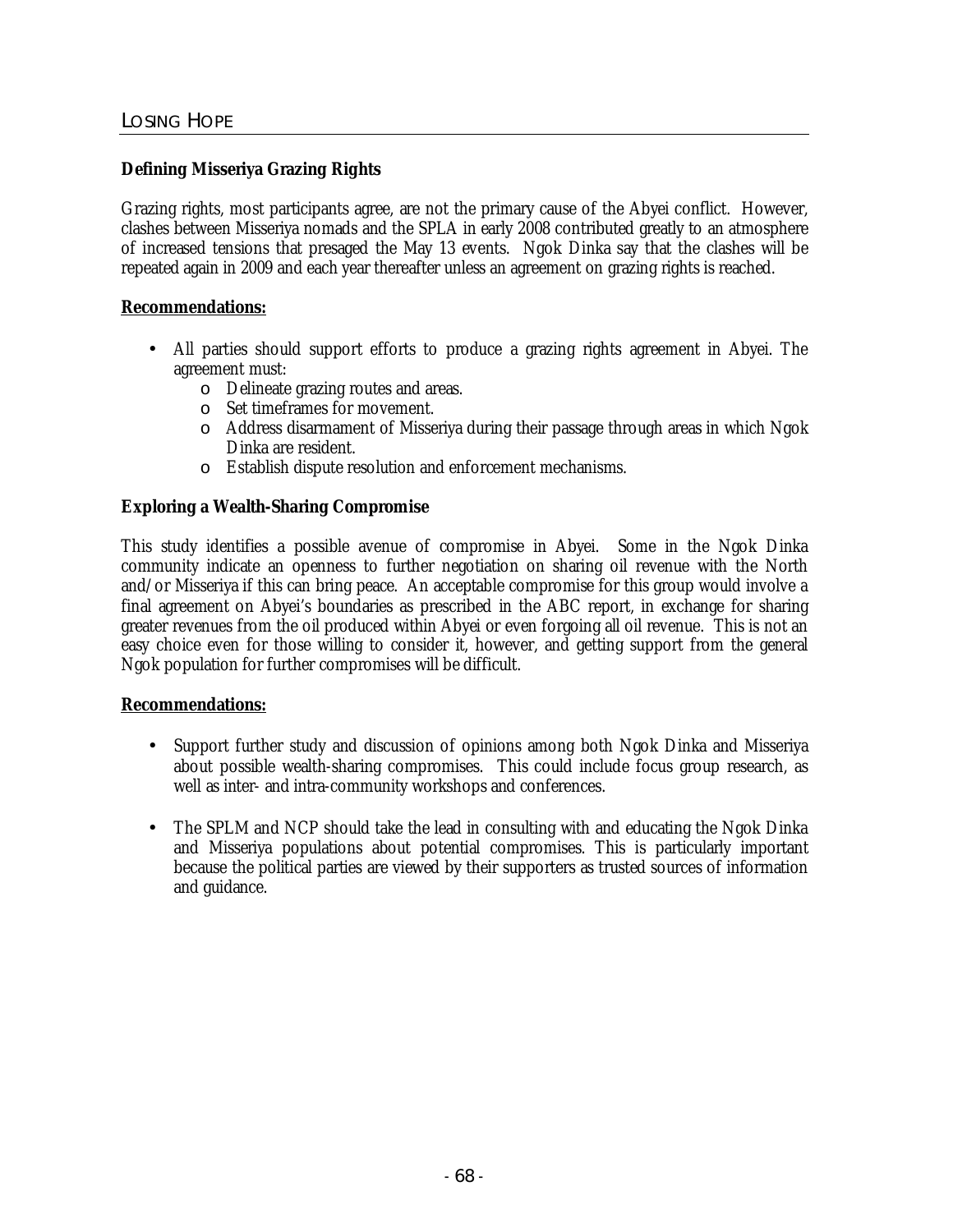**Defining Misseriya Grazing Rights**

Grazing rights, most participants agree, are not the primary cause of the Abyei conflict. However, clashes between Misseriya nomads and the SPLA in early 2008 contributed greatly to an atmosphere of increased tensions that presaged the May 13 events. Ngok Dinka say that the clashes will be repeated again in 2009 and each year thereafter unless an agreement on grazing rights is reached.

**Recommendations:**

- All parties should support efforts to produce a grazing rights agreement in Abyei. The agreement must:
  - Delineate grazing routes and areas.
  - Set timeframes for movement.
  - Address disarmament of Misseriya during their passage through areas in which Ngok Dinka are resident.
  - Establish dispute resolution and enforcement mechanisms.

**Exploring a Wealth-Sharing Compromise**

This study identifies a possible avenue of compromise in Abyei. Some in the Ngok Dinka community indicate an openness to further negotiation on sharing oil revenue with the North and/or Misseriya if this can bring peace. An acceptable compromise for this group would involve a final agreement on Abyei's boundaries as prescribed in the ABC report, in exchange for sharing greater revenues from the oil produced within Abyei or even forgoing all oil revenue. This is not an easy choice even for those willing to consider it, however, and getting support from the general Ngok population for further compromises will be difficult.

**Recommendations:**

- Support further study and discussion of opinions among both Ngok Dinka and Misseriya about possible wealth-sharing compromises. This could include focus group research, as well as inter- and intra-community workshops and conferences.

- The SPLM and NCP should take the lead in consulting with and educating the Ngok Dinka and Misseriya populations about potential compromises. This is particularly important because the political parties are viewed by their supporters as trusted sources of information and guidance.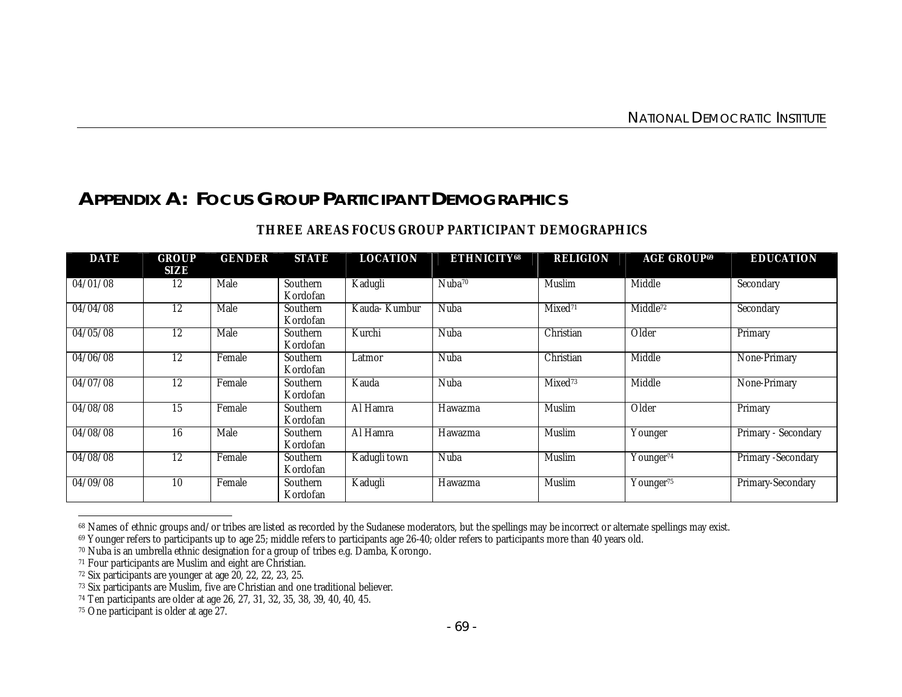# Appendix A: Focus Group Participant Demographics

**THREE AREAS FOCUS GROUP PARTICIPANT DEMOGRAPHICS**

| DATE | GROUP SIZE | GENDER | STATE | LOCATION | ETHNICITY[68] | RELIGION | AGE GROUP[69] | EDUCATION |
|---|---|---|---|---|---|---|---|---|
| 04/01/08 | 12 | Male | Southern Kordofan | Kadugli | Nuba[70] | Muslim | Middle | Secondary |
| 04/04/08 | 12 | Male | Southern Kordofan | Kauda- Kumbur | Nuba | Mixed[71] | Middle[72] | Secondary |
| 04/05/08 | 12 | Male | Southern Kordofan | Kurchi | Nuba | Christian | Older | Primary |
| 04/06/08 | 12 | Female | Southern Kordofan | Latmor | Nuba | Christian | Middle | None-Primary |
| 04/07/08 | 12 | Female | Southern Kordofan | Kauda | Nuba | Mixed[73] | Middle | None-Primary |
| 04/08/08 | 15 | Female | Southern Kordofan | Al Hamra | Hawazma | Muslim | Older | Primary |
| 04/08/08 | 16 | Male | Southern Kordofan | Al Hamra | Hawazma | Muslim | Younger | Primary - Secondary |
| 04/08/08 | 12 | Female | Southern Kordofan | Kadugli town | Nuba | Muslim | Younger[74] | Primary -Secondary |
| 04/09/08 | 10 | Female | Southern Kordofan | Kadugli | Hawazma | Muslim | Younger[75] | Primary-Secondary |

[68] Names of ethnic groups and/or tribes are listed as recorded by the Sudanese moderators, but the spellings may be incorrect or alternate spellings may exist.

[69] Younger refers to participants up to age 25; middle refers to participants age 26-40; older refers to participants more than 40 years old.

[70] Nuba is an umbrella ethnic designation for a group of tribes e.g. Damba, Korongo.

[71] Four participants are Muslim and eight are Christian.

[72] Six participants are younger at age 20, 22, 22, 23, 25.

[73] Six participants are Muslim, five are Christian and one traditional believer.

[74] Ten participants are older at age 26, 27, 31, 32, 35, 38, 39, 40, 40, 45.

[75] One participant is older at age 27.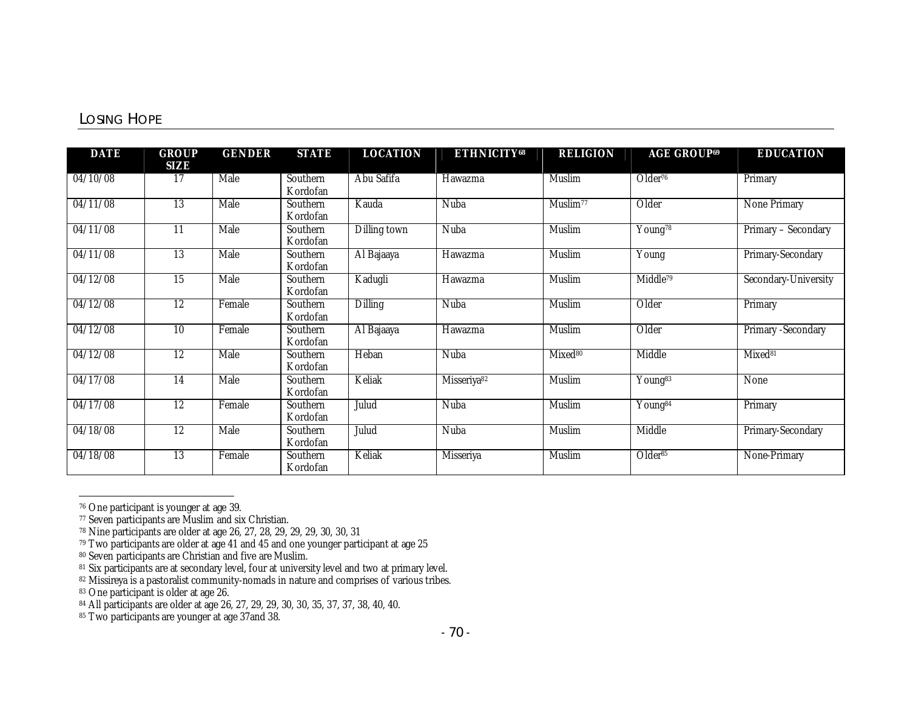| DATE | GROUP SIZE | GENDER | STATE | LOCATION | ETHNICITY[68] | RELIGION | AGE GROUP[69] | EDUCATION |
|---|---|---|---|---|---|---|---|---|
| 04/10/08 | 17 | Male | Southern Kordofan | Abu Safifa | Hawazma | Muslim | Older[76] | Primary |
| 04/11/08 | 13 | Male | Southern Kordofan | Kauda | Nuba | Muslim[77] | Older | None Primary |
| 04/11/08 | 11 | Male | Southern Kordofan | Dilling town | Nuba | Muslim | Young[78] | Primary – Secondary |
| 04/11/08 | 13 | Male | Southern Kordofan | Al Bajaaya | Hawazma | Muslim | Young | Primary-Secondary |
| 04/12/08 | 15 | Male | Southern Kordofan | Kadugli | Hawazma | Muslim | Middle[79] | Secondary-University |
| 04/12/08 | 12 | Female | Southern Kordofan | Dilling | Nuba | Muslim | Older | Primary |
| 04/12/08 | 10 | Female | Southern Kordofan | Al Bajaaya | Hawazma | Muslim | Older | Primary -Secondary |
| 04/12/08 | 12 | Male | Southern Kordofan | Heban | Nuba | Mixed[80] | Middle | Mixed[81] |
| 04/17/08 | 14 | Male | Southern Kordofan | Keliak | Misseriya[82] | Muslim | Young[83] | None |
| 04/17/08 | 12 | Female | Southern Kordofan | Julud | Nuba | Muslim | Young[84] | Primary |
| 04/18/08 | 12 | Male | Southern Kordofan | Julud | Nuba | Muslim | Middle | Primary-Secondary |
| 04/18/08 | 13 | Female | Southern Kordofan | Keliak | Misseriya | Muslim | Older[85] | None-Primary |

[76] One participant is younger at age 39.
[77] Seven participants are Muslim and six Christian.
[78] Nine participants are older at age 26, 27, 28, 29, 29, 29, 30, 30, 31
[79] Two participants are older at age 41 and 45 and one younger participant at age 25
[80] Seven participants are Christian and five are Muslim.
[81] Six participants are at secondary level, four at university level and two at primary level.
[82] Missireya is a pastoralist community-nomads in nature and comprises of various tribes.
[83] One participant is older at age 26.
[84] All participants are older at age 26, 27, 29, 29, 30, 30, 35, 37, 37, 38, 40, 40.
[85] Two participants are younger at age 37and 38.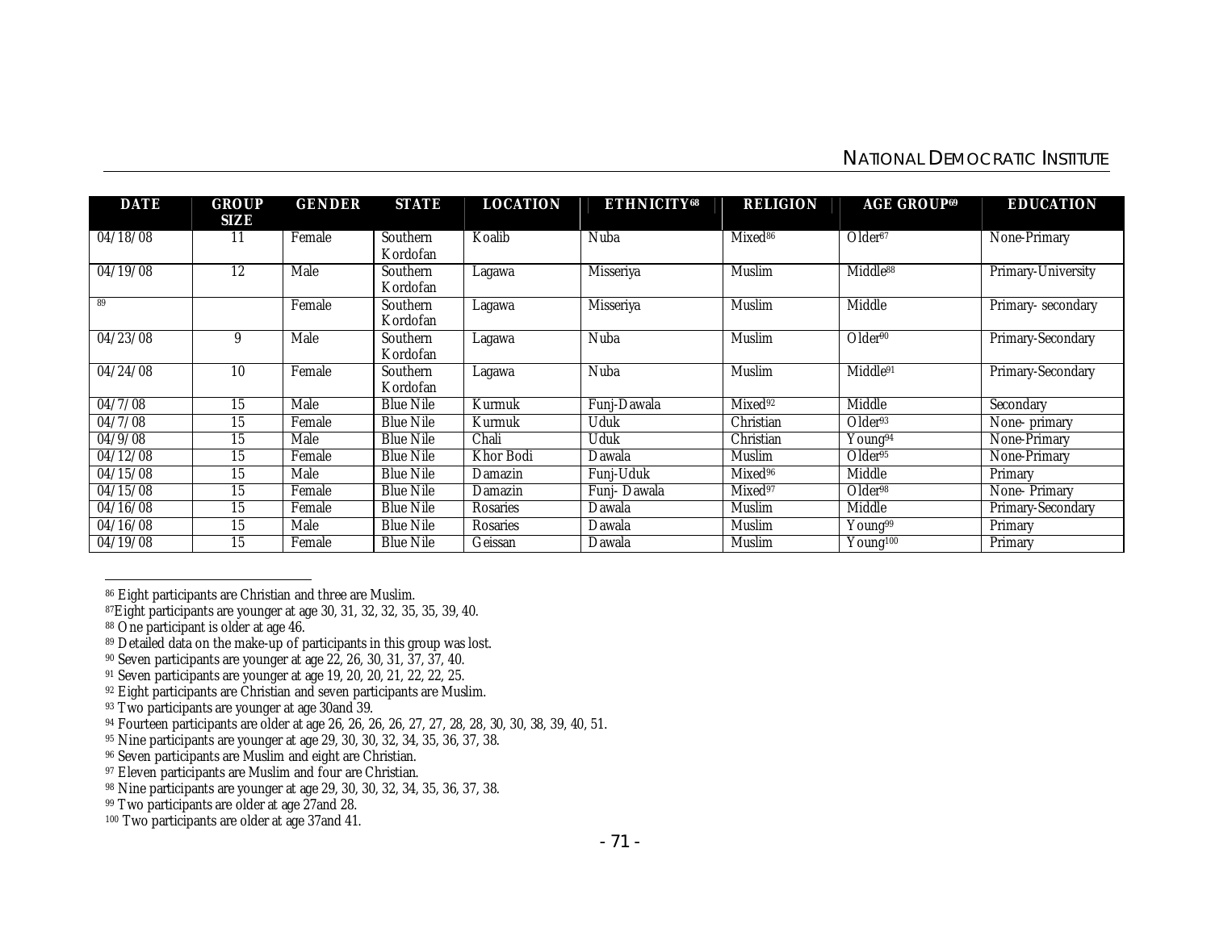| DATE | GROUP SIZE | GENDER | STATE | LOCATION | ETHNICITY[68] | RELIGION | AGE GROUP[69] | EDUCATION |
|---|---|---|---|---|---|---|---|---|
| 04/18/08 | 11 | Female | Southern Kordofan | Koalib | Nuba | Mixed[86] | Older[87] | None-Primary |
| 04/19/08 | 12 | Male | Southern Kordofan | Lagawa | Misseriya | Muslim | Middle[88] | Primary-University |
| [89] | | Female | Southern Kordofan | Lagawa | Misseriya | Muslim | Middle | Primary- secondary |
| 04/23/08 | 9 | Male | Southern Kordofan | Lagawa | Nuba | Muslim | Older[90] | Primary-Secondary |
| 04/24/08 | 10 | Female | Southern Kordofan | Lagawa | Nuba | Muslim | Middle[91] | Primary-Secondary |
| 04/7/08 | 15 | Male | Blue Nile | Kurmuk | Funj-Dawala | Mixed[92] | Middle | Secondary |
| 04/7/08 | 15 | Female | Blue Nile | Kurmuk | Uduk | Christian | Older[93] | None- primary |
| 04/9/08 | 15 | Male | Blue Nile | Chali | Uduk | Christian | Young[94] | None-Primary |
| 04/12/08 | 15 | Female | Blue Nile | Khor Bodi | Dawala | Muslim | Older[95] | None-Primary |
| 04/15/08 | 15 | Male | Blue Nile | Damazin | Funj-Uduk | Mixed[96] | Middle | Primary |
| 04/15/08 | 15 | Female | Blue Nile | Damazin | Funj- Dawala | Mixed[97] | Older[98] | None- Primary |
| 04/16/08 | 15 | Female | Blue Nile | Rosaries | Dawala | Muslim | Middle | Primary-Secondary |
| 04/16/08 | 15 | Male | Blue Nile | Rosaries | Dawala | Muslim | Young[99] | Primary |
| 04/19/08 | 15 | Female | Blue Nile | Geissan | Dawala | Muslim | Young[100] | Primary |

[86] Eight participants are Christian and three are Muslim.

[87] Eight participants are younger at age 30, 31, 32, 32, 35, 35, 39, 40.

[88] One participant is older at age 46.

[89] Detailed data on the make-up of participants in this group was lost.

[90] Seven participants are younger at age 22, 26, 30, 31, 37, 37, 40.

[91] Seven participants are younger at age 19, 20, 20, 21, 22, 22, 25.

[92] Eight participants are Christian and seven participants are Muslim.

[93] Two participants are younger at age 30and 39.

[94] Fourteen participants are older at age 26, 26, 26, 26, 27, 27, 28, 28, 30, 30, 38, 39, 40, 51.

[95] Nine participants are younger at age 29, 30, 30, 32, 34, 35, 36, 37, 38.

[96] Seven participants are Muslim and eight are Christian.

[97] Eleven participants are Muslim and four are Christian.

[98] Nine participants are younger at age 29, 30, 30, 32, 34, 35, 36, 37, 38.

[99] Two participants are older at age 27and 28.

[100] Two participants are older at age 37and 41.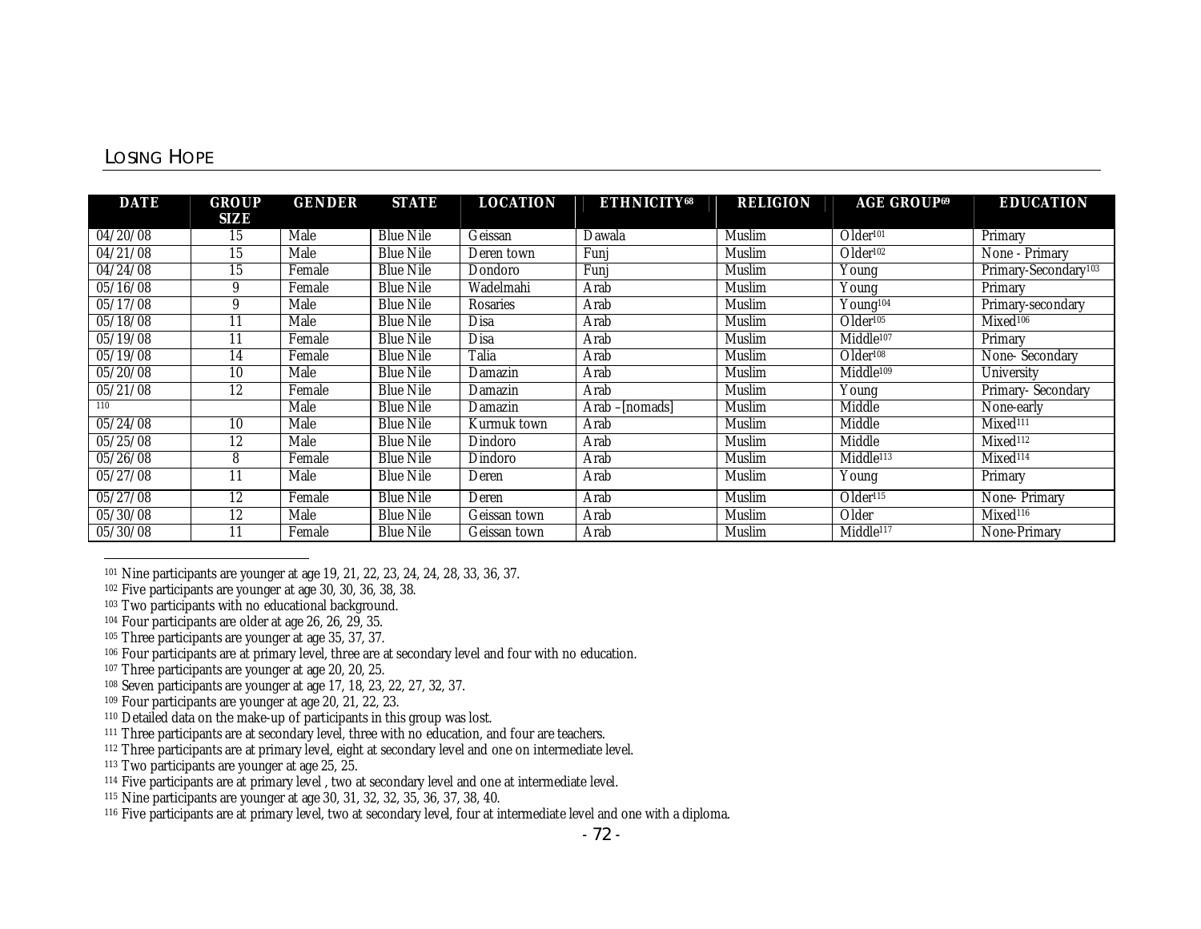| DATE | GROUP SIZE | GENDER | STATE | LOCATION | ETHNICITY[68] | RELIGION | AGE GROUP[69] | EDUCATION |
|---|---|---|---|---|---|---|---|---|
| 04/20/08 | 15 | Male | Blue Nile | Geissan | Dawala | Muslim | Older[101] | Primary |
| 04/21/08 | 15 | Male | Blue Nile | Deren town | Funj | Muslim | Older[102] | None - Primary |
| 04/24/08 | 15 | Female | Blue Nile | Dondoro | Funj | Muslim | Young | Primary-Secondary[103] |
| 05/16/08 | 9 | Female | Blue Nile | Wadelmahi | Arab | Muslim | Young | Primary |
| 05/17/08 | 9 | Male | Blue Nile | Rosaries | Arab | Muslim | Young[104] | Primary-secondary |
| 05/18/08 | 11 | Male | Blue Nile | Disa | Arab | Muslim | Older[105] | Mixed[106] |
| 05/19/08 | 11 | Female | Blue Nile | Disa | Arab | Muslim | Middle[107] | Primary |
| 05/19/08 | 14 | Female | Blue Nile | Talia | Arab | Muslim | Older[108] | None- Secondary |
| 05/20/08 | 10 | Male | Blue Nile | Damazin | Arab | Muslim | Middle[109] | University |
| 05/21/08 | 12 | Female | Blue Nile | Damazin | Arab | Muslim | Young | Primary- Secondary |
| [110] | | Male | Blue Nile | Damazin | Arab –[nomads] | Muslim | Middle | None-early |
| 05/24/08 | 10 | Male | Blue Nile | Kurmuk town | Arab | Muslim | Middle | Mixed[111] |
| 05/25/08 | 12 | Male | Blue Nile | Dindoro | Arab | Muslim | Middle | Mixed[112] |
| 05/26/08 | 8 | Female | Blue Nile | Dindoro | Arab | Muslim | Middle[113] | Mixed[114] |
| 05/27/08 | 11 | Male | Blue Nile | Deren | Arab | Muslim | Young | Primary |
| 05/27/08 | 12 | Female | Blue Nile | Deren | Arab | Muslim | Older[115] | None- Primary |
| 05/30/08 | 12 | Male | Blue Nile | Geissan town | Arab | Muslim | Older | Mixed[116] |
| 05/30/08 | 11 | Female | Blue Nile | Geissan town | Arab | Muslim | Middle[117] | None-Primary |

[101] Nine participants are younger at age 19, 21, 22, 23, 24, 24, 28, 33, 36, 37.

[102] Five participants are younger at age 30, 30, 36, 38, 38.

[103] Two participants with no educational background.

[104] Four participants are older at age 26, 26, 29, 35.

[105] Three participants are younger at age 35, 37, 37.

[106] Four participants are at primary level, three are at secondary level and four with no education.

[107] Three participants are younger at age 20, 20, 25.

[108] Seven participants are younger at age 17, 18, 23, 22, 27, 32, 37.

[109] Four participants are younger at age 20, 21, 22, 23.

[110] Detailed data on the make-up of participants in this group was lost.

[111] Three participants are at secondary level, three with no education, and four are teachers.

[112] Three participants are at primary level, eight at secondary level and one on intermediate level.

[113] Two participants are younger at age 25, 25.

[114] Five participants are at primary level , two at secondary level and one at intermediate level.

[115] Nine participants are younger at age 30, 31, 32, 32, 35, 36, 37, 38, 40.

[116] Five participants are at primary level, two at secondary level, four at intermediate level and one with a diploma.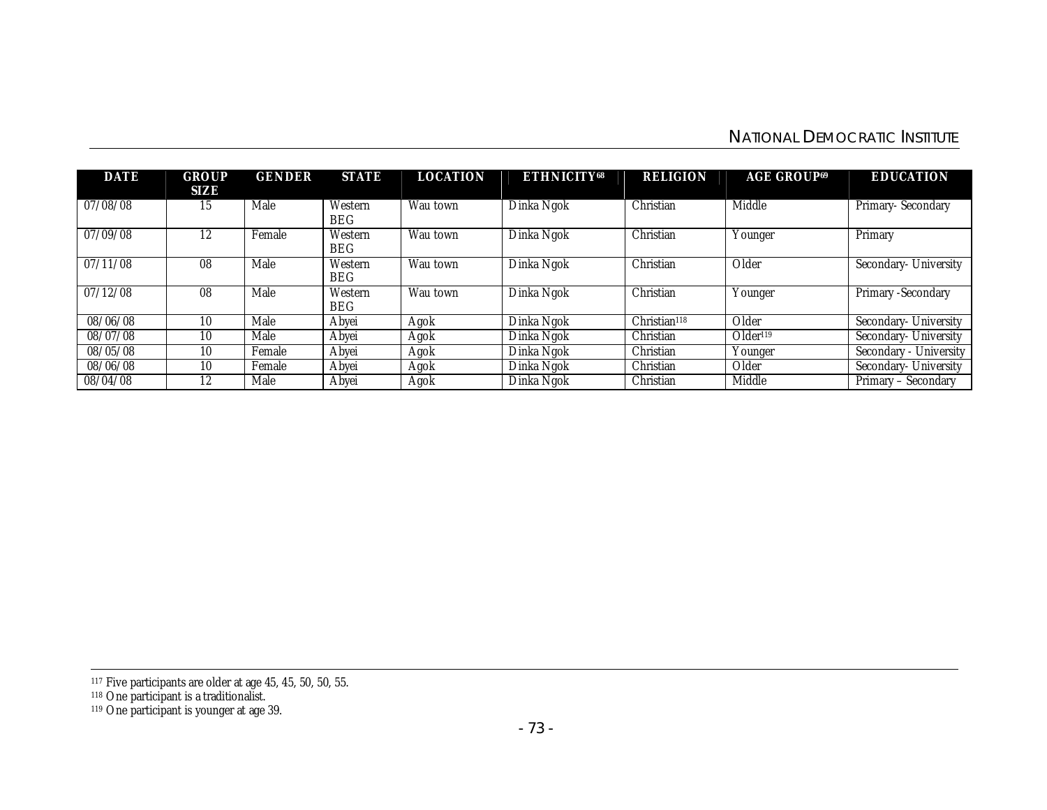| DATE | GROUP SIZE | GENDER | STATE | LOCATION | ETHNICITY[68] | RELIGION | AGE GROUP[69] | EDUCATION |
|---|---|---|---|---|---|---|---|---|
| 07/08/08 | 15 | Male | Western BEG | Wau town | Dinka Ngok | Christian | Middle | Primary- Secondary |
| 07/09/08 | 12 | Female | Western BEG | Wau town | Dinka Ngok | Christian | Younger | Primary |
| 07/11/08 | 08 | Male | Western BEG | Wau town | Dinka Ngok | Christian | Older | Secondary- University |
| 07/12/08 | 08 | Male | Western BEG | Wau town | Dinka Ngok | Christian | Younger | Primary -Secondary |
| 08/06/08 | 10 | Male | Abyei | Agok | Dinka Ngok | Christian[118] | Older | Secondary- University |
| 08/07/08 | 10 | Male | Abyei | Agok | Dinka Ngok | Christian | Older[119] | Secondary- University |
| 08/05/08 | 10 | Female | Abyei | Agok | Dinka Ngok | Christian | Younger | Secondary - University |
| 08/06/08 | 10 | Female | Abyei | Agok | Dinka Ngok | Christian | Older | Secondary- University |
| 08/04/08 | 12 | Male | Abyei | Agok | Dinka Ngok | Christian | Middle | Primary – Secondary |

[117] Five participants are older at age 45, 45, 50, 50, 55.

[118] One participant is a traditionalist.

[119] One participant is younger at age 39.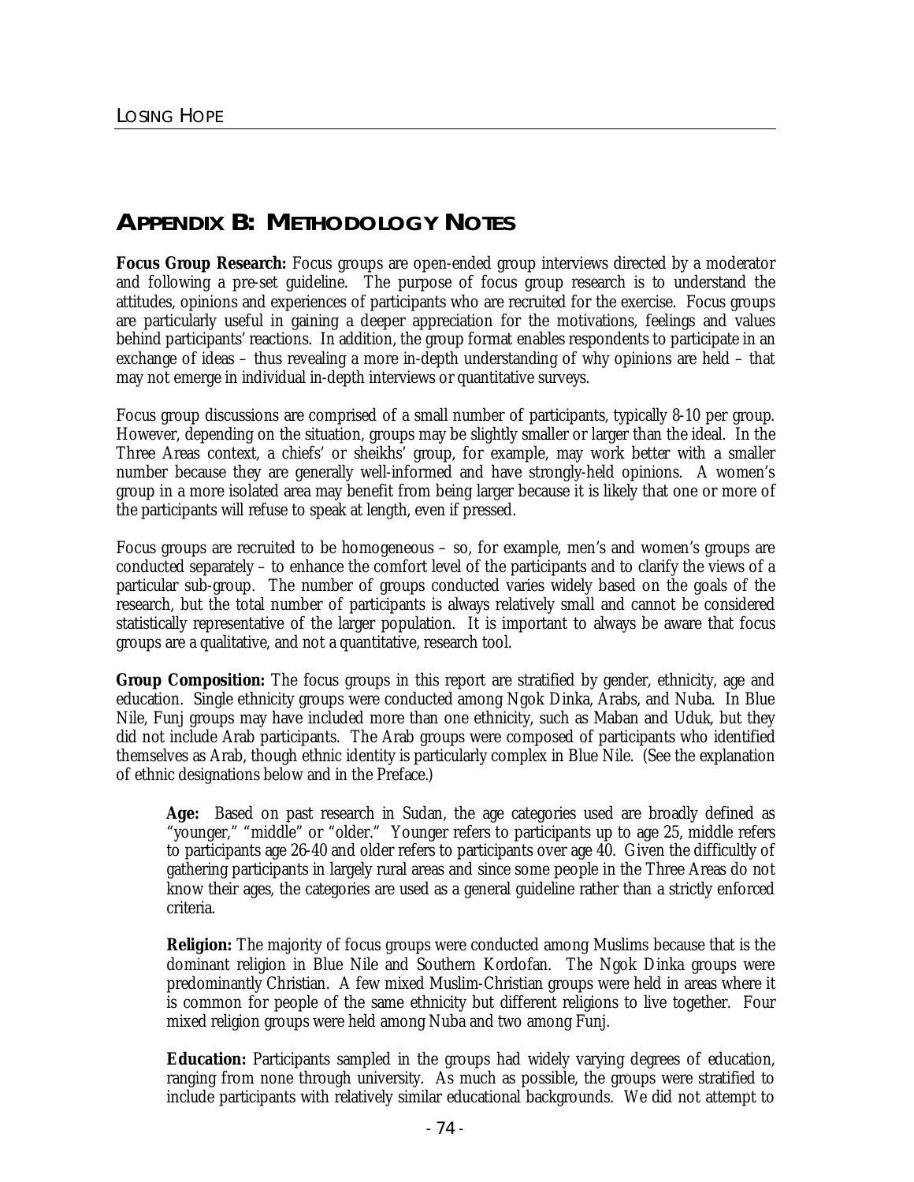# APPENDIX B: METHODOLOGY NOTES

**Focus Group Research:** Focus groups are open-ended group interviews directed by a moderator and following a pre-set guideline. The purpose of focus group research is to understand the attitudes, opinions and experiences of participants who are recruited for the exercise. Focus groups are particularly useful in gaining a deeper appreciation for the motivations, feelings and values behind participants' reactions. In addition, the group format enables respondents to participate in an exchange of ideas – thus revealing a more in-depth understanding of why opinions are held – that may not emerge in individual in-depth interviews or quantitative surveys.

Focus group discussions are comprised of a small number of participants, typically 8-10 per group. However, depending on the situation, groups may be slightly smaller or larger than the ideal. In the Three Areas context, a chiefs' or sheikhs' group, for example, may work better with a smaller number because they are generally well-informed and have strongly-held opinions. A women's group in a more isolated area may benefit from being larger because it is likely that one or more of the participants will refuse to speak at length, even if pressed.

Focus groups are recruited to be homogeneous – so, for example, men's and women's groups are conducted separately – to enhance the comfort level of the participants and to clarify the views of a particular sub-group. The number of groups conducted varies widely based on the goals of the research, but the total number of participants is always relatively small and cannot be considered statistically representative of the larger population. It is important to always be aware that focus groups are a qualitative, and not a quantitative, research tool.

**Group Composition:** The focus groups in this report are stratified by gender, ethnicity, age and education. Single ethnicity groups were conducted among Ngok Dinka, Arabs, and Nuba. In Blue Nile, Funj groups may have included more than one ethnicity, such as Maban and Uduk, but they did not include Arab participants. The Arab groups were composed of participants who identified themselves as Arab, though ethnic identity is particularly complex in Blue Nile. (See the explanation of ethnic designations below and in the Preface.)

> **Age:** Based on past research in Sudan, the age categories used are broadly defined as "younger," "middle" or "older." Younger refers to participants up to age 25, middle refers to participants age 26-40 and older refers to participants over age 40. Given the difficultly of gathering participants in largely rural areas and since some people in the Three Areas do not know their ages, the categories are used as a general guideline rather than a strictly enforced criteria.
>
> **Religion:** The majority of focus groups were conducted among Muslims because that is the dominant religion in Blue Nile and Southern Kordofan. The Ngok Dinka groups were predominantly Christian. A few mixed Muslim-Christian groups were held in areas where it is common for people of the same ethnicity but different religions to live together. Four mixed religion groups were held among Nuba and two among Funj.
>
> **Education:** Participants sampled in the groups had widely varying degrees of education, ranging from none through university. As much as possible, the groups were stratified to include participants with relatively similar educational backgrounds. We did not attempt to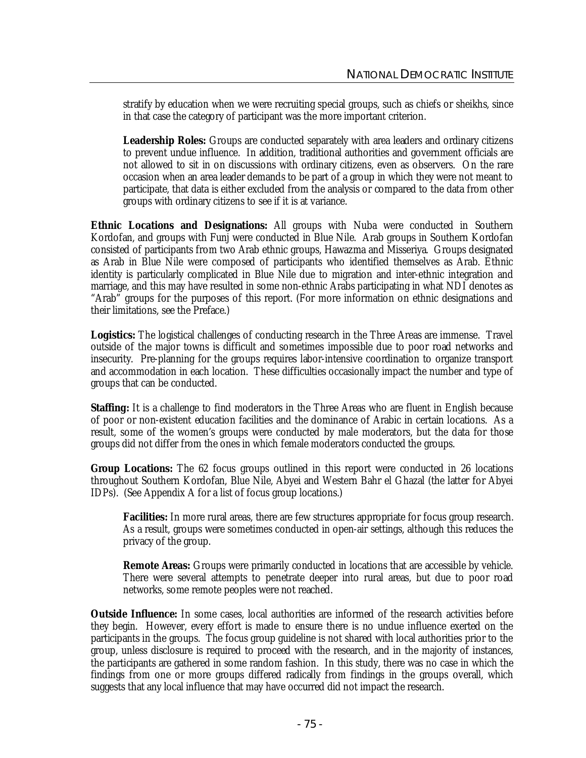stratify by education when we were recruiting special groups, such as chiefs or sheikhs, since in that case the category of participant was the more important criterion.

**Leadership Roles:** Groups are conducted separately with area leaders and ordinary citizens to prevent undue influence. In addition, traditional authorities and government officials are not allowed to sit in on discussions with ordinary citizens, even as observers. On the rare occasion when an area leader demands to be part of a group in which they were not meant to participate, that data is either excluded from the analysis or compared to the data from other groups with ordinary citizens to see if it is at variance.

**Ethnic Locations and Designations:** All groups with Nuba were conducted in Southern Kordofan, and groups with Funj were conducted in Blue Nile. Arab groups in Southern Kordofan consisted of participants from two Arab ethnic groups, Hawazma and Misseriya. Groups designated as Arab in Blue Nile were composed of participants who identified themselves as Arab. Ethnic identity is particularly complicated in Blue Nile due to migration and inter-ethnic integration and marriage, and this may have resulted in some non-ethnic Arabs participating in what NDI denotes as "Arab" groups for the purposes of this report. (For more information on ethnic designations and their limitations, see the Preface.)

**Logistics:** The logistical challenges of conducting research in the Three Areas are immense. Travel outside of the major towns is difficult and sometimes impossible due to poor road networks and insecurity. Pre-planning for the groups requires labor-intensive coordination to organize transport and accommodation in each location. These difficulties occasionally impact the number and type of groups that can be conducted.

**Staffing:** It is a challenge to find moderators in the Three Areas who are fluent in English because of poor or non-existent education facilities and the dominance of Arabic in certain locations. As a result, some of the women's groups were conducted by male moderators, but the data for those groups did not differ from the ones in which female moderators conducted the groups.

**Group Locations:** The 62 focus groups outlined in this report were conducted in 26 locations throughout Southern Kordofan, Blue Nile, Abyei and Western Bahr el Ghazal (the latter for Abyei IDPs). (See Appendix A for a list of focus group locations.)

**Facilities:** In more rural areas, there are few structures appropriate for focus group research. As a result, groups were sometimes conducted in open-air settings, although this reduces the privacy of the group.

**Remote Areas:** Groups were primarily conducted in locations that are accessible by vehicle. There were several attempts to penetrate deeper into rural areas, but due to poor road networks, some remote peoples were not reached.

**Outside Influence:** In some cases, local authorities are informed of the research activities before they begin. However, every effort is made to ensure there is no undue influence exerted on the participants in the groups. The focus group guideline is not shared with local authorities prior to the group, unless disclosure is required to proceed with the research, and in the majority of instances, the participants are gathered in some random fashion. In this study, there was no case in which the findings from one or more groups differed radically from findings in the groups overall, which suggests that any local influence that may have occurred did not impact the research.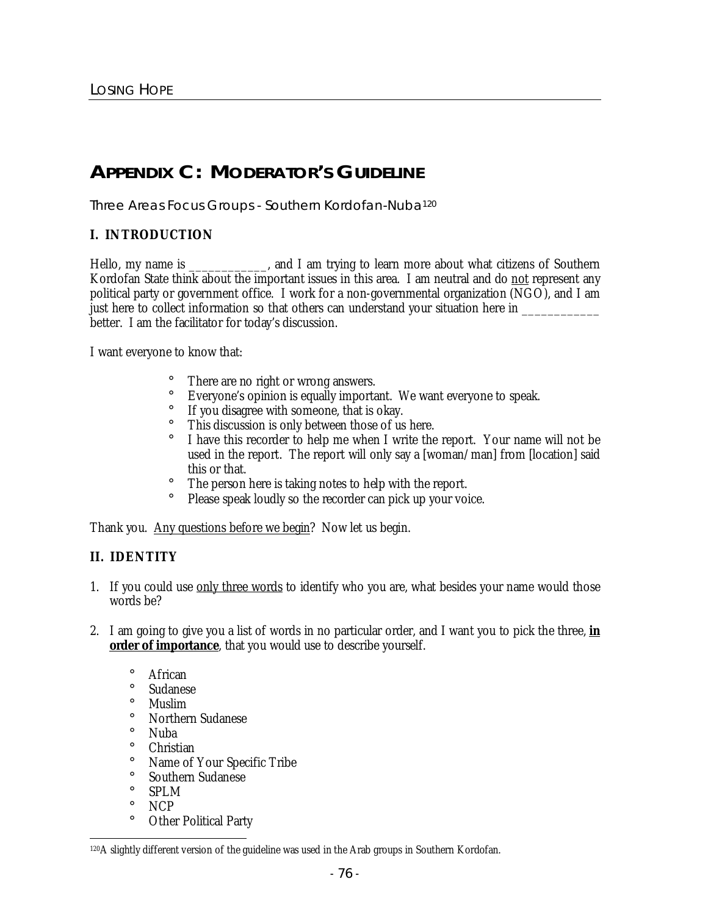# APPENDIX C: MODERATOR'S GUIDELINE

Three Areas Focus Groups - Southern Kordofan-Nuba[120]

## I. INTRODUCTION

Hello, my name is ____________, and I am trying to learn more about what citizens of Southern Kordofan State think about the important issues in this area. I am neutral and do <u>not</u> represent any political party or government office. I work for a non-governmental organization (NGO), and I am just here to collect information so that others can understand your situation here in ____________ better. I am the facilitator for today's discussion.

I want everyone to know that:

- There are no right or wrong answers.
- Everyone's opinion is equally important. We want everyone to speak.
- If you disagree with someone, that is okay.
- This discussion is only between those of us here.
- I have this recorder to help me when I write the report. Your name will not be used in the report. The report will only say a [woman/man] from [location] said this or that.
- The person here is taking notes to help with the report.
- Please speak loudly so the recorder can pick up your voice.

Thank you. <u>Any questions before we begin</u>? Now let us begin.

## II. IDENTITY

1. If you could use <u>only three words</u> to identify who you are, what besides your name would those words be?

2. I am going to give you a list of words in no particular order, and I want you to pick the three, **<u>in order of importance</u>**, that you would use to describe yourself.

   - African
   - Sudanese
   - Muslim
   - Northern Sudanese
   - Nuba
   - Christian
   - Name of Your Specific Tribe
   - Southern Sudanese
   - SPLM
   - NCP
   - Other Political Party

[120] A slightly different version of the guideline was used in the Arab groups in Southern Kordofan.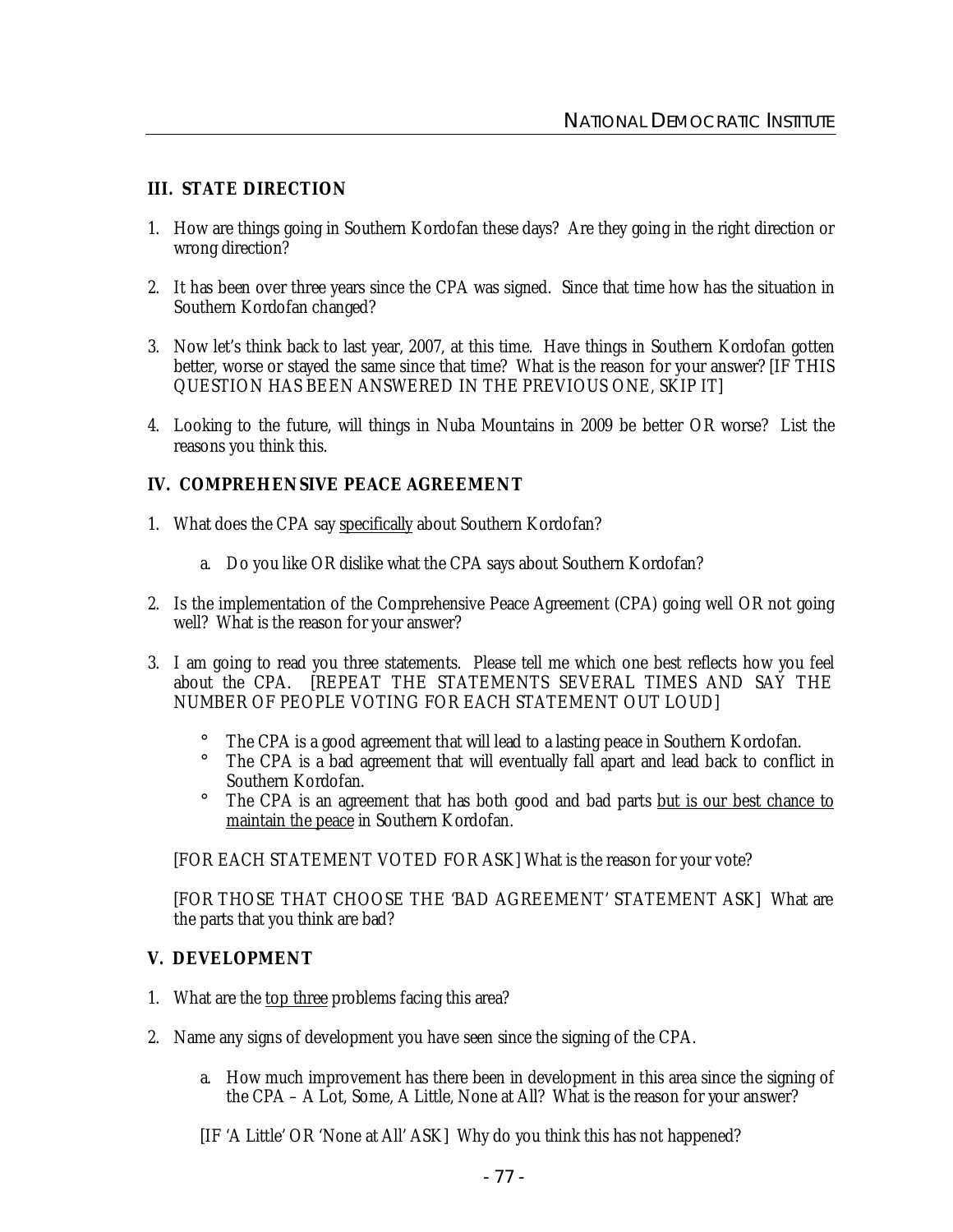### III. STATE DIRECTION

1. How are things going in Southern Kordofan these days? Are they going in the right direction or wrong direction?

2. It has been over three years since the CPA was signed. Since that time how has the situation in Southern Kordofan changed?

3. Now let's think back to last year, 2007, at this time. Have things in Southern Kordofan gotten better, worse or stayed the same since that time? What is the reason for your answer? [IF THIS QUESTION HAS BEEN ANSWERED IN THE PREVIOUS ONE, SKIP IT]

4. Looking to the future, will things in Nuba Mountains in 2009 be better OR worse? List the reasons you think this.

### IV. COMPREHENSIVE PEACE AGREEMENT

1. What does the CPA say <u>specifically</u> about Southern Kordofan?

   a. Do you like OR dislike what the CPA says about Southern Kordofan?

2. Is the implementation of the Comprehensive Peace Agreement (CPA) going well OR not going well? What is the reason for your answer?

3. I am going to read you three statements. Please tell me which one best reflects how you feel about the CPA. [REPEAT THE STATEMENTS SEVERAL TIMES AND SAY THE NUMBER OF PEOPLE VOTING FOR EACH STATEMENT OUT LOUD]

   - The CPA is a good agreement that will lead to a lasting peace in Southern Kordofan.
   - The CPA is a bad agreement that will eventually fall apart and lead back to conflict in Southern Kordofan.
   - The CPA is an agreement that has both good and bad parts <u>but is our best chance to maintain the peace</u> in Southern Kordofan.

   [FOR EACH STATEMENT VOTED FOR ASK] What is the reason for your vote?

   [FOR THOSE THAT CHOOSE THE 'BAD AGREEMENT' STATEMENT ASK] What are the parts that you think are bad?

### V. DEVELOPMENT

1. What are the <u>top three</u> problems facing this area?

2. Name any signs of development you have seen since the signing of the CPA.

   a. How much improvement has there been in development in this area since the signing of the CPA – A Lot, Some, A Little, None at All? What is the reason for your answer?

   [IF 'A Little' OR 'None at All' ASK] Why do you think this has not happened?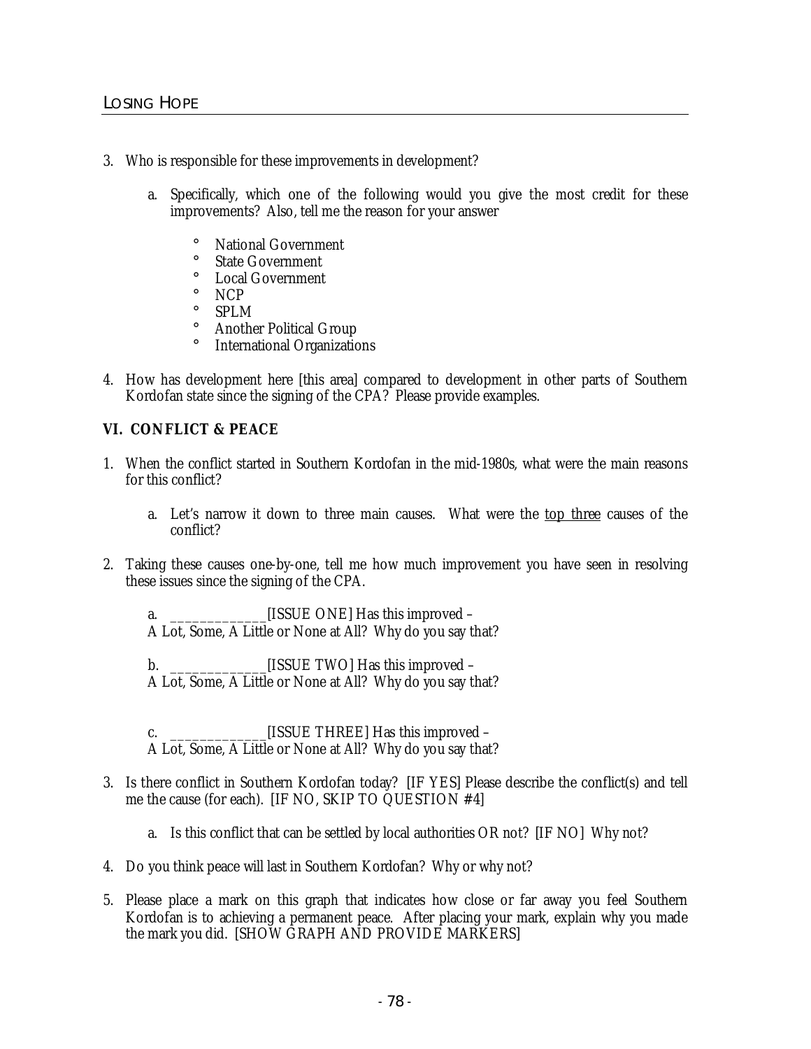3. Who is responsible for these improvements in development?

    a. Specifically, which one of the following would you give the most credit for these improvements? Also, tell me the reason for your answer

        - National Government
        - State Government
        - Local Government
        - NCP
        - SPLM
        - Another Political Group
        - International Organizations

4. How has development here [this area] compared to development in other parts of Southern Kordofan state since the signing of the CPA? Please provide examples.

### VI. CONFLICT & PEACE

1. When the conflict started in Southern Kordofan in the mid-1980s, what were the main reasons for this conflict?

    a. Let's narrow it down to three main causes. What were the <u>top three</u> causes of the conflict?

2. Taking these causes one-by-one, tell me how much improvement you have seen in resolving these issues since the signing of the CPA.

    a. _____________[ISSUE ONE] Has this improved –
    A Lot, Some, A Little or None at All? Why do you say that?

    b. _____________[ISSUE TWO] Has this improved –
    A Lot, Some, A Little or None at All? Why do you say that?

    c. _____________[ISSUE THREE] Has this improved –
    A Lot, Some, A Little or None at All? Why do you say that?

3. Is there conflict in Southern Kordofan today? [IF YES] Please describe the conflict(s) and tell me the cause (for each). [IF NO, SKIP TO QUESTION #4]

    a. Is this conflict that can be settled by local authorities OR not? [IF NO] Why not?

4. Do you think peace will last in Southern Kordofan? Why or why not?

5. Please place a mark on this graph that indicates how close or far away you feel Southern Kordofan is to achieving a permanent peace. After placing your mark, explain why you made the mark you did. [SHOW GRAPH AND PROVIDE MARKERS]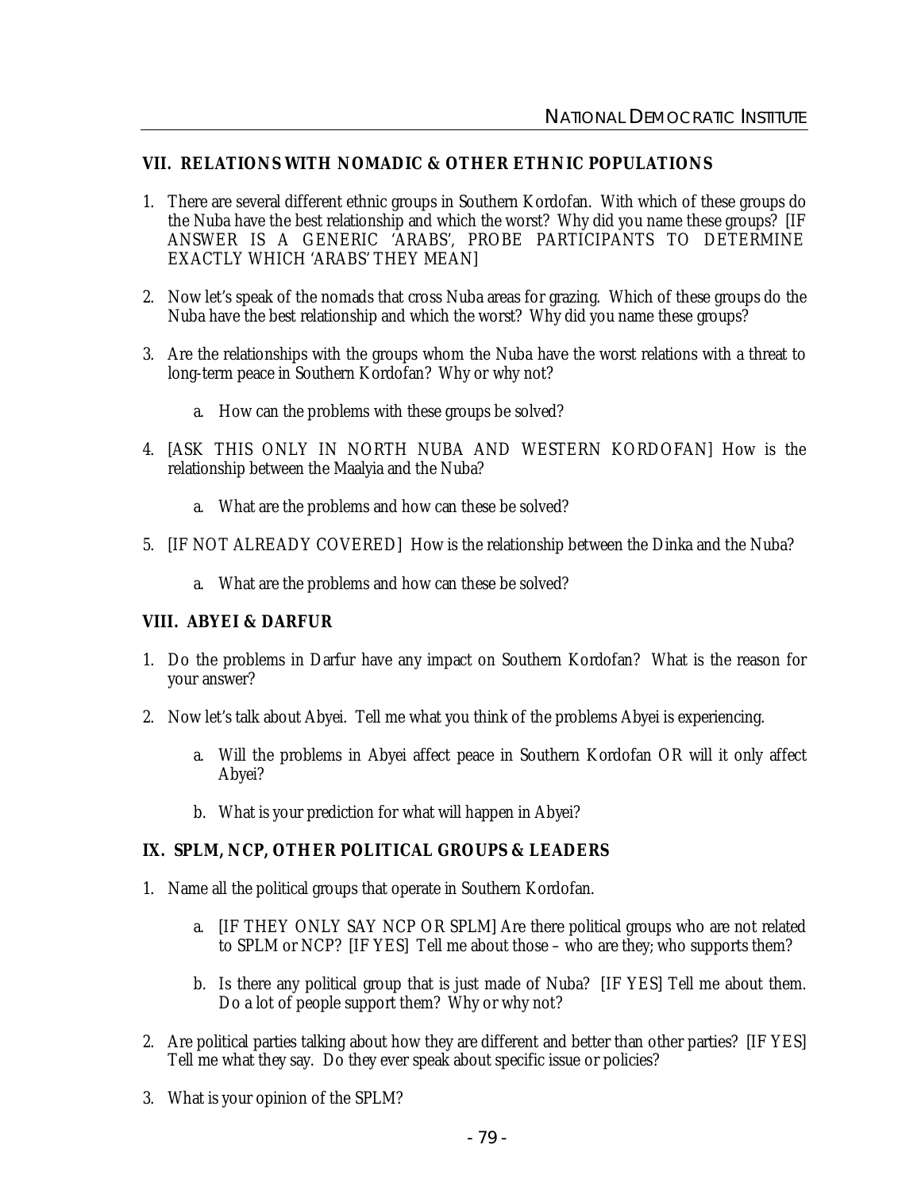## VII. RELATIONS WITH NOMADIC & OTHER ETHNIC POPULATIONS

1. There are several different ethnic groups in Southern Kordofan. With which of these groups do the Nuba have the best relationship and which the worst? Why did you name these groups? [IF ANSWER IS A GENERIC 'ARABS', PROBE PARTICIPANTS TO DETERMINE EXACTLY WHICH 'ARABS' THEY MEAN]

2. Now let's speak of the nomads that cross Nuba areas for grazing. Which of these groups do the Nuba have the best relationship and which the worst? Why did you name these groups?

3. Are the relationships with the groups whom the Nuba have the worst relations with a threat to long-term peace in Southern Kordofan? Why or why not?

    a. How can the problems with these groups be solved?

4. [ASK THIS ONLY IN NORTH NUBA AND WESTERN KORDOFAN] How is the relationship between the Maalyia and the Nuba?

    a. What are the problems and how can these be solved?

5. [IF NOT ALREADY COVERED] How is the relationship between the Dinka and the Nuba?

    a. What are the problems and how can these be solved?

## VIII. ABYEI & DARFUR

1. Do the problems in Darfur have any impact on Southern Kordofan? What is the reason for your answer?

2. Now let's talk about Abyei. Tell me what you think of the problems Abyei is experiencing.

    a. Will the problems in Abyei affect peace in Southern Kordofan OR will it only affect Abyei?

    b. What is your prediction for what will happen in Abyei?

## IX. SPLM, NCP, OTHER POLITICAL GROUPS & LEADERS

1. Name all the political groups that operate in Southern Kordofan.

    a. [IF THEY ONLY SAY NCP OR SPLM] Are there political groups who are not related to SPLM or NCP? [IF YES] Tell me about those – who are they; who supports them?

    b. Is there any political group that is just made of Nuba? [IF YES] Tell me about them. Do a lot of people support them? Why or why not?

2. Are political parties talking about how they are different and better than other parties? [IF YES] Tell me what they say. Do they ever speak about specific issue or policies?

3. What is your opinion of the SPLM?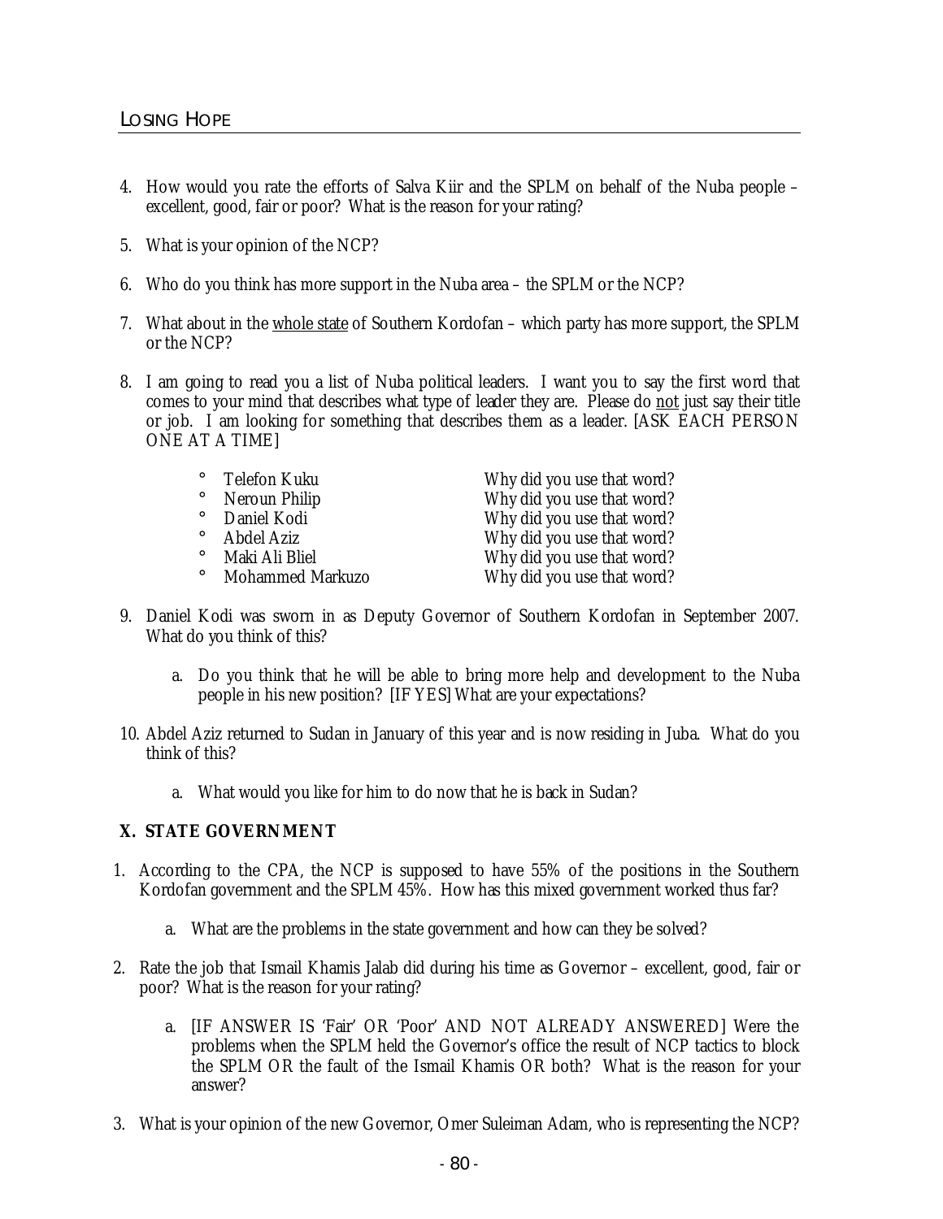4. How would you rate the efforts of Salva Kiir and the SPLM on behalf of the Nuba people – excellent, good, fair or poor? What is the reason for your rating?

5. What is your opinion of the NCP?

6. Who do you think has more support in the Nuba area – the SPLM or the NCP?

7. What about in the whole state of Southern Kordofan – which party has more support, the SPLM or the NCP?

8. I am going to read you a list of Nuba political leaders. I want you to say the first word that comes to your mind that describes what type of leader they are. Please do not just say their title or job. I am looking for something that describes them as a leader. [ASK EACH PERSON ONE AT A TIME]

   - Telefon Kuku — Why did you use that word?
   - Neroun Philip — Why did you use that word?
   - Daniel Kodi — Why did you use that word?
   - Abdel Aziz — Why did you use that word?
   - Maki Ali Bliel — Why did you use that word?
   - Mohammed Markuzo — Why did you use that word?

9. Daniel Kodi was sworn in as Deputy Governor of Southern Kordofan in September 2007. What do you think of this?

   a. Do you think that he will be able to bring more help and development to the Nuba people in his new position? [IF YES] What are your expectations?

10. Abdel Aziz returned to Sudan in January of this year and is now residing in Juba. What do you think of this?

    a. What would you like for him to do now that he is back in Sudan?

## X. STATE GOVERNMENT

1. According to the CPA, the NCP is supposed to have 55% of the positions in the Southern Kordofan government and the SPLM 45%. How has this mixed government worked thus far?

   a. What are the problems in the state government and how can they be solved?

2. Rate the job that Ismail Khamis Jalab did during his time as Governor – excellent, good, fair or poor? What is the reason for your rating?

   a. [IF ANSWER IS 'Fair' OR 'Poor' AND NOT ALREADY ANSWERED] Were the problems when the SPLM held the Governor's office the result of NCP tactics to block the SPLM OR the fault of the Ismail Khamis OR both? What is the reason for your answer?

3. What is your opinion of the new Governor, Omer Suleiman Adam, who is representing the NCP?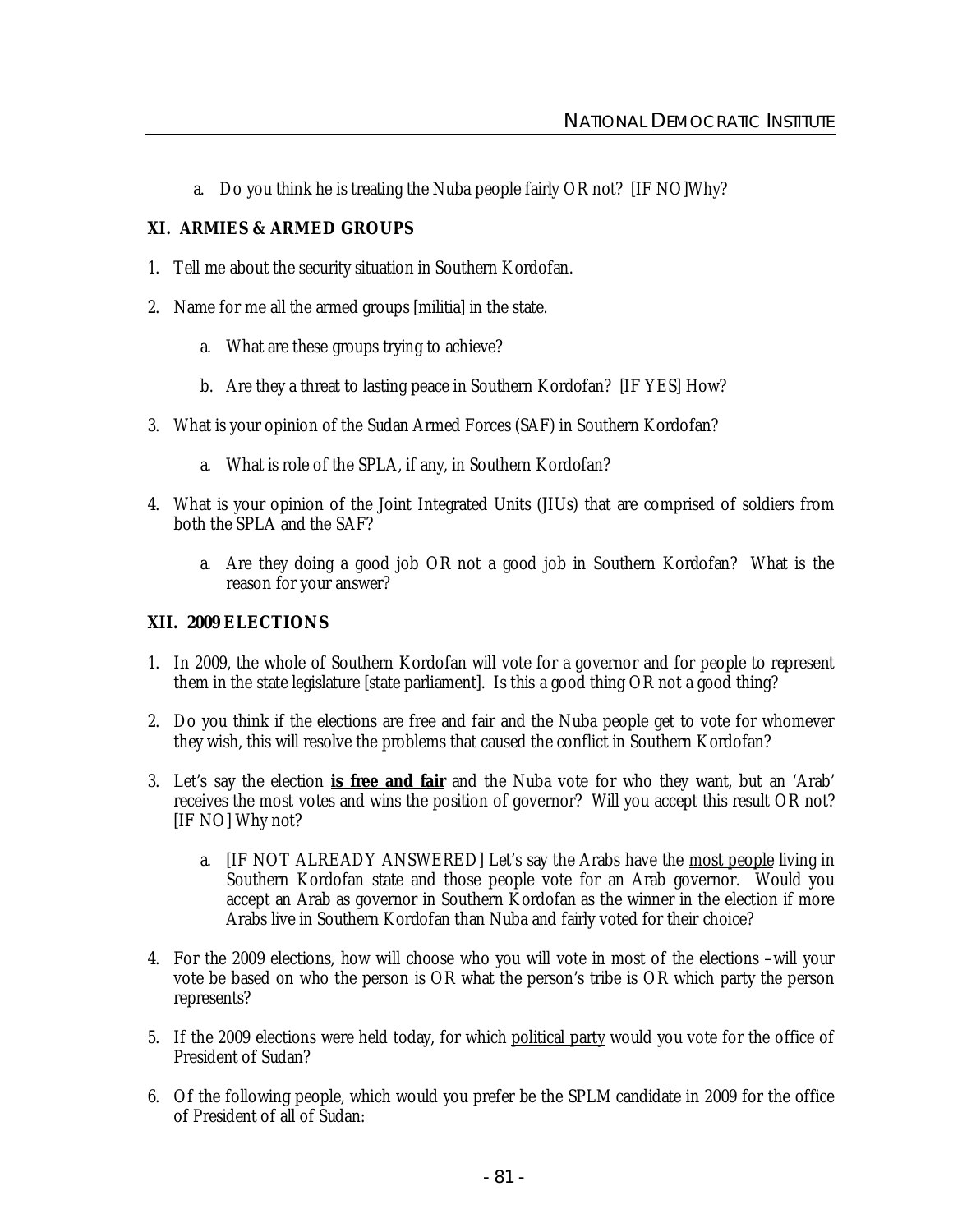a. Do you think he is treating the Nuba people fairly OR not? [IF NO]Why?

## XI. ARMIES & ARMED GROUPS

1. Tell me about the security situation in Southern Kordofan.

2. Name for me all the armed groups [militia] in the state.

   a. What are these groups trying to achieve?

   b. Are they a threat to lasting peace in Southern Kordofan? [IF YES] How?

3. What is your opinion of the Sudan Armed Forces (SAF) in Southern Kordofan?

   a. What is role of the SPLA, if any, in Southern Kordofan?

4. What is your opinion of the Joint Integrated Units (JIUs) that are comprised of soldiers from both the SPLA and the SAF?

   a. Are they doing a good job OR not a good job in Southern Kordofan? What is the reason for your answer?

## XII. 2009 ELECTIONS

1. In 2009, the whole of Southern Kordofan will vote for a governor and for people to represent them in the state legislature [state parliament]. Is this a good thing OR not a good thing?

2. Do you think if the elections are free and fair and the Nuba people get to vote for whomever they wish, this will resolve the problems that caused the conflict in Southern Kordofan?

3. Let's say the election **<u>is free and fair</u>** and the Nuba vote for who they want, but an 'Arab' receives the most votes and wins the position of governor? Will you accept this result OR not? [IF NO] Why not?

   a. [IF NOT ALREADY ANSWERED] Let's say the Arabs have the <u>most people</u> living in Southern Kordofan state and those people vote for an Arab governor. Would you accept an Arab as governor in Southern Kordofan as the winner in the election if more Arabs live in Southern Kordofan than Nuba and fairly voted for their choice?

4. For the 2009 elections, how will choose who you will vote in most of the elections –will your vote be based on who the person is OR what the person's tribe is OR which party the person represents?

5. If the 2009 elections were held today, for which <u>political party</u> would you vote for the office of President of Sudan?

6. Of the following people, which would you prefer be the SPLM candidate in 2009 for the office of President of all of Sudan: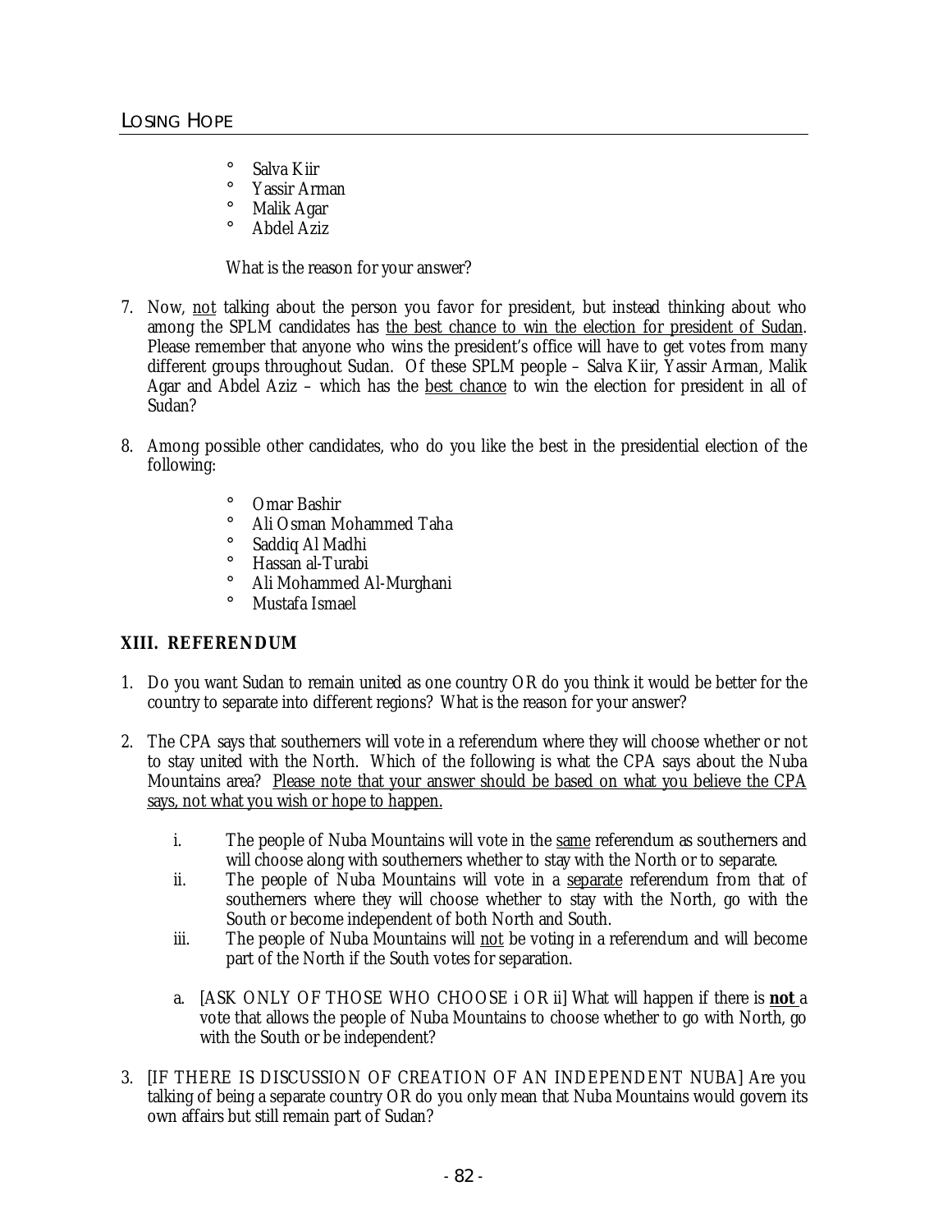- Salva Kiir
- Yassir Arman
- Malik Agar
- Abdel Aziz

What is the reason for your answer?

7. Now, not talking about the person you favor for president, but instead thinking about who among the SPLM candidates has the best chance to win the election for president of Sudan. Please remember that anyone who wins the president's office will have to get votes from many different groups throughout Sudan. Of these SPLM people – Salva Kiir, Yassir Arman, Malik Agar and Abdel Aziz – which has the best chance to win the election for president in all of Sudan?

8. Among possible other candidates, who do you like the best in the presidential election of the following:
   - Omar Bashir
   - Ali Osman Mohammed Taha
   - Saddiq Al Madhi
   - Hassan al-Turabi
   - Ali Mohammed Al-Murghani
   - Mustafa Ismael

### XIII. REFERENDUM

1. Do you want Sudan to remain united as one country OR do you think it would be better for the country to separate into different regions? What is the reason for your answer?

2. The CPA says that southerners will vote in a referendum where they will choose whether or not to stay united with the North. Which of the following is what the CPA says about the Nuba Mountains area? Please note that your answer should be based on what you believe the CPA says, not what you wish or hope to happen.
   i. The people of Nuba Mountains will vote in the same referendum as southerners and will choose along with southerners whether to stay with the North or to separate.
   ii. The people of Nuba Mountains will vote in a separate referendum from that of southerners where they will choose whether to stay with the North, go with the South or become independent of both North and South.
   iii. The people of Nuba Mountains will not be voting in a referendum and will become part of the North if the South votes for separation.

   a. [ASK ONLY OF THOSE WHO CHOOSE i OR ii] What will happen if there is **not** a vote that allows the people of Nuba Mountains to choose whether to go with North, go with the South or be independent?

3. [IF THERE IS DISCUSSION OF CREATION OF AN INDEPENDENT NUBA] Are you talking of being a separate country OR do you only mean that Nuba Mountains would govern its own affairs but still remain part of Sudan?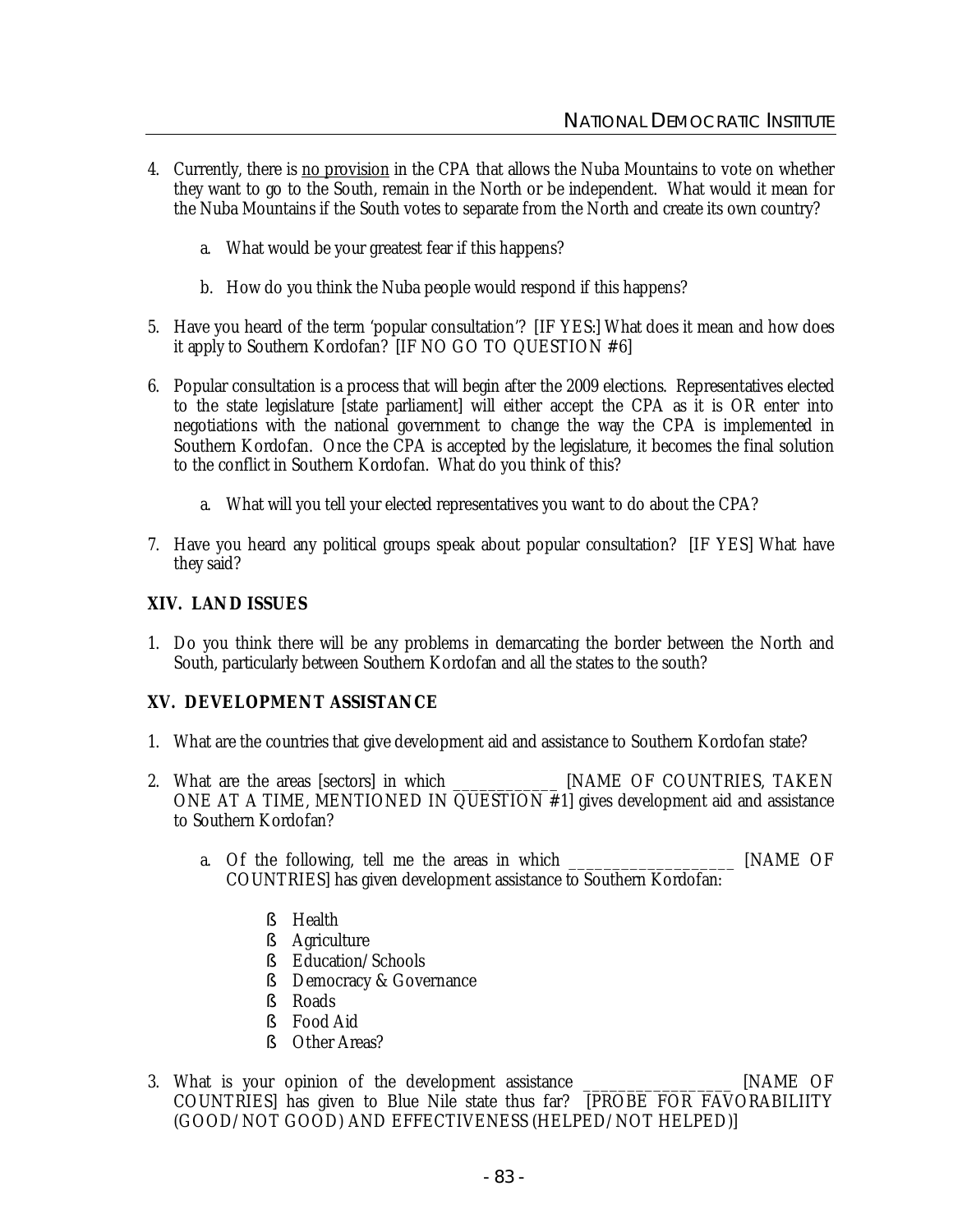4. Currently, there is <u>no provision</u> in the CPA that allows the Nuba Mountains to vote on whether they want to go to the South, remain in the North or be independent. What would it mean for the Nuba Mountains if the South votes to separate from the North and create its own country?

    a. What would be your greatest fear if this happens?

    b. How do you think the Nuba people would respond if this happens?

5. Have you heard of the term 'popular consultation'? [IF YES:] What does it mean and how does it apply to Southern Kordofan? [IF NO GO TO QUESTION #6]

6. Popular consultation is a process that will begin after the 2009 elections. Representatives elected to the state legislature [state parliament] will either accept the CPA as it is OR enter into negotiations with the national government to change the way the CPA is implemented in Southern Kordofan. Once the CPA is accepted by the legislature, it becomes the final solution to the conflict in Southern Kordofan. What do you think of this?

    a. What will you tell your elected representatives you want to do about the CPA?

7. Have you heard any political groups speak about popular consultation? [IF YES] What have they said?

## XIV. LAND ISSUES

1. Do you think there will be any problems in demarcating the border between the North and South, particularly between Southern Kordofan and all the states to the south?

## XV. DEVELOPMENT ASSISTANCE

1. What are the countries that give development aid and assistance to Southern Kordofan state?

2. What are the areas [sectors] in which ____________ [NAME OF COUNTRIES, TAKEN ONE AT A TIME, MENTIONED IN QUESTION #1] gives development aid and assistance to Southern Kordofan?

    a. Of the following, tell me the areas in which ___________________ [NAME OF COUNTRIES] has given development assistance to Southern Kordofan:

        - Health
        - Agriculture
        - Education/Schools
        - Democracy & Governance
        - Roads
        - Food Aid
        - Other Areas?

3. What is your opinion of the development assistance _________________ [NAME OF COUNTRIES] has given to Blue Nile state thus far? [PROBE FOR FAVORABILIITY (GOOD/NOT GOOD) AND EFFECTIVENESS (HELPED/NOT HELPED)]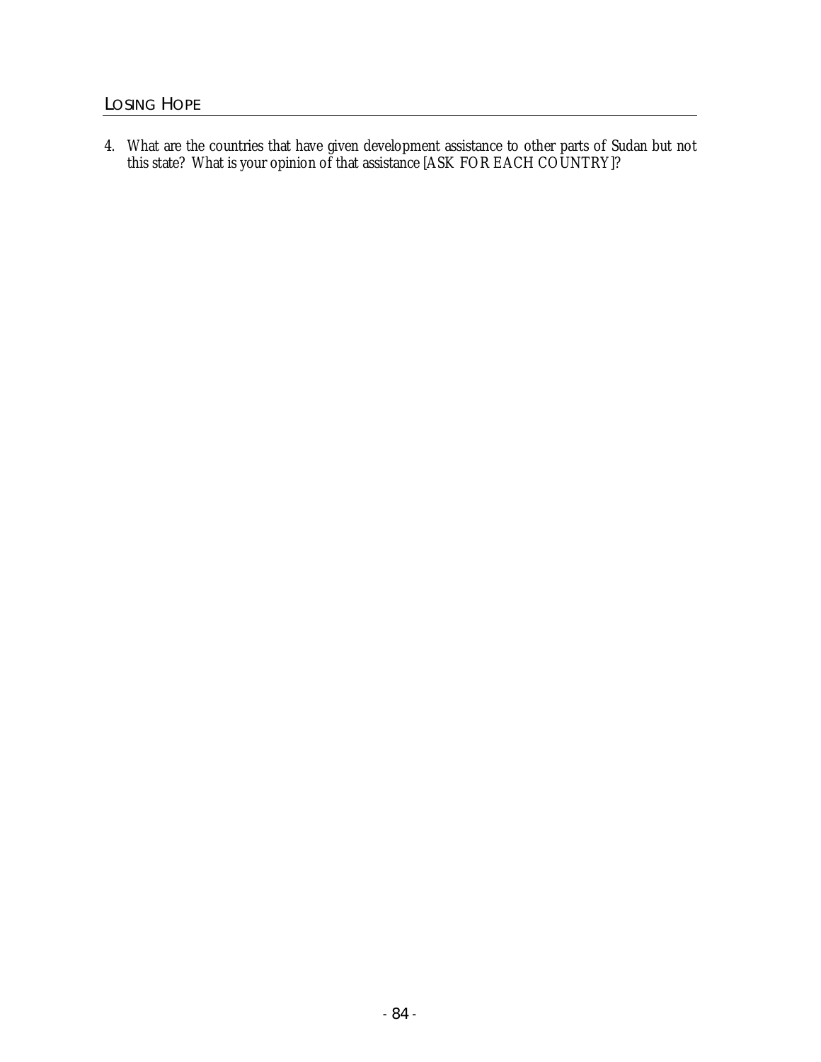4. What are the countries that have given development assistance to other parts of Sudan but not this state? What is your opinion of that assistance [ASK FOR EACH COUNTRY]?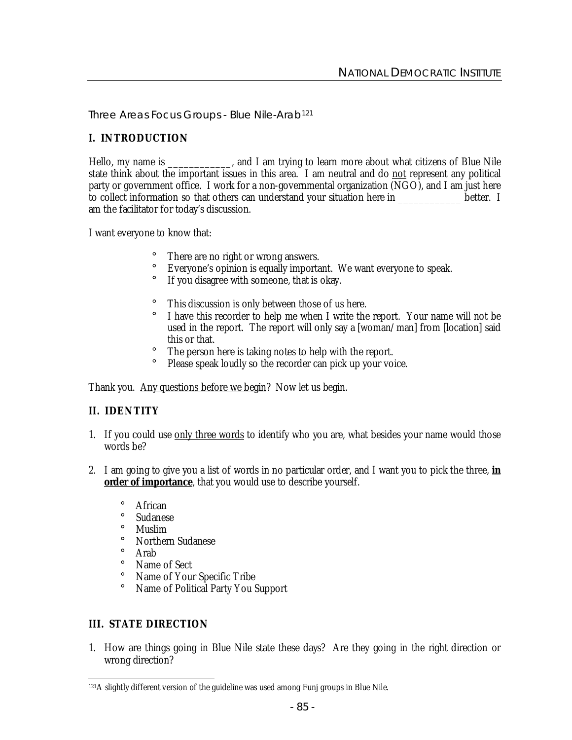Three Areas Focus Groups - Blue Nile-Arab[121]

## I. INTRODUCTION

Hello, my name is ____________, and I am trying to learn more about what citizens of Blue Nile state think about the important issues in this area. I am neutral and do not represent any political party or government office. I work for a non-governmental organization (NGO), and I am just here to collect information so that others can understand your situation here in ____________ better. I am the facilitator for today's discussion.

I want everyone to know that:

- There are no right or wrong answers.
- Everyone's opinion is equally important. We want everyone to speak.
- If you disagree with someone, that is okay.

- This discussion is only between those of us here.
- I have this recorder to help me when I write the report. Your name will not be used in the report. The report will only say a [woman/man] from [location] said this or that.
- The person here is taking notes to help with the report.
- Please speak loudly so the recorder can pick up your voice.

Thank you. Any questions before we begin? Now let us begin.

## II. IDENTITY

1. If you could use only three words to identify who you are, what besides your name would those words be?

2. I am going to give you a list of words in no particular order, and I want you to pick the three, **in order of importance**, that you would use to describe yourself.

   - African
   - Sudanese
   - Muslim
   - Northern Sudanese
   - Arab
   - Name of Sect
   - Name of Your Specific Tribe
   - Name of Political Party You Support

## III. STATE DIRECTION

1. How are things going in Blue Nile state these days? Are they going in the right direction or wrong direction?

[121] A slightly different version of the guideline was used among Funj groups in Blue Nile.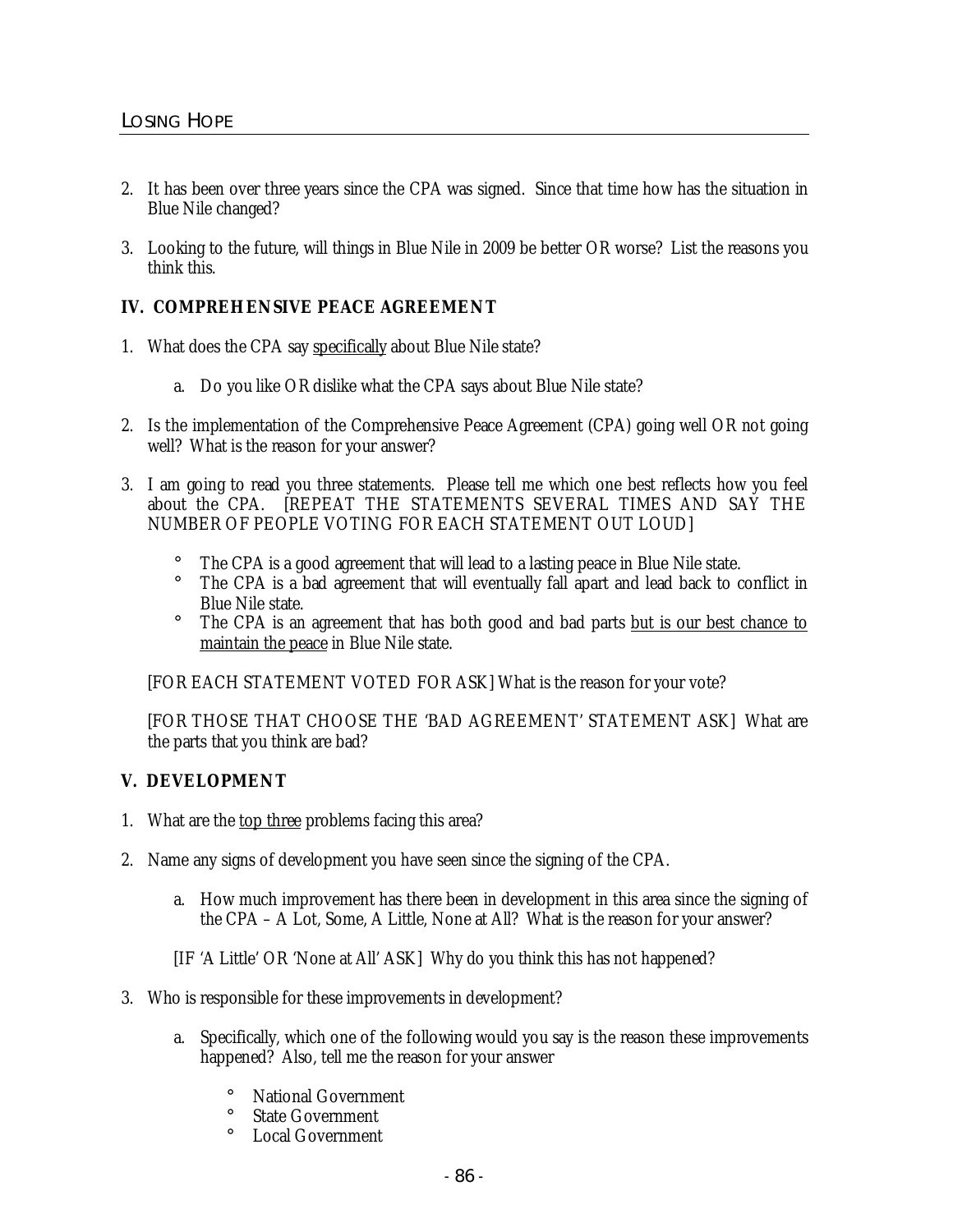2. It has been over three years since the CPA was signed. Since that time how has the situation in Blue Nile changed?

3. Looking to the future, will things in Blue Nile in 2009 be better OR worse? List the reasons you think this.

## IV. COMPREHENSIVE PEACE AGREEMENT

1. What does the CPA say <u>specifically</u> about Blue Nile state?

   a. Do you like OR dislike what the CPA says about Blue Nile state?

2. Is the implementation of the Comprehensive Peace Agreement (CPA) going well OR not going well? What is the reason for your answer?

3. I am going to read you three statements. Please tell me which one best reflects how you feel about the CPA. [REPEAT THE STATEMENTS SEVERAL TIMES AND SAY THE NUMBER OF PEOPLE VOTING FOR EACH STATEMENT OUT LOUD]

   - The CPA is a good agreement that will lead to a lasting peace in Blue Nile state.
   - The CPA is a bad agreement that will eventually fall apart and lead back to conflict in Blue Nile state.
   - The CPA is an agreement that has both good and bad parts <u>but is our best chance to maintain the peace</u> in Blue Nile state.

   [FOR EACH STATEMENT VOTED FOR ASK] What is the reason for your vote?

   [FOR THOSE THAT CHOOSE THE 'BAD AGREEMENT' STATEMENT ASK] What are the parts that you think are bad?

## V. DEVELOPMENT

1. What are the <u>top three</u> problems facing this area?

2. Name any signs of development you have seen since the signing of the CPA.

   a. How much improvement has there been in development in this area since the signing of the CPA – A Lot, Some, A Little, None at All? What is the reason for your answer?

   [IF 'A Little' OR 'None at All' ASK] Why do you think this has not happened?

3. Who is responsible for these improvements in development?

   a. Specifically, which one of the following would you say is the reason these improvements happened? Also, tell me the reason for your answer

      - National Government
      - State Government
      - Local Government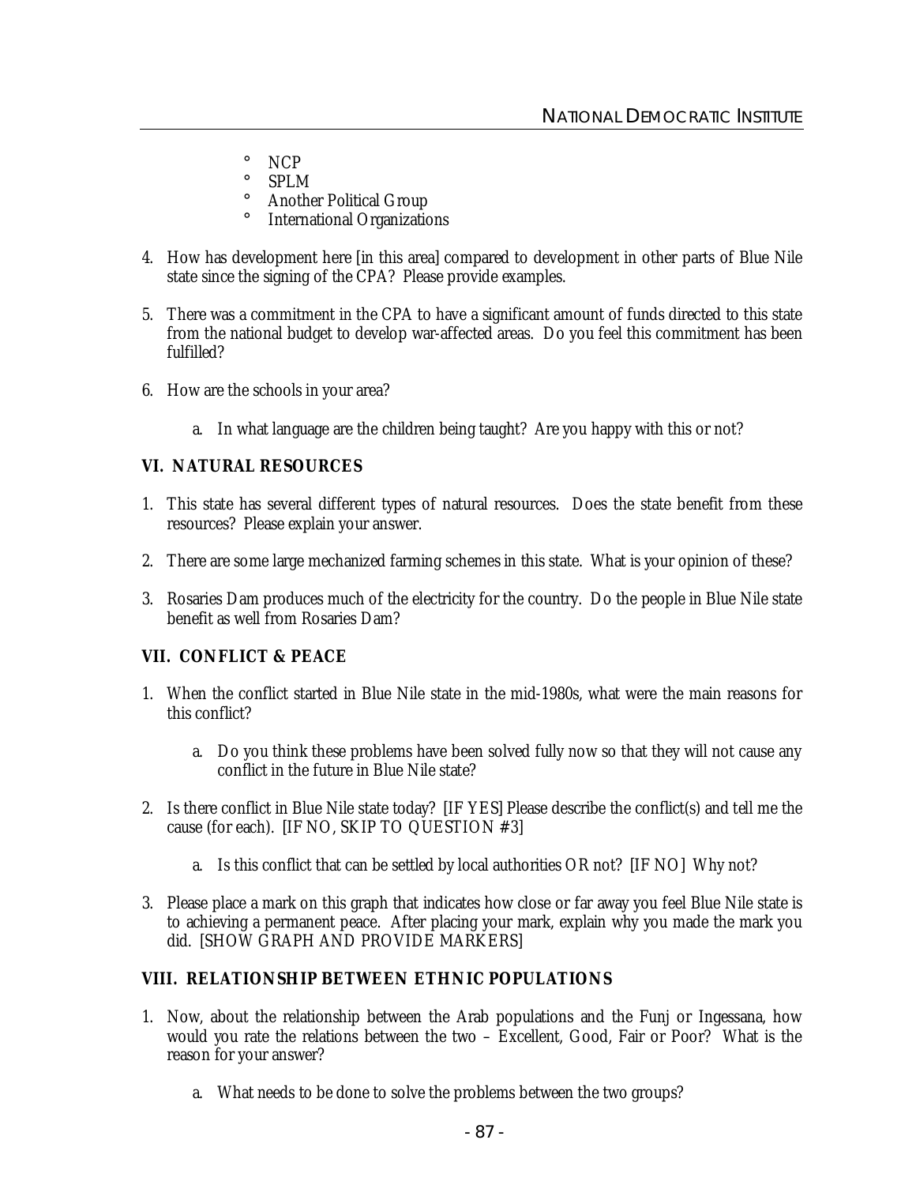- NCP
- SPLM
- Another Political Group
- International Organizations

4. How has development here [in this area] compared to development in other parts of Blue Nile state since the signing of the CPA? Please provide examples.

5. There was a commitment in the CPA to have a significant amount of funds directed to this state from the national budget to develop war-affected areas. Do you feel this commitment has been fulfilled?

6. How are the schools in your area?

    a. In what language are the children being taught? Are you happy with this or not?

## VI. NATURAL RESOURCES

1. This state has several different types of natural resources. Does the state benefit from these resources? Please explain your answer.

2. There are some large mechanized farming schemes in this state. What is your opinion of these?

3. Rosaries Dam produces much of the electricity for the country. Do the people in Blue Nile state benefit as well from Rosaries Dam?

## VII. CONFLICT & PEACE

1. When the conflict started in Blue Nile state in the mid-1980s, what were the main reasons for this conflict?

    a. Do you think these problems have been solved fully now so that they will not cause any conflict in the future in Blue Nile state?

2. Is there conflict in Blue Nile state today? [IF YES] Please describe the conflict(s) and tell me the cause (for each). [IF NO, SKIP TO QUESTION #3]

    a. Is this conflict that can be settled by local authorities OR not? [IF NO] Why not?

3. Please place a mark on this graph that indicates how close or far away you feel Blue Nile state is to achieving a permanent peace. After placing your mark, explain why you made the mark you did. [SHOW GRAPH AND PROVIDE MARKERS]

## VIII. RELATIONSHIP BETWEEN ETHNIC POPULATIONS

1. Now, about the relationship between the Arab populations and the Funj or Ingessana, how would you rate the relations between the two – Excellent, Good, Fair or Poor? What is the reason for your answer?

    a. What needs to be done to solve the problems between the two groups?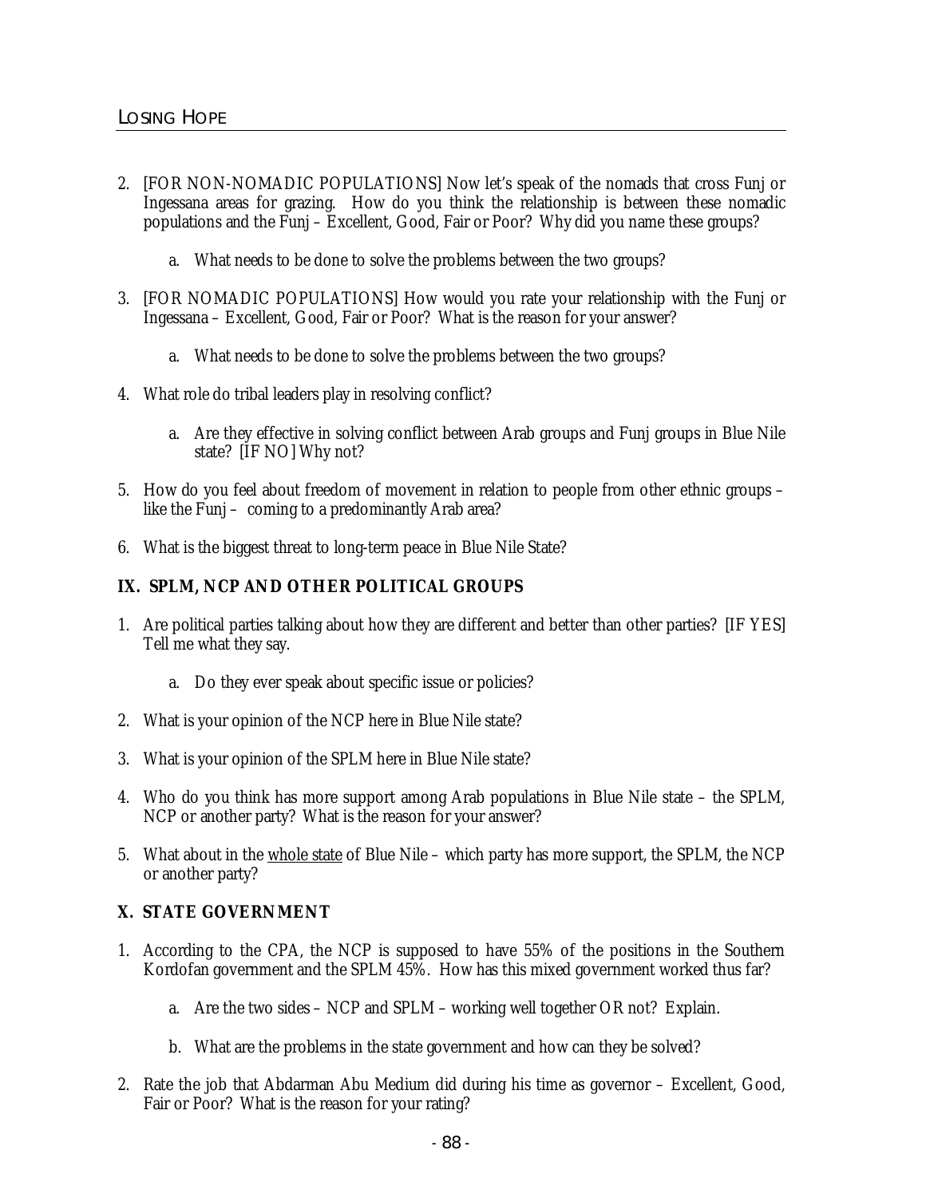2. [FOR NON-NOMADIC POPULATIONS] Now let's speak of the nomads that cross Funj or Ingessana areas for grazing. How do you think the relationship is between these nomadic populations and the Funj – Excellent, Good, Fair or Poor? Why did you name these groups?

   a. What needs to be done to solve the problems between the two groups?

3. [FOR NOMADIC POPULATIONS] How would you rate your relationship with the Funj or Ingessana – Excellent, Good, Fair or Poor? What is the reason for your answer?

   a. What needs to be done to solve the problems between the two groups?

4. What role do tribal leaders play in resolving conflict?

   a. Are they effective in solving conflict between Arab groups and Funj groups in Blue Nile state? [IF NO] Why not?

5. How do you feel about freedom of movement in relation to people from other ethnic groups – like the Funj – coming to a predominantly Arab area?

6. What is the biggest threat to long-term peace in Blue Nile State?

## IX. SPLM, NCP AND OTHER POLITICAL GROUPS

1. Are political parties talking about how they are different and better than other parties? [IF YES] Tell me what they say.

   a. Do they ever speak about specific issue or policies?

2. What is your opinion of the NCP here in Blue Nile state?

3. What is your opinion of the SPLM here in Blue Nile state?

4. Who do you think has more support among Arab populations in Blue Nile state – the SPLM, NCP or another party? What is the reason for your answer?

5. What about in the <u>whole state</u> of Blue Nile – which party has more support, the SPLM, the NCP or another party?

## X. STATE GOVERNMENT

1. According to the CPA, the NCP is supposed to have 55% of the positions in the Southern Kordofan government and the SPLM 45%. How has this mixed government worked thus far?

   a. Are the two sides – NCP and SPLM – working well together OR not? Explain.

   b. What are the problems in the state government and how can they be solved?

2. Rate the job that Abdarman Abu Medium did during his time as governor – Excellent, Good, Fair or Poor? What is the reason for your rating?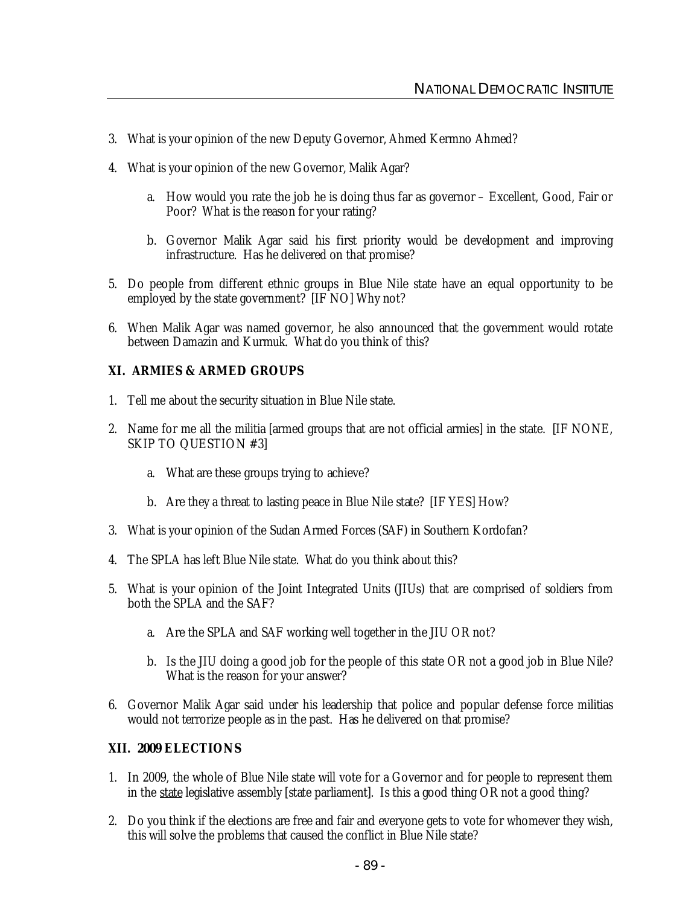3. What is your opinion of the new Deputy Governor, Ahmed Kermno Ahmed?

4. What is your opinion of the new Governor, Malik Agar?

   a. How would you rate the job he is doing thus far as governor – Excellent, Good, Fair or Poor? What is the reason for your rating?

   b. Governor Malik Agar said his first priority would be development and improving infrastructure. Has he delivered on that promise?

5. Do people from different ethnic groups in Blue Nile state have an equal opportunity to be employed by the state government? [IF NO] Why not?

6. When Malik Agar was named governor, he also announced that the government would rotate between Damazin and Kurmuk. What do you think of this?

## XI. ARMIES & ARMED GROUPS

1. Tell me about the security situation in Blue Nile state.

2. Name for me all the militia [armed groups that are not official armies] in the state. [IF NONE, SKIP TO QUESTION #3]

   a. What are these groups trying to achieve?

   b. Are they a threat to lasting peace in Blue Nile state? [IF YES] How?

3. What is your opinion of the Sudan Armed Forces (SAF) in Southern Kordofan?

4. The SPLA has left Blue Nile state. What do you think about this?

5. What is your opinion of the Joint Integrated Units (JIUs) that are comprised of soldiers from both the SPLA and the SAF?

   a. Are the SPLA and SAF working well together in the JIU OR not?

   b. Is the JIU doing a good job for the people of this state OR not a good job in Blue Nile? What is the reason for your answer?

6. Governor Malik Agar said under his leadership that police and popular defense force militias would not terrorize people as in the past. Has he delivered on that promise?

## XII. 2009 ELECTIONS

1. In 2009, the whole of Blue Nile state will vote for a Governor and for people to represent them in the <u>state</u> legislative assembly [state parliament]. Is this a good thing OR not a good thing?

2. Do you think if the elections are free and fair and everyone gets to vote for whomever they wish, this will solve the problems that caused the conflict in Blue Nile state?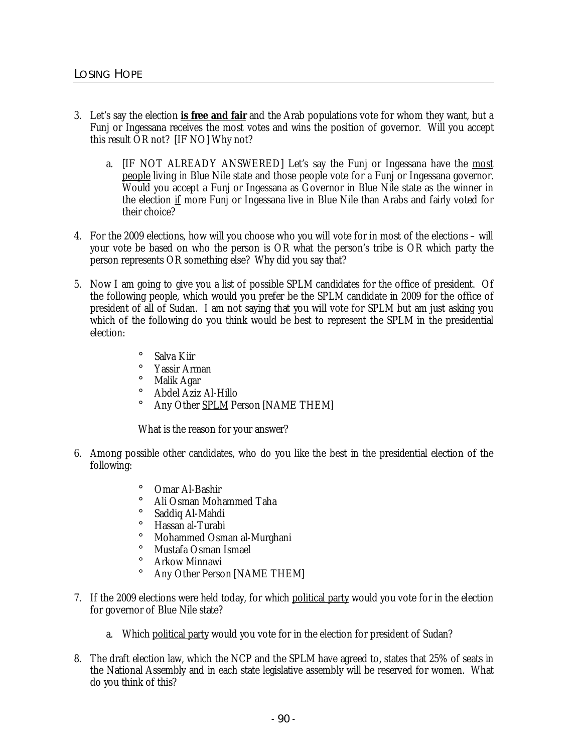3. Let's say the election **<u>is free and fair</u>** and the Arab populations vote for whom they want, but a Funj or Ingessana receives the most votes and wins the position of governor. Will you accept this result OR not? [IF NO] Why not?

    a. [IF NOT ALREADY ANSWERED] Let's say the Funj or Ingessana have the <u>most people</u> living in Blue Nile state and those people vote for a Funj or Ingessana governor. Would you accept a Funj or Ingessana as Governor in Blue Nile state as the winner in the election <u>if</u> more Funj or Ingessana live in Blue Nile than Arabs and fairly voted for their choice?

4. For the 2009 elections, how will you choose who you will vote for in most of the elections – will your vote be based on who the person is OR what the person's tribe is OR which party the person represents OR something else? Why did you say that?

5. Now I am going to give you a list of possible SPLM candidates for the office of president. Of the following people, which would you prefer be the SPLM candidate in 2009 for the office of president of all of Sudan. I am not saying that you will vote for SPLM but am just asking you which of the following do you think would be best to represent the SPLM in the presidential election:

    - Salva Kiir
    - Yassir Arman
    - Malik Agar
    - Abdel Aziz Al-Hillo
    - Any Other <u>SPLM</u> Person [NAME THEM]

    What is the reason for your answer?

6. Among possible other candidates, who do you like the best in the presidential election of the following:

    - Omar Al-Bashir
    - Ali Osman Mohammed Taha
    - Saddiq Al-Mahdi
    - Hassan al-Turabi
    - Mohammed Osman al-Murghani
    - Mustafa Osman Ismael
    - Arkow Minnawi
    - Any Other Person [NAME THEM]

7. If the 2009 elections were held today, for which <u>political party</u> would you vote for in the election for governor of Blue Nile state?

    a. Which <u>political party</u> would you vote for in the election for president of Sudan?

8. The draft election law, which the NCP and the SPLM have agreed to, states that 25% of seats in the National Assembly and in each state legislative assembly will be reserved for women. What do you think of this?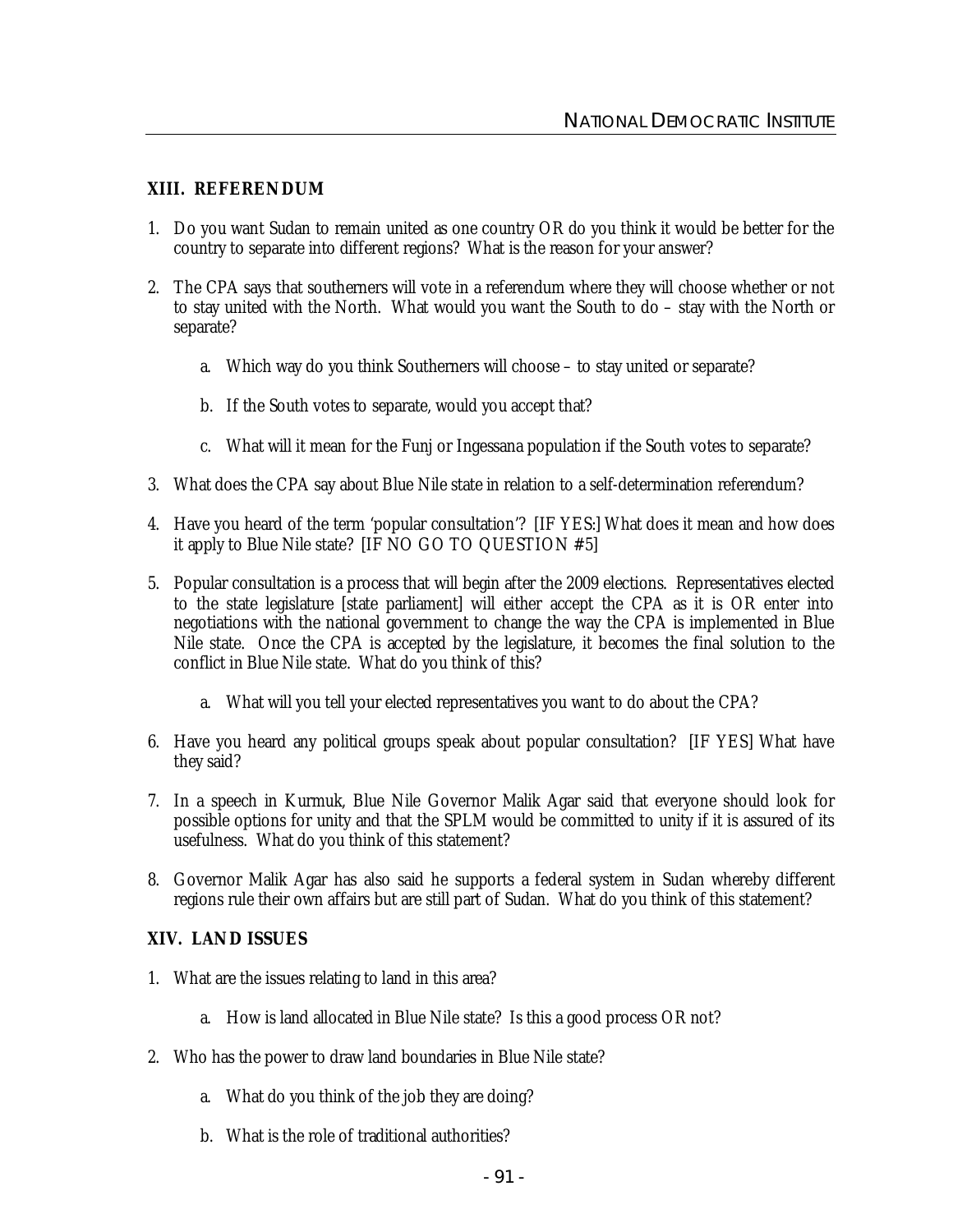## XIII. REFERENDUM

1. Do you want Sudan to remain united as one country OR do you think it would be better for the country to separate into different regions? What is the reason for your answer?

2. The CPA says that southerners will vote in a referendum where they will choose whether or not to stay united with the North. What would you want the South to do – stay with the North or separate?

    a. Which way do you think Southerners will choose – to stay united or separate?

    b. If the South votes to separate, would you accept that?

    c. What will it mean for the Funj or Ingessana population if the South votes to separate?

3. What does the CPA say about Blue Nile state in relation to a self-determination referendum?

4. Have you heard of the term 'popular consultation'? [IF YES:] What does it mean and how does it apply to Blue Nile state? [IF NO GO TO QUESTION #5]

5. Popular consultation is a process that will begin after the 2009 elections. Representatives elected to the state legislature [state parliament] will either accept the CPA as it is OR enter into negotiations with the national government to change the way the CPA is implemented in Blue Nile state. Once the CPA is accepted by the legislature, it becomes the final solution to the conflict in Blue Nile state. What do you think of this?

    a. What will you tell your elected representatives you want to do about the CPA?

6. Have you heard any political groups speak about popular consultation? [IF YES] What have they said?

7. In a speech in Kurmuk, Blue Nile Governor Malik Agar said that everyone should look for possible options for unity and that the SPLM would be committed to unity if it is assured of its usefulness. What do you think of this statement?

8. Governor Malik Agar has also said he supports a federal system in Sudan whereby different regions rule their own affairs but are still part of Sudan. What do you think of this statement?

## XIV. LAND ISSUES

1. What are the issues relating to land in this area?

    a. How is land allocated in Blue Nile state? Is this a good process OR not?

2. Who has the power to draw land boundaries in Blue Nile state?

    a. What do you think of the job they are doing?

    b. What is the role of traditional authorities?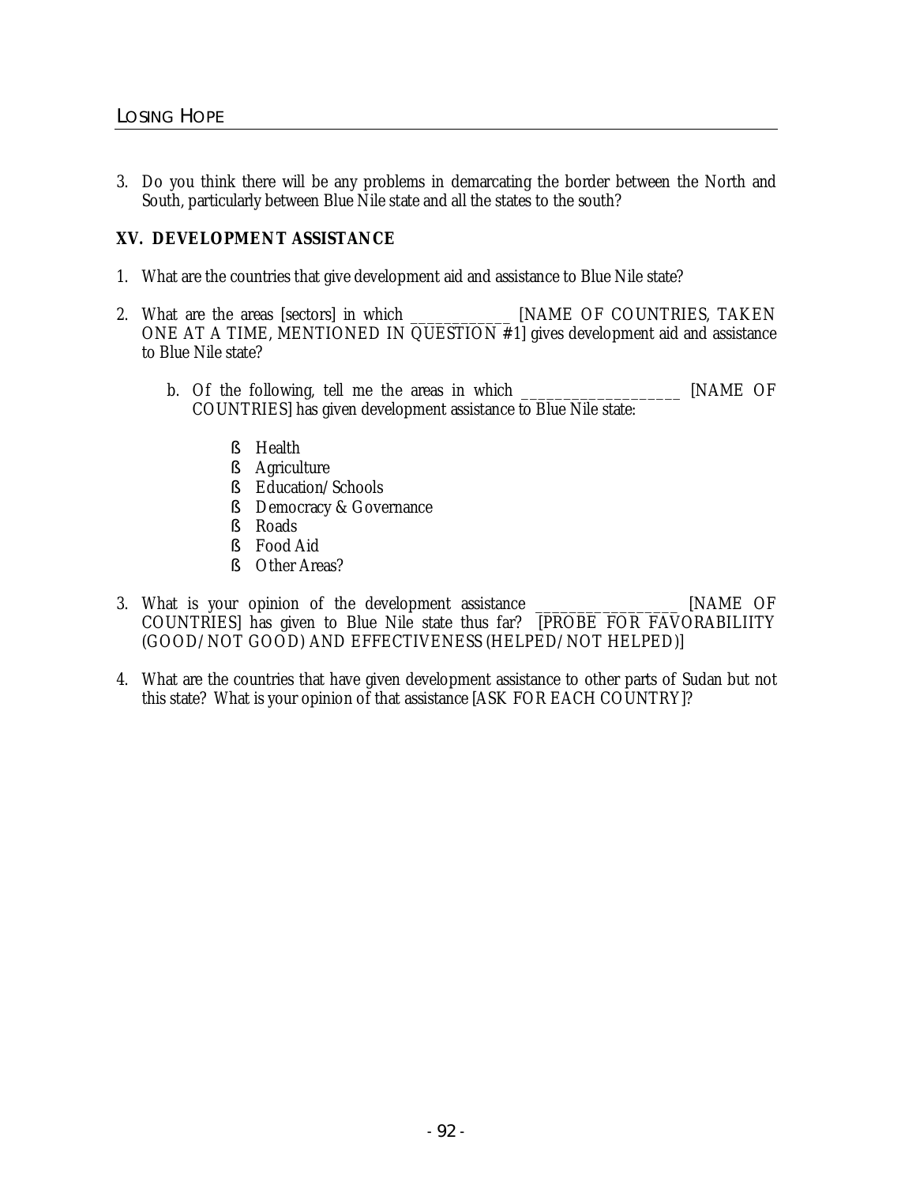3. Do you think there will be any problems in demarcating the border between the North and South, particularly between Blue Nile state and all the states to the south?

### XV. DEVELOPMENT ASSISTANCE

1. What are the countries that give development aid and assistance to Blue Nile state?

2. What are the areas [sectors] in which ____________ [NAME OF COUNTRIES, TAKEN ONE AT A TIME, MENTIONED IN QUESTION #1] gives development aid and assistance to Blue Nile state?

   b. Of the following, tell me the areas in which __________________ [NAME OF COUNTRIES] has given development assistance to Blue Nile state:

      - Health
      - Agriculture
      - Education/Schools
      - Democracy & Governance
      - Roads
      - Food Aid
      - Other Areas?

3. What is your opinion of the development assistance _________________ [NAME OF COUNTRIES] has given to Blue Nile state thus far? [PROBE FOR FAVORABILIITY (GOOD/NOT GOOD) AND EFFECTIVENESS (HELPED/NOT HELPED)]

4. What are the countries that have given development assistance to other parts of Sudan but not this state? What is your opinion of that assistance [ASK FOR EACH COUNTRY]?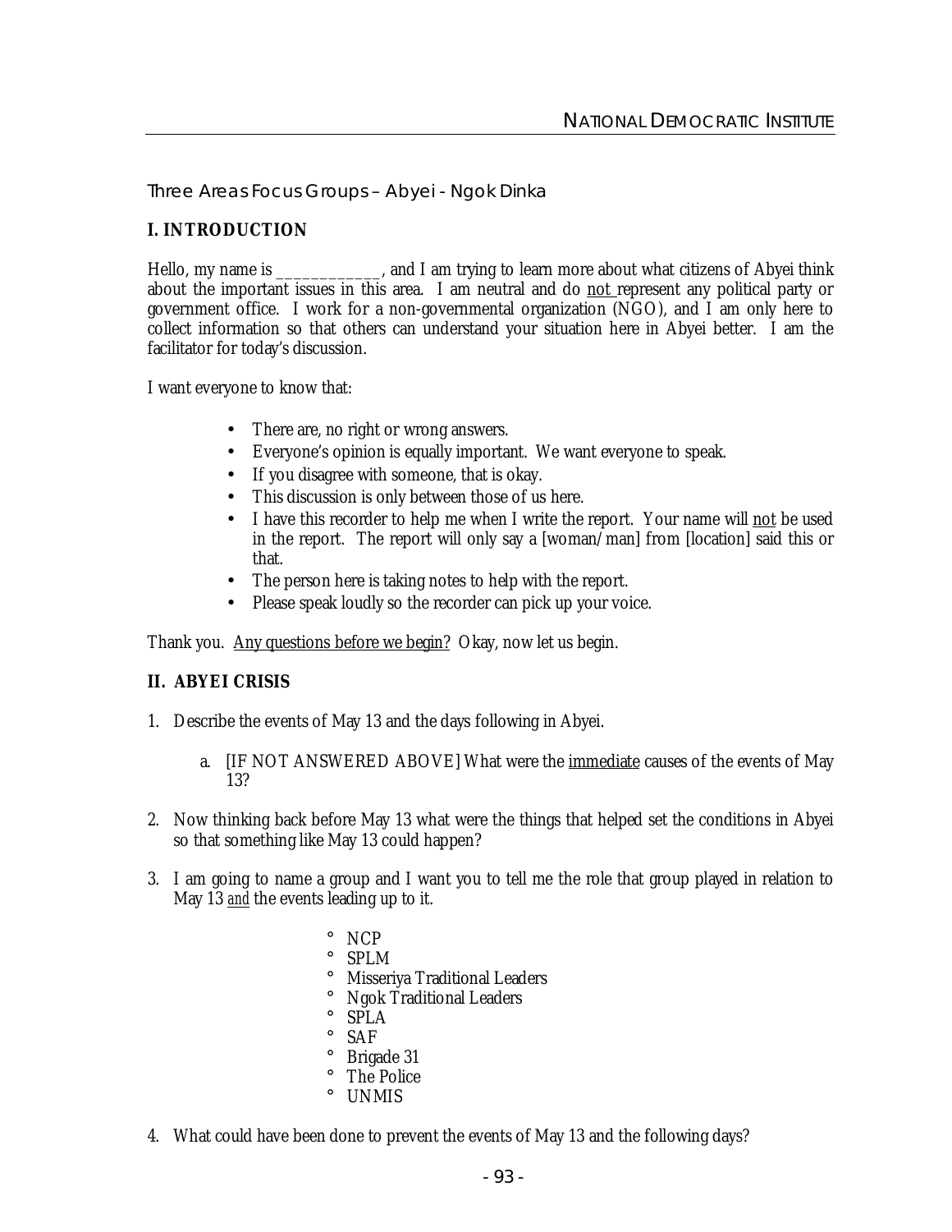Three Areas Focus Groups – Abyei - Ngok Dinka

## I. INTRODUCTION

Hello, my name is ____________, and I am trying to learn more about what citizens of Abyei think about the important issues in this area. I am neutral and do <u>not</u> represent any political party or government office. I work for a non-governmental organization (NGO), and I am only here to collect information so that others can understand your situation here in Abyei better. I am the facilitator for today's discussion.

I want everyone to know that:

- There are, no right or wrong answers.
- Everyone's opinion is equally important. We want everyone to speak.
- If you disagree with someone, that is okay.
- This discussion is only between those of us here.
- I have this recorder to help me when I write the report. Your name will <u>not</u> be used in the report. The report will only say a [woman/man] from [location] said this or that.
- The person here is taking notes to help with the report.
- Please speak loudly so the recorder can pick up your voice.

Thank you. <u>Any questions before we begin?</u> Okay, now let us begin.

## II. ABYEI CRISIS

1. Describe the events of May 13 and the days following in Abyei.
    a. [IF NOT ANSWERED ABOVE] What were the <u>immediate</u> causes of the events of May 13?
2. Now thinking back before May 13 what were the things that helped set the conditions in Abyei so that something like May 13 could happen?
3. I am going to name a group and I want you to tell me the role that group played in relation to May 13 <u>*and*</u> the events leading up to it.
    - NCP
    - SPLM
    - Misseriya Traditional Leaders
    - Ngok Traditional Leaders
    - SPLA
    - SAF
    - Brigade 31
    - The Police
    - UNMIS
4. What could have been done to prevent the events of May 13 and the following days?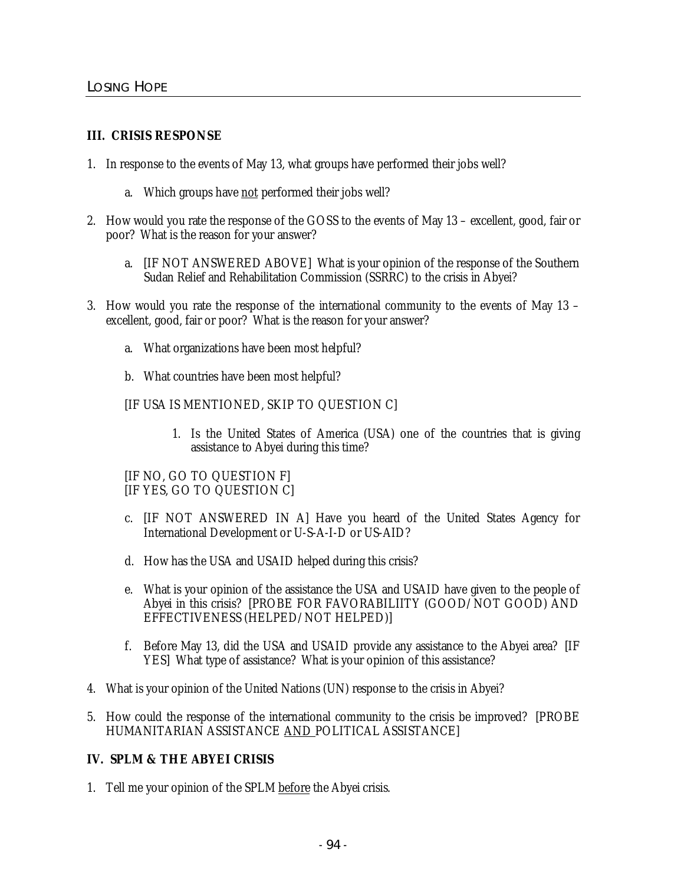### III. CRISIS RESPONSE

1. In response to the events of May 13, what groups have performed their jobs well?

   a. Which groups have <u>not</u> performed their jobs well?

2. How would you rate the response of the GOSS to the events of May 13 – excellent, good, fair or poor? What is the reason for your answer?

   a. [IF NOT ANSWERED ABOVE] What is your opinion of the response of the Southern Sudan Relief and Rehabilitation Commission (SSRRC) to the crisis in Abyei?

3. How would you rate the response of the international community to the events of May 13 – excellent, good, fair or poor? What is the reason for your answer?

   a. What organizations have been most helpful?

   b. What countries have been most helpful?

   [IF USA IS MENTIONED, SKIP TO QUESTION C]

      1. Is the United States of America (USA) one of the countries that is giving assistance to Abyei during this time?

   [IF NO, GO TO QUESTION F]
   [IF YES, GO TO QUESTION C]

   c. [IF NOT ANSWERED IN A] Have you heard of the United States Agency for International Development or U-S-A-I-D or US-AID?

   d. How has the USA and USAID helped during this crisis?

   e. What is your opinion of the assistance the USA and USAID have given to the people of Abyei in this crisis? [PROBE FOR FAVORABILIITY (GOOD/NOT GOOD) AND EFFECTIVENESS (HELPED/NOT HELPED)]

   f. Before May 13, did the USA and USAID provide any assistance to the Abyei area? [IF YES] What type of assistance? What is your opinion of this assistance?

4. What is your opinion of the United Nations (UN) response to the crisis in Abyei?

5. How could the response of the international community to the crisis be improved? [PROBE HUMANITARIAN ASSISTANCE <u>AND</u> POLITICAL ASSISTANCE]

### IV. SPLM & THE ABYEI CRISIS

1. Tell me your opinion of the SPLM <u>before</u> the Abyei crisis.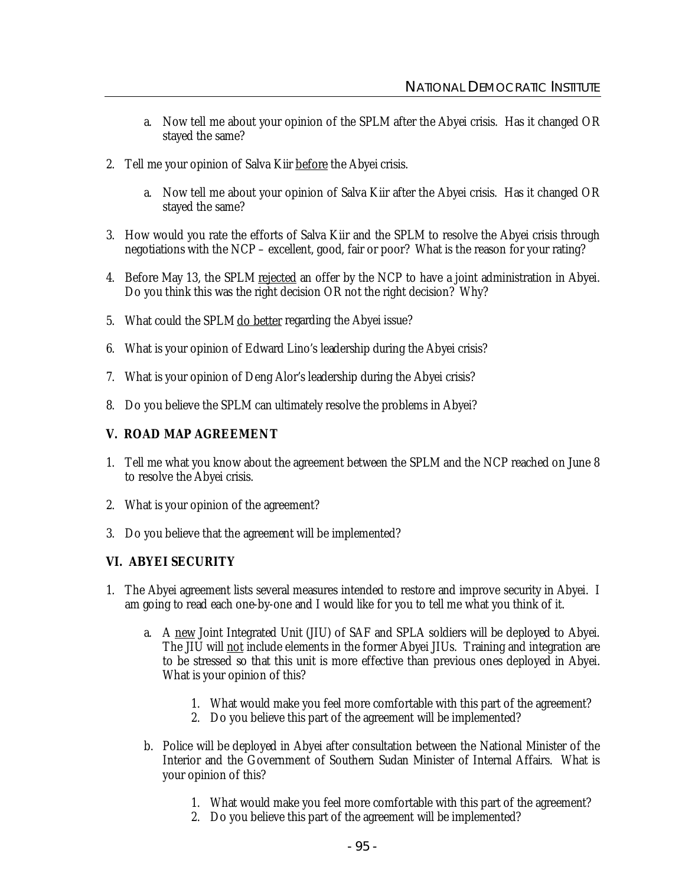a. Now tell me about your opinion of the SPLM after the Abyei crisis. Has it changed OR stayed the same?

2. Tell me your opinion of Salva Kiir before the Abyei crisis.

   a. Now tell me about your opinion of Salva Kiir after the Abyei crisis. Has it changed OR stayed the same?

3. How would you rate the efforts of Salva Kiir and the SPLM to resolve the Abyei crisis through negotiations with the NCP – excellent, good, fair or poor? What is the reason for your rating?

4. Before May 13, the SPLM rejected an offer by the NCP to have a joint administration in Abyei. Do you think this was the right decision OR not the right decision? Why?

5. What could the SPLM do better regarding the Abyei issue?

6. What is your opinion of Edward Lino's leadership during the Abyei crisis?

7. What is your opinion of Deng Alor's leadership during the Abyei crisis?

8. Do you believe the SPLM can ultimately resolve the problems in Abyei?

## V. ROAD MAP AGREEMENT

1. Tell me what you know about the agreement between the SPLM and the NCP reached on June 8 to resolve the Abyei crisis.

2. What is your opinion of the agreement?

3. Do you believe that the agreement will be implemented?

## VI. ABYEI SECURITY

1. The Abyei agreement lists several measures intended to restore and improve security in Abyei. I am going to read each one-by-one and I would like for you to tell me what you think of it.

   a. A new Joint Integrated Unit (JIU) of SAF and SPLA soldiers will be deployed to Abyei. The JIU will not include elements in the former Abyei JIUs. Training and integration are to be stressed so that this unit is more effective than previous ones deployed in Abyei. What is your opinion of this?

      1. What would make you feel more comfortable with this part of the agreement?
      2. Do you believe this part of the agreement will be implemented?

   b. Police will be deployed in Abyei after consultation between the National Minister of the Interior and the Government of Southern Sudan Minister of Internal Affairs. What is your opinion of this?

      1. What would make you feel more comfortable with this part of the agreement?
      2. Do you believe this part of the agreement will be implemented?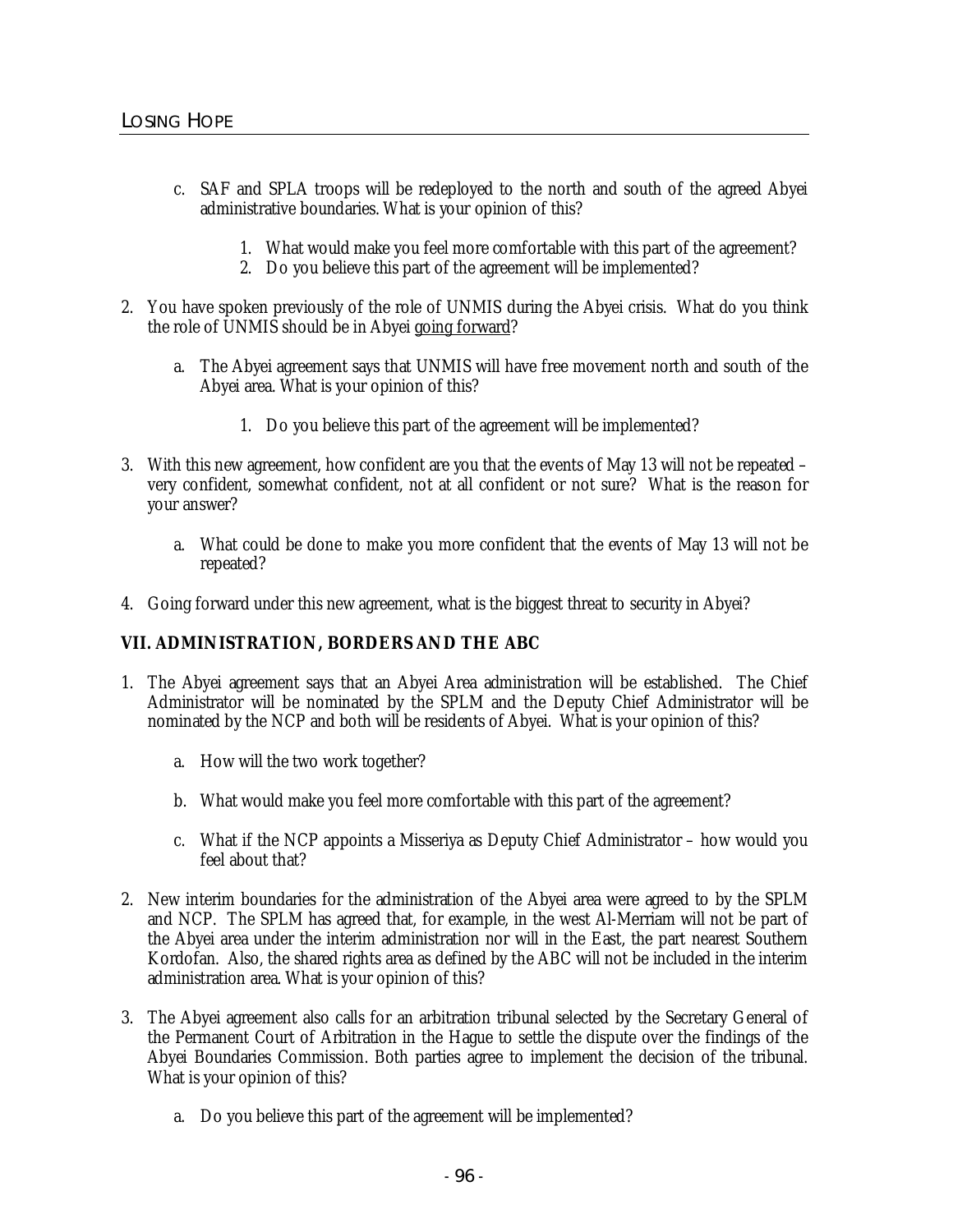c. SAF and SPLA troops will be redeployed to the north and south of the agreed Abyei administrative boundaries. What is your opinion of this?

   1. What would make you feel more comfortable with this part of the agreement?
   2. Do you believe this part of the agreement will be implemented?

2. You have spoken previously of the role of UNMIS during the Abyei crisis. What do you think the role of UNMIS should be in Abyei <u>going forward</u>?

   a. The Abyei agreement says that UNMIS will have free movement north and south of the Abyei area. What is your opinion of this?

      1. Do you believe this part of the agreement will be implemented?

3. With this new agreement, how confident are you that the events of May 13 will not be repeated – very confident, somewhat confident, not at all confident or not sure? What is the reason for your answer?

   a. What could be done to make you more confident that the events of May 13 will not be repeated?

4. Going forward under this new agreement, what is the biggest threat to security in Abyei?

**VII. ADMINISTRATION, BORDERS AND THE ABC**

1. The Abyei agreement says that an Abyei Area administration will be established. The Chief Administrator will be nominated by the SPLM and the Deputy Chief Administrator will be nominated by the NCP and both will be residents of Abyei. What is your opinion of this?

   a. How will the two work together?

   b. What would make you feel more comfortable with this part of the agreement?

   c. What if the NCP appoints a Misseriya as Deputy Chief Administrator – how would you feel about that?

2. New interim boundaries for the administration of the Abyei area were agreed to by the SPLM and NCP. The SPLM has agreed that, for example, in the west Al-Merriam will not be part of the Abyei area under the interim administration nor will in the East, the part nearest Southern Kordofan. Also, the shared rights area as defined by the ABC will not be included in the interim administration area. What is your opinion of this?

3. The Abyei agreement also calls for an arbitration tribunal selected by the Secretary General of the Permanent Court of Arbitration in the Hague to settle the dispute over the findings of the Abyei Boundaries Commission. Both parties agree to implement the decision of the tribunal. What is your opinion of this?

   a. Do you believe this part of the agreement will be implemented?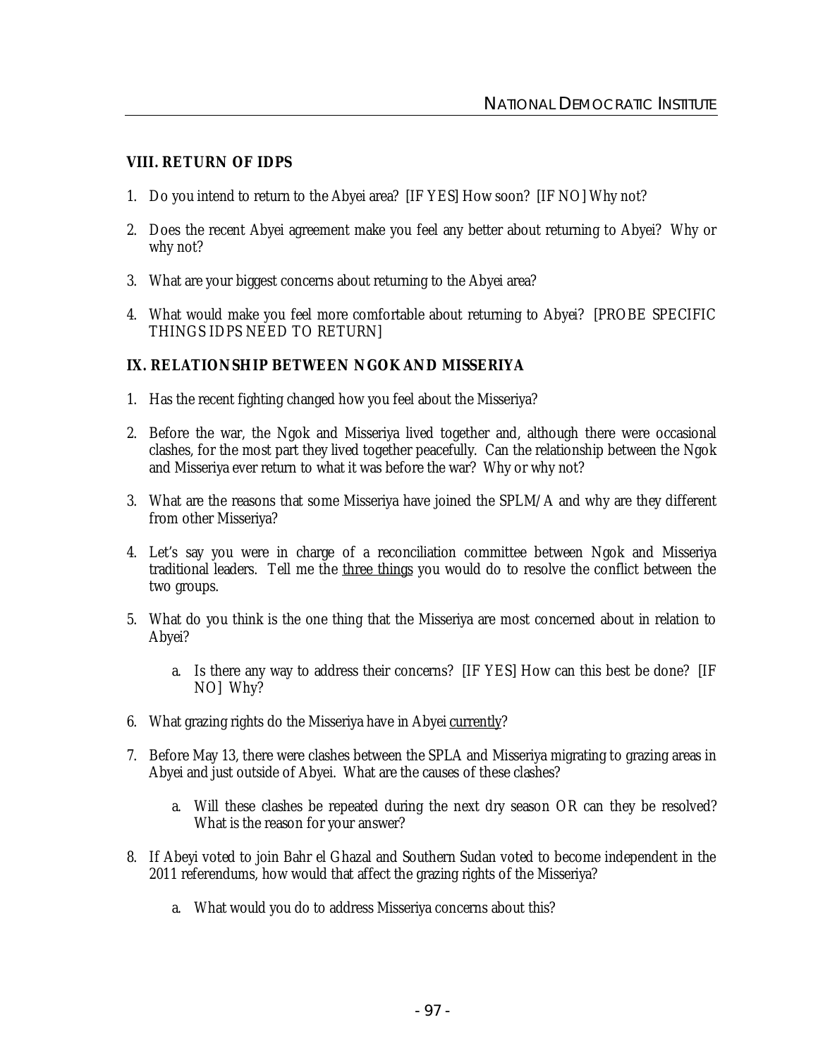### VIII. RETURN OF IDPS

1. Do you intend to return to the Abyei area? [IF YES] How soon? [IF NO] Why not?

2. Does the recent Abyei agreement make you feel any better about returning to Abyei? Why or why not?

3. What are your biggest concerns about returning to the Abyei area?

4. What would make you feel more comfortable about returning to Abyei? [PROBE SPECIFIC THINGS IDPS NEED TO RETURN]

### IX. RELATIONSHIP BETWEEN NGOK AND MISSERIYA

1. Has the recent fighting changed how you feel about the Misseriya?

2. Before the war, the Ngok and Misseriya lived together and, although there were occasional clashes, for the most part they lived together peacefully. Can the relationship between the Ngok and Misseriya ever return to what it was before the war? Why or why not?

3. What are the reasons that some Misseriya have joined the SPLM/A and why are they different from other Misseriya?

4. Let's say you were in charge of a reconciliation committee between Ngok and Misseriya traditional leaders. Tell me the <u>three things</u> you would do to resolve the conflict between the two groups.

5. What do you think is the one thing that the Misseriya are most concerned about in relation to Abyei?

   a. Is there any way to address their concerns? [IF YES] How can this best be done? [IF NO] Why?

6. What grazing rights do the Misseriya have in Abyei <u>currently</u>?

7. Before May 13, there were clashes between the SPLA and Misseriya migrating to grazing areas in Abyei and just outside of Abyei. What are the causes of these clashes?

   a. Will these clashes be repeated during the next dry season OR can they be resolved? What is the reason for your answer?

8. If Abeyi voted to join Bahr el Ghazal and Southern Sudan voted to become independent in the 2011 referendums, how would that affect the grazing rights of the Misseriya?

   a. What would you do to address Misseriya concerns about this?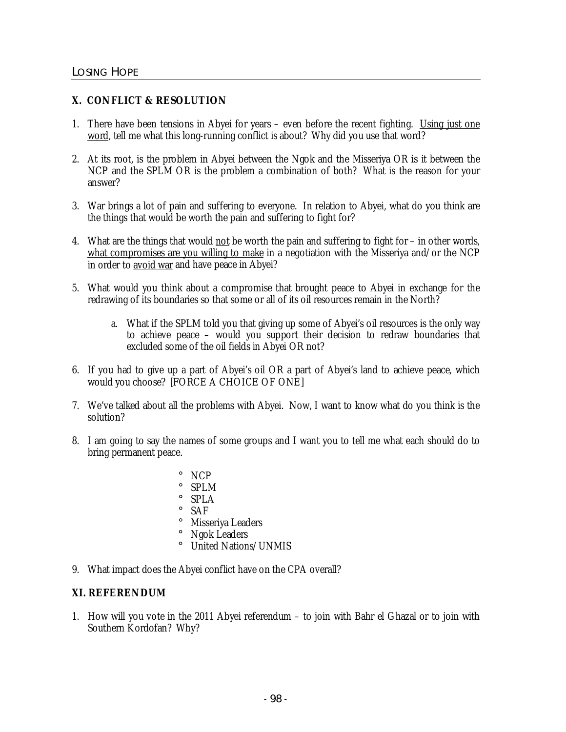## X. CONFLICT & RESOLUTION

1. There have been tensions in Abyei for years – even before the recent fighting. Using just one word, tell me what this long-running conflict is about? Why did you use that word?

2. At its root, is the problem in Abyei between the Ngok and the Misseriya OR is it between the NCP and the SPLM OR is the problem a combination of both? What is the reason for your answer?

3. War brings a lot of pain and suffering to everyone. In relation to Abyei, what do you think are the things that would be worth the pain and suffering to fight for?

4. What are the things that would not be worth the pain and suffering to fight for – in other words, what compromises are you willing to make in a negotiation with the Misseriya and/or the NCP in order to avoid war and have peace in Abyei?

5. What would you think about a compromise that brought peace to Abyei in exchange for the redrawing of its boundaries so that some or all of its oil resources remain in the North?

    a. What if the SPLM told you that giving up some of Abyei's oil resources is the only way to achieve peace – would you support their decision to redraw boundaries that excluded some of the oil fields in Abyei OR not?

6. If you had to give up a part of Abyei's oil OR a part of Abyei's land to achieve peace, which would you choose? [FORCE A CHOICE OF ONE]

7. We've talked about all the problems with Abyei. Now, I want to know what do you think is the solution?

8. I am going to say the names of some groups and I want you to tell me what each should do to bring permanent peace.

    - NCP
    - SPLM
    - SPLA
    - SAF
    - Misseriya Leaders
    - Ngok Leaders
    - United Nations/UNMIS

9. What impact does the Abyei conflict have on the CPA overall?

## XI. REFERENDUM

1. How will you vote in the 2011 Abyei referendum – to join with Bahr el Ghazal or to join with Southern Kordofan? Why?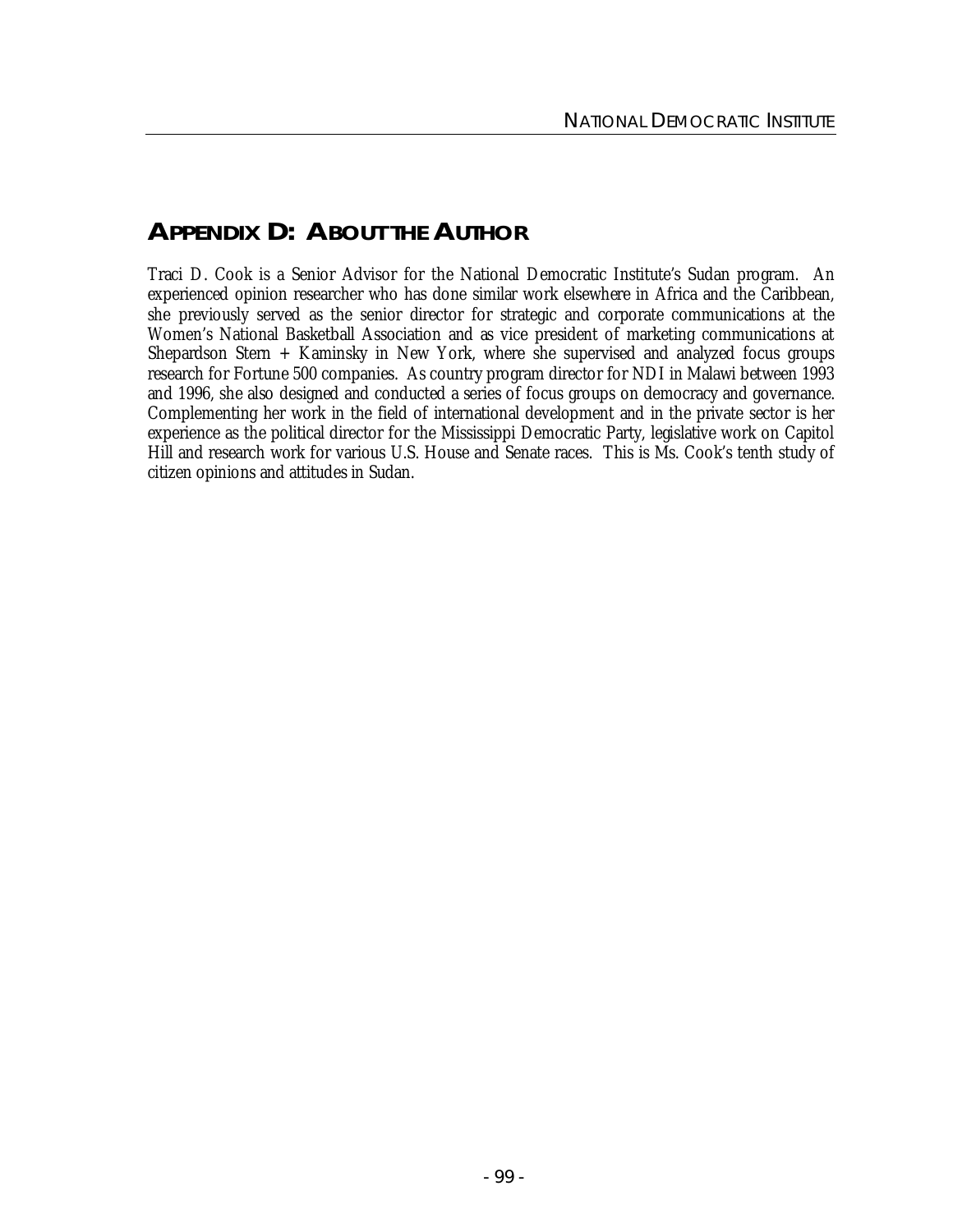## APPENDIX D: ABOUT THE AUTHOR

Traci D. Cook is a Senior Advisor for the National Democratic Institute's Sudan program. An experienced opinion researcher who has done similar work elsewhere in Africa and the Caribbean, she previously served as the senior director for strategic and corporate communications at the Women's National Basketball Association and as vice president of marketing communications at Shepardson Stern + Kaminsky in New York, where she supervised and analyzed focus groups research for Fortune 500 companies. As country program director for NDI in Malawi between 1993 and 1996, she also designed and conducted a series of focus groups on democracy and governance. Complementing her work in the field of international development and in the private sector is her experience as the political director for the Mississippi Democratic Party, legislative work on Capitol Hill and research work for various U.S. House and Senate races. This is Ms. Cook's tenth study of citizen opinions and attitudes in Sudan.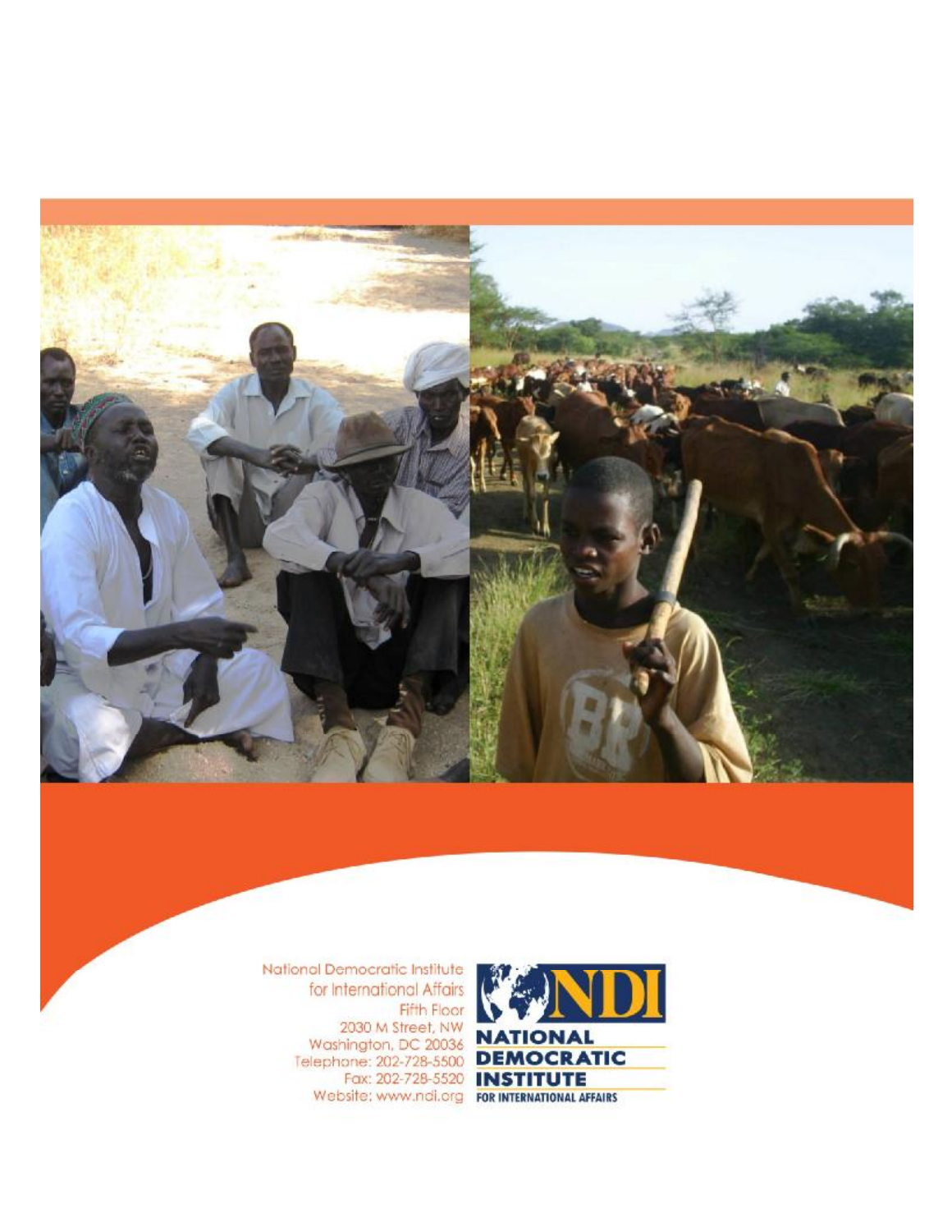National Democratic Institute
for International Affairs
Fifth Floor
2030 M Street, NW
Washington, DC 20036
Telephone: 202-728-5500
Fax: 202-728-5520
Website: www.ndi.org

NDI
NATIONAL
DEMOCRATIC
INSTITUTE
FOR INTERNATIONAL AFFAIRS